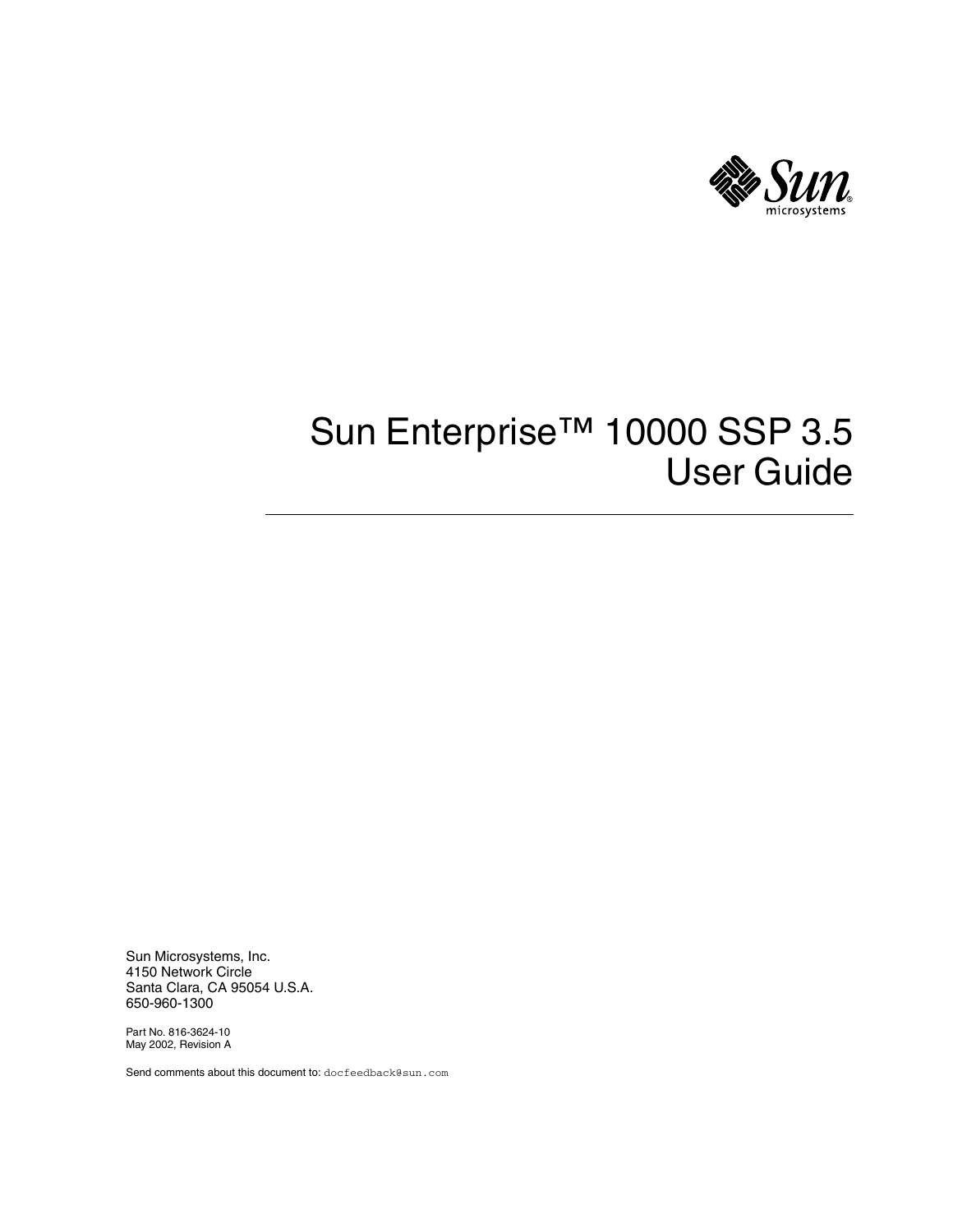# Sun Enterprise™ 10000 SSP 3.5 User Guide

Sun Microsystems, Inc.
4150 Network Circle
Santa Clara, CA 95054 U.S.A.
650-960-1300

Part No. 816-3624-10
May 2002, Revision A

Send comments about this document to: docfeedback@sun.com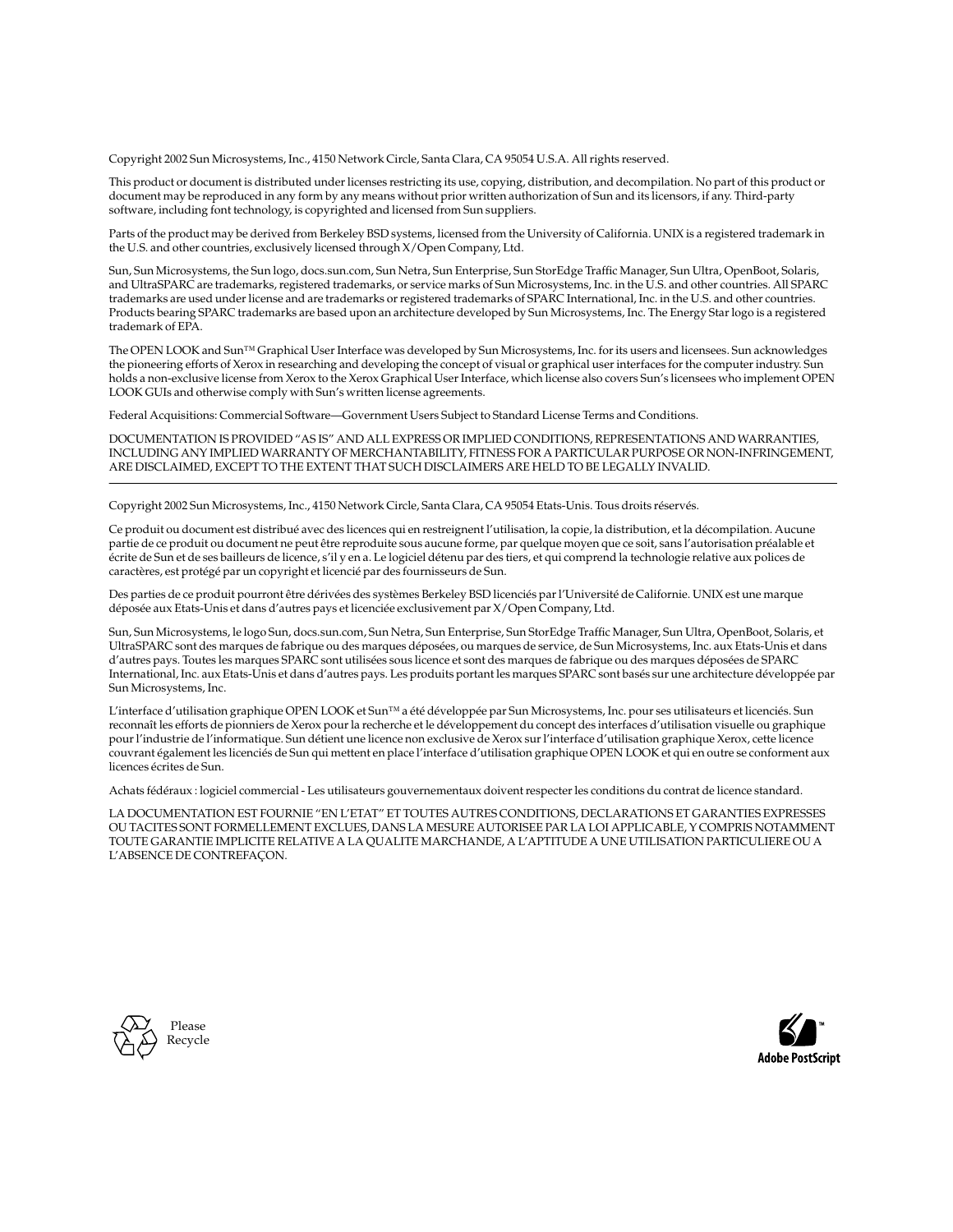Copyright 2002 Sun Microsystems, Inc., 4150 Network Circle, Santa Clara, CA 95054 U.S.A. All rights reserved.

This product or document is distributed under licenses restricting its use, copying, distribution, and decompilation. No part of this product or document may be reproduced in any form by any means without prior written authorization of Sun and its licensors, if any. Third-party software, including font technology, is copyrighted and licensed from Sun suppliers.

Parts of the product may be derived from Berkeley BSD systems, licensed from the University of California. UNIX is a registered trademark in the U.S. and other countries, exclusively licensed through X/Open Company, Ltd.

Sun, Sun Microsystems, the Sun logo, docs.sun.com, Sun Netra, Sun Enterprise, Sun StorEdge Traffic Manager, Sun Ultra, OpenBoot, Solaris, and UltraSPARC are trademarks, registered trademarks, or service marks of Sun Microsystems, Inc. in the U.S. and other countries. All SPARC trademarks are used under license and are trademarks or registered trademarks of SPARC International, Inc. in the U.S. and other countries. Products bearing SPARC trademarks are based upon an architecture developed by Sun Microsystems, Inc. The Energy Star logo is a registered trademark of EPA.

The OPEN LOOK and Sun™ Graphical User Interface was developed by Sun Microsystems, Inc. for its users and licensees. Sun acknowledges the pioneering efforts of Xerox in researching and developing the concept of visual or graphical user interfaces for the computer industry. Sun holds a non-exclusive license from Xerox to the Xerox Graphical User Interface, which license also covers Sun's licensees who implement OPEN LOOK GUIs and otherwise comply with Sun's written license agreements.

Federal Acquisitions: Commercial Software—Government Users Subject to Standard License Terms and Conditions.

DOCUMENTATION IS PROVIDED "AS IS" AND ALL EXPRESS OR IMPLIED CONDITIONS, REPRESENTATIONS AND WARRANTIES, INCLUDING ANY IMPLIED WARRANTY OF MERCHANTABILITY, FITNESS FOR A PARTICULAR PURPOSE OR NON-INFRINGEMENT, ARE DISCLAIMED, EXCEPT TO THE EXTENT THAT SUCH DISCLAIMERS ARE HELD TO BE LEGALLY INVALID.

---

Copyright 2002 Sun Microsystems, Inc., 4150 Network Circle, Santa Clara, CA 95054 Etats-Unis. Tous droits réservés.

Ce produit ou document est distribué avec des licences qui en restreignent l'utilisation, la copie, la distribution, et la décompilation. Aucune partie de ce produit ou document ne peut être reproduite sous aucune forme, par quelque moyen que ce soit, sans l'autorisation préalable et écrite de Sun et de ses bailleurs de licence, s'il y en a. Le logiciel détenu par des tiers, et qui comprend la technologie relative aux polices de caractères, est protégé par un copyright et licencié par des fournisseurs de Sun.

Des parties de ce produit pourront être dérivées des systèmes Berkeley BSD licenciés par l'Université de Californie. UNIX est une marque déposée aux Etats-Unis et dans d'autres pays et licenciée exclusivement par X/Open Company, Ltd.

Sun, Sun Microsystems, le logo Sun, docs.sun.com, Sun Netra, Sun Enterprise, Sun StorEdge Traffic Manager, Sun Ultra, OpenBoot, Solaris, et UltraSPARC sont des marques de fabrique ou des marques déposées, ou marques de service, de Sun Microsystems, Inc. aux Etats-Unis et dans d'autres pays. Toutes les marques SPARC sont utilisées sous licence et sont des marques de fabrique ou des marques déposées de SPARC International, Inc. aux Etats-Unis et dans d'autres pays. Les produits portant les marques SPARC sont basés sur une architecture développée par Sun Microsystems, Inc.

L'interface d'utilisation graphique OPEN LOOK et Sun™ a été développée par Sun Microsystems, Inc. pour ses utilisateurs et licenciés. Sun reconnaît les efforts de pionniers de Xerox pour la recherche et le développement du concept des interfaces d'utilisation visuelle ou graphique pour l'industrie de l'informatique. Sun détient une licence non exclusive de Xerox sur l'interface d'utilisation graphique Xerox, cette licence couvrant également les licenciés de Sun qui mettent en place l'interface d'utilisation graphique OPEN LOOK et qui en outre se conforment aux licences écrites de Sun.

Achats fédéraux : logiciel commercial - Les utilisateurs gouvernementaux doivent respecter les conditions du contrat de licence standard.

LA DOCUMENTATION EST FOURNIE "EN L'ETAT" ET TOUTES AUTRES CONDITIONS, DECLARATIONS ET GARANTIES EXPRESSES OU TACITES SONT FORMELLEMENT EXCLUES, DANS LA MESURE AUTORISEE PAR LA LOI APPLICABLE, Y COMPRIS NOTAMMENT TOUTE GARANTIE IMPLICITE RELATIVE A LA QUALITE MARCHANDE, A L'APTITUDE A UNE UTILISATION PARTICULIERE OU A L'ABSENCE DE CONTREFAÇON.

Please Recycle

Adobe PostScript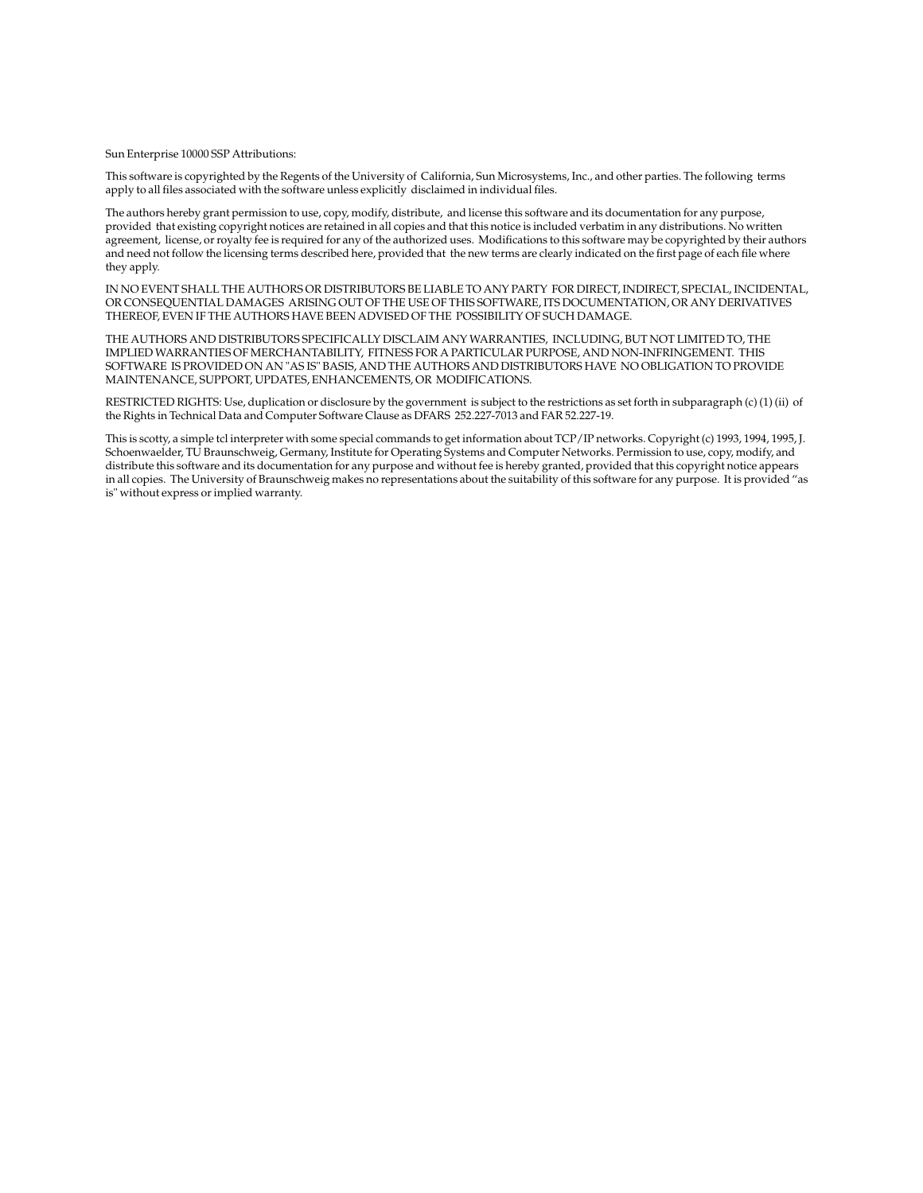Sun Enterprise 10000 SSP Attributions:

This software is copyrighted by the Regents of the University of California, Sun Microsystems, Inc., and other parties. The following terms apply to all files associated with the software unless explicitly disclaimed in individual files.

The authors hereby grant permission to use, copy, modify, distribute, and license this software and its documentation for any purpose, provided that existing copyright notices are retained in all copies and that this notice is included verbatim in any distributions. No written agreement, license, or royalty fee is required for any of the authorized uses. Modifications to this software may be copyrighted by their authors and need not follow the licensing terms described here, provided that the new terms are clearly indicated on the first page of each file where they apply.

IN NO EVENT SHALL THE AUTHORS OR DISTRIBUTORS BE LIABLE TO ANY PARTY FOR DIRECT, INDIRECT, SPECIAL, INCIDENTAL, OR CONSEQUENTIAL DAMAGES ARISING OUT OF THE USE OF THIS SOFTWARE, ITS DOCUMENTATION, OR ANY DERIVATIVES THEREOF, EVEN IF THE AUTHORS HAVE BEEN ADVISED OF THE POSSIBILITY OF SUCH DAMAGE.

THE AUTHORS AND DISTRIBUTORS SPECIFICALLY DISCLAIM ANY WARRANTIES, INCLUDING, BUT NOT LIMITED TO, THE IMPLIED WARRANTIES OF MERCHANTABILITY, FITNESS FOR A PARTICULAR PURPOSE, AND NON-INFRINGEMENT. THIS SOFTWARE IS PROVIDED ON AN "AS IS" BASIS, AND THE AUTHORS AND DISTRIBUTORS HAVE NO OBLIGATION TO PROVIDE MAINTENANCE, SUPPORT, UPDATES, ENHANCEMENTS, OR MODIFICATIONS.

RESTRICTED RIGHTS: Use, duplication or disclosure by the government is subject to the restrictions as set forth in subparagraph (c) (1) (ii) of the Rights in Technical Data and Computer Software Clause as DFARS 252.227-7013 and FAR 52.227-19.

This is scotty, a simple tcl interpreter with some special commands to get information about TCP/IP networks. Copyright (c) 1993, 1994, 1995, J. Schoenwaelder, TU Braunschweig, Germany, Institute for Operating Systems and Computer Networks. Permission to use, copy, modify, and distribute this software and its documentation for any purpose and without fee is hereby granted, provided that this copyright notice appears in all copies. The University of Braunschweig makes no representations about the suitability of this software for any purpose. It is provided "as is" without express or implied warranty.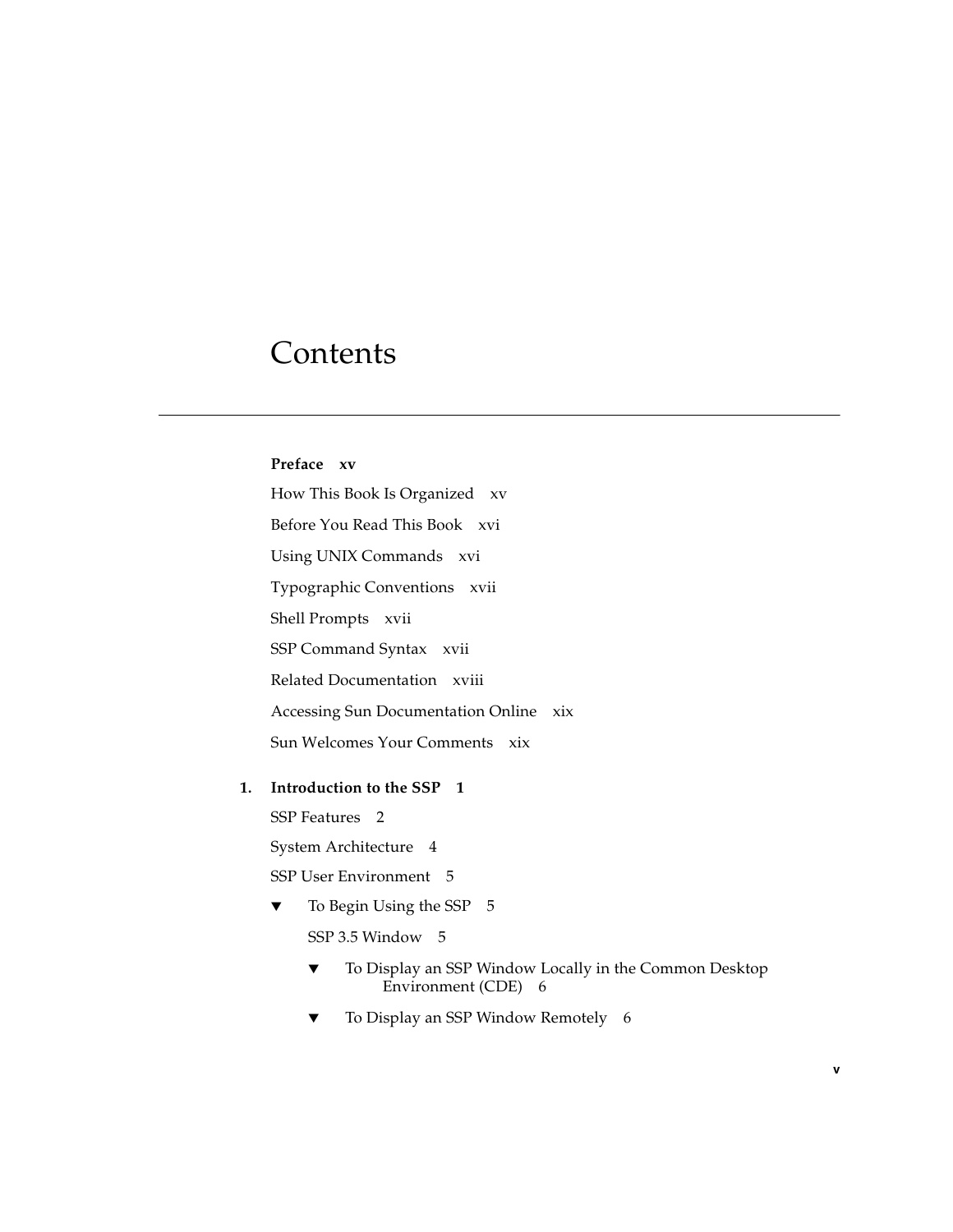# Contents

**Preface xv**

How This Book Is Organized xv

Before You Read This Book xvi

Using UNIX Commands xvi

Typographic Conventions xvii

Shell Prompts xvii

SSP Command Syntax xvii

Related Documentation xviii

Accessing Sun Documentation Online xix

Sun Welcomes Your Comments xix

**1. Introduction to the SSP 1**

SSP Features 2

System Architecture 4

SSP User Environment 5

- ▼ To Begin Using the SSP 5

  SSP 3.5 Window 5

  - ▼ To Display an SSP Window Locally in the Common Desktop Environment (CDE) 6
  - ▼ To Display an SSP Window Remotely 6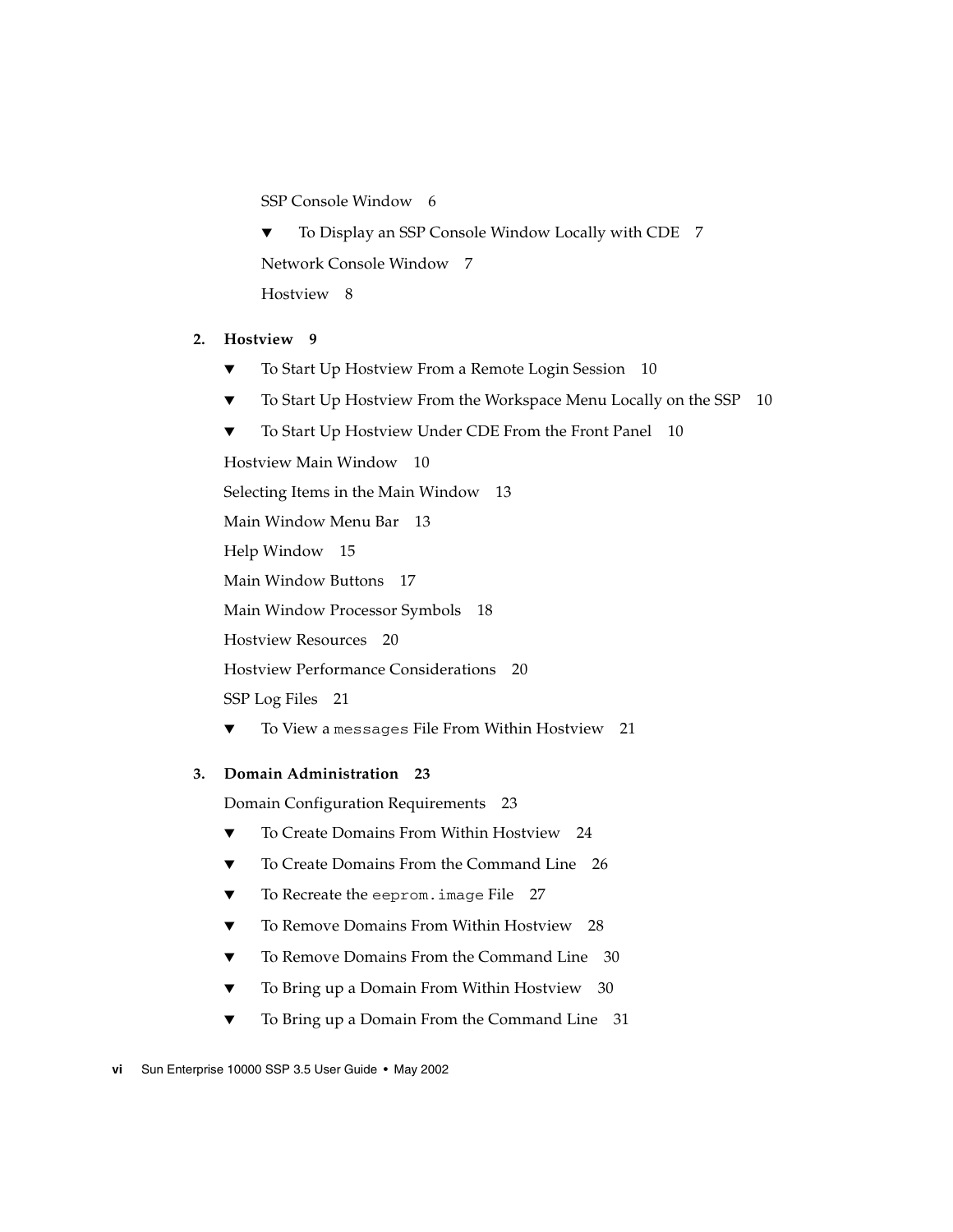SSP Console Window 6

▼ To Display an SSP Console Window Locally with CDE 7

Network Console Window 7

Hostview 8

**2. Hostview 9**

▼ To Start Up Hostview From a Remote Login Session 10

▼ To Start Up Hostview From the Workspace Menu Locally on the SSP 10

▼ To Start Up Hostview Under CDE From the Front Panel 10

Hostview Main Window 10

Selecting Items in the Main Window 13

Main Window Menu Bar 13

Help Window 15

Main Window Buttons 17

Main Window Processor Symbols 18

Hostview Resources 20

Hostview Performance Considerations 20

SSP Log Files 21

▼ To View a `messages` File From Within Hostview 21

**3. Domain Administration 23**

Domain Configuration Requirements 23

▼ To Create Domains From Within Hostview 24

▼ To Create Domains From the Command Line 26

▼ To Recreate the `eeprom.image` File 27

▼ To Remove Domains From Within Hostview 28

▼ To Remove Domains From the Command Line 30

▼ To Bring up a Domain From Within Hostview 30

▼ To Bring up a Domain From the Command Line 31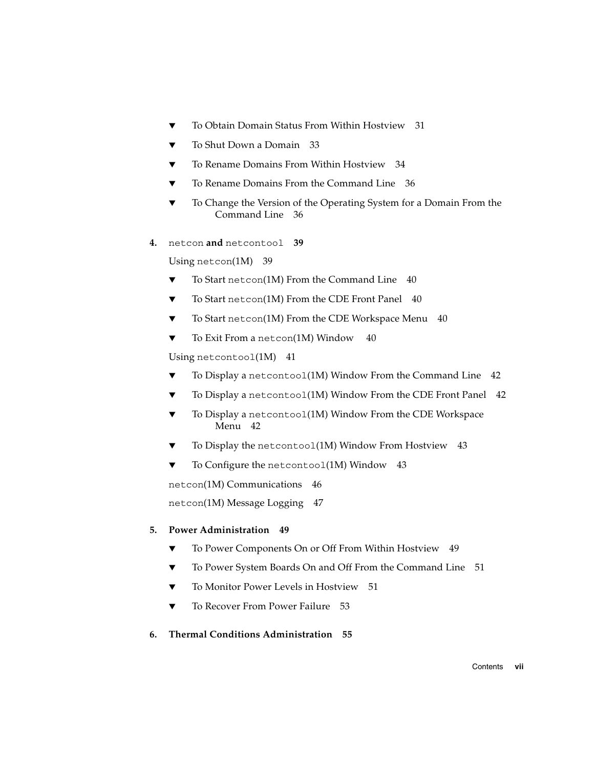- ▼ To Obtain Domain Status From Within Hostview 31
- ▼ To Shut Down a Domain 33
- ▼ To Rename Domains From Within Hostview 34
- ▼ To Rename Domains From the Command Line 36
- ▼ To Change the Version of the Operating System for a Domain From the Command Line 36

**4. `netcon` and `netcontool` 39**

Using `netcon`(1M) 39

- ▼ To Start `netcon`(1M) From the Command Line 40
- ▼ To Start `netcon`(1M) From the CDE Front Panel 40
- ▼ To Start `netcon`(1M) From the CDE Workspace Menu 40
- ▼ To Exit From a `netcon`(1M) Window 40

Using `netcontool`(1M) 41

- ▼ To Display a `netcontool`(1M) Window From the Command Line 42
- ▼ To Display a `netcontool`(1M) Window From the CDE Front Panel 42
- ▼ To Display a `netcontool`(1M) Window From the CDE Workspace Menu 42
- ▼ To Display the `netcontool`(1M) Window From Hostview 43
- ▼ To Configure the `netcontool`(1M) Window 43

`netcon`(1M) Communications 46

`netcon`(1M) Message Logging 47

**5. Power Administration 49**

- ▼ To Power Components On or Off From Within Hostview 49
- ▼ To Power System Boards On and Off From the Command Line 51
- ▼ To Monitor Power Levels in Hostview 51
- ▼ To Recover From Power Failure 53

**6. Thermal Conditions Administration 55**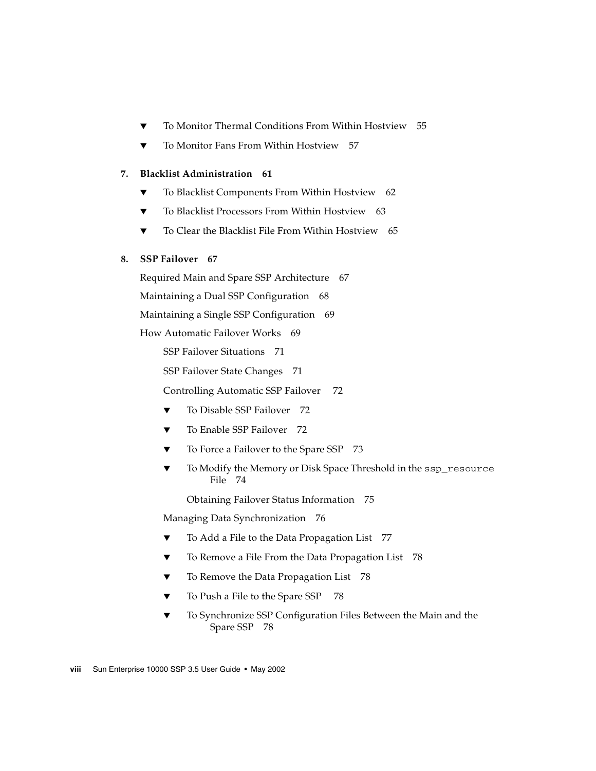▼ To Monitor Thermal Conditions From Within Hostview 55

▼ To Monitor Fans From Within Hostview 57

**7. Blacklist Administration 61**

▼ To Blacklist Components From Within Hostview 62

▼ To Blacklist Processors From Within Hostview 63

▼ To Clear the Blacklist File From Within Hostview 65

**8. SSP Failover 67**

Required Main and Spare SSP Architecture 67

Maintaining a Dual SSP Configuration 68

Maintaining a Single SSP Configuration 69

How Automatic Failover Works 69

SSP Failover Situations 71

SSP Failover State Changes 71

Controlling Automatic SSP Failover 72

▼ To Disable SSP Failover 72

▼ To Enable SSP Failover 72

▼ To Force a Failover to the Spare SSP 73

▼ To Modify the Memory or Disk Space Threshold in the `ssp_resource` File 74

Obtaining Failover Status Information 75

Managing Data Synchronization 76

▼ To Add a File to the Data Propagation List 77

▼ To Remove a File From the Data Propagation List 78

▼ To Remove the Data Propagation List 78

▼ To Push a File to the Spare SSP 78

▼ To Synchronize SSP Configuration Files Between the Main and the Spare SSP 78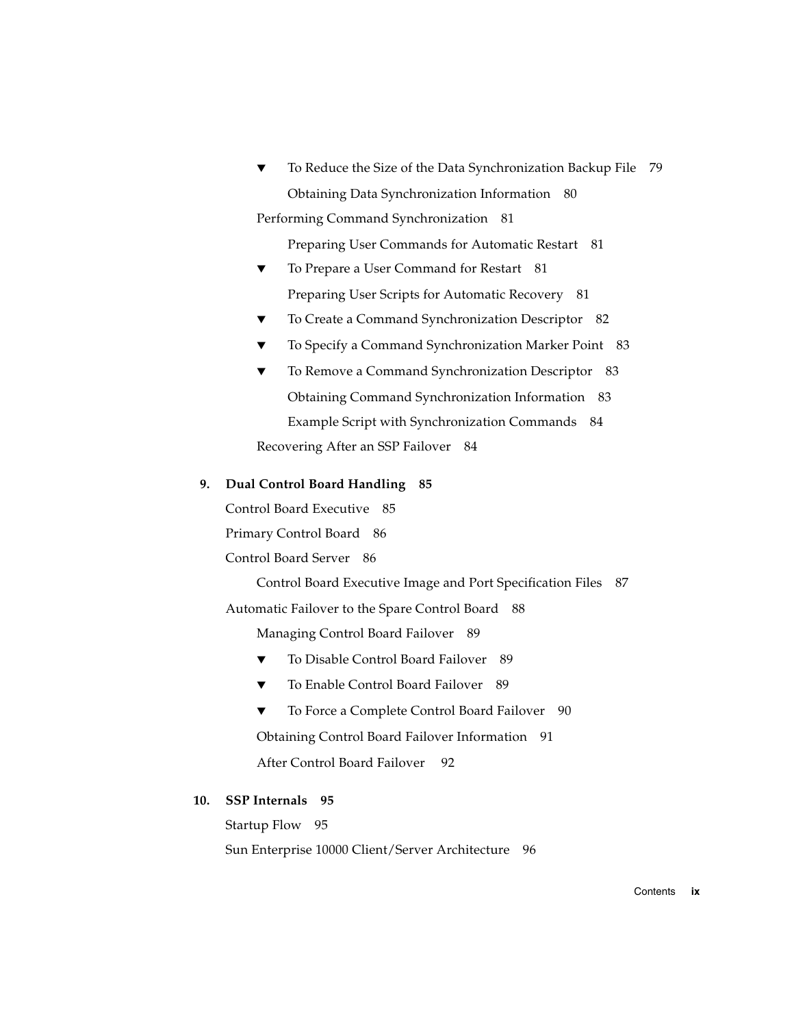▼ To Reduce the Size of the Data Synchronization Backup File 79

Obtaining Data Synchronization Information 80

Performing Command Synchronization 81

Preparing User Commands for Automatic Restart 81

▼ To Prepare a User Command for Restart 81

Preparing User Scripts for Automatic Recovery 81

▼ To Create a Command Synchronization Descriptor 82

▼ To Specify a Command Synchronization Marker Point 83

▼ To Remove a Command Synchronization Descriptor 83

Obtaining Command Synchronization Information 83

Example Script with Synchronization Commands 84

Recovering After an SSP Failover 84

**9. Dual Control Board Handling 85**

Control Board Executive 85

Primary Control Board 86

Control Board Server 86

Control Board Executive Image and Port Specification Files 87

Automatic Failover to the Spare Control Board 88

Managing Control Board Failover 89

▼ To Disable Control Board Failover 89

▼ To Enable Control Board Failover 89

▼ To Force a Complete Control Board Failover 90

Obtaining Control Board Failover Information 91

After Control Board Failover 92

**10. SSP Internals 95**

Startup Flow 95

Sun Enterprise 10000 Client/Server Architecture 96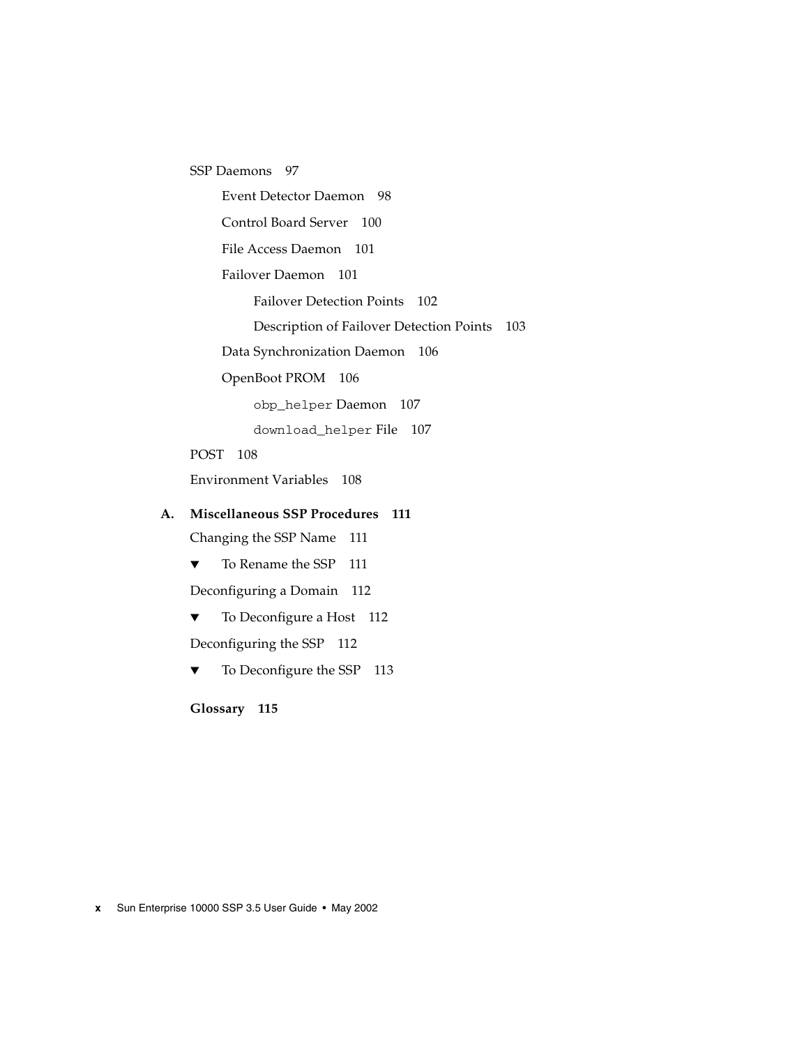SSP Daemons 97

- Event Detector Daemon 98
- Control Board Server 100
- File Access Daemon 101
- Failover Daemon 101
  - Failover Detection Points 102
  - Description of Failover Detection Points 103
- Data Synchronization Daemon 106
- OpenBoot PROM 106
  - `obp_helper` Daemon 107
  - `download_helper` File 107

POST 108

Environment Variables 108

**A. Miscellaneous SSP Procedures 111**

Changing the SSP Name 111

▼ To Rename the SSP 111

Deconfiguring a Domain 112

▼ To Deconfigure a Host 112

Deconfiguring the SSP 112

▼ To Deconfigure the SSP 113

**Glossary 115**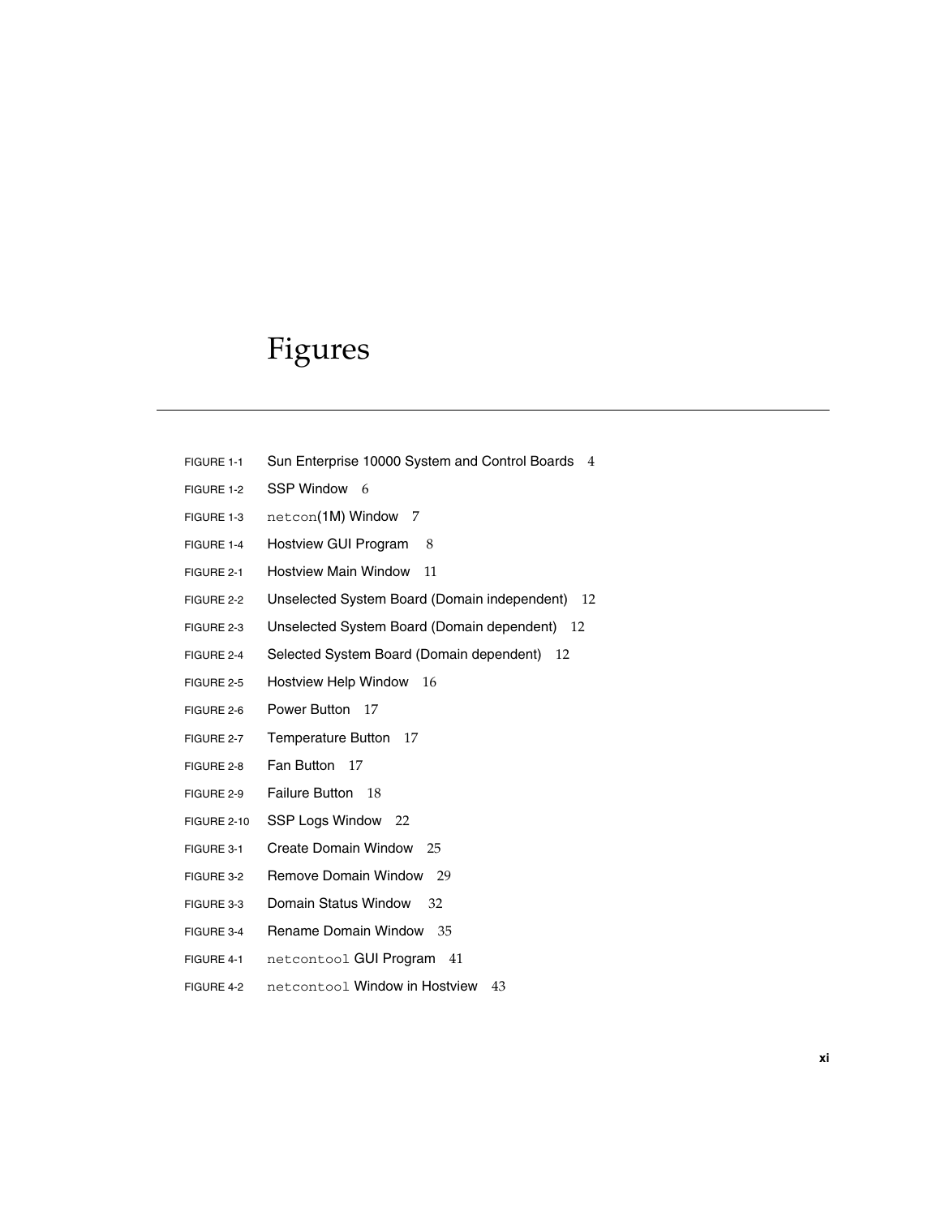# Figures

FIGURE 1-1 Sun Enterprise 10000 System and Control Boards 4

FIGURE 1-2 SSP Window 6

FIGURE 1-3 `netcon`(1M) Window 7

FIGURE 1-4 Hostview GUI Program 8

FIGURE 2-1 Hostview Main Window 11

FIGURE 2-2 Unselected System Board (Domain independent) 12

FIGURE 2-3 Unselected System Board (Domain dependent) 12

FIGURE 2-4 Selected System Board (Domain dependent) 12

FIGURE 2-5 Hostview Help Window 16

FIGURE 2-6 Power Button 17

FIGURE 2-7 Temperature Button 17

FIGURE 2-8 Fan Button 17

FIGURE 2-9 Failure Button 18

FIGURE 2-10 SSP Logs Window 22

FIGURE 3-1 Create Domain Window 25

FIGURE 3-2 Remove Domain Window 29

FIGURE 3-3 Domain Status Window 32

FIGURE 3-4 Rename Domain Window 35

FIGURE 4-1 `netcontool` GUI Program 41

FIGURE 4-2 `netcontool` Window in Hostview 43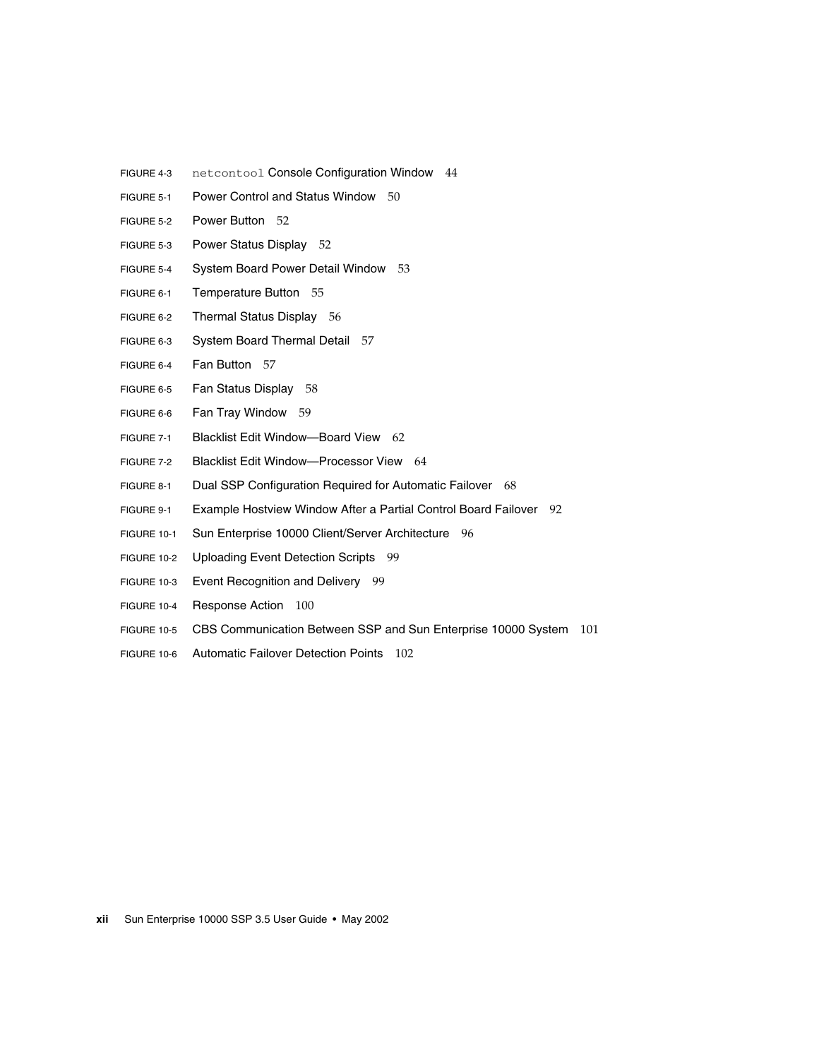FIGURE 4-3 `netcontool` Console Configuration Window 44

FIGURE 5-1 Power Control and Status Window 50

FIGURE 5-2 Power Button 52

FIGURE 5-3 Power Status Display 52

FIGURE 5-4 System Board Power Detail Window 53

FIGURE 6-1 Temperature Button 55

FIGURE 6-2 Thermal Status Display 56

FIGURE 6-3 System Board Thermal Detail 57

FIGURE 6-4 Fan Button 57

FIGURE 6-5 Fan Status Display 58

FIGURE 6-6 Fan Tray Window 59

FIGURE 7-1 Blacklist Edit Window—Board View 62

FIGURE 7-2 Blacklist Edit Window—Processor View 64

FIGURE 8-1 Dual SSP Configuration Required for Automatic Failover 68

FIGURE 9-1 Example Hostview Window After a Partial Control Board Failover 92

FIGURE 10-1 Sun Enterprise 10000 Client/Server Architecture 96

FIGURE 10-2 Uploading Event Detection Scripts 99

FIGURE 10-3 Event Recognition and Delivery 99

FIGURE 10-4 Response Action 100

FIGURE 10-5 CBS Communication Between SSP and Sun Enterprise 10000 System 101

FIGURE 10-6 Automatic Failover Detection Points 102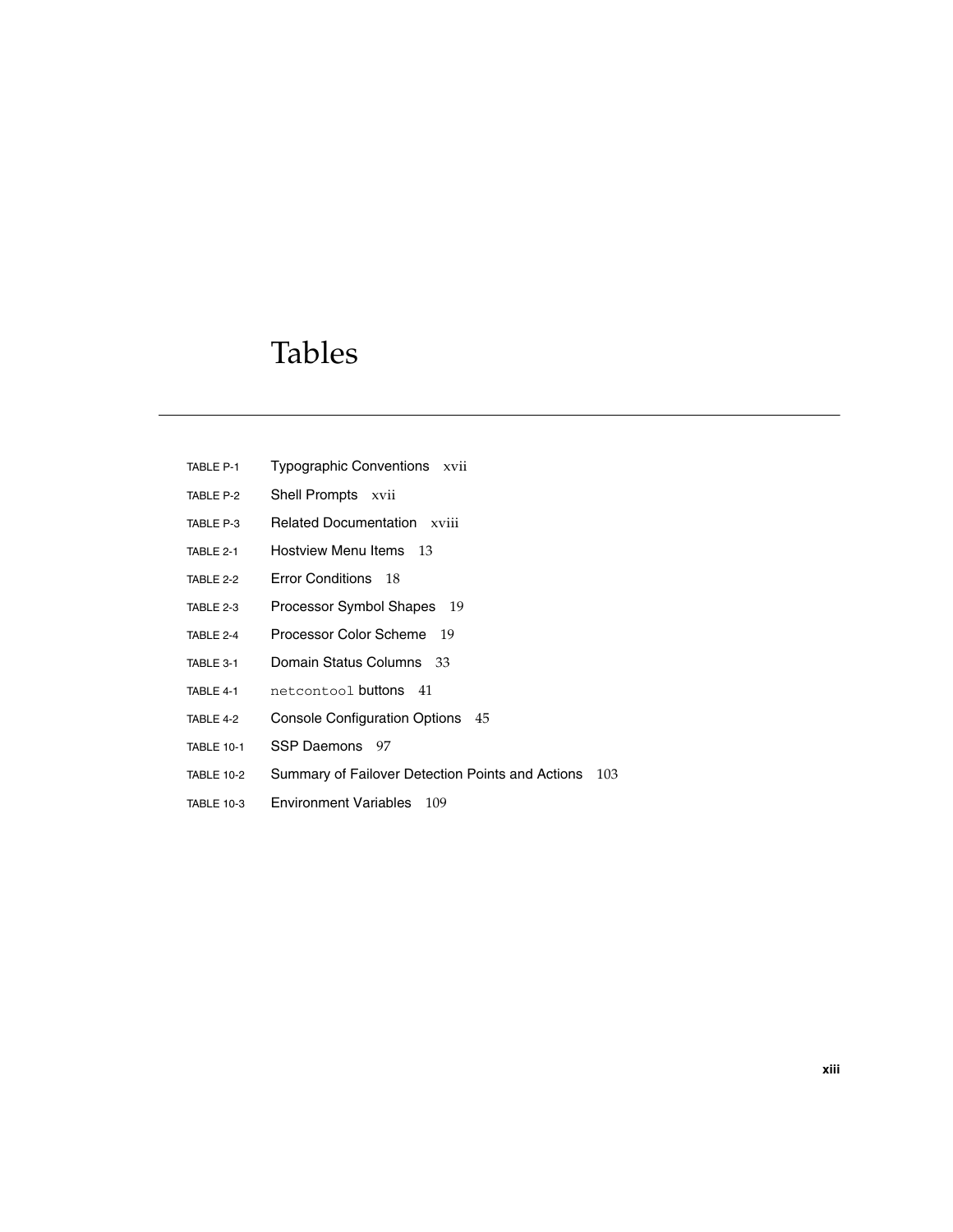# Tables

TABLE P-1 Typographic Conventions xvii

TABLE P-2 Shell Prompts xvii

TABLE P-3 Related Documentation xviii

TABLE 2-1 Hostview Menu Items 13

TABLE 2-2 Error Conditions 18

TABLE 2-3 Processor Symbol Shapes 19

TABLE 2-4 Processor Color Scheme 19

TABLE 3-1 Domain Status Columns 33

TABLE 4-1 `netcontool` buttons 41

TABLE 4-2 Console Configuration Options 45

TABLE 10-1 SSP Daemons 97

TABLE 10-2 Summary of Failover Detection Points and Actions 103

TABLE 10-3 Environment Variables 109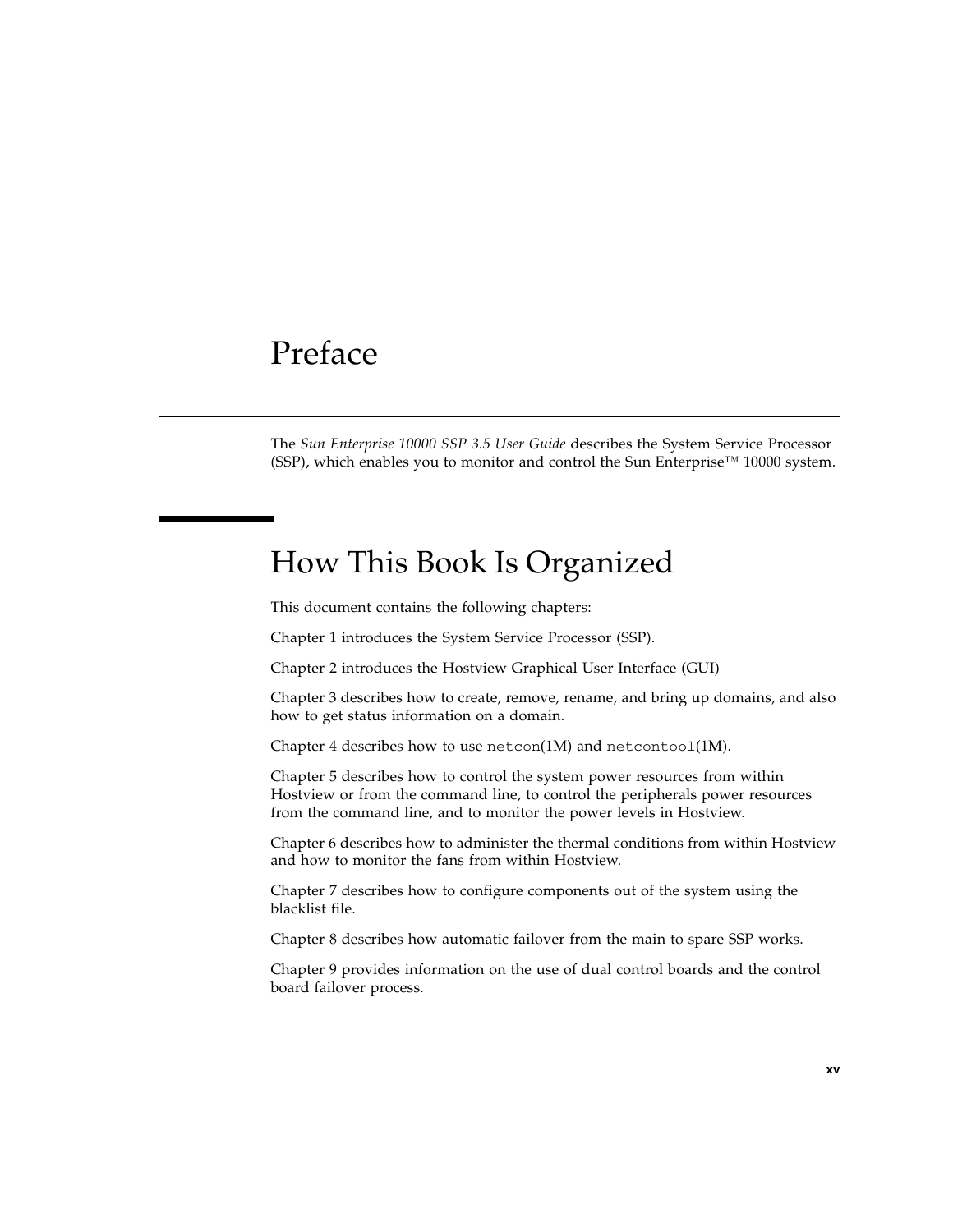# Preface

The *Sun Enterprise 10000 SSP 3.5 User Guide* describes the System Service Processor (SSP), which enables you to monitor and control the Sun Enterprise™ 10000 system.

## How This Book Is Organized

This document contains the following chapters:

Chapter 1 introduces the System Service Processor (SSP).

Chapter 2 introduces the Hostview Graphical User Interface (GUI)

Chapter 3 describes how to create, remove, rename, and bring up domains, and also how to get status information on a domain.

Chapter 4 describes how to use `netcon`(1M) and `netcontool`(1M).

Chapter 5 describes how to control the system power resources from within Hostview or from the command line, to control the peripherals power resources from the command line, and to monitor the power levels in Hostview.

Chapter 6 describes how to administer the thermal conditions from within Hostview and how to monitor the fans from within Hostview.

Chapter 7 describes how to configure components out of the system using the blacklist file.

Chapter 8 describes how automatic failover from the main to spare SSP works.

Chapter 9 provides information on the use of dual control boards and the control board failover process.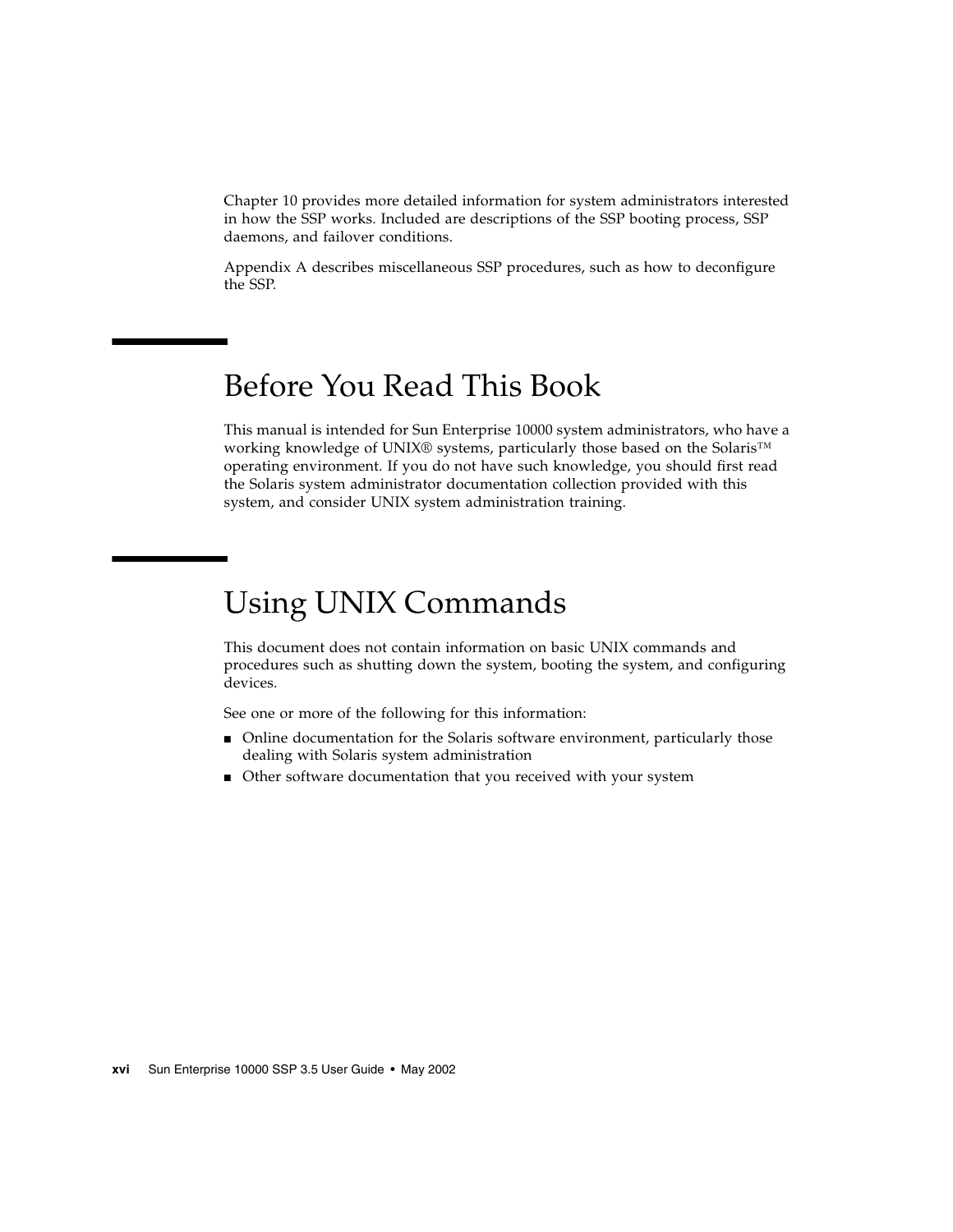Chapter 10 provides more detailed information for system administrators interested in how the SSP works. Included are descriptions of the SSP booting process, SSP daemons, and failover conditions.

Appendix A describes miscellaneous SSP procedures, such as how to deconfigure the SSP.

## Before You Read This Book

This manual is intended for Sun Enterprise 10000 system administrators, who have a working knowledge of UNIX® systems, particularly those based on the Solaris™ operating environment. If you do not have such knowledge, you should first read the Solaris system administrator documentation collection provided with this system, and consider UNIX system administration training.

## Using UNIX Commands

This document does not contain information on basic UNIX commands and procedures such as shutting down the system, booting the system, and configuring devices.

See one or more of the following for this information:

- Online documentation for the Solaris software environment, particularly those dealing with Solaris system administration
- Other software documentation that you received with your system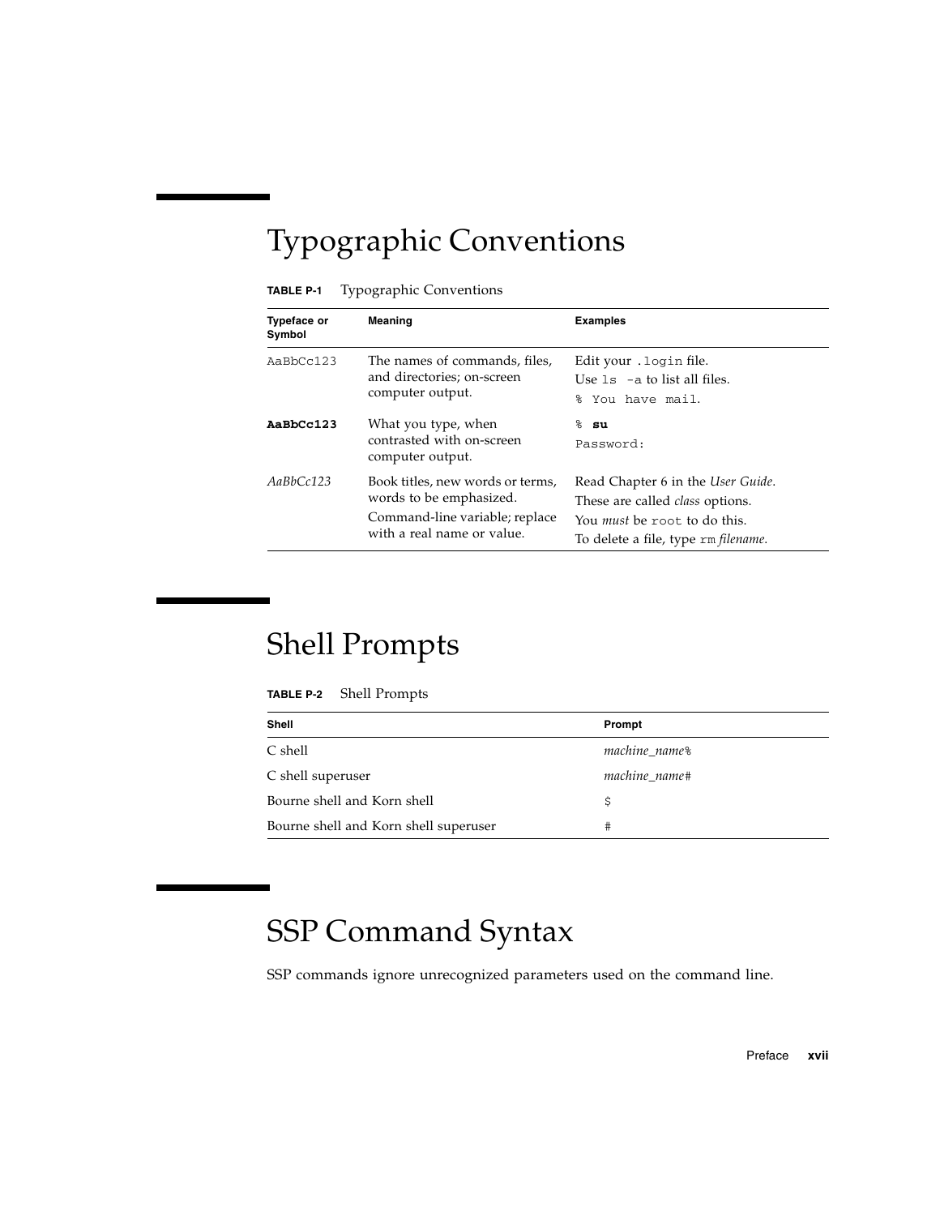# Typographic Conventions

**TABLE P-1** Typographic Conventions

| Typeface or Symbol | Meaning | Examples |
| --- | --- | --- |
| `AaBbCc123` | The names of commands, files, and directories; on-screen computer output. | Edit your `.login` file.<br>Use `ls -a` to list all files.<br>`% You have mail.` |
| **`AaBbCc123`** | What you type, when contrasted with on-screen computer output. | `%` **`su`**<br>`Password:` |
| *AaBbCc123* | Book titles, new words or terms, words to be emphasized.<br>Command-line variable; replace with a real name or value. | Read Chapter 6 in the *User Guide*.<br>These are called *class* options.<br>You *must* be `root` to do this.<br>To delete a file, type `rm` *filename*. |

# Shell Prompts

**TABLE P-2** Shell Prompts

| Shell | Prompt |
| --- | --- |
| C shell | *machine_name*`%` |
| C shell superuser | *machine_name*`#` |
| Bourne shell and Korn shell | `$` |
| Bourne shell and Korn shell superuser | `#` |

# SSP Command Syntax

SSP commands ignore unrecognized parameters used on the command line.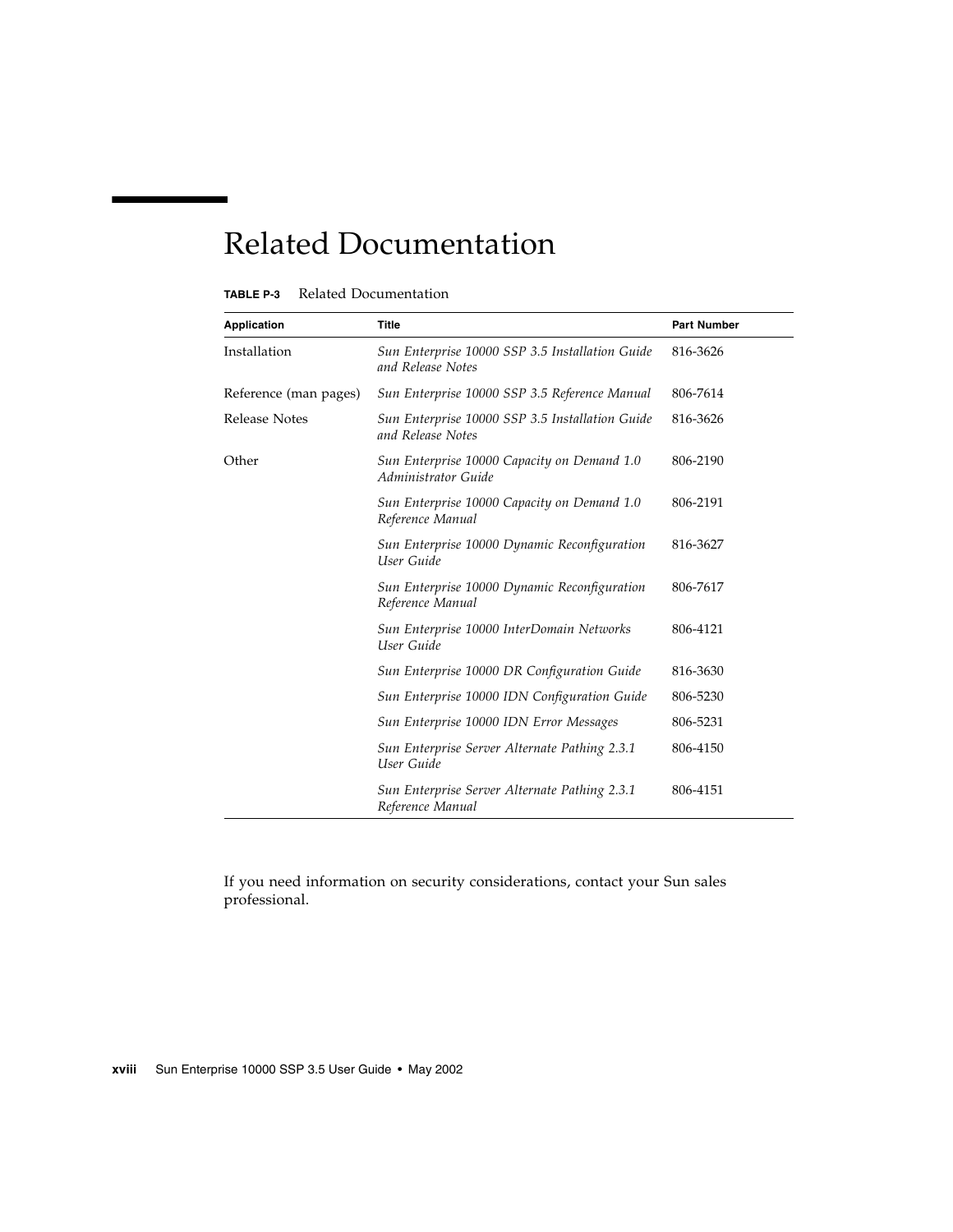# Related Documentation

**TABLE P-3** Related Documentation

| Application | Title | Part Number |
|---|---|---|
| Installation | *Sun Enterprise 10000 SSP 3.5 Installation Guide and Release Notes* | 816-3626 |
| Reference (man pages) | *Sun Enterprise 10000 SSP 3.5 Reference Manual* | 806-7614 |
| Release Notes | *Sun Enterprise 10000 SSP 3.5 Installation Guide and Release Notes* | 816-3626 |
| Other | *Sun Enterprise 10000 Capacity on Demand 1.0 Administrator Guide* | 806-2190 |
| | *Sun Enterprise 10000 Capacity on Demand 1.0 Reference Manual* | 806-2191 |
| | *Sun Enterprise 10000 Dynamic Reconfiguration User Guide* | 816-3627 |
| | *Sun Enterprise 10000 Dynamic Reconfiguration Reference Manual* | 806-7617 |
| | *Sun Enterprise 10000 InterDomain Networks User Guide* | 806-4121 |
| | *Sun Enterprise 10000 DR Configuration Guide* | 816-3630 |
| | *Sun Enterprise 10000 IDN Configuration Guide* | 806-5230 |
| | *Sun Enterprise 10000 IDN Error Messages* | 806-5231 |
| | *Sun Enterprise Server Alternate Pathing 2.3.1 User Guide* | 806-4150 |
| | *Sun Enterprise Server Alternate Pathing 2.3.1 Reference Manual* | 806-4151 |

If you need information on security considerations, contact your Sun sales professional.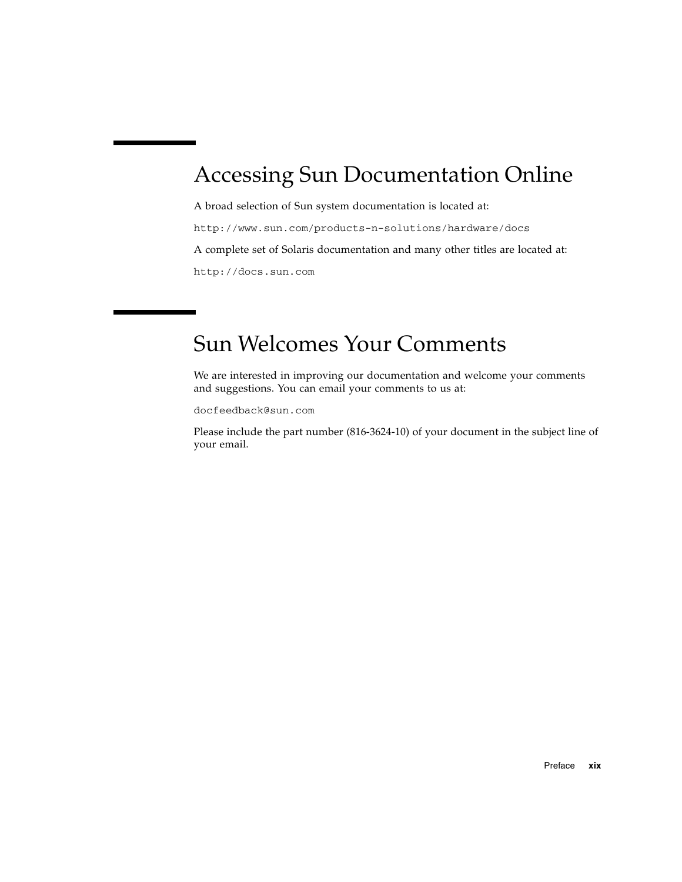## Accessing Sun Documentation Online

A broad selection of Sun system documentation is located at:

`http://www.sun.com/products-n-solutions/hardware/docs`

A complete set of Solaris documentation and many other titles are located at:

`http://docs.sun.com`

## Sun Welcomes Your Comments

We are interested in improving our documentation and welcome your comments and suggestions. You can email your comments to us at:

`docfeedback@sun.com`

Please include the part number (816-3624-10) of your document in the subject line of your email.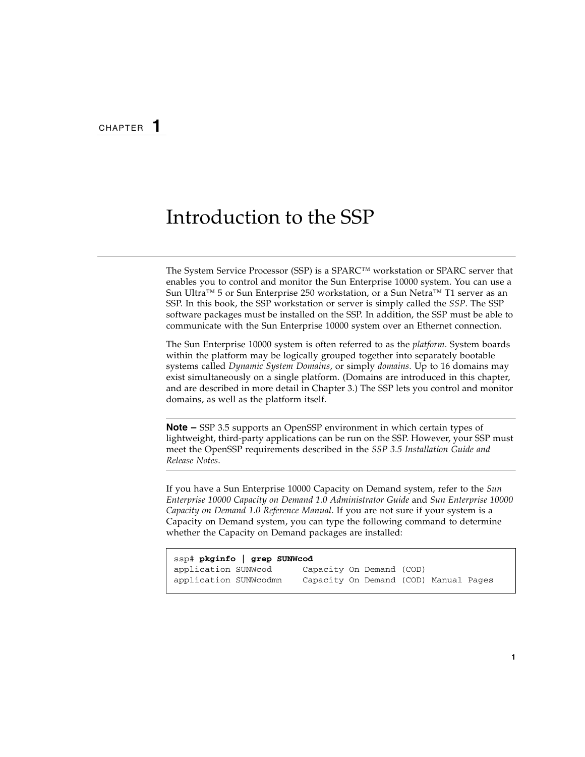CHAPTER **1**

# Introduction to the SSP

The System Service Processor (SSP) is a SPARC™ workstation or SPARC server that enables you to control and monitor the Sun Enterprise 10000 system. You can use a Sun Ultra™ 5 or Sun Enterprise 250 workstation, or a Sun Netra™ T1 server as an SSP. In this book, the SSP workstation or server is simply called the *SSP*. The SSP software packages must be installed on the SSP. In addition, the SSP must be able to communicate with the Sun Enterprise 10000 system over an Ethernet connection.

The Sun Enterprise 10000 system is often referred to as the *platform*. System boards within the platform may be logically grouped together into separately bootable systems called *Dynamic System Domains*, or simply *domains*. Up to 16 domains may exist simultaneously on a single platform. (Domains are introduced in this chapter, and are described in more detail in Chapter 3.) The SSP lets you control and monitor domains, as well as the platform itself.

---

**Note –** SSP 3.5 supports an OpenSSP environment in which certain types of lightweight, third-party applications can be run on the SSP. However, your SSP must meet the OpenSSP requirements described in the *SSP 3.5 Installation Guide and Release Notes*.

---

If you have a Sun Enterprise 10000 Capacity on Demand system, refer to the *Sun Enterprise 10000 Capacity on Demand 1.0 Administrator Guide* and *Sun Enterprise 10000 Capacity on Demand 1.0 Reference Manual*. If you are not sure if your system is a Capacity on Demand system, you can type the following command to determine whether the Capacity on Demand packages are installed:

```
ssp# pkginfo | grep SUNWcod
application SUNWcod      Capacity On Demand (COD)
application SUNWcodmn    Capacity On Demand (COD) Manual Pages
```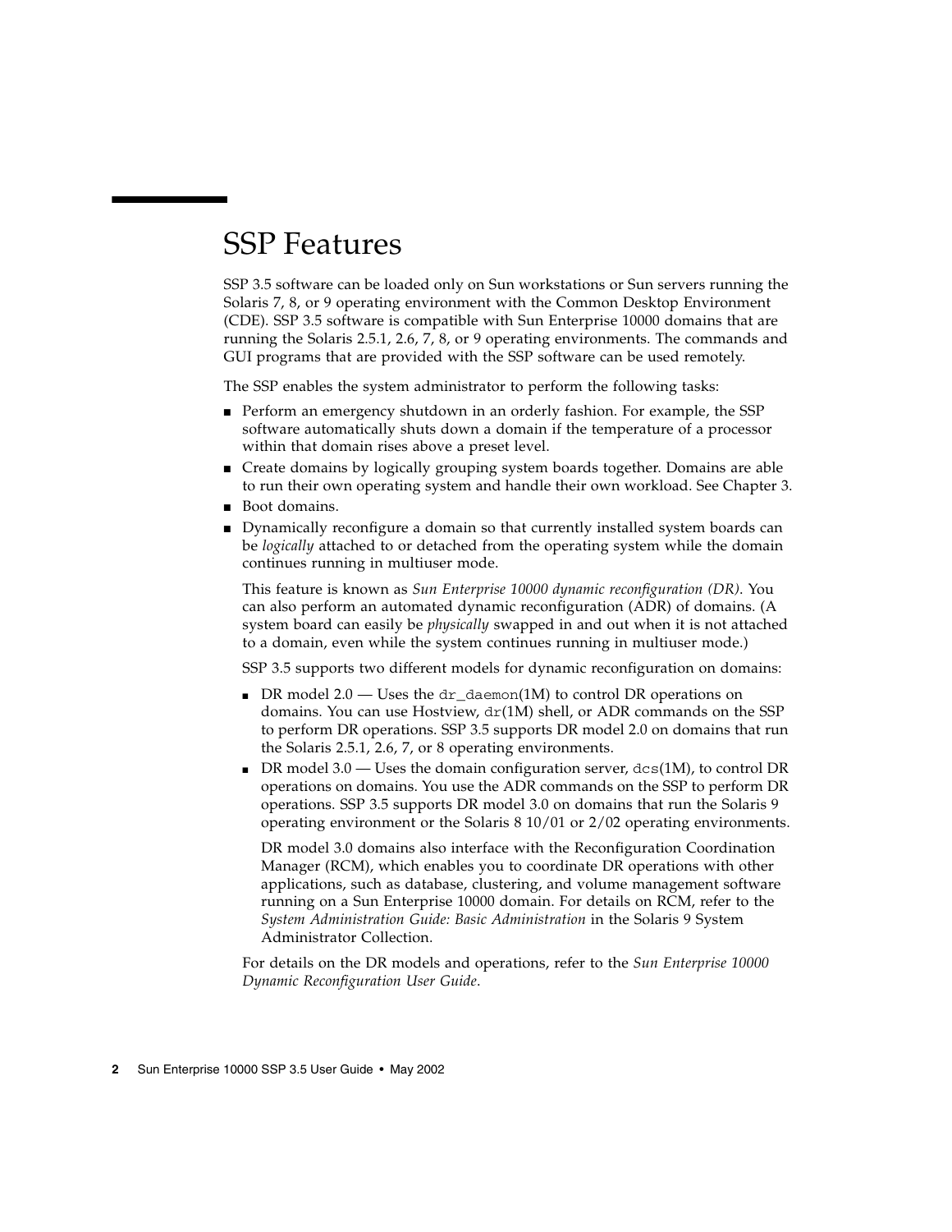# SSP Features

SSP 3.5 software can be loaded only on Sun workstations or Sun servers running the Solaris 7, 8, or 9 operating environment with the Common Desktop Environment (CDE). SSP 3.5 software is compatible with Sun Enterprise 10000 domains that are running the Solaris 2.5.1, 2.6, 7, 8, or 9 operating environments. The commands and GUI programs that are provided with the SSP software can be used remotely.

The SSP enables the system administrator to perform the following tasks:

- Perform an emergency shutdown in an orderly fashion. For example, the SSP software automatically shuts down a domain if the temperature of a processor within that domain rises above a preset level.
- Create domains by logically grouping system boards together. Domains are able to run their own operating system and handle their own workload. See Chapter 3.
- Boot domains.
- Dynamically reconfigure a domain so that currently installed system boards can be *logically* attached to or detached from the operating system while the domain continues running in multiuser mode.

  This feature is known as *Sun Enterprise 10000 dynamic reconfiguration (DR)*. You can also perform an automated dynamic reconfiguration (ADR) of domains. (A system board can easily be *physically* swapped in and out when it is not attached to a domain, even while the system continues running in multiuser mode.)

  SSP 3.5 supports two different models for dynamic reconfiguration on domains:

  - DR model 2.0 — Uses the `dr_daemon`(1M) to control DR operations on domains. You can use Hostview, `dr`(1M) shell, or ADR commands on the SSP to perform DR operations. SSP 3.5 supports DR model 2.0 on domains that run the Solaris 2.5.1, 2.6, 7, or 8 operating environments.
  - DR model 3.0 — Uses the domain configuration server, `dcs`(1M), to control DR operations on domains. You use the ADR commands on the SSP to perform DR operations. SSP 3.5 supports DR model 3.0 on domains that run the Solaris 9 operating environment or the Solaris 8 10/01 or 2/02 operating environments.

    DR model 3.0 domains also interface with the Reconfiguration Coordination Manager (RCM), which enables you to coordinate DR operations with other applications, such as database, clustering, and volume management software running on a Sun Enterprise 10000 domain. For details on RCM, refer to the *System Administration Guide: Basic Administration* in the Solaris 9 System Administrator Collection.

  For details on the DR models and operations, refer to the *Sun Enterprise 10000 Dynamic Reconfiguration User Guide*.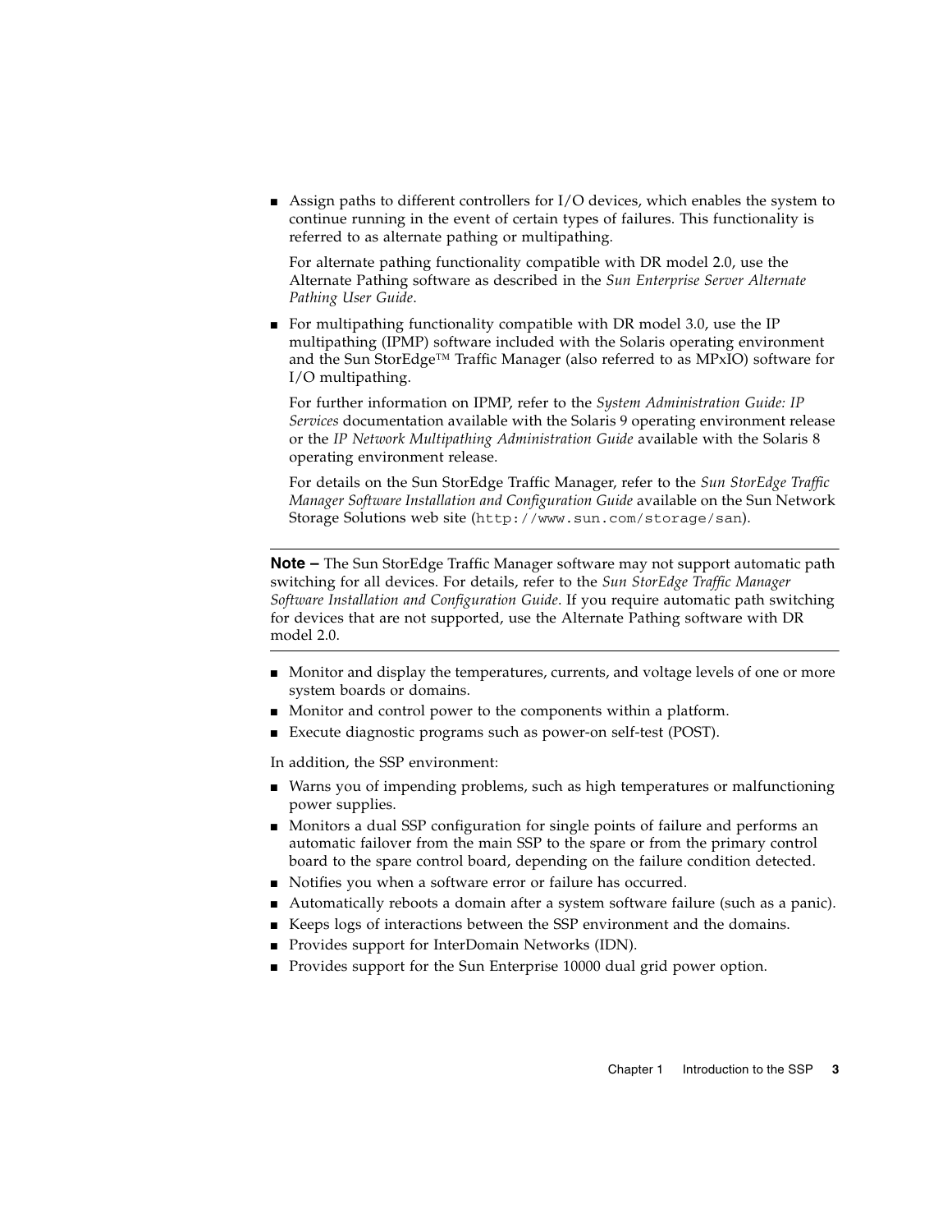- Assign paths to different controllers for I/O devices, which enables the system to continue running in the event of certain types of failures. This functionality is referred to as alternate pathing or multipathing.

  For alternate pathing functionality compatible with DR model 2.0, use the Alternate Pathing software as described in the *Sun Enterprise Server Alternate Pathing User Guide*.

- For multipathing functionality compatible with DR model 3.0, use the IP multipathing (IPMP) software included with the Solaris operating environment and the Sun StorEdge™ Traffic Manager (also referred to as MPxIO) software for I/O multipathing.

  For further information on IPMP, refer to the *System Administration Guide: IP Services* documentation available with the Solaris 9 operating environment release or the *IP Network Multipathing Administration Guide* available with the Solaris 8 operating environment release.

  For details on the Sun StorEdge Traffic Manager, refer to the *Sun StorEdge Traffic Manager Software Installation and Configuration Guide* available on the Sun Network Storage Solutions web site (`http://www.sun.com/storage/san`).

---

**Note –** The Sun StorEdge Traffic Manager software may not support automatic path switching for all devices. For details, refer to the *Sun StorEdge Traffic Manager Software Installation and Configuration Guide*. If you require automatic path switching for devices that are not supported, use the Alternate Pathing software with DR model 2.0.

---

- Monitor and display the temperatures, currents, and voltage levels of one or more system boards or domains.
- Monitor and control power to the components within a platform.
- Execute diagnostic programs such as power-on self-test (POST).

In addition, the SSP environment:

- Warns you of impending problems, such as high temperatures or malfunctioning power supplies.
- Monitors a dual SSP configuration for single points of failure and performs an automatic failover from the main SSP to the spare or from the primary control board to the spare control board, depending on the failure condition detected.
- Notifies you when a software error or failure has occurred.
- Automatically reboots a domain after a system software failure (such as a panic).
- Keeps logs of interactions between the SSP environment and the domains.
- Provides support for InterDomain Networks (IDN).
- Provides support for the Sun Enterprise 10000 dual grid power option.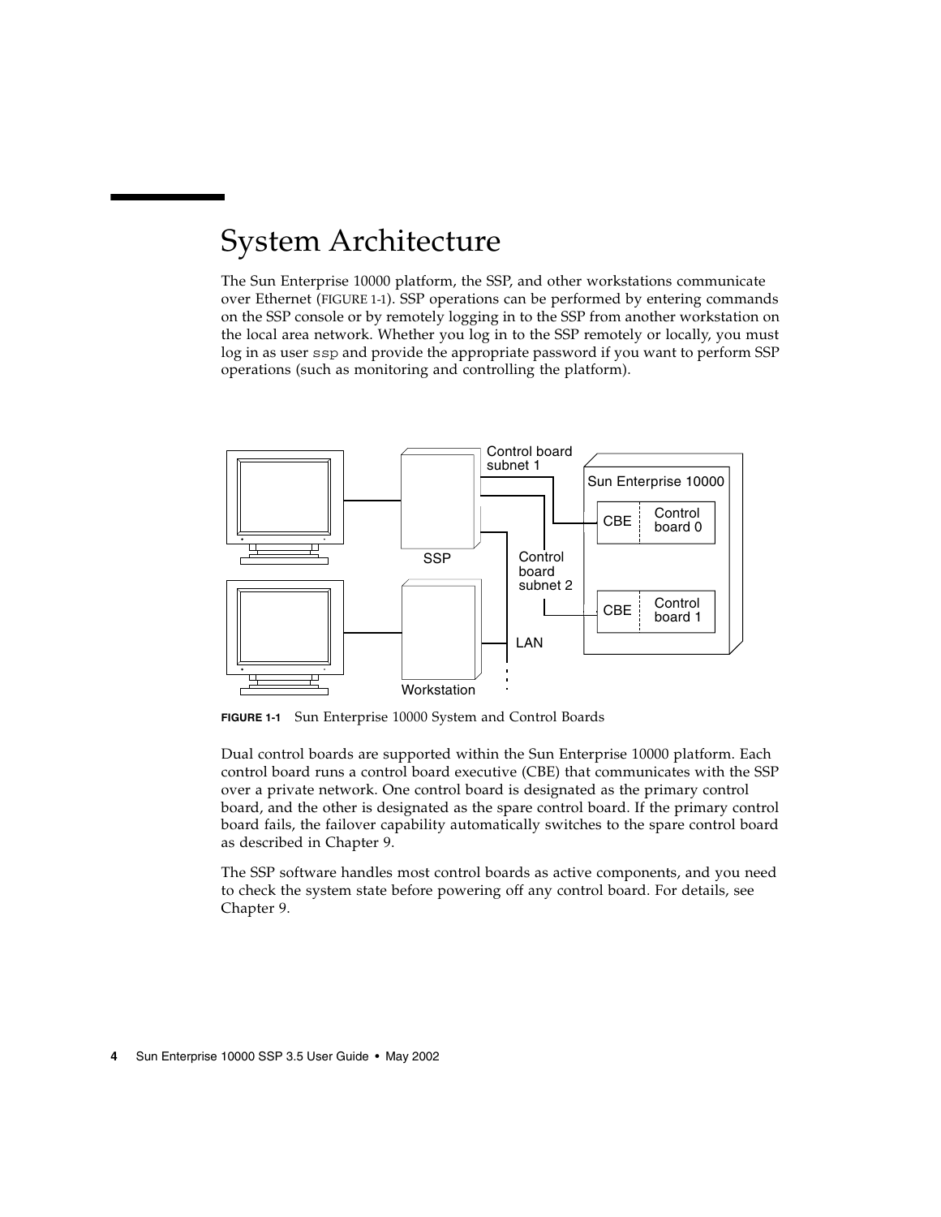# System Architecture

The Sun Enterprise 10000 platform, the SSP, and other workstations communicate over Ethernet (FIGURE 1-1). SSP operations can be performed by entering commands on the SSP console or by remotely logging in to the SSP from another workstation on the local area network. Whether you log in to the SSP remotely or locally, you must log in as user `ssp` and provide the appropriate password if you want to perform SSP operations (such as monitoring and controlling the platform).

**FIGURE 1-1** Sun Enterprise 10000 System and Control Boards

Dual control boards are supported within the Sun Enterprise 10000 platform. Each control board runs a control board executive (CBE) that communicates with the SSP over a private network. One control board is designated as the primary control board, and the other is designated as the spare control board. If the primary control board fails, the failover capability automatically switches to the spare control board as described in Chapter 9.

The SSP software handles most control boards as active components, and you need to check the system state before powering off any control board. For details, see Chapter 9.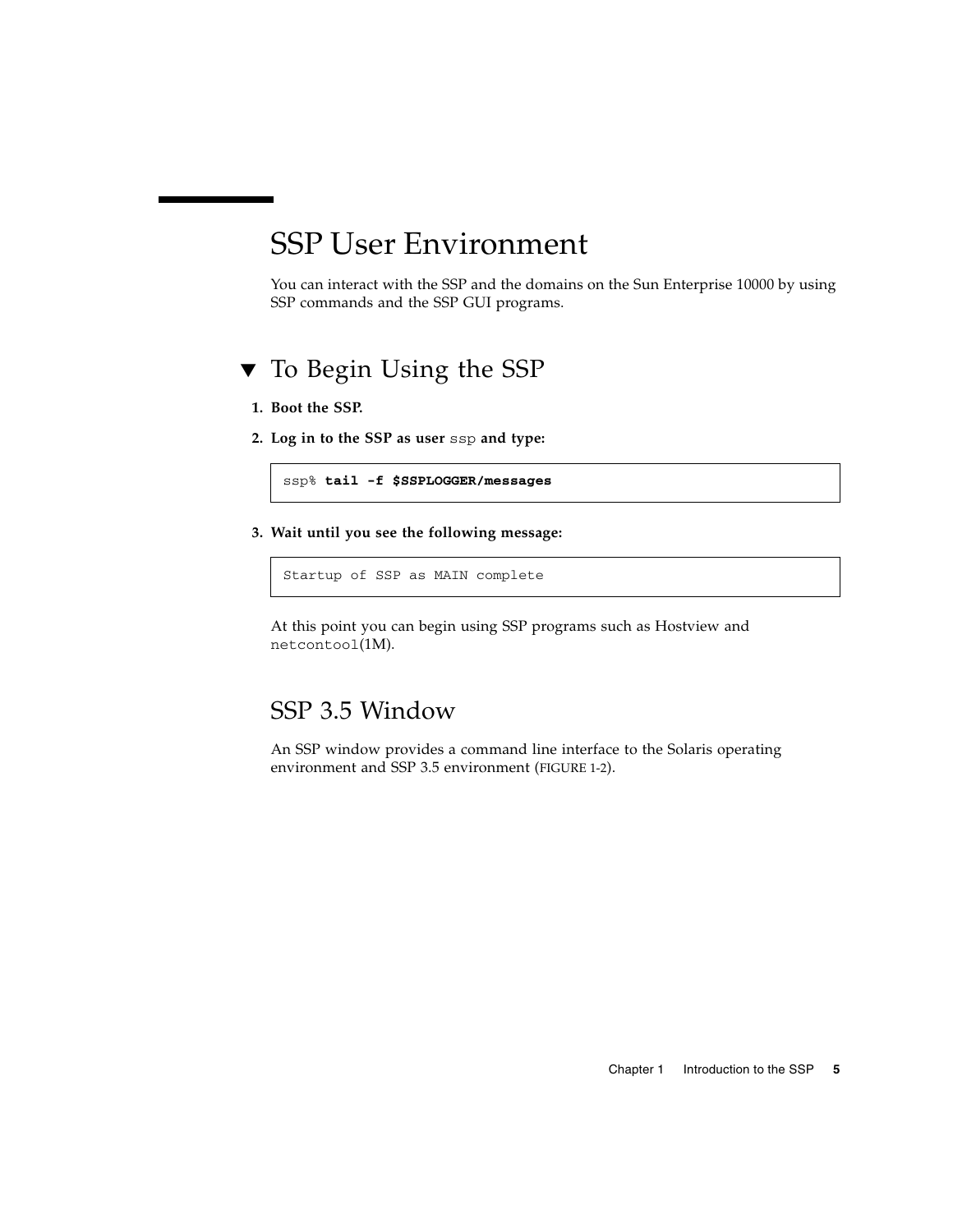# SSP User Environment

You can interact with the SSP and the domains on the Sun Enterprise 10000 by using SSP commands and the SSP GUI programs.

## ▼ To Begin Using the SSP

1. **Boot the SSP.**

2. **Log in to the SSP as user `ssp` and type:**

```
ssp% tail -f $SSPLOGGER/messages
```

3. **Wait until you see the following message:**

```
Startup of SSP as MAIN complete
```

At this point you can begin using SSP programs such as Hostview and `netcontool`(1M).

## SSP 3.5 Window

An SSP window provides a command line interface to the Solaris operating environment and SSP 3.5 environment (FIGURE 1-2).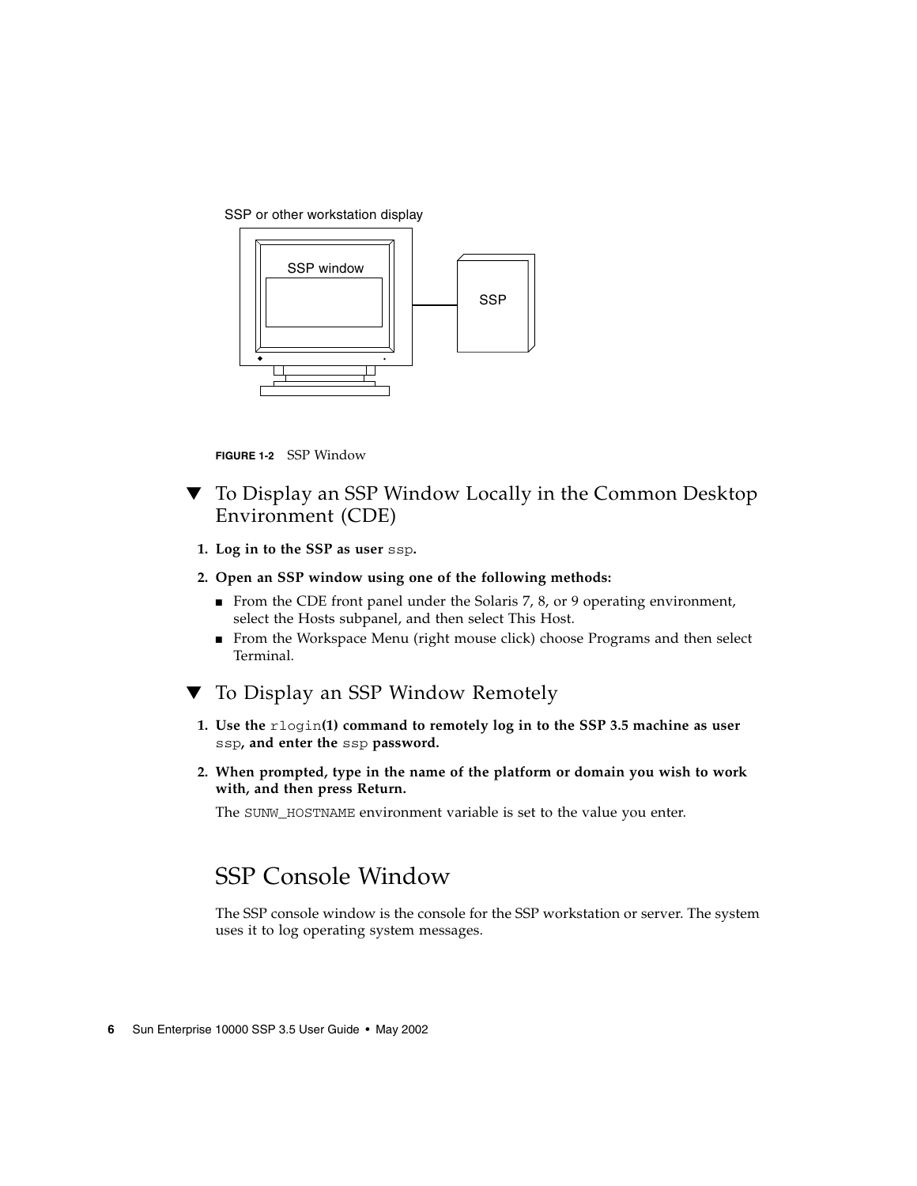SSP or other workstation display

SSP window

SSP

**FIGURE 1-2** SSP Window

## ▼ To Display an SSP Window Locally in the Common Desktop Environment (CDE)

1. **Log in to the SSP as user** `ssp`**.**
2. **Open an SSP window using one of the following methods:**
   - From the CDE front panel under the Solaris 7, 8, or 9 operating environment, select the Hosts subpanel, and then select This Host.
   - From the Workspace Menu (right mouse click) choose Programs and then select Terminal.

## ▼ To Display an SSP Window Remotely

1. **Use the** `rlogin`**(1) command to remotely log in to the SSP 3.5 machine as user** `ssp`**, and enter the** `ssp` **password.**
2. **When prompted, type in the name of the platform or domain you wish to work with, and then press Return.**

   The `SUNW_HOSTNAME` environment variable is set to the value you enter.

# SSP Console Window

The SSP console window is the console for the SSP workstation or server. The system uses it to log operating system messages.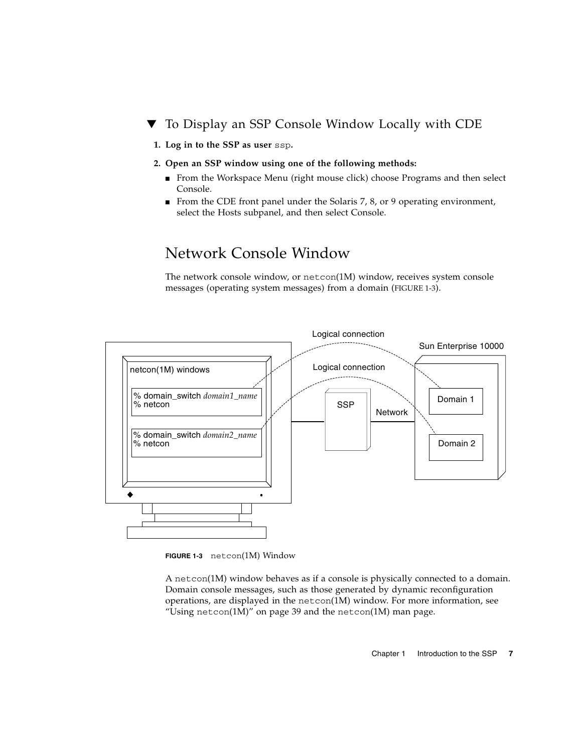## ▼ To Display an SSP Console Window Locally with CDE

1. **Log in to the SSP as user `ssp`.**

2. **Open an SSP window using one of the following methods:**
   - From the Workspace Menu (right mouse click) choose Programs and then select Console.
   - From the CDE front panel under the Solaris 7, 8, or 9 operating environment, select the Hosts subpanel, and then select Console.

# Network Console Window

The network console window, or `netcon`(1M) window, receives system console messages (operating system messages) from a domain (FIGURE 1-3).

**FIGURE 1-3** `netcon`(1M) Window

A `netcon`(1M) window behaves as if a console is physically connected to a domain. Domain console messages, such as those generated by dynamic reconfiguration operations, are displayed in the `netcon`(1M) window. For more information, see "Using `netcon`(1M)" on page 39 and the `netcon`(1M) man page.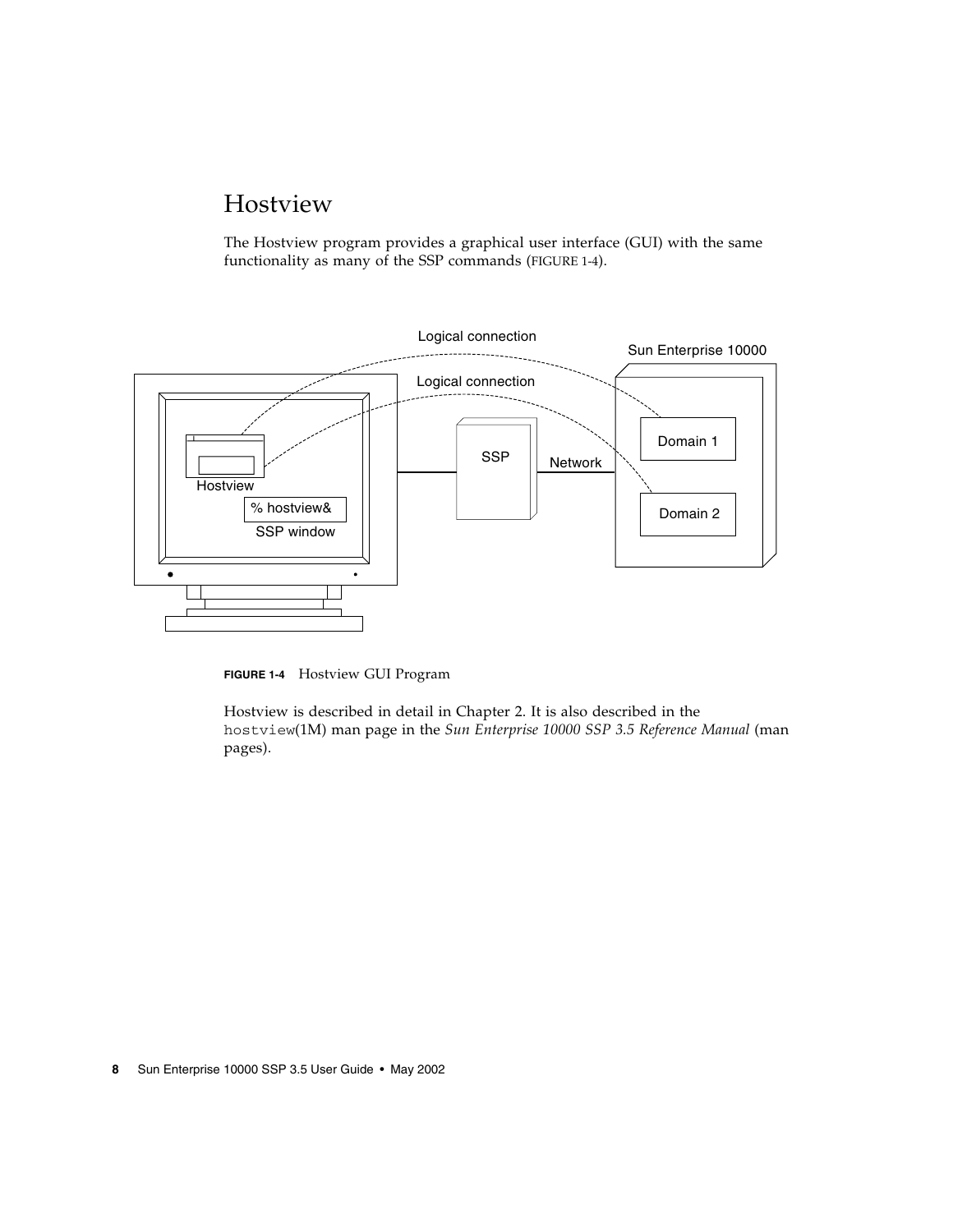## Hostview

The Hostview program provides a graphical user interface (GUI) with the same functionality as many of the SSP commands (FIGURE 1-4).

**FIGURE 1-4** Hostview GUI Program

Hostview is described in detail in Chapter 2. It is also described in the `hostview`(1M) man page in the *Sun Enterprise 10000 SSP 3.5 Reference Manual* (man pages).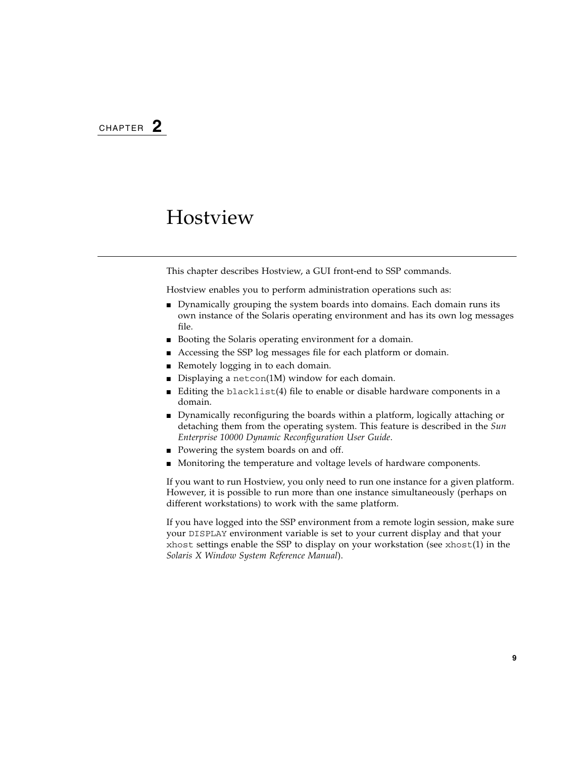CHAPTER 2

# Hostview

This chapter describes Hostview, a GUI front-end to SSP commands.

Hostview enables you to perform administration operations such as:

- Dynamically grouping the system boards into domains. Each domain runs its own instance of the Solaris operating environment and has its own log messages file.
- Booting the Solaris operating environment for a domain.
- Accessing the SSP log messages file for each platform or domain.
- Remotely logging in to each domain.
- Displaying a `netcon`(1M) window for each domain.
- Editing the `blacklist`(4) file to enable or disable hardware components in a domain.
- Dynamically reconfiguring the boards within a platform, logically attaching or detaching them from the operating system. This feature is described in the *Sun Enterprise 10000 Dynamic Reconfiguration User Guide*.
- Powering the system boards on and off.
- Monitoring the temperature and voltage levels of hardware components.

If you want to run Hostview, you only need to run one instance for a given platform. However, it is possible to run more than one instance simultaneously (perhaps on different workstations) to work with the same platform.

If you have logged into the SSP environment from a remote login session, make sure your `DISPLAY` environment variable is set to your current display and that your `xhost` settings enable the SSP to display on your workstation (see `xhost`(1) in the *Solaris X Window System Reference Manual*).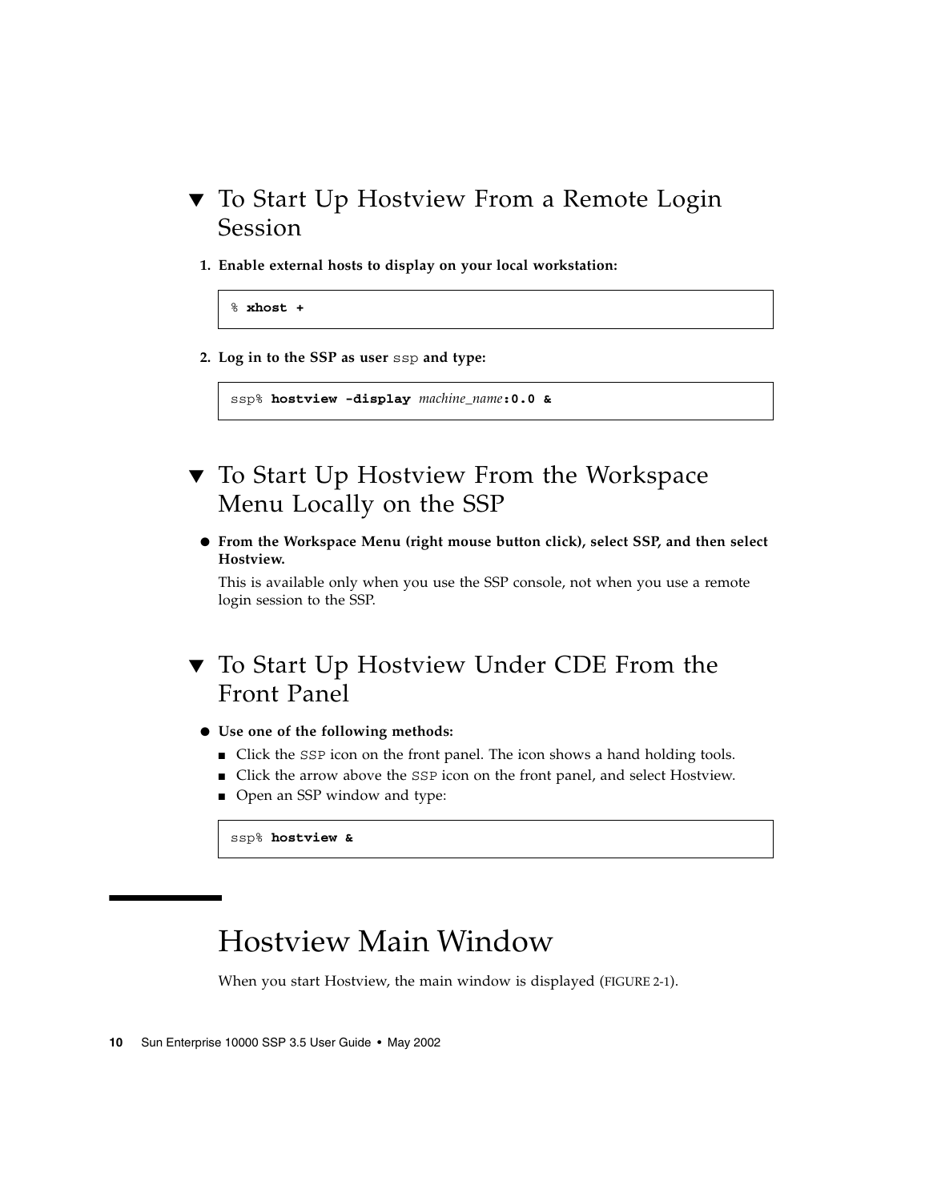### ▼ To Start Up Hostview From a Remote Login Session

1. **Enable external hosts to display on your local workstation:**

```
% xhost +
```

2. **Log in to the SSP as user `ssp` and type:**

```
ssp% hostview -display machine_name:0.0 &
```

### ▼ To Start Up Hostview From the Workspace Menu Locally on the SSP

- **From the Workspace Menu (right mouse button click), select SSP, and then select Hostview.**

  This is available only when you use the SSP console, not when you use a remote login session to the SSP.

### ▼ To Start Up Hostview Under CDE From the Front Panel

- **Use one of the following methods:**
  - Click the `SSP` icon on the front panel. The icon shows a hand holding tools.
  - Click the arrow above the `SSP` icon on the front panel, and select Hostview.
  - Open an SSP window and type:

```
ssp% hostview &
```

## Hostview Main Window

When you start Hostview, the main window is displayed (FIGURE 2-1).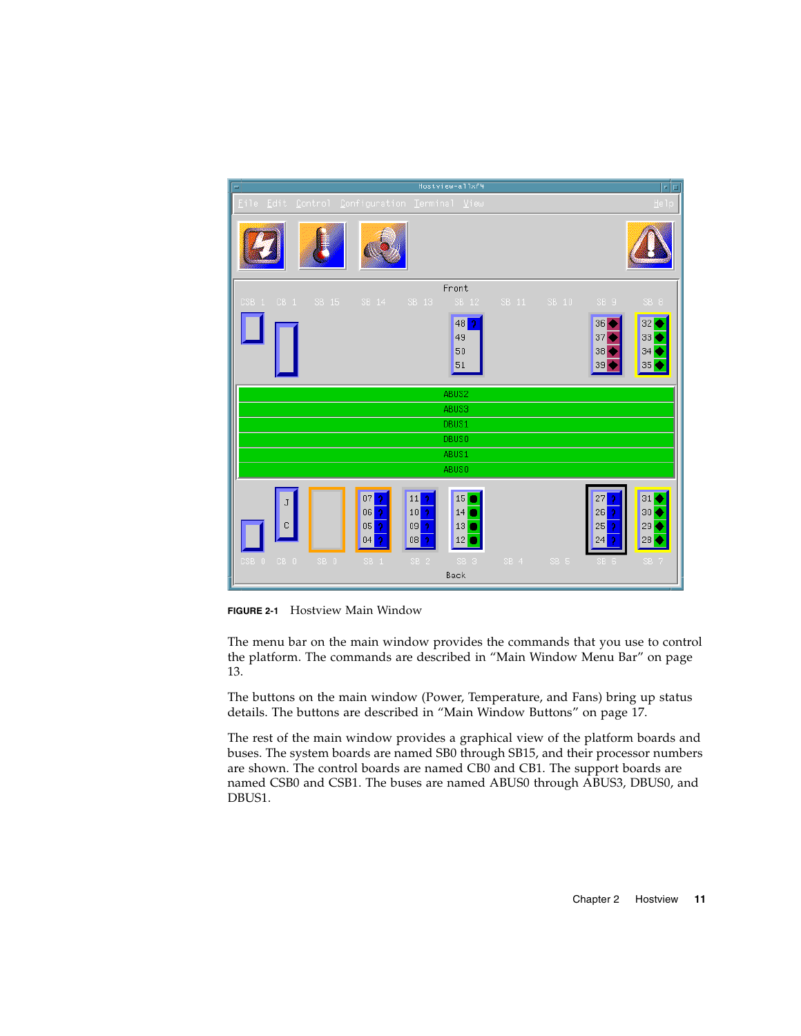**FIGURE 2-1** Hostview Main Window

The menu bar on the main window provides the commands that you use to control the platform. The commands are described in "Main Window Menu Bar" on page 13.

The buttons on the main window (Power, Temperature, and Fans) bring up status details. The buttons are described in "Main Window Buttons" on page 17.

The rest of the main window provides a graphical view of the platform boards and buses. The system boards are named SB0 through SB15, and their processor numbers are shown. The control boards are named CB0 and CB1. The support boards are named CSB0 and CSB1. The buses are named ABUS0 through ABUS3, DBUS0, and DBUS1.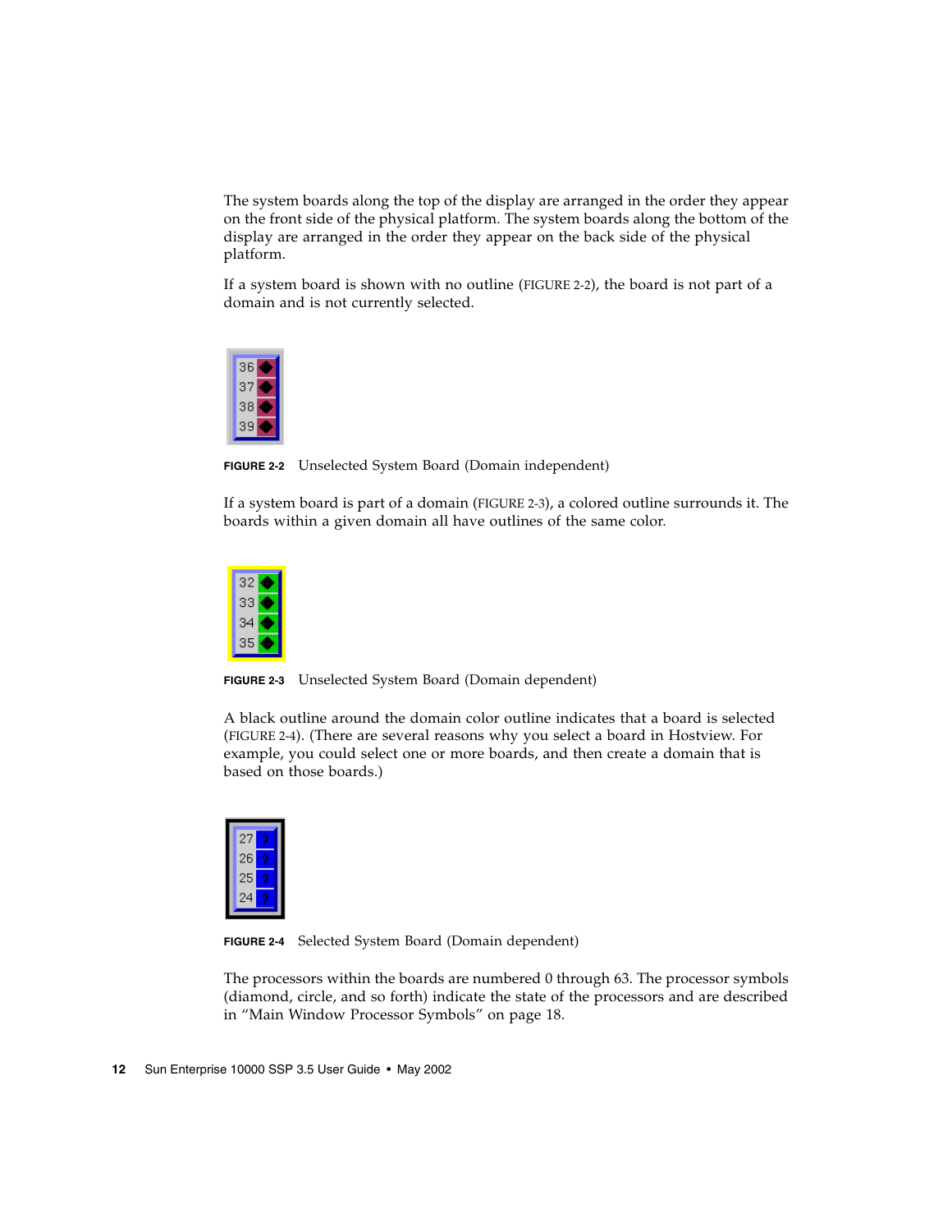The system boards along the top of the display are arranged in the order they appear on the front side of the physical platform. The system boards along the bottom of the display are arranged in the order they appear on the back side of the physical platform.

If a system board is shown with no outline (FIGURE 2-2), the board is not part of a domain and is not currently selected.

**FIGURE 2-2** Unselected System Board (Domain independent)

If a system board is part of a domain (FIGURE 2-3), a colored outline surrounds it. The boards within a given domain all have outlines of the same color.

**FIGURE 2-3** Unselected System Board (Domain dependent)

A black outline around the domain color outline indicates that a board is selected (FIGURE 2-4). (There are several reasons why you select a board in Hostview. For example, you could select one or more boards, and then create a domain that is based on those boards.)

**FIGURE 2-4** Selected System Board (Domain dependent)

The processors within the boards are numbered 0 through 63. The processor symbols (diamond, circle, and so forth) indicate the state of the processors and are described in “Main Window Processor Symbols” on page 18.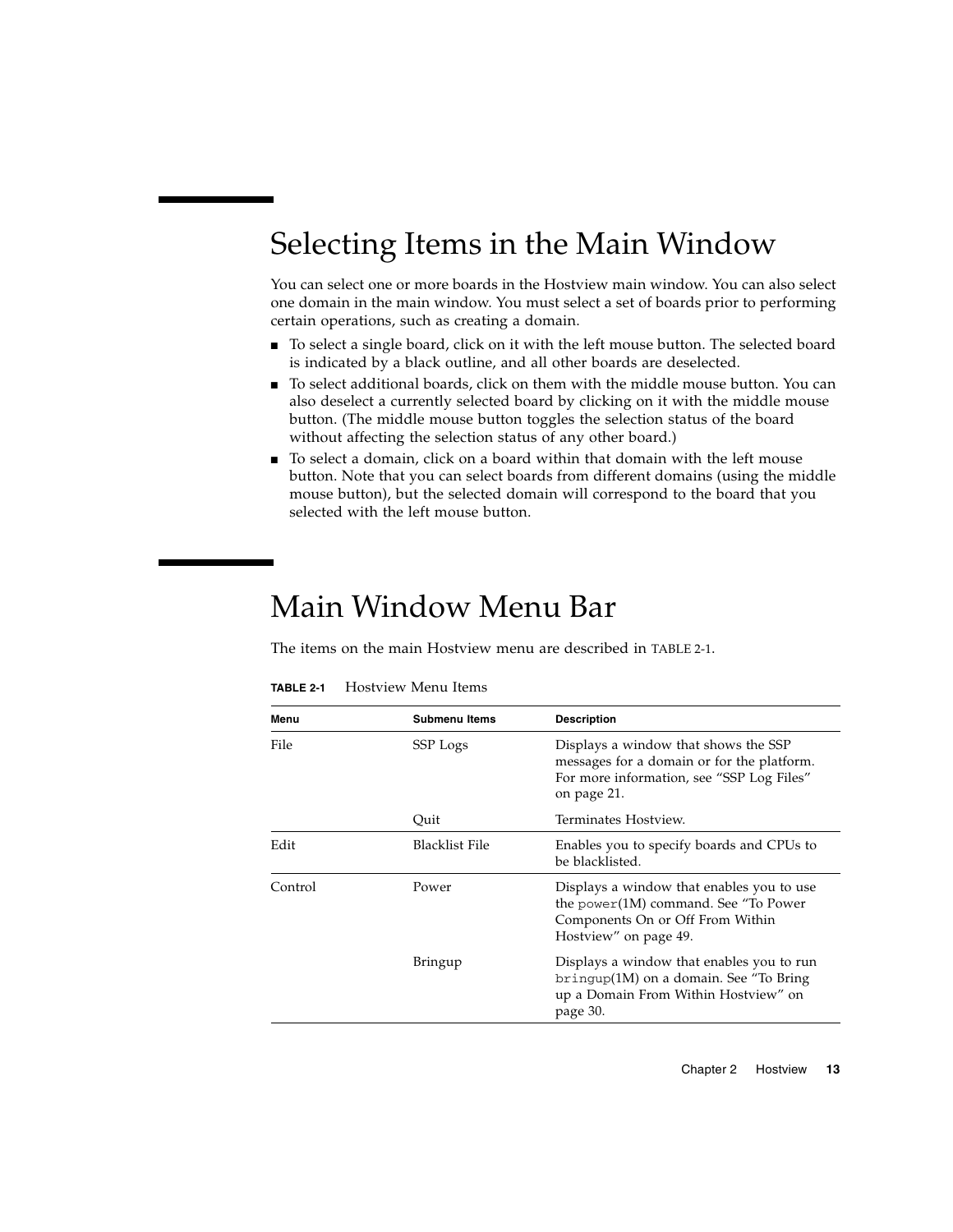# Selecting Items in the Main Window

You can select one or more boards in the Hostview main window. You can also select one domain in the main window. You must select a set of boards prior to performing certain operations, such as creating a domain.

- To select a single board, click on it with the left mouse button. The selected board is indicated by a black outline, and all other boards are deselected.
- To select additional boards, click on them with the middle mouse button. You can also deselect a currently selected board by clicking on it with the middle mouse button. (The middle mouse button toggles the selection status of the board without affecting the selection status of any other board.)
- To select a domain, click on a board within that domain with the left mouse button. Note that you can select boards from different domains (using the middle mouse button), but the selected domain will correspond to the board that you selected with the left mouse button.

# Main Window Menu Bar

The items on the main Hostview menu are described in TABLE 2-1.

**TABLE 2-1** Hostview Menu Items

| Menu | Submenu Items | Description |
|---|---|---|
| File | SSP Logs | Displays a window that shows the SSP messages for a domain or for the platform. For more information, see "SSP Log Files" on page 21. |
| | Quit | Terminates Hostview. |
| Edit | Blacklist File | Enables you to specify boards and CPUs to be blacklisted. |
| Control | Power | Displays a window that enables you to use the `power`(1M) command. See "To Power Components On or Off From Within Hostview" on page 49. |
| | Bringup | Displays a window that enables you to run `bringup`(1M) on a domain. See "To Bring up a Domain From Within Hostview" on page 30. |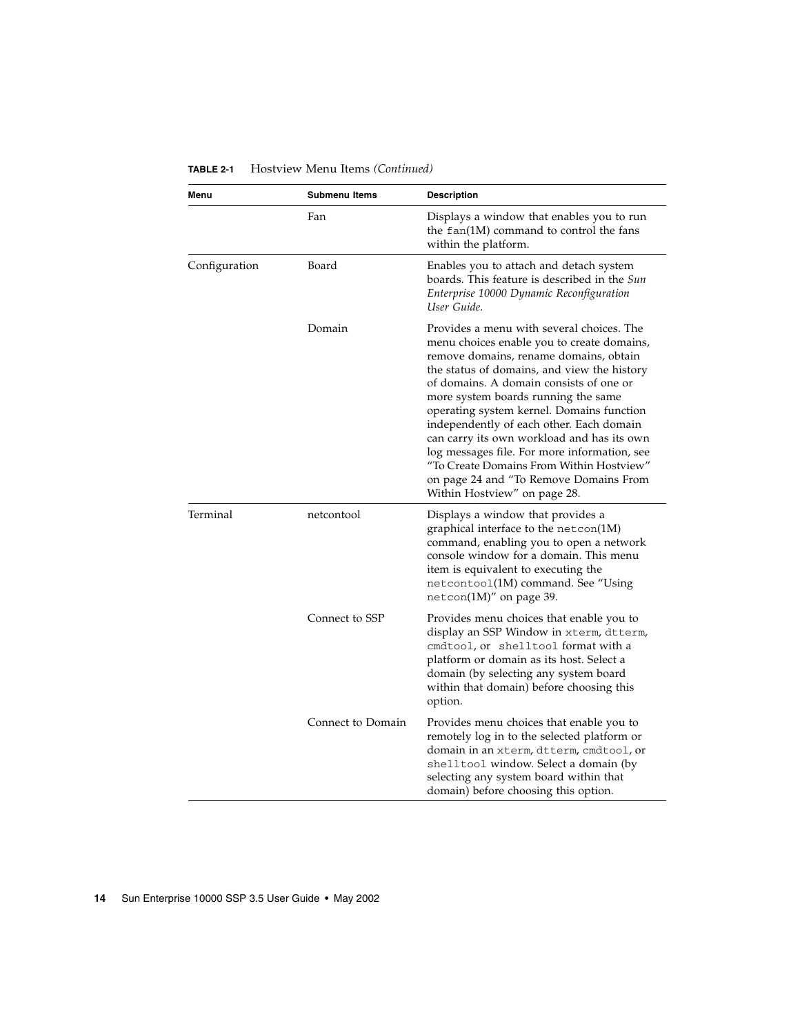**TABLE 2-1** Hostview Menu Items *(Continued)*

| Menu | Submenu Items | Description |
|---|---|---|
| | Fan | Displays a window that enables you to run the `fan`(1M) command to control the fans within the platform. |
| Configuration | Board | Enables you to attach and detach system boards. This feature is described in the *Sun Enterprise 10000 Dynamic Reconfiguration User Guide*. |
| | Domain | Provides a menu with several choices. The menu choices enable you to create domains, remove domains, rename domains, obtain the status of domains, and view the history of domains. A domain consists of one or more system boards running the same operating system kernel. Domains function independently of each other. Each domain can carry its own workload and has its own log messages file. For more information, see "To Create Domains From Within Hostview" on page 24 and "To Remove Domains From Within Hostview" on page 28. |
| Terminal | netcontool | Displays a window that provides a graphical interface to the `netcon`(1M) command, enabling you to open a network console window for a domain. This menu item is equivalent to executing the `netcontool`(1M) command. See "Using `netcon`(1M)" on page 39. |
| | Connect to SSP | Provides menu choices that enable you to display an SSP Window in `xterm`, `dtterm`, `cmdtool`, or `shelltool` format with a platform or domain as its host. Select a domain (by selecting any system board within that domain) before choosing this option. |
| | Connect to Domain | Provides menu choices that enable you to remotely log in to the selected platform or domain in an `xterm`, `dtterm`, `cmdtool`, or `shelltool` window. Select a domain (by selecting any system board within that domain) before choosing this option. |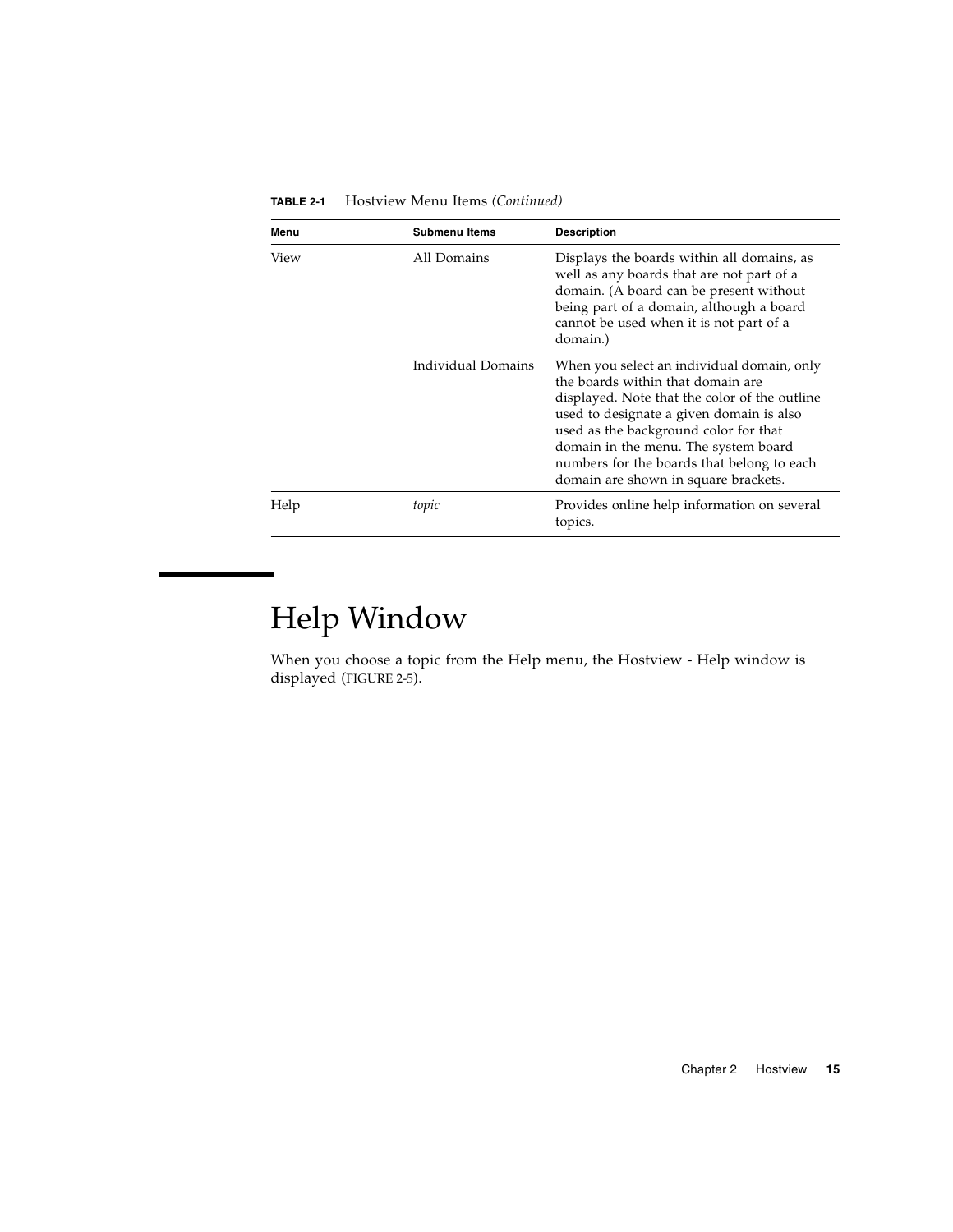**TABLE 2-1** Hostview Menu Items *(Continued)*

| Menu | Submenu Items | Description |
|---|---|---|
| View | All Domains | Displays the boards within all domains, as well as any boards that are not part of a domain. (A board can be present without being part of a domain, although a board cannot be used when it is not part of a domain.) |
| | Individual Domains | When you select an individual domain, only the boards within that domain are displayed. Note that the color of the outline used to designate a given domain is also used as the background color for that domain in the menu. The system board numbers for the boards that belong to each domain are shown in square brackets. |
| Help | *topic* | Provides online help information on several topics. |

# Help Window

When you choose a topic from the Help menu, the Hostview - Help window is displayed (FIGURE 2-5).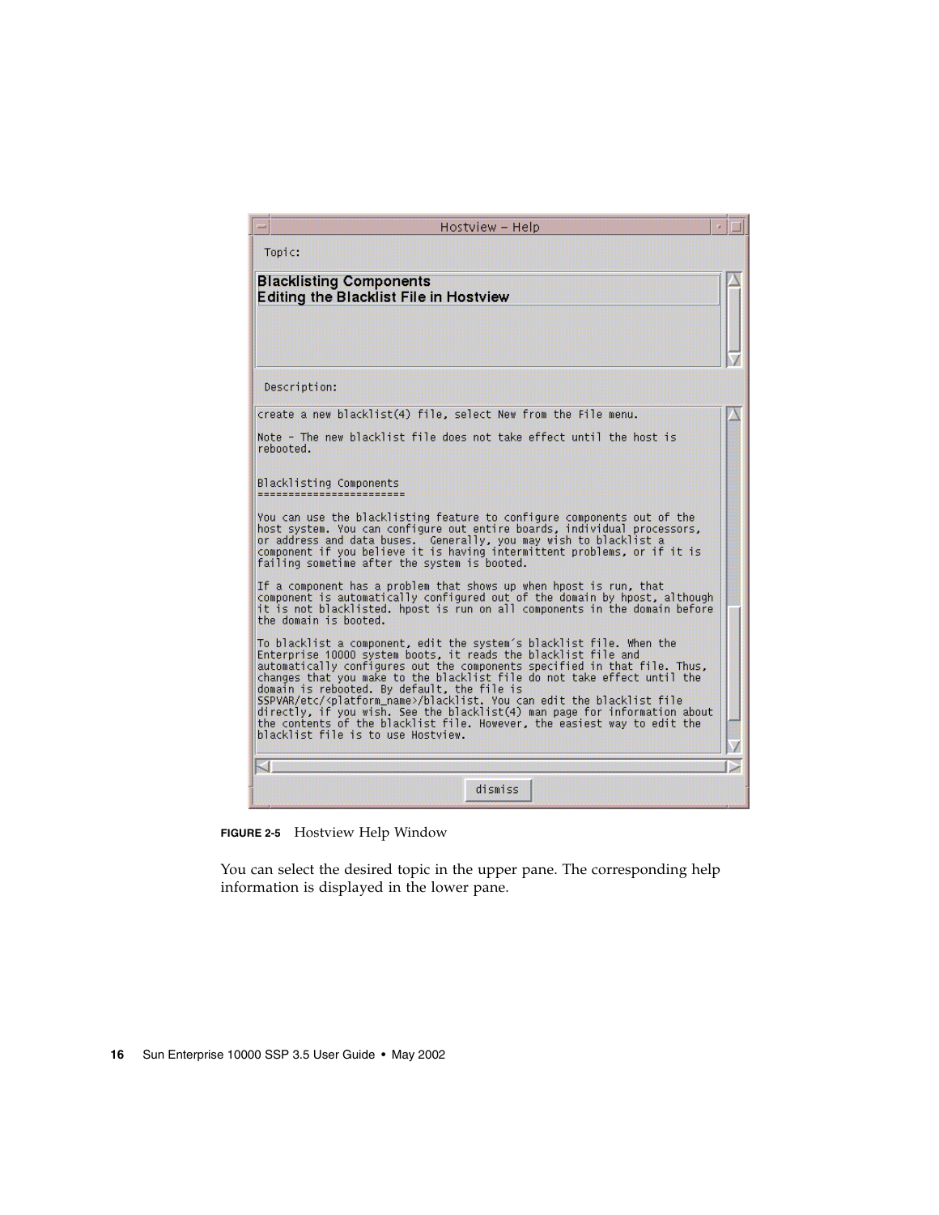FIGURE 2-5 Hostview Help Window

You can select the desired topic in the upper pane. The corresponding help information is displayed in the lower pane.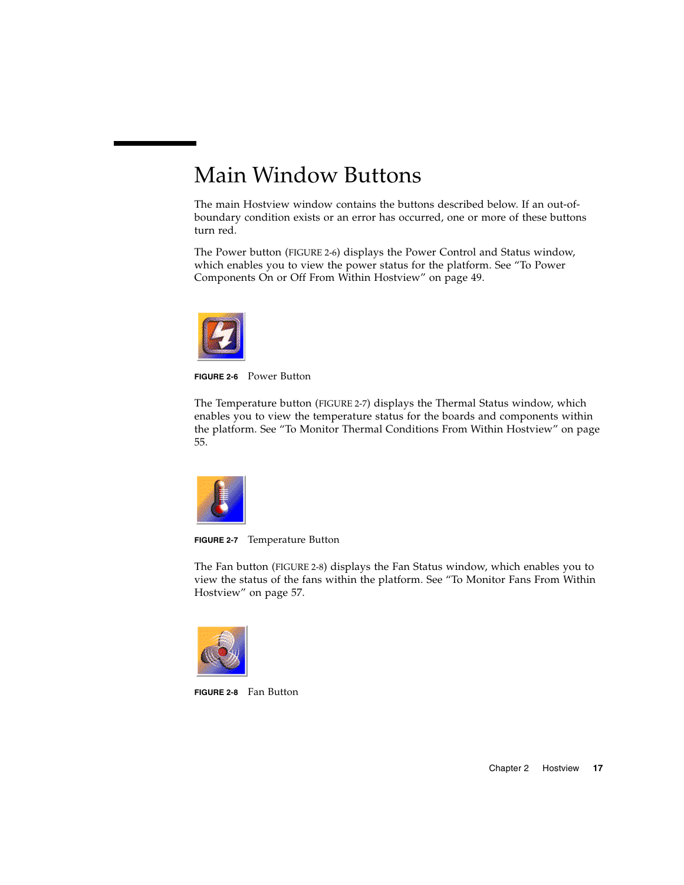# Main Window Buttons

The main Hostview window contains the buttons described below. If an out-of-boundary condition exists or an error has occurred, one or more of these buttons turn red.

The Power button (FIGURE 2-6) displays the Power Control and Status window, which enables you to view the power status for the platform. See "To Power Components On or Off From Within Hostview" on page 49.

**FIGURE 2-6** Power Button

The Temperature button (FIGURE 2-7) displays the Thermal Status window, which enables you to view the temperature status for the boards and components within the platform. See "To Monitor Thermal Conditions From Within Hostview" on page 55.

**FIGURE 2-7** Temperature Button

The Fan button (FIGURE 2-8) displays the Fan Status window, which enables you to view the status of the fans within the platform. See "To Monitor Fans From Within Hostview" on page 57.

**FIGURE 2-8** Fan Button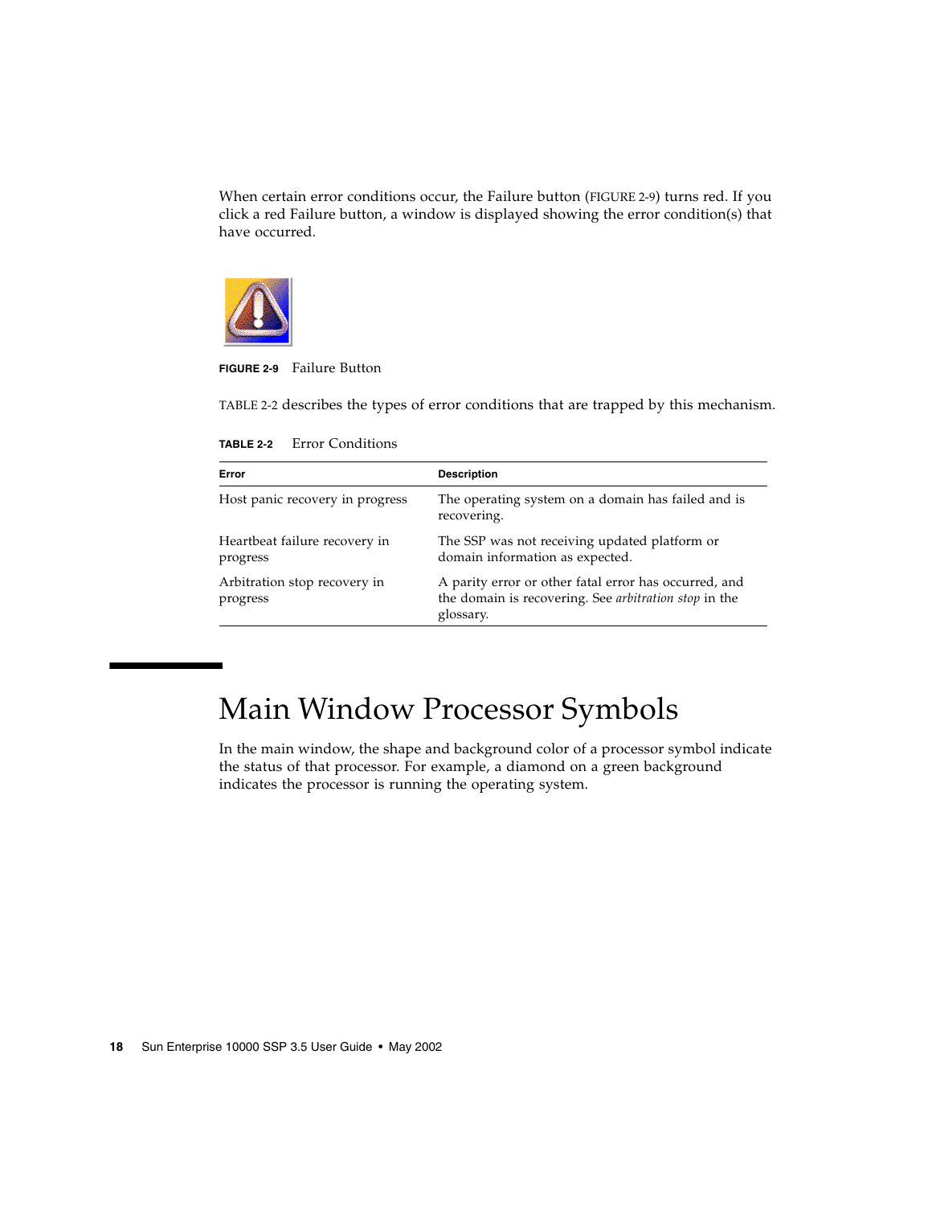When certain error conditions occur, the Failure button (FIGURE 2-9) turns red. If you click a red Failure button, a window is displayed showing the error condition(s) that have occurred.

**FIGURE 2-9** Failure Button

TABLE 2-2 describes the types of error conditions that are trapped by this mechanism.

**TABLE 2-2** Error Conditions

| Error | Description |
|---|---|
| Host panic recovery in progress | The operating system on a domain has failed and is recovering. |
| Heartbeat failure recovery in progress | The SSP was not receiving updated platform or domain information as expected. |
| Arbitration stop recovery in progress | A parity error or other fatal error has occurred, and the domain is recovering. See *arbitration stop* in the glossary. |

# Main Window Processor Symbols

In the main window, the shape and background color of a processor symbol indicate the status of that processor. For example, a diamond on a green background indicates the processor is running the operating system.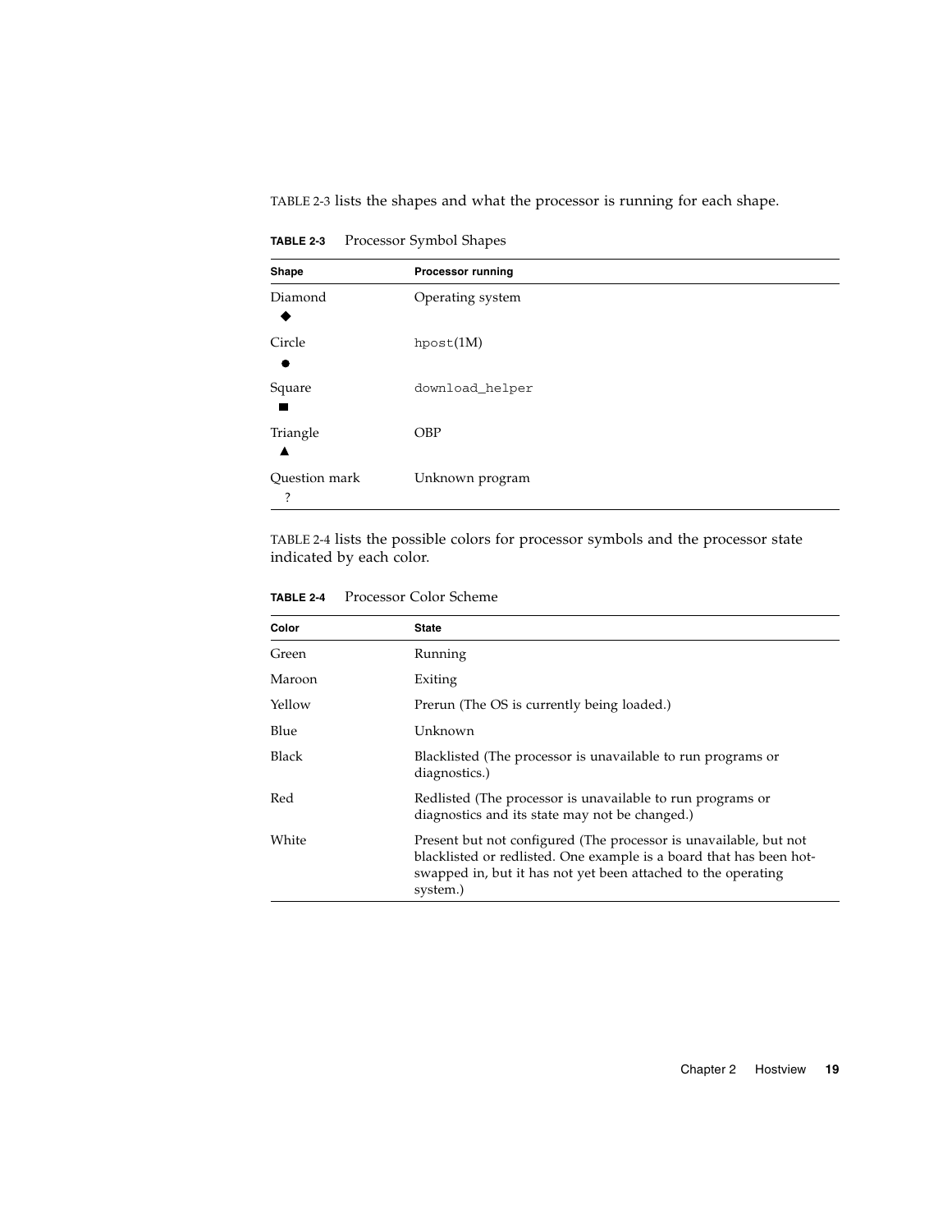TABLE 2-3 lists the shapes and what the processor is running for each shape.

**TABLE 2-3** Processor Symbol Shapes

| Shape | Processor running |
| --- | --- |
| Diamond ◆ | Operating system |
| Circle ● | `hpost`(1M) |
| Square ■ | `download_helper` |
| Triangle ▲ | OBP |
| Question mark ? | Unknown program |

TABLE 2-4 lists the possible colors for processor symbols and the processor state indicated by each color.

**TABLE 2-4** Processor Color Scheme

| Color | State |
| --- | --- |
| Green | Running |
| Maroon | Exiting |
| Yellow | Prerun (The OS is currently being loaded.) |
| Blue | Unknown |
| Black | Blacklisted (The processor is unavailable to run programs or diagnostics.) |
| Red | Redlisted (The processor is unavailable to run programs or diagnostics and its state may not be changed.) |
| White | Present but not configured (The processor is unavailable, but not blacklisted or redlisted. One example is a board that has been hot-swapped in, but it has not yet been attached to the operating system.) |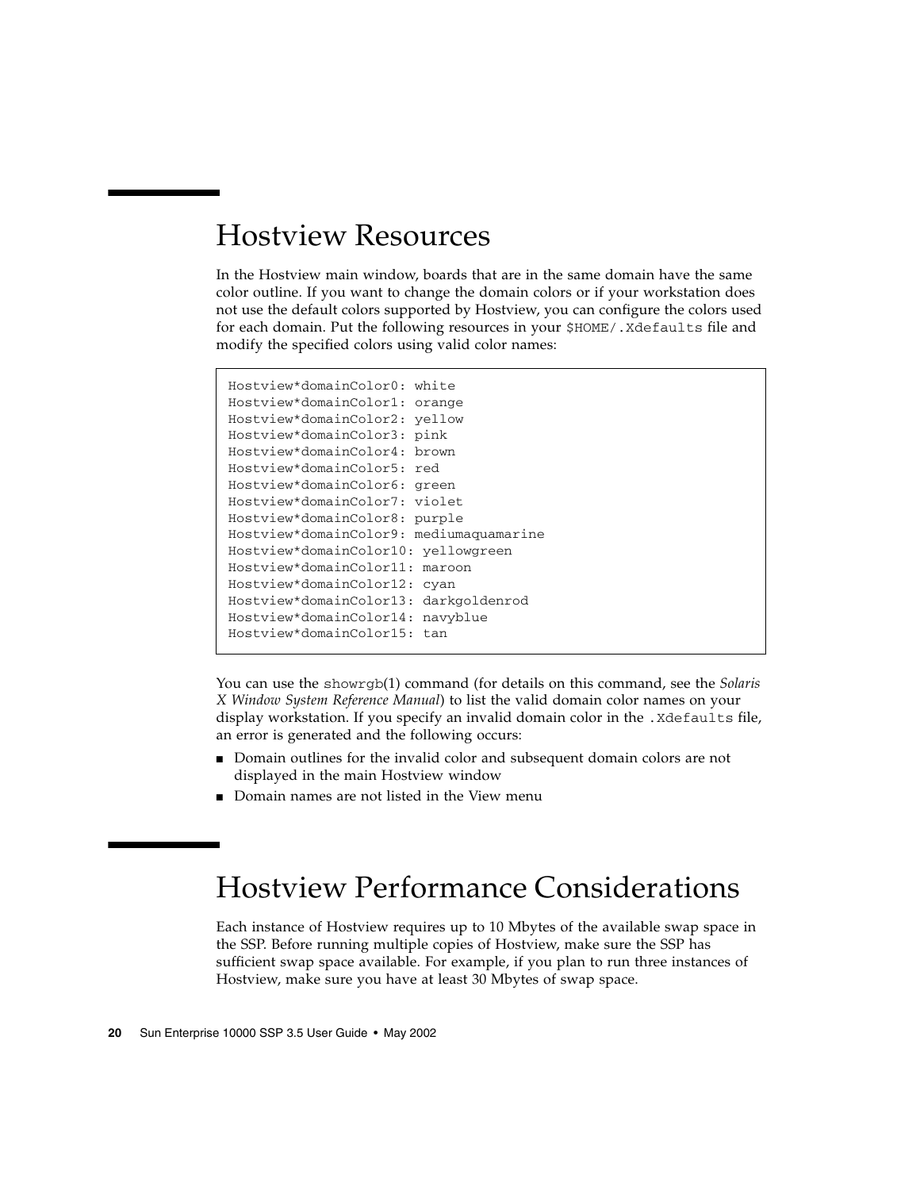## Hostview Resources

In the Hostview main window, boards that are in the same domain have the same color outline. If you want to change the domain colors or if your workstation does not use the default colors supported by Hostview, you can configure the colors used for each domain. Put the following resources in your `$HOME/.Xdefaults` file and modify the specified colors using valid color names:

```
Hostview*domainColor0: white
Hostview*domainColor1: orange
Hostview*domainColor2: yellow
Hostview*domainColor3: pink
Hostview*domainColor4: brown
Hostview*domainColor5: red
Hostview*domainColor6: green
Hostview*domainColor7: violet
Hostview*domainColor8: purple
Hostview*domainColor9: mediumaquamarine
Hostview*domainColor10: yellowgreen
Hostview*domainColor11: maroon
Hostview*domainColor12: cyan
Hostview*domainColor13: darkgoldenrod
Hostview*domainColor14: navyblue
Hostview*domainColor15: tan
```

You can use the `showrgb`(1) command (for details on this command, see the *Solaris X Window System Reference Manual*) to list the valid domain color names on your display workstation. If you specify an invalid domain color in the `.Xdefaults` file, an error is generated and the following occurs:

- Domain outlines for the invalid color and subsequent domain colors are not displayed in the main Hostview window
- Domain names are not listed in the View menu

## Hostview Performance Considerations

Each instance of Hostview requires up to 10 Mbytes of the available swap space in the SSP. Before running multiple copies of Hostview, make sure the SSP has sufficient swap space available. For example, if you plan to run three instances of Hostview, make sure you have at least 30 Mbytes of swap space.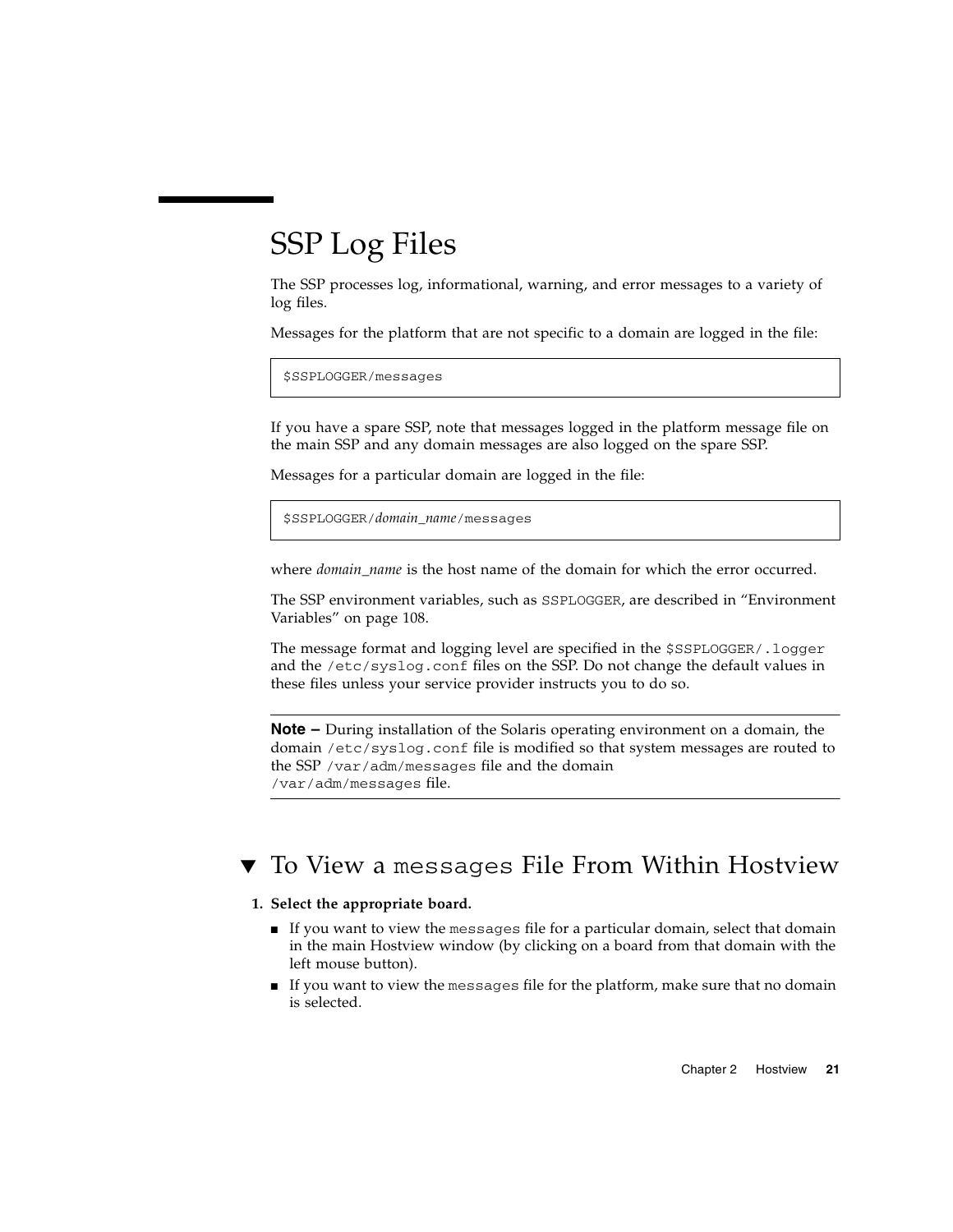# SSP Log Files

The SSP processes log, informational, warning, and error messages to a variety of log files.

Messages for the platform that are not specific to a domain are logged in the file:

```
$SSPLOGGER/messages
```

If you have a spare SSP, note that messages logged in the platform message file on the main SSP and any domain messages are also logged on the spare SSP.

Messages for a particular domain are logged in the file:

```
$SSPLOGGER/domain_name/messages
```

where *domain_name* is the host name of the domain for which the error occurred.

The SSP environment variables, such as `SSPLOGGER`, are described in "Environment Variables" on page 108.

The message format and logging level are specified in the `$SSPLOGGER/.logger` and the `/etc/syslog.conf` files on the SSP. Do not change the default values in these files unless your service provider instructs you to do so.

---

**Note –** During installation of the Solaris operating environment on a domain, the domain `/etc/syslog.conf` file is modified so that system messages are routed to the SSP `/var/adm/messages` file and the domain `/var/adm/messages` file.

---

## ▼ To View a `messages` File From Within Hostview

1. **Select the appropriate board.**
   - If you want to view the `messages` file for a particular domain, select that domain in the main Hostview window (by clicking on a board from that domain with the left mouse button).
   - If you want to view the `messages` file for the platform, make sure that no domain is selected.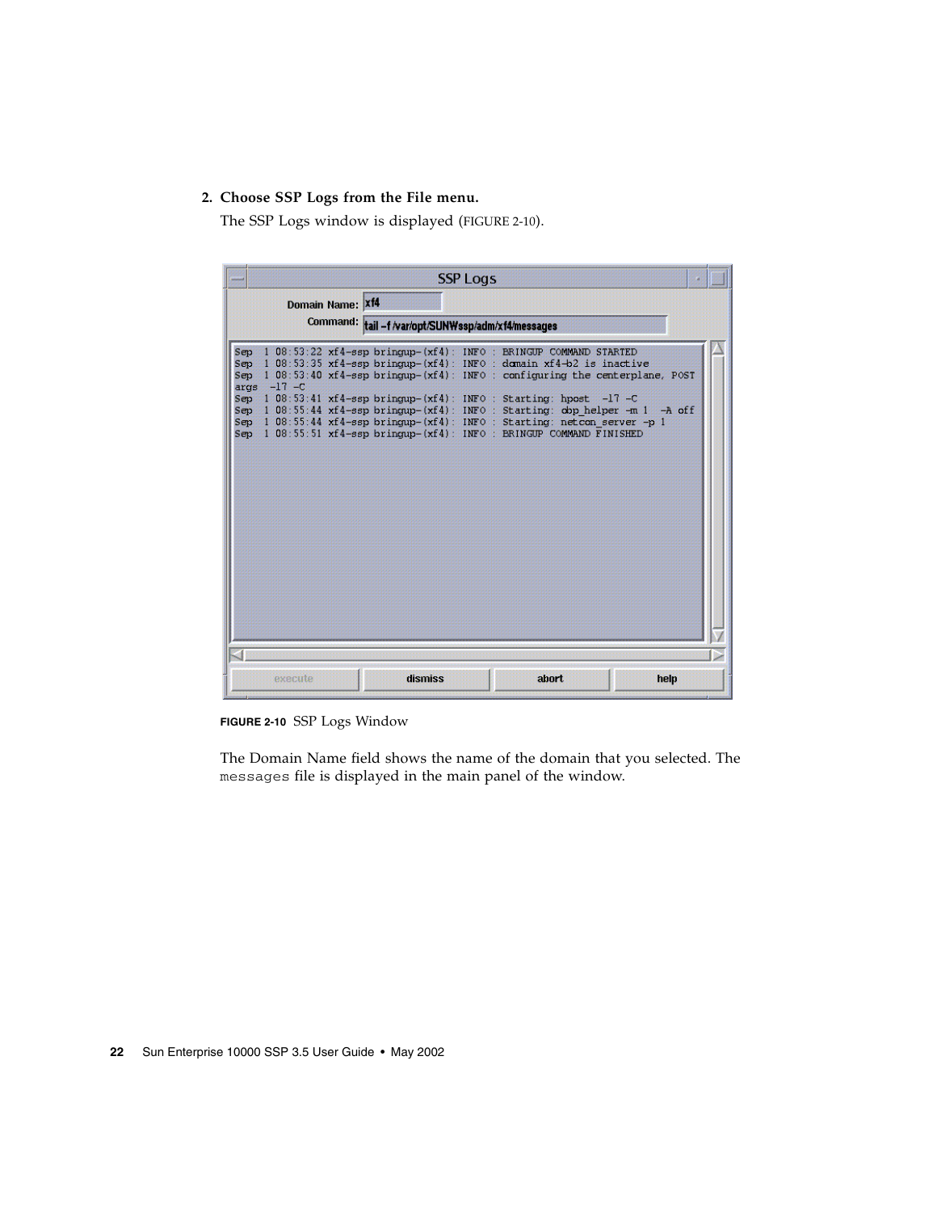2. **Choose SSP Logs from the File menu.**

   The SSP Logs window is displayed (FIGURE 2-10).

**FIGURE 2-10** SSP Logs Window

The Domain Name field shows the name of the domain that you selected. The `messages` file is displayed in the main panel of the window.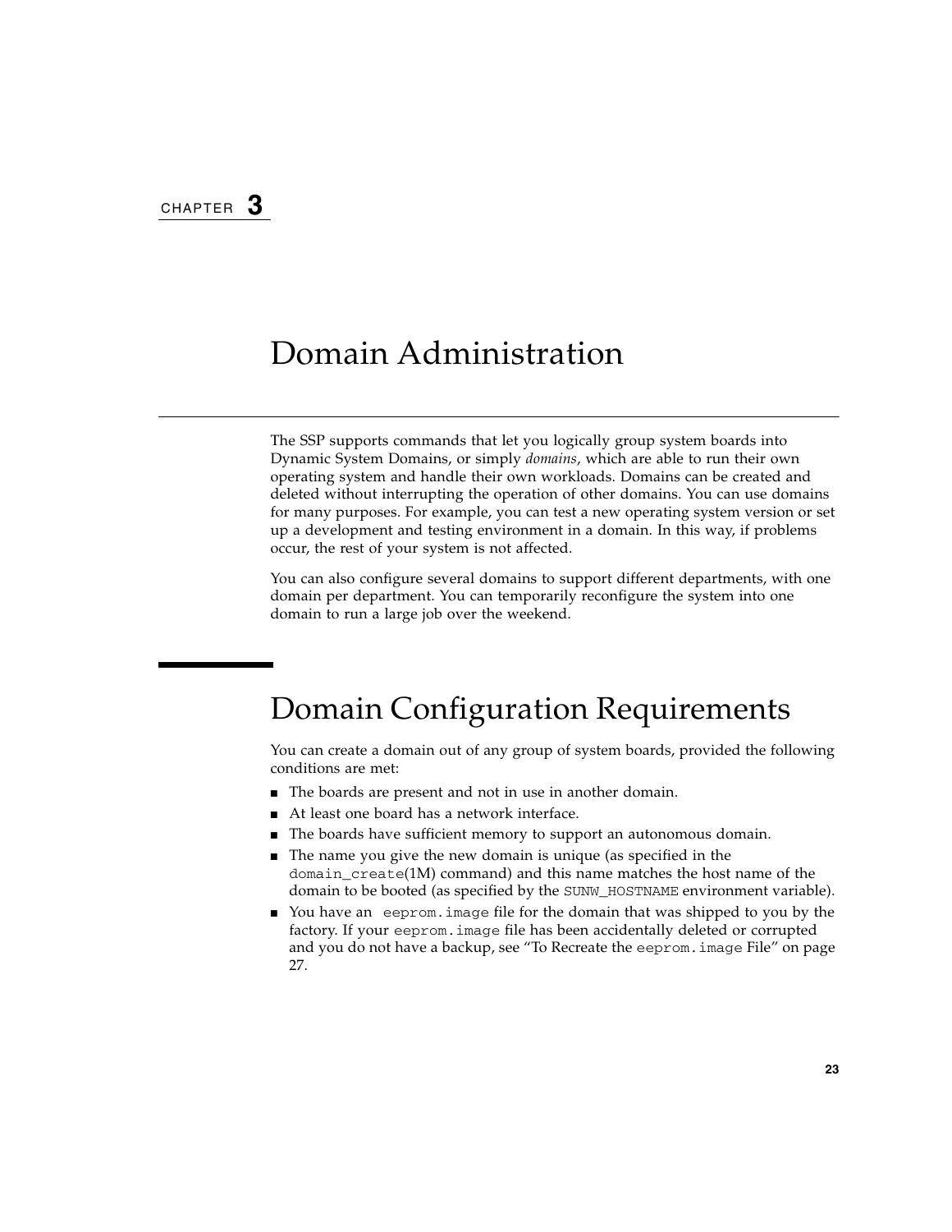CHAPTER 3

# Domain Administration

The SSP supports commands that let you logically group system boards into Dynamic System Domains, or simply *domains*, which are able to run their own operating system and handle their own workloads. Domains can be created and deleted without interrupting the operation of other domains. You can use domains for many purposes. For example, you can test a new operating system version or set up a development and testing environment in a domain. In this way, if problems occur, the rest of your system is not affected.

You can also configure several domains to support different departments, with one domain per department. You can temporarily reconfigure the system into one domain to run a large job over the weekend.

## Domain Configuration Requirements

You can create a domain out of any group of system boards, provided the following conditions are met:

- The boards are present and not in use in another domain.
- At least one board has a network interface.
- The boards have sufficient memory to support an autonomous domain.
- The name you give the new domain is unique (as specified in the `domain_create`(1M) command) and this name matches the host name of the domain to be booted (as specified by the `SUNW_HOSTNAME` environment variable).
- You have an `eeprom.image` file for the domain that was shipped to you by the factory. If your `eeprom.image` file has been accidentally deleted or corrupted and you do not have a backup, see "To Recreate the `eeprom.image` File" on page 27.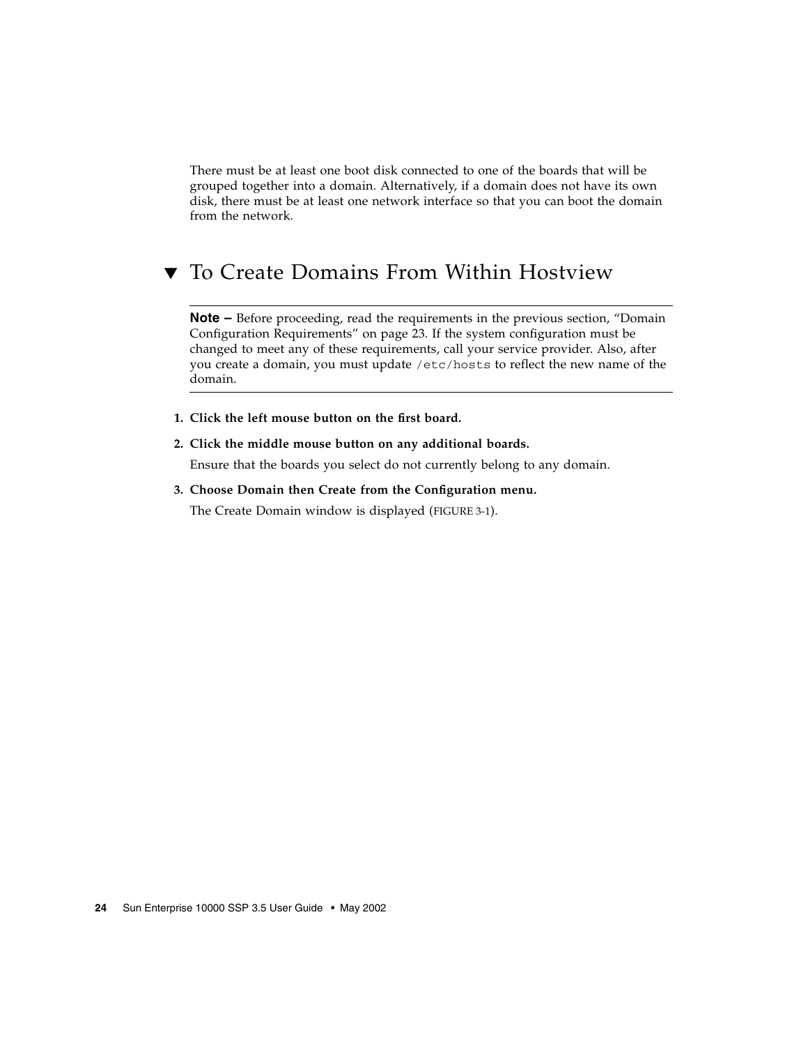There must be at least one boot disk connected to one of the boards that will be grouped together into a domain. Alternatively, if a domain does not have its own disk, there must be at least one network interface so that you can boot the domain from the network.

## ▼ To Create Domains From Within Hostview

---

**Note –** Before proceeding, read the requirements in the previous section, "Domain Configuration Requirements" on page 23. If the system configuration must be changed to meet any of these requirements, call your service provider. Also, after you create a domain, you must update `/etc/hosts` to reflect the new name of the domain.

---

1. **Click the left mouse button on the first board.**
2. **Click the middle mouse button on any additional boards.**

   Ensure that the boards you select do not currently belong to any domain.

3. **Choose Domain then Create from the Configuration menu.**

   The Create Domain window is displayed (FIGURE 3-1).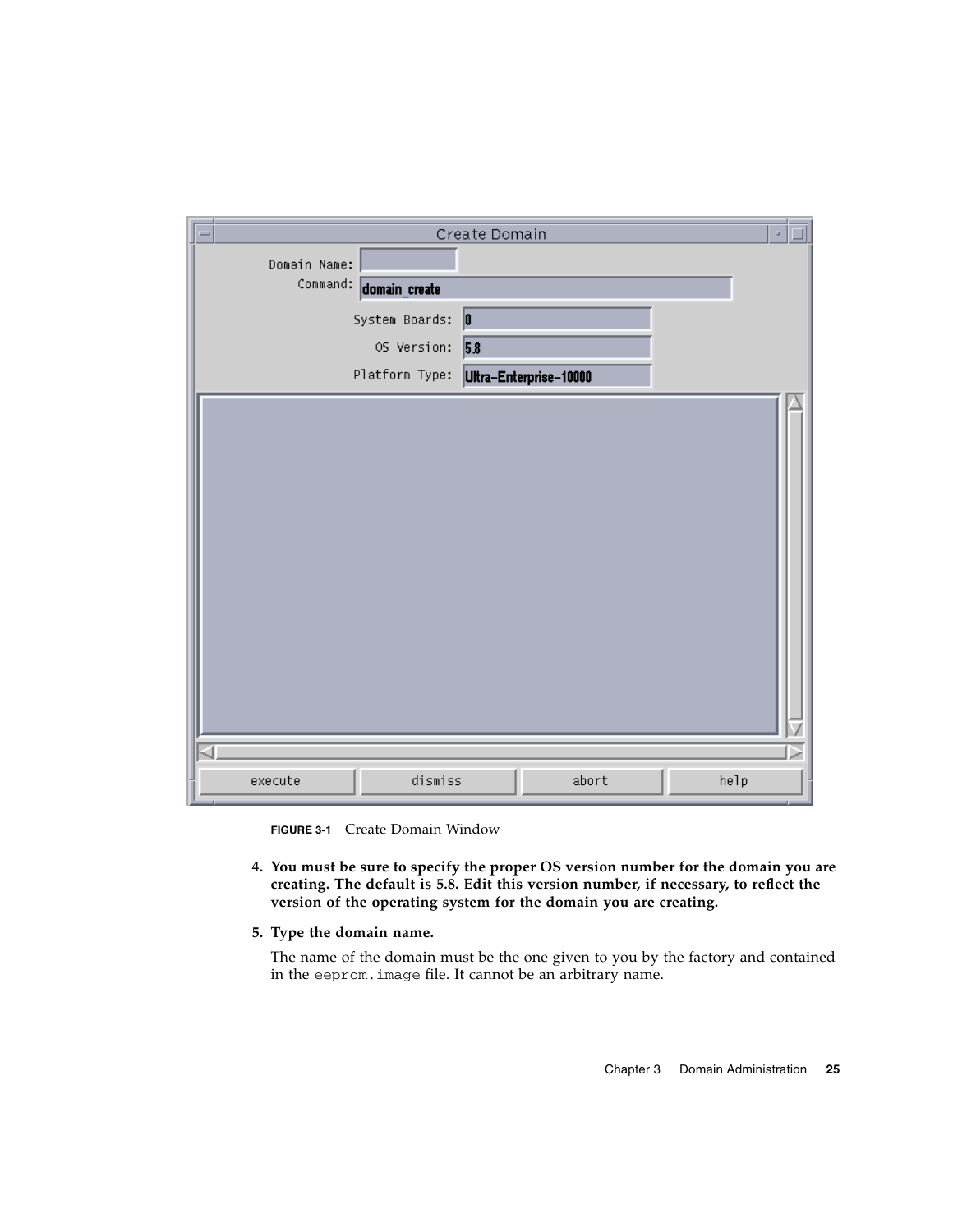**FIGURE 3-1** Create Domain Window

4. **You must be sure to specify the proper OS version number for the domain you are creating. The default is 5.8. Edit this version number, if necessary, to reflect the version of the operating system for the domain you are creating.**

5. **Type the domain name.**

   The name of the domain must be the one given to you by the factory and contained in the `eeprom.image` file. It cannot be an arbitrary name.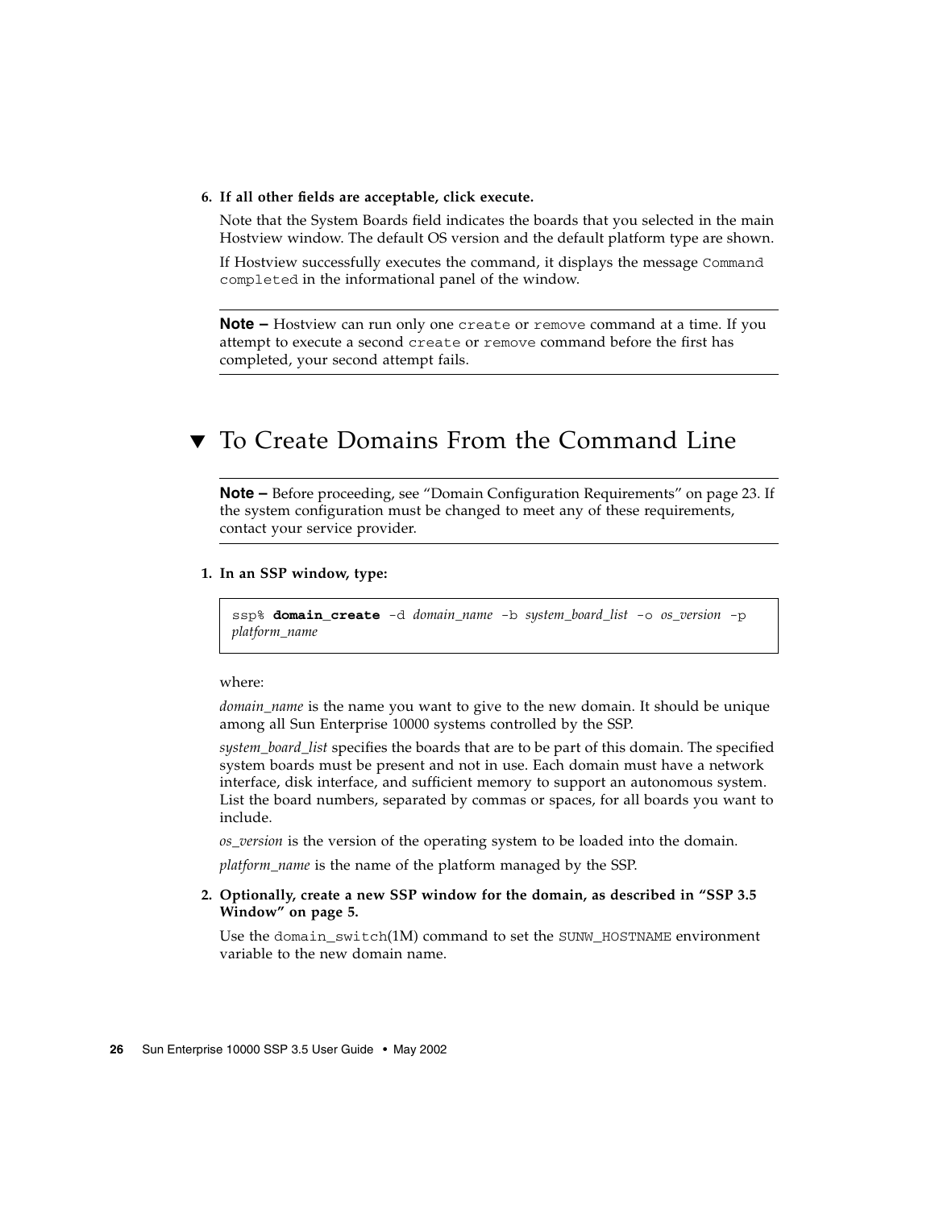6. **If all other fields are acceptable, click execute.**

   Note that the System Boards field indicates the boards that you selected in the main Hostview window. The default OS version and the default platform type are shown.

   If Hostview successfully executes the command, it displays the message `Command completed` in the informational panel of the window.

---

**Note –** Hostview can run only one `create` or `remove` command at a time. If you attempt to execute a second `create` or `remove` command before the first has completed, your second attempt fails.

---

## ▼ To Create Domains From the Command Line

---

**Note –** Before proceeding, see "Domain Configuration Requirements" on page 23. If the system configuration must be changed to meet any of these requirements, contact your service provider.

---

1. **In an SSP window, type:**

```
ssp% domain_create -d domain_name -b system_board_list -o os_version -p
platform_name
```

   where:

   *domain_name* is the name you want to give to the new domain. It should be unique among all Sun Enterprise 10000 systems controlled by the SSP.

   *system_board_list* specifies the boards that are to be part of this domain. The specified system boards must be present and not in use. Each domain must have a network interface, disk interface, and sufficient memory to support an autonomous system. List the board numbers, separated by commas or spaces, for all boards you want to include.

   *os_version* is the version of the operating system to be loaded into the domain.

   *platform_name* is the name of the platform managed by the SSP.

2. **Optionally, create a new SSP window for the domain, as described in "SSP 3.5 Window" on page 5.**

   Use the `domain_switch`(1M) command to set the `SUNW_HOSTNAME` environment variable to the new domain name.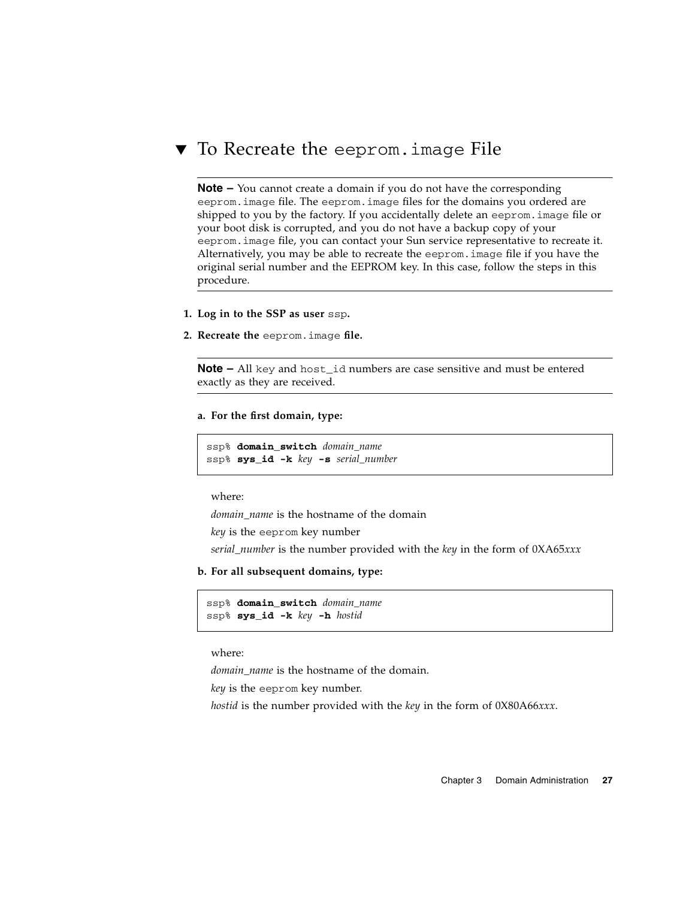### ▼ To Recreate the `eeprom.image` File

---

**Note –** You cannot create a domain if you do not have the corresponding `eeprom.image` file. The `eeprom.image` files for the domains you ordered are shipped to you by the factory. If you accidentally delete an `eeprom.image` file or your boot disk is corrupted, and you do not have a backup copy of your `eeprom.image` file, you can contact your Sun service representative to recreate it. Alternatively, you may be able to recreate the `eeprom.image` file if you have the original serial number and the EEPROM key. In this case, follow the steps in this procedure.

---

1. **Log in to the SSP as user** `ssp`**.**
2. **Recreate the** `eeprom.image` **file.**

---

**Note –** All `key` and `host_id` numbers are case sensitive and must be entered exactly as they are received.

---

**a. For the first domain, type:**

```
ssp% domain_switch domain_name
ssp% sys_id -k key -s serial_number
```

where:

*domain_name* is the hostname of the domain

*key* is the `eeprom` key number

*serial_number* is the number provided with the *key* in the form of 0XA65*xxx*

**b. For all subsequent domains, type:**

```
ssp% domain_switch domain_name
ssp% sys_id -k key -h hostid
```

where:

*domain_name* is the hostname of the domain.

*key* is the `eeprom` key number.

*hostid* is the number provided with the *key* in the form of 0X80A66*xxx*.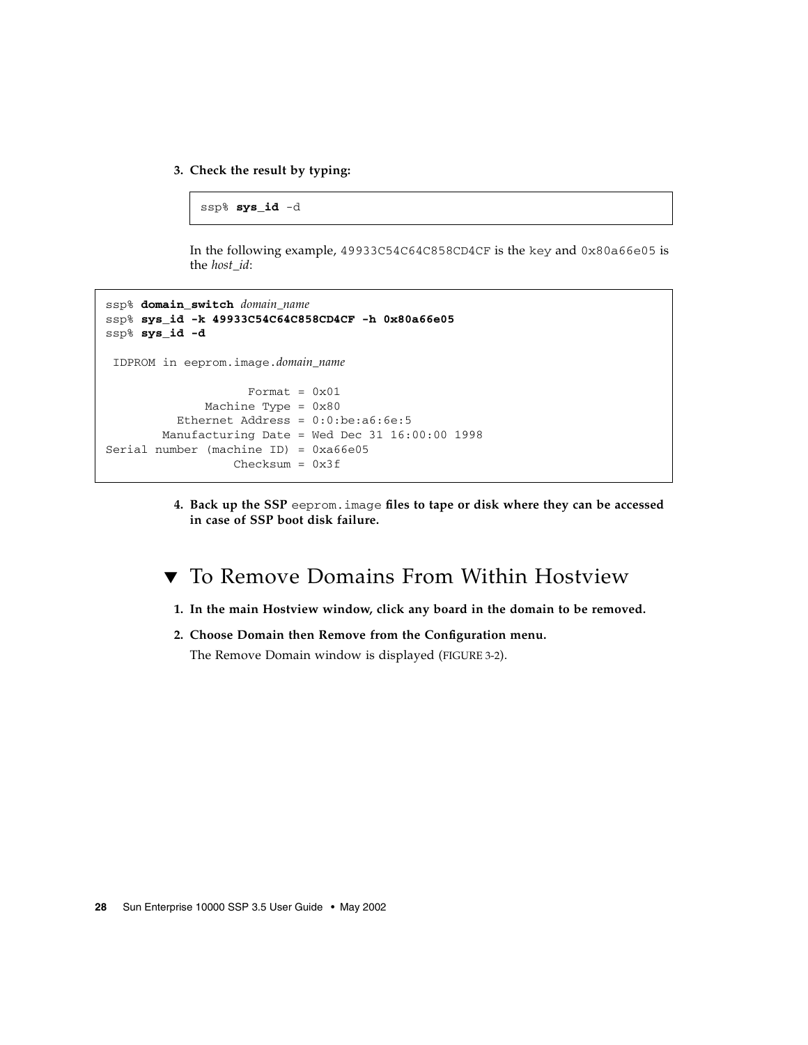3. **Check the result by typing:**

```
ssp% sys_id -d
```

In the following example, `49933C54C64C858CD4CF` is the `key` and `0x80a66e05` is the *host_id*:

```
ssp% domain_switch domain_name
ssp% sys_id -k 49933C54C64C858CD4CF -h 0x80a66e05
ssp% sys_id -d

 IDPROM in eeprom.image.domain_name

                   Format = 0x01
             Machine Type = 0x80
         Ethernet Address = 0:0:be:a6:6e:5
       Manufacturing Date = Wed Dec 31 16:00:00 1998
Serial number (machine ID) = 0xa66e05
                 Checksum = 0x3f
```

4. **Back up the SSP `eeprom.image` files to tape or disk where they can be accessed in case of SSP boot disk failure.**

## ▼ To Remove Domains From Within Hostview

1. **In the main Hostview window, click any board in the domain to be removed.**
2. **Choose Domain then Remove from the Configuration menu.**

   The Remove Domain window is displayed (FIGURE 3-2).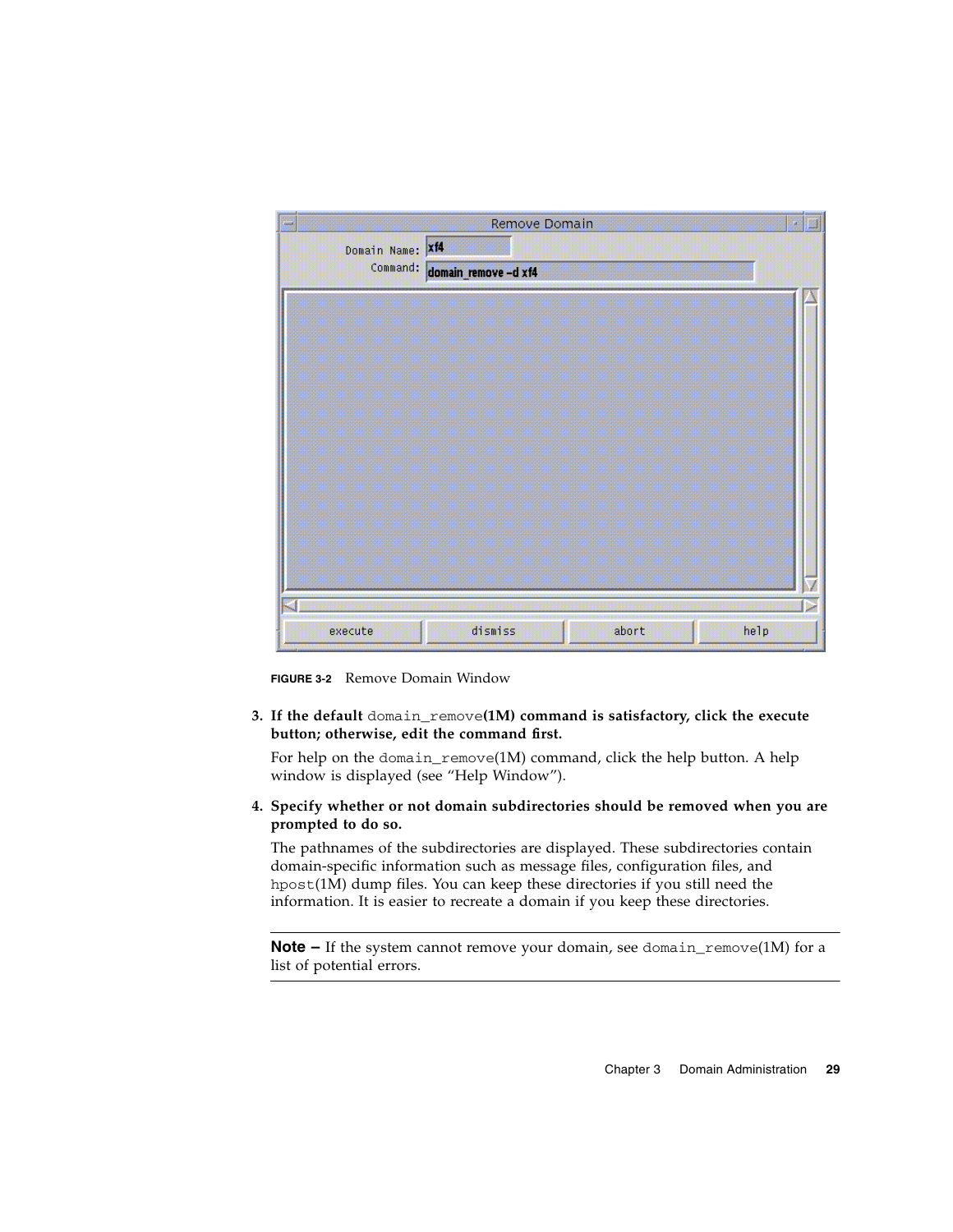FIGURE 3-2 Remove Domain Window

3. **If the default** `domain_remove`**(1M) command is satisfactory, click the execute button; otherwise, edit the command first.**

   For help on the `domain_remove`(1M) command, click the help button. A help window is displayed (see "Help Window").

4. **Specify whether or not domain subdirectories should be removed when you are prompted to do so.**

   The pathnames of the subdirectories are displayed. These subdirectories contain domain-specific information such as message files, configuration files, and `hpost`(1M) dump files. You can keep these directories if you still need the information. It is easier to recreate a domain if you keep these directories.

---

**Note –** If the system cannot remove your domain, see `domain_remove`(1M) for a list of potential errors.

---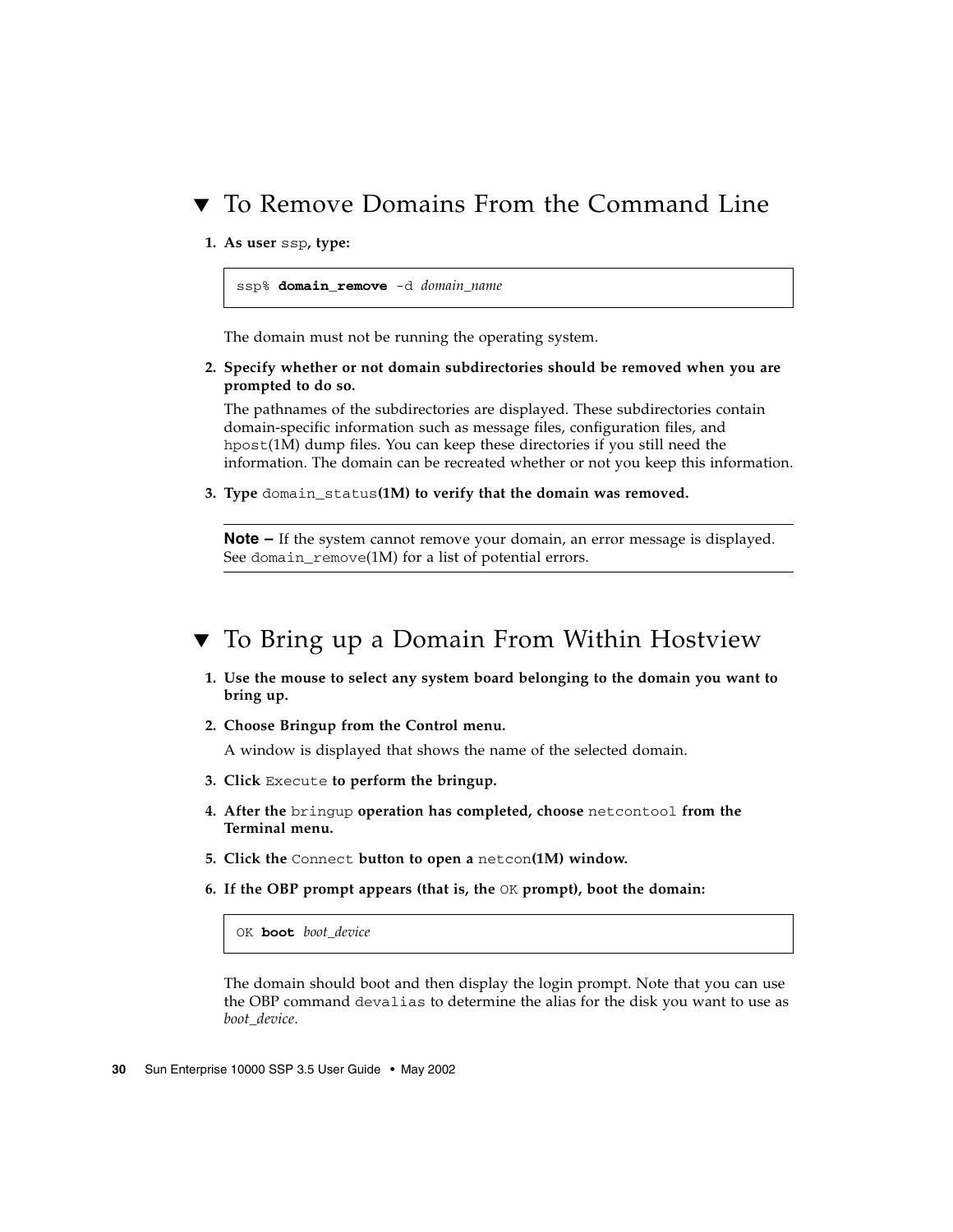## ▼ To Remove Domains From the Command Line

1. **As user** `ssp`**, type:**

```
ssp% domain_remove -d domain_name
```

   The domain must not be running the operating system.

2. **Specify whether or not domain subdirectories should be removed when you are prompted to do so.**

   The pathnames of the subdirectories are displayed. These subdirectories contain domain-specific information such as message files, configuration files, and `hpost`(1M) dump files. You can keep these directories if you still need the information. The domain can be recreated whether or not you keep this information.

3. **Type** `domain_status`**(1M) to verify that the domain was removed.**

---

**Note –** If the system cannot remove your domain, an error message is displayed. See `domain_remove`(1M) for a list of potential errors.

---

## ▼ To Bring up a Domain From Within Hostview

1. **Use the mouse to select any system board belonging to the domain you want to bring up.**

2. **Choose Bringup from the Control menu.**

   A window is displayed that shows the name of the selected domain.

3. **Click** `Execute` **to perform the bringup.**

4. **After the** `bringup` **operation has completed, choose** `netcontool` **from the Terminal menu.**

5. **Click the** `Connect` **button to open a** `netcon`**(1M) window.**

6. **If the OBP prompt appears (that is, the** `OK` **prompt), boot the domain:**

```
OK boot boot_device
```

   The domain should boot and then display the login prompt. Note that you can use the OBP command `devalias` to determine the alias for the disk you want to use as *boot_device*.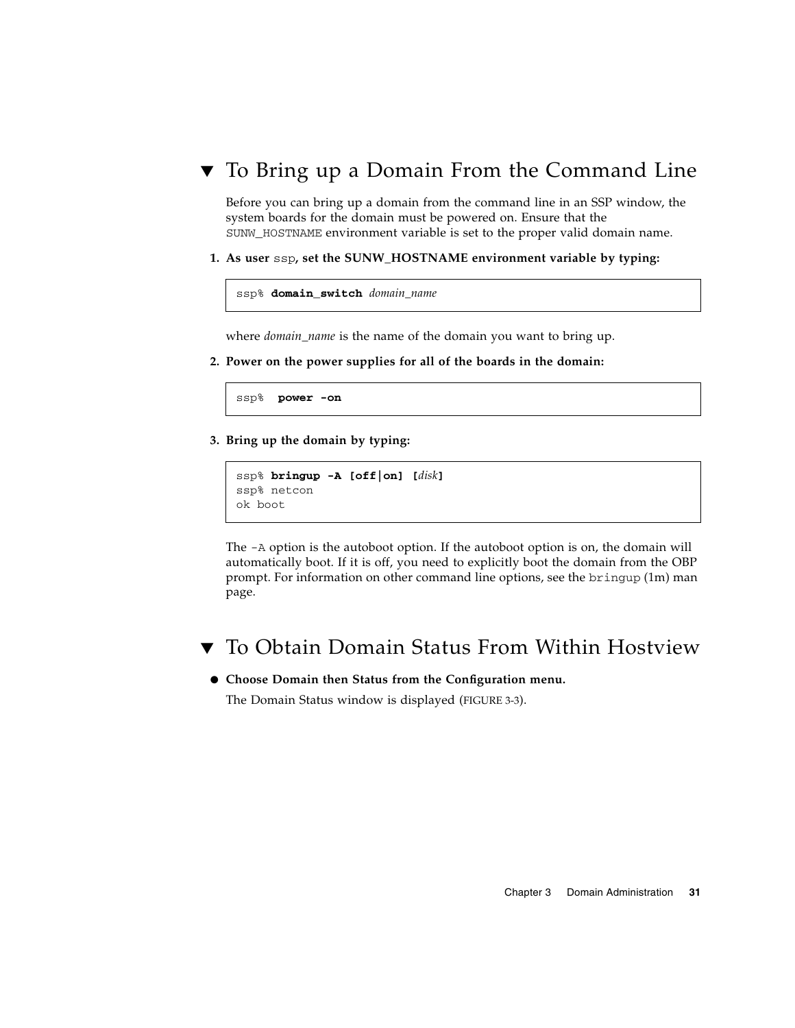## ▼ To Bring up a Domain From the Command Line

Before you can bring up a domain from the command line in an SSP window, the system boards for the domain must be powered on. Ensure that the `SUNW_HOSTNAME` environment variable is set to the proper valid domain name.

1. **As user `ssp`, set the SUNW_HOSTNAME environment variable by typing:**

```
ssp% domain_switch domain_name
```

where *domain_name* is the name of the domain you want to bring up.

2. **Power on the power supplies for all of the boards in the domain:**

```
ssp%  power -on
```

3. **Bring up the domain by typing:**

```
ssp% bringup -A [off|on] [disk]
ssp% netcon
ok boot
```

The `-A` option is the autoboot option. If the autoboot option is on, the domain will automatically boot. If it is off, you need to explicitly boot the domain from the OBP prompt. For information on other command line options, see the `bringup` (1m) man page.

## ▼ To Obtain Domain Status From Within Hostview

- **Choose Domain then Status from the Configuration menu.**

  The Domain Status window is displayed (FIGURE 3-3).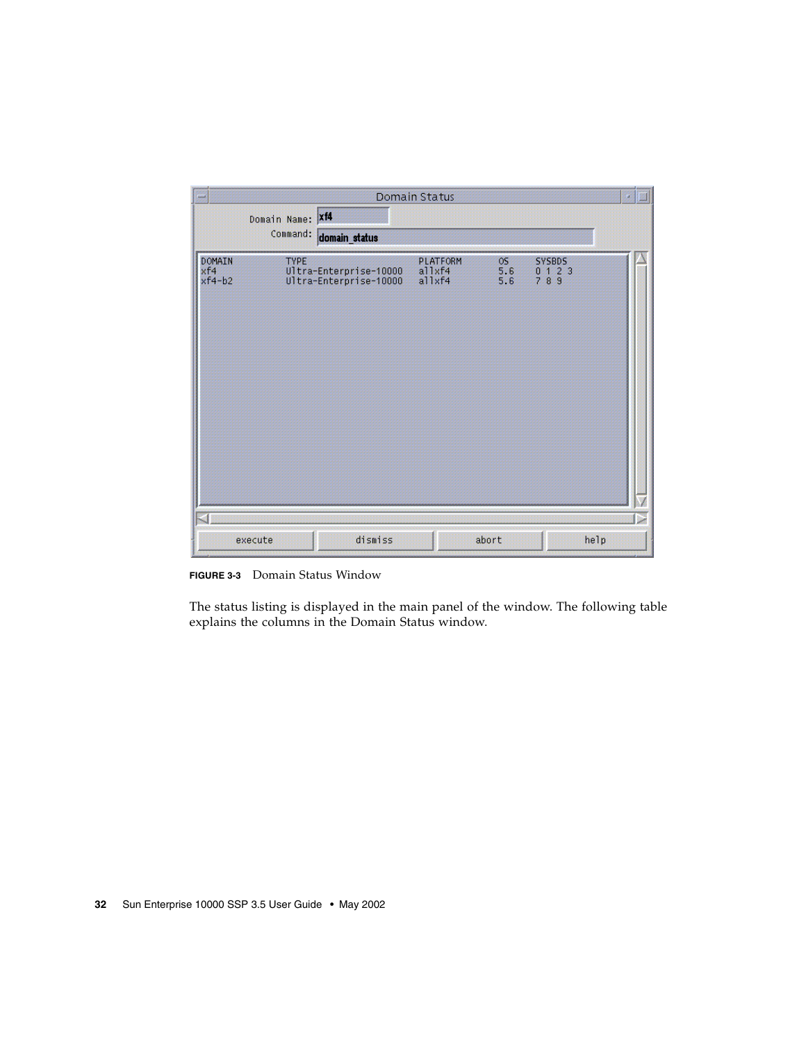**FIGURE 3-3** Domain Status Window

The status listing is displayed in the main panel of the window. The following table explains the columns in the Domain Status window.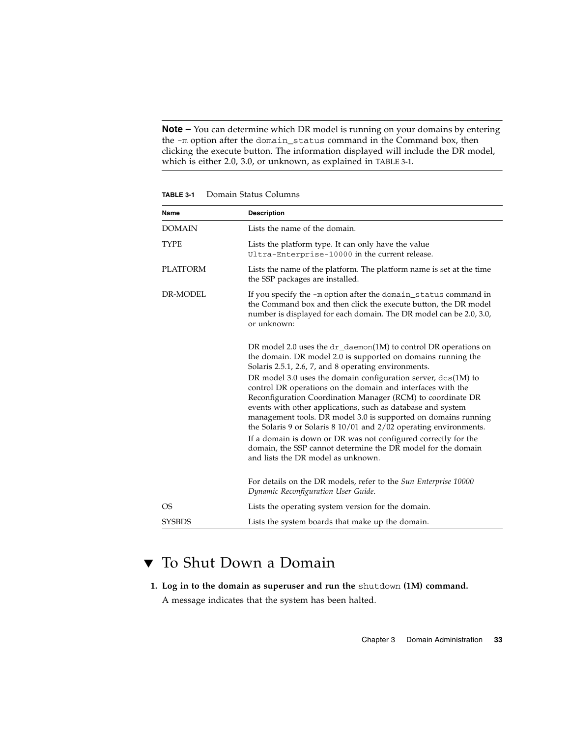---

**Note –** You can determine which DR model is running on your domains by entering the `-m` option after the `domain_status` command in the Command box, then clicking the execute button. The information displayed will include the DR model, which is either 2.0, 3.0, or unknown, as explained in TABLE 3-1.

---

**TABLE 3-1** Domain Status Columns

| Name | Description |
|---|---|
| DOMAIN | Lists the name of the domain. |
| TYPE | Lists the platform type. It can only have the value `Ultra-Enterprise-10000` in the current release. |
| PLATFORM | Lists the name of the platform. The platform name is set at the time the SSP packages are installed. |
| DR-MODEL | If you specify the `-m` option after the `domain_status` command in the Command box and then click the execute button, the DR model number is displayed for each domain. The DR model can be 2.0, 3.0, or unknown:<br><br>DR model 2.0 uses the `dr_daemon`(1M) to control DR operations on the domain. DR model 2.0 is supported on domains running the Solaris 2.5.1, 2.6, 7, and 8 operating environments.<br>DR model 3.0 uses the domain configuration server, `dcs`(1M) to control DR operations on the domain and interfaces with the Reconfiguration Coordination Manager (RCM) to coordinate DR events with other applications, such as database and system management tools. DR model 3.0 is supported on domains running the Solaris 9 or Solaris 8 10/01 and 2/02 operating environments.<br>If a domain is down or DR was not configured correctly for the domain, the SSP cannot determine the DR model for the domain and lists the DR model as unknown.<br><br>For details on the DR models, refer to the *Sun Enterprise 10000 Dynamic Reconfiguration User Guide*. |
| OS | Lists the operating system version for the domain. |
| SYSBDS | Lists the system boards that make up the domain. |

## ▼ To Shut Down a Domain

1. **Log in to the domain as superuser and run the `shutdown` (1M) command.**

   A message indicates that the system has been halted.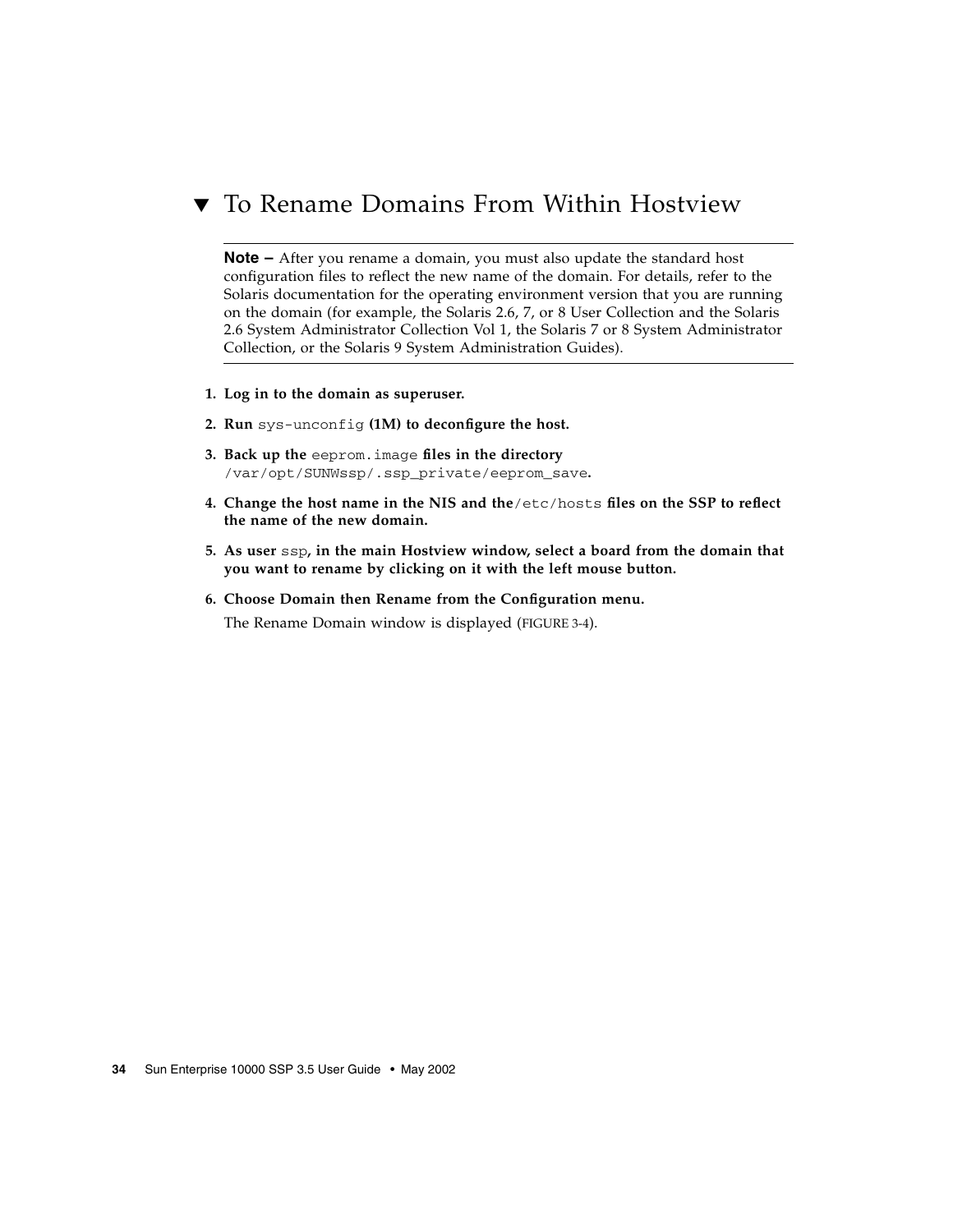## ▼ To Rename Domains From Within Hostview

---

**Note –** After you rename a domain, you must also update the standard host configuration files to reflect the new name of the domain. For details, refer to the Solaris documentation for the operating environment version that you are running on the domain (for example, the Solaris 2.6, 7, or 8 User Collection and the Solaris 2.6 System Administrator Collection Vol 1, the Solaris 7 or 8 System Administrator Collection, or the Solaris 9 System Administration Guides).

---

1. **Log in to the domain as superuser.**
2. **Run** `sys-unconfig` **(1M) to deconfigure the host.**
3. **Back up the** `eeprom.image` **files in the directory** `/var/opt/SUNWssp/.ssp_private/eeprom_save`**.**
4. **Change the host name in the NIS and the** `/etc/hosts` **files on the SSP to reflect the name of the new domain.**
5. **As user** `ssp`**, in the main Hostview window, select a board from the domain that you want to rename by clicking on it with the left mouse button.**
6. **Choose Domain then Rename from the Configuration menu.**

   The Rename Domain window is displayed (FIGURE 3-4).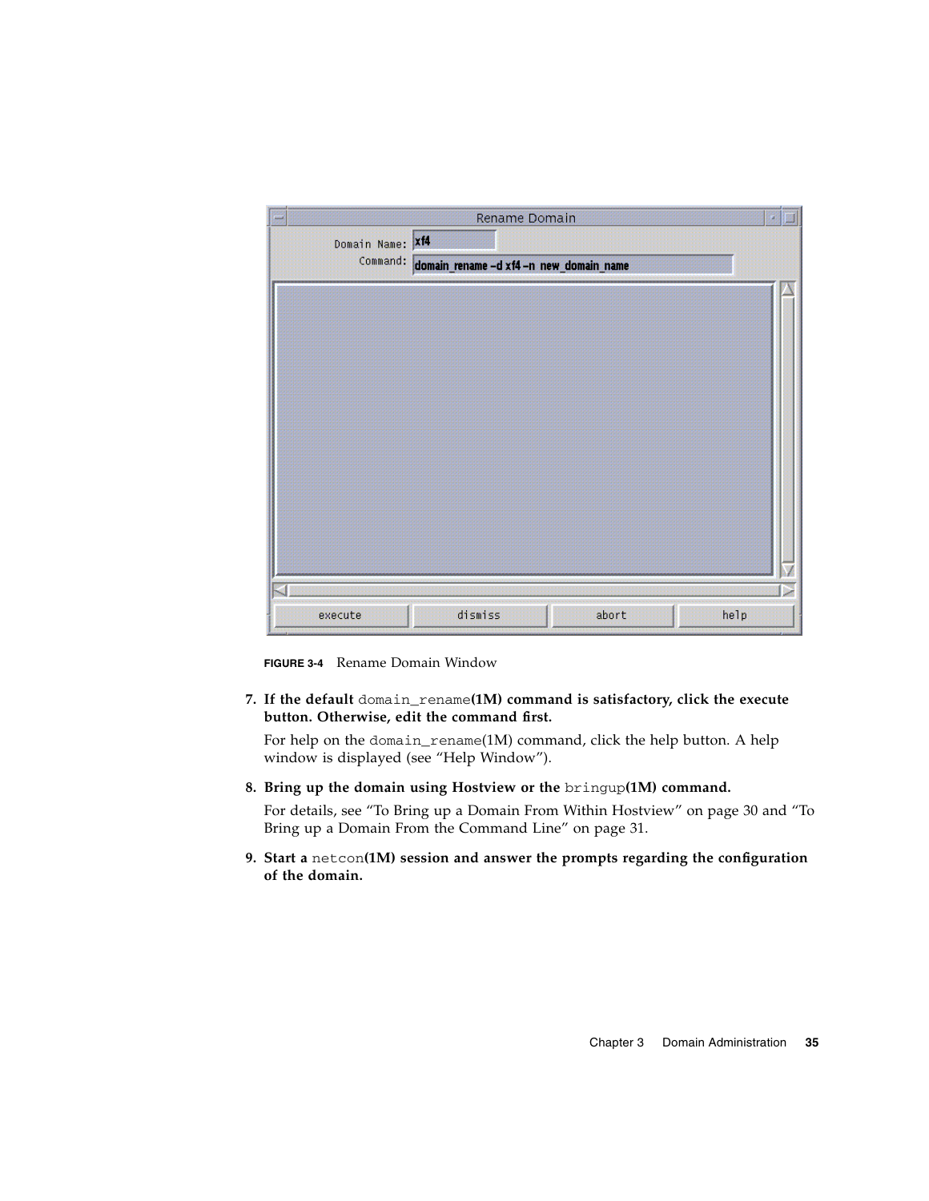FIGURE 3-4 Rename Domain Window

7. **If the default** `domain_rename`**(1M) command is satisfactory, click the execute button. Otherwise, edit the command first.**

   For help on the `domain_rename`(1M) command, click the help button. A help window is displayed (see "Help Window").

8. **Bring up the domain using Hostview or the** `bringup`**(1M) command.**

   For details, see "To Bring up a Domain From Within Hostview" on page 30 and "To Bring up a Domain From the Command Line" on page 31.

9. **Start a** `netcon`**(1M) session and answer the prompts regarding the configuration of the domain.**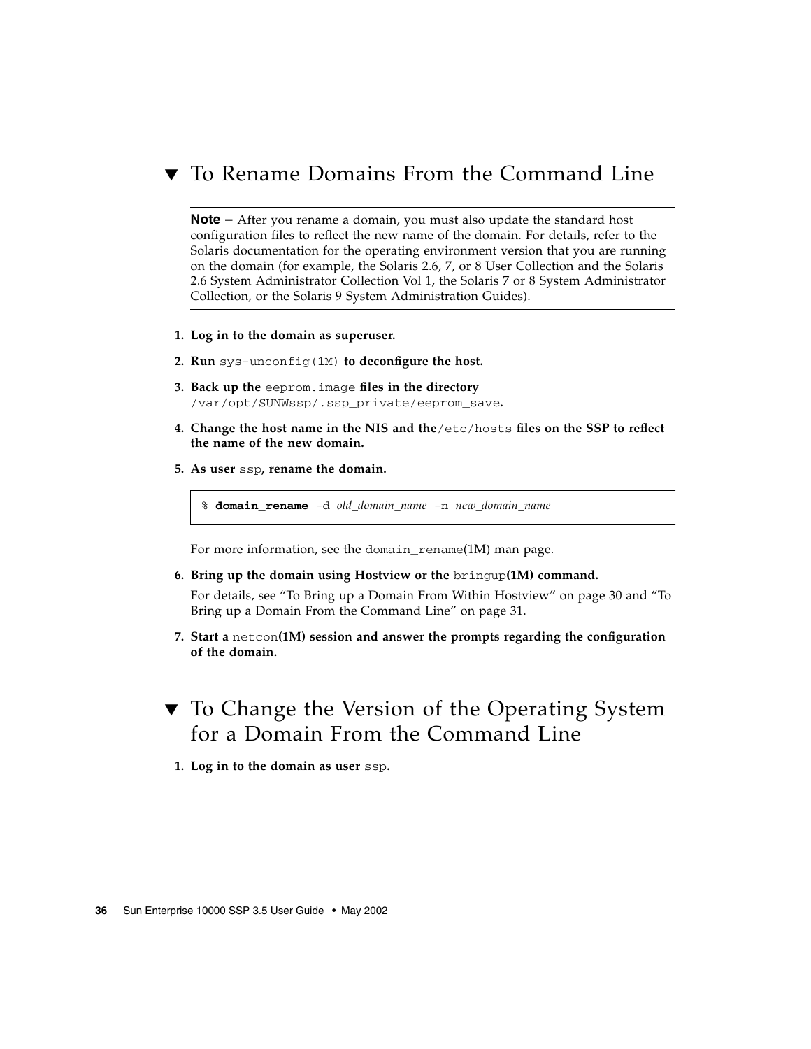## ▼ To Rename Domains From the Command Line

---

**Note –** After you rename a domain, you must also update the standard host configuration files to reflect the new name of the domain. For details, refer to the Solaris documentation for the operating environment version that you are running on the domain (for example, the Solaris 2.6, 7, or 8 User Collection and the Solaris 2.6 System Administrator Collection Vol 1, the Solaris 7 or 8 System Administrator Collection, or the Solaris 9 System Administration Guides).

---

1. **Log in to the domain as superuser.**
2. **Run `sys-unconfig(1M)` to deconfigure the host.**
3. **Back up the `eeprom.image` files in the directory `/var/opt/SUNWssp/.ssp_private/eeprom_save`.**
4. **Change the host name in the NIS and the `/etc/hosts` files on the SSP to reflect the name of the new domain.**
5. **As user `ssp`, rename the domain.**

   ```
   % domain_rename -d old_domain_name -n new_domain_name
   ```

   For more information, see the `domain_rename`(1M) man page.

6. **Bring up the domain using Hostview or the `bringup`(1M) command.**

   For details, see "To Bring up a Domain From Within Hostview" on page 30 and "To Bring up a Domain From the Command Line" on page 31.

7. **Start a `netcon`(1M) session and answer the prompts regarding the configuration of the domain.**

## ▼ To Change the Version of the Operating System for a Domain From the Command Line

1. **Log in to the domain as user `ssp`.**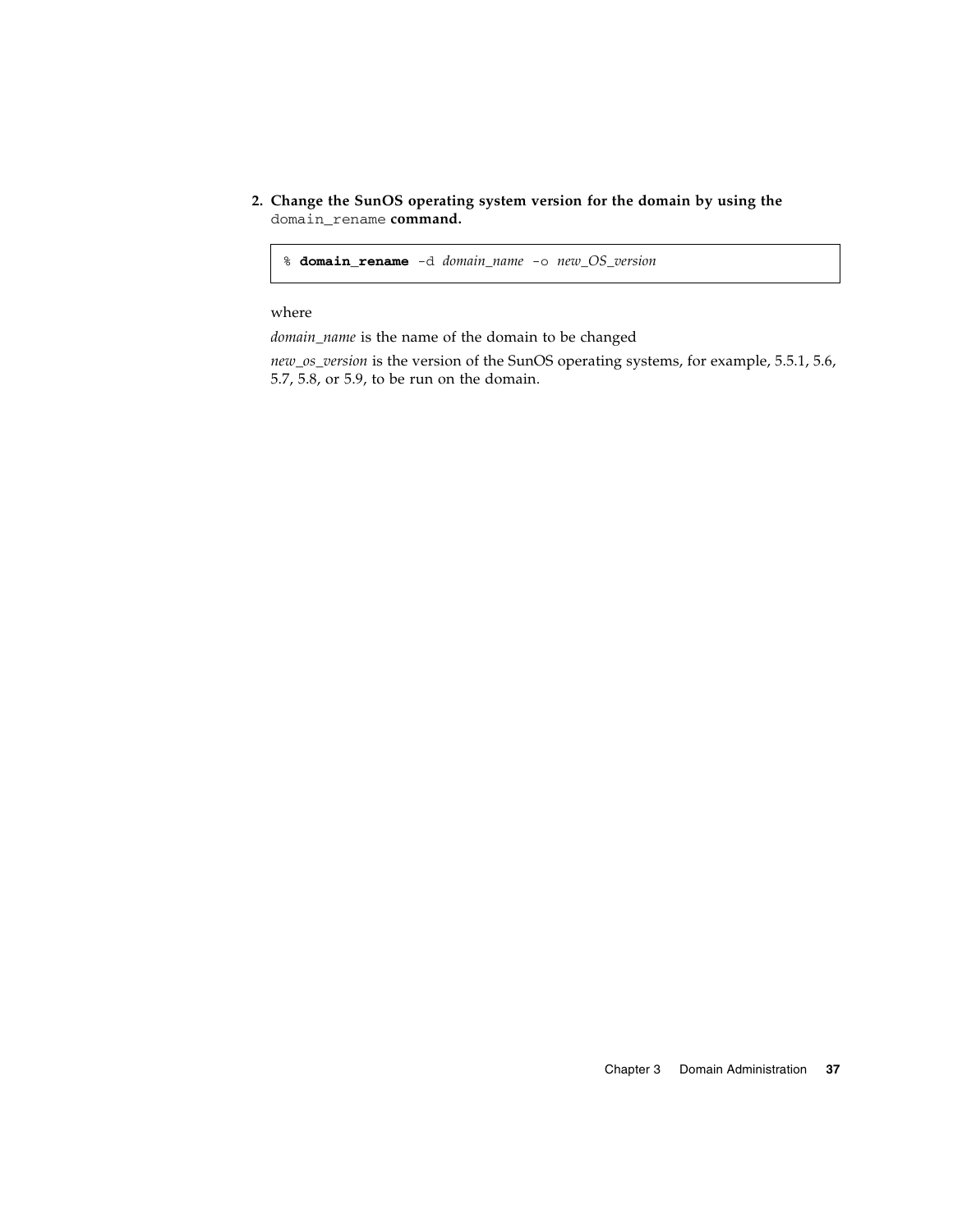2. **Change the SunOS operating system version for the domain by using the** `domain_rename` **command.**

```
% domain_rename -d domain_name -o new_OS_version
```

where

*domain_name* is the name of the domain to be changed

*new_os_version* is the version of the SunOS operating systems, for example, 5.5.1, 5.6, 5.7, 5.8, or 5.9, to be run on the domain.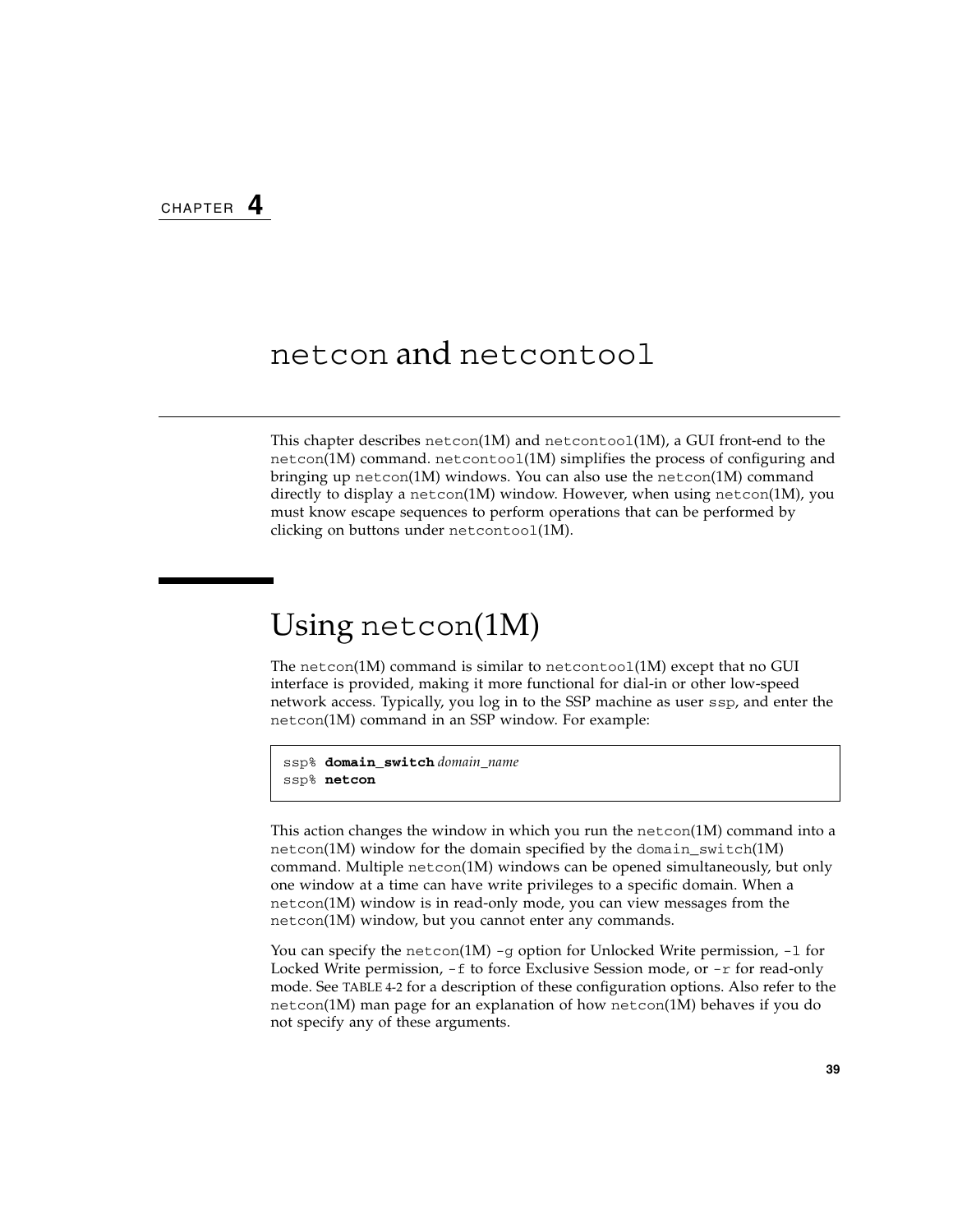CHAPTER 4

# netcon and netcontool

This chapter describes netcon(1M) and netcontool(1M), a GUI front-end to the netcon(1M) command. netcontool(1M) simplifies the process of configuring and bringing up netcon(1M) windows. You can also use the netcon(1M) command directly to display a netcon(1M) window. However, when using netcon(1M), you must know escape sequences to perform operations that can be performed by clicking on buttons under netcontool(1M).

## Using netcon(1M)

The netcon(1M) command is similar to netcontool(1M) except that no GUI interface is provided, making it more functional for dial-in or other low-speed network access. Typically, you log in to the SSP machine as user ssp, and enter the netcon(1M) command in an SSP window. For example:

```
ssp% domain_switch domain_name
ssp% netcon
```

This action changes the window in which you run the netcon(1M) command into a netcon(1M) window for the domain specified by the domain_switch(1M) command. Multiple netcon(1M) windows can be opened simultaneously, but only one window at a time can have write privileges to a specific domain. When a netcon(1M) window is in read-only mode, you can view messages from the netcon(1M) window, but you cannot enter any commands.

You can specify the netcon(1M) -g option for Unlocked Write permission, -l for Locked Write permission, -f to force Exclusive Session mode, or -r for read-only mode. See TABLE 4-2 for a description of these configuration options. Also refer to the netcon(1M) man page for an explanation of how netcon(1M) behaves if you do not specify any of these arguments.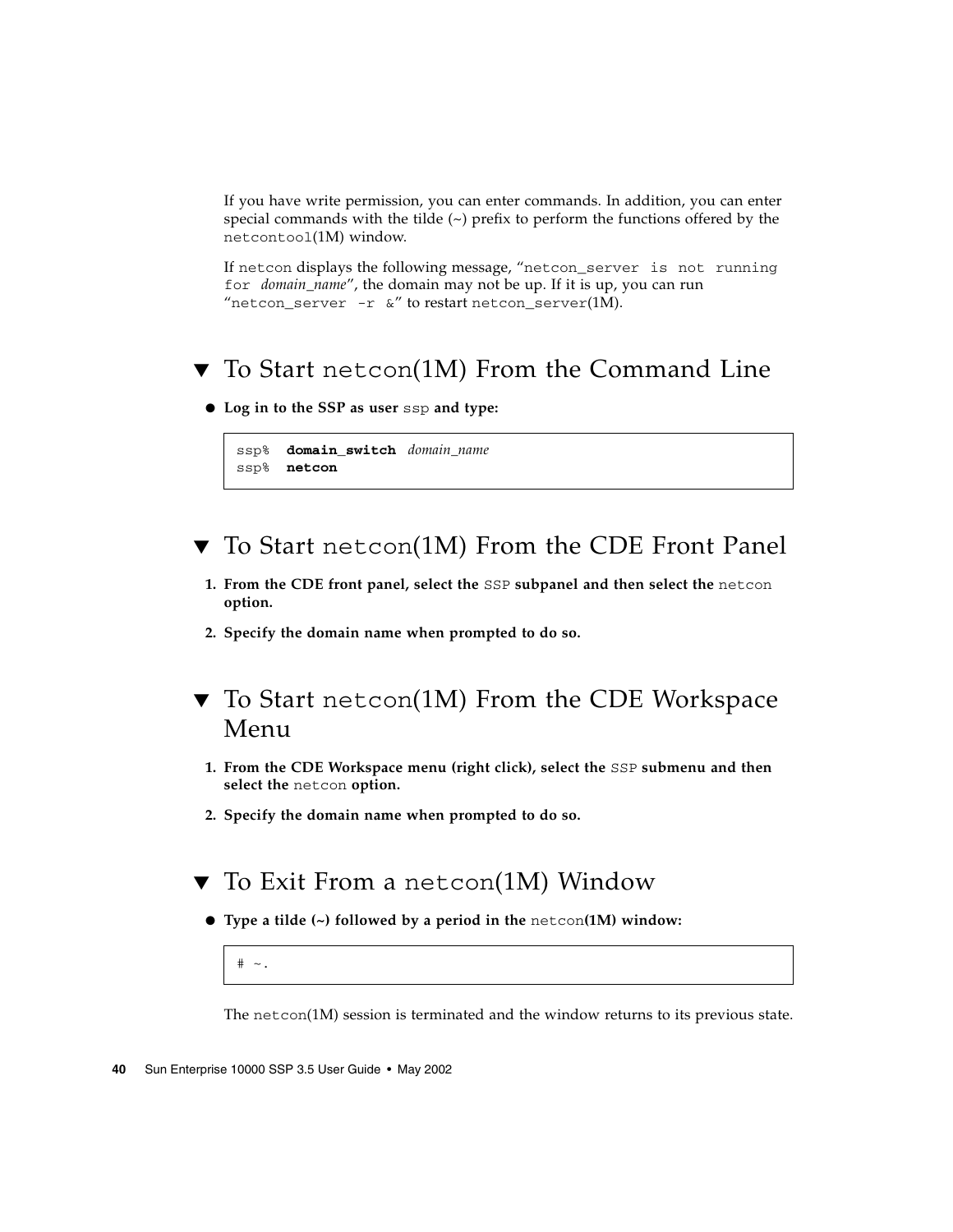If you have write permission, you can enter commands. In addition, you can enter special commands with the tilde (~) prefix to perform the functions offered by the `netcontool`(1M) window.

If `netcon` displays the following message, "`netcon_server is not running for` *domain_name*", the domain may not be up. If it is up, you can run "`netcon_server -r &`" to restart `netcon_server`(1M).

## ▼ To Start `netcon`(1M) From the Command Line

- **Log in to the SSP as user `ssp` and type:**

```
ssp% domain_switch domain_name
ssp% netcon
```

## ▼ To Start `netcon`(1M) From the CDE Front Panel

1. **From the CDE front panel, select the `SSP` subpanel and then select the `netcon` option.**
2. **Specify the domain name when prompted to do so.**

## ▼ To Start `netcon`(1M) From the CDE Workspace Menu

1. **From the CDE Workspace menu (right click), select the `SSP` submenu and then select the `netcon` option.**
2. **Specify the domain name when prompted to do so.**

## ▼ To Exit From a `netcon`(1M) Window

- **Type a tilde (~) followed by a period in the `netcon`(1M) window:**

```
# ~.
```

The `netcon`(1M) session is terminated and the window returns to its previous state.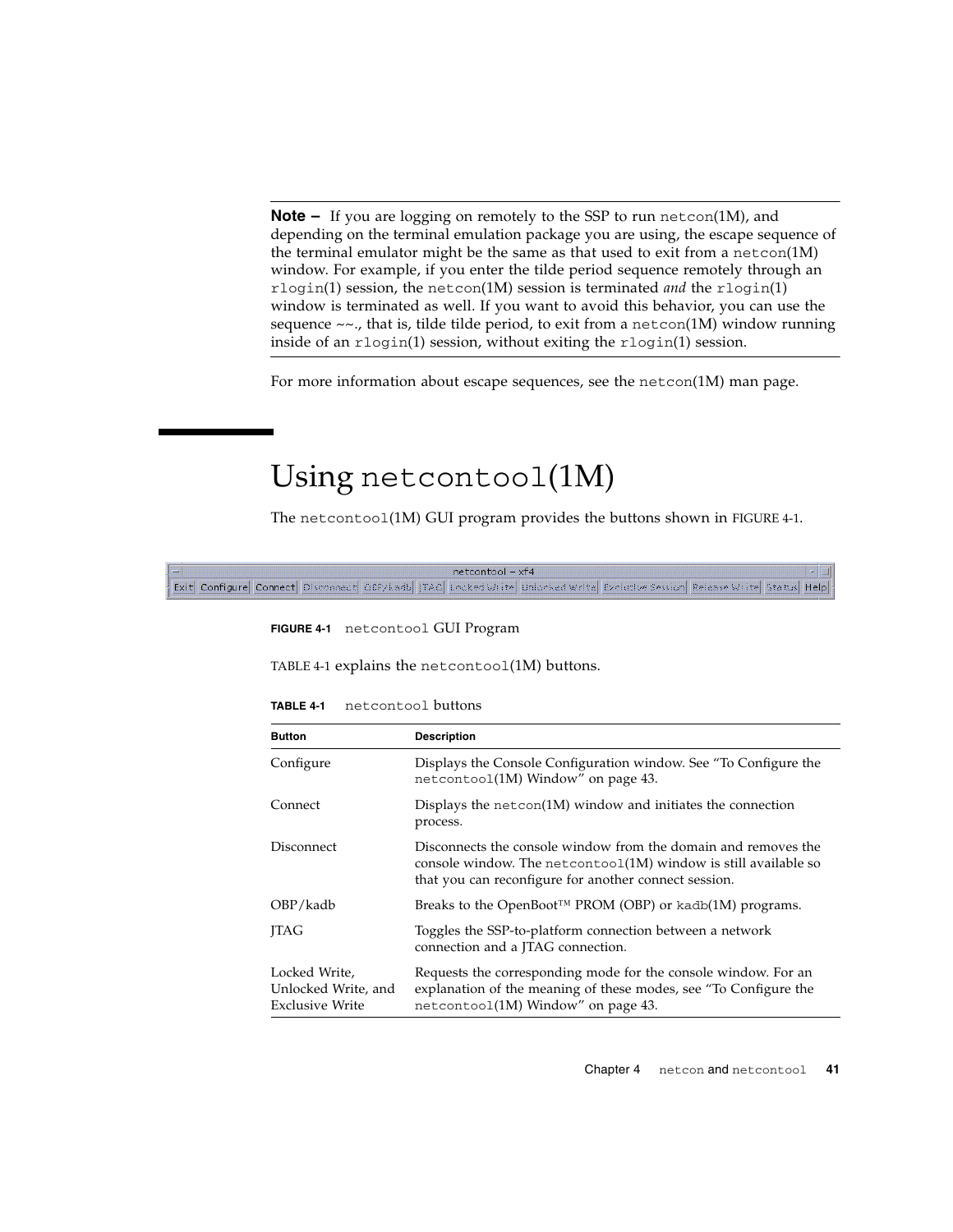**Note –** If you are logging on remotely to the SSP to run `netcon`(1M), and depending on the terminal emulation package you are using, the escape sequence of the terminal emulator might be the same as that used to exit from a `netcon`(1M) window. For example, if you enter the tilde period sequence remotely through an `rlogin`(1) session, the `netcon`(1M) session is terminated *and* the `rlogin`(1) window is terminated as well. If you want to avoid this behavior, you can use the sequence ~~., that is, tilde tilde period, to exit from a `netcon`(1M) window running inside of an `rlogin`(1) session, without exiting the `rlogin`(1) session.

For more information about escape sequences, see the `netcon`(1M) man page.

## Using `netcontool`(1M)

The `netcontool`(1M) GUI program provides the buttons shown in FIGURE 4-1.

**FIGURE 4-1** `netcontool` GUI Program

TABLE 4-1 explains the `netcontool`(1M) buttons.

**TABLE 4-1** `netcontool` buttons

| Button | Description |
|---|---|
| Configure | Displays the Console Configuration window. See "To Configure the `netcontool`(1M) Window" on page 43. |
| Connect | Displays the `netcon`(1M) window and initiates the connection process. |
| Disconnect | Disconnects the console window from the domain and removes the console window. The `netcontool`(1M) window is still available so that you can reconfigure for another connect session. |
| OBP/kadb | Breaks to the OpenBoot™ PROM (OBP) or `kadb`(1M) programs. |
| JTAG | Toggles the SSP-to-platform connection between a network connection and a JTAG connection. |
| Locked Write, Unlocked Write, and Exclusive Write | Requests the corresponding mode for the console window. For an explanation of the meaning of these modes, see "To Configure the `netcontool`(1M) Window" on page 43. |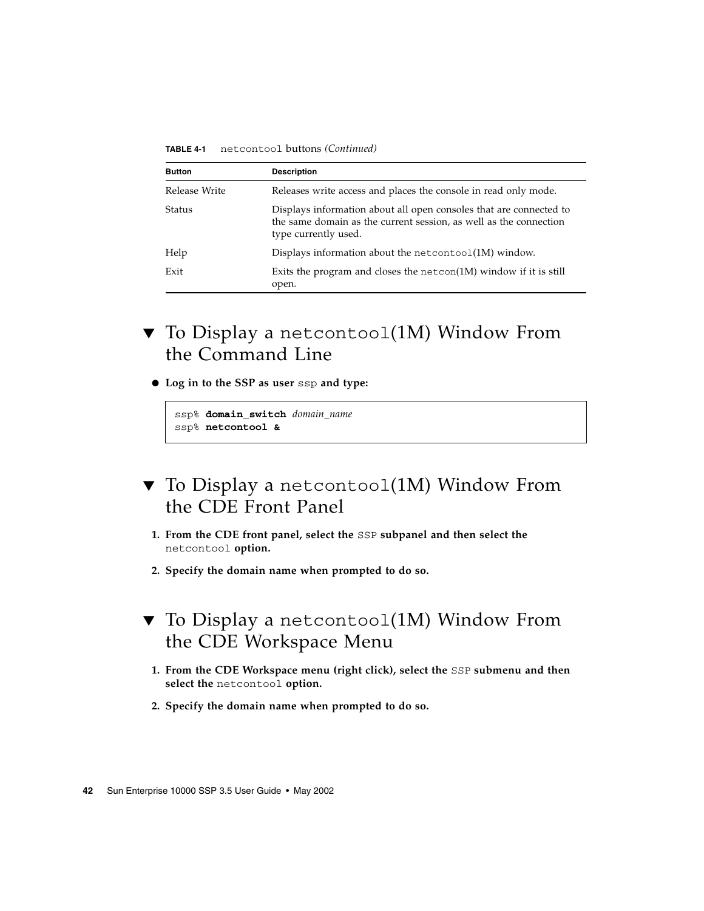**TABLE 4-1** `netcontool` buttons *(Continued)*

| Button | Description |
|---|---|
| Release Write | Releases write access and places the console in read only mode. |
| Status | Displays information about all open consoles that are connected to the same domain as the current session, as well as the connection type currently used. |
| Help | Displays information about the `netcontool`(1M) window. |
| Exit | Exits the program and closes the `netcon`(1M) window if it is still open. |

## ▼ To Display a `netcontool`(1M) Window From the Command Line

- **Log in to the SSP as user `ssp` and type:**

```
ssp% domain_switch domain_name
ssp% netcontool &
```

## ▼ To Display a `netcontool`(1M) Window From the CDE Front Panel

1. **From the CDE front panel, select the `SSP` subpanel and then select the `netcontool` option.**
2. **Specify the domain name when prompted to do so.**

## ▼ To Display a `netcontool`(1M) Window From the CDE Workspace Menu

1. **From the CDE Workspace menu (right click), select the `SSP` submenu and then select the `netcontool` option.**
2. **Specify the domain name when prompted to do so.**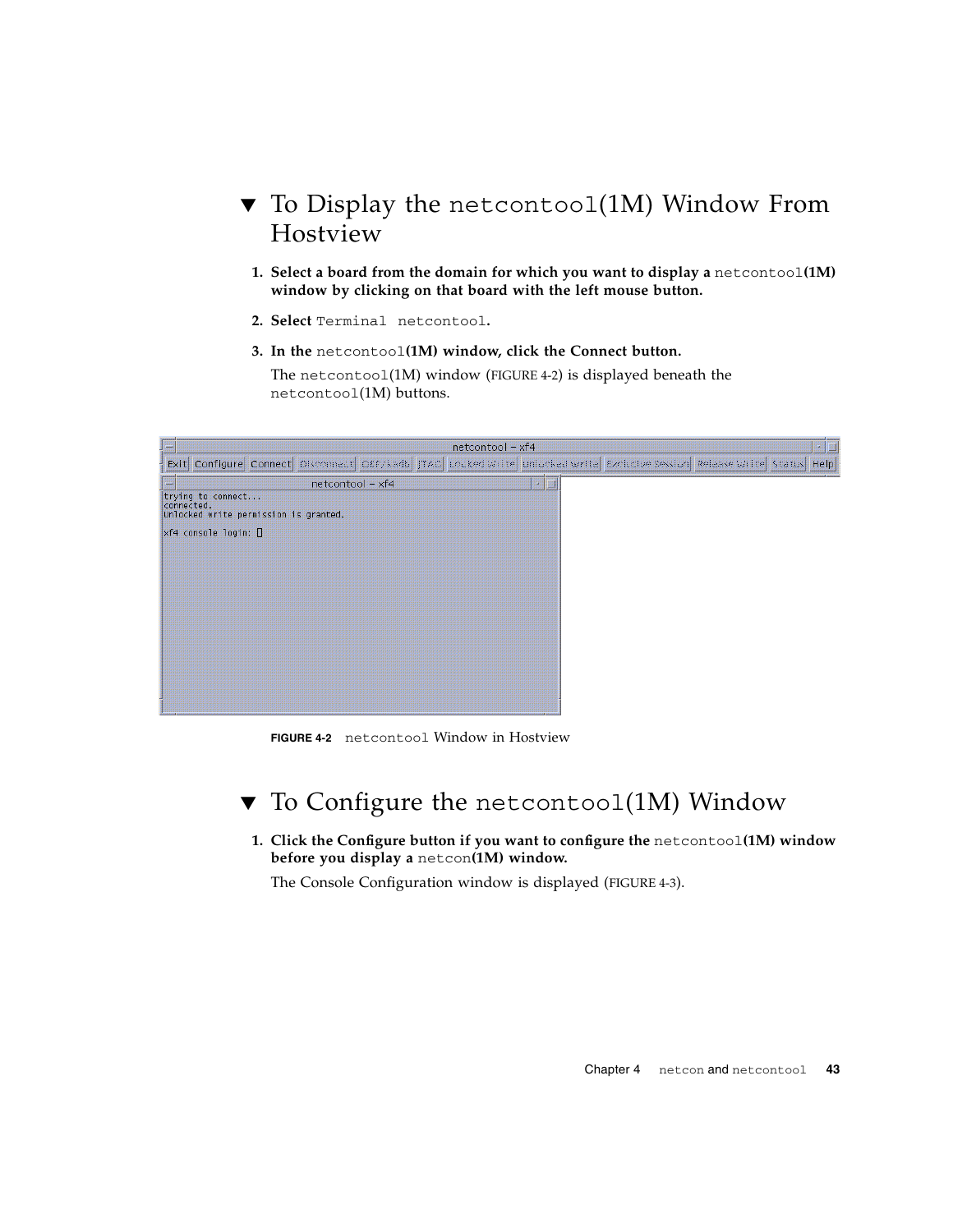## ▼ To Display the `netcontool`(1M) Window From Hostview

1. **Select a board from the domain for which you want to display a `netcontool`(1M) window by clicking on that board with the left mouse button.**

2. **Select `Terminal netcontool`.**

3. **In the `netcontool`(1M) window, click the Connect button.**

   The `netcontool`(1M) window (FIGURE 4-2) is displayed beneath the `netcontool`(1M) buttons.

**FIGURE 4-2** `netcontool` Window in Hostview

## ▼ To Configure the `netcontool`(1M) Window

1. **Click the Configure button if you want to configure the `netcontool`(1M) window before you display a `netcon`(1M) window.**

   The Console Configuration window is displayed (FIGURE 4-3).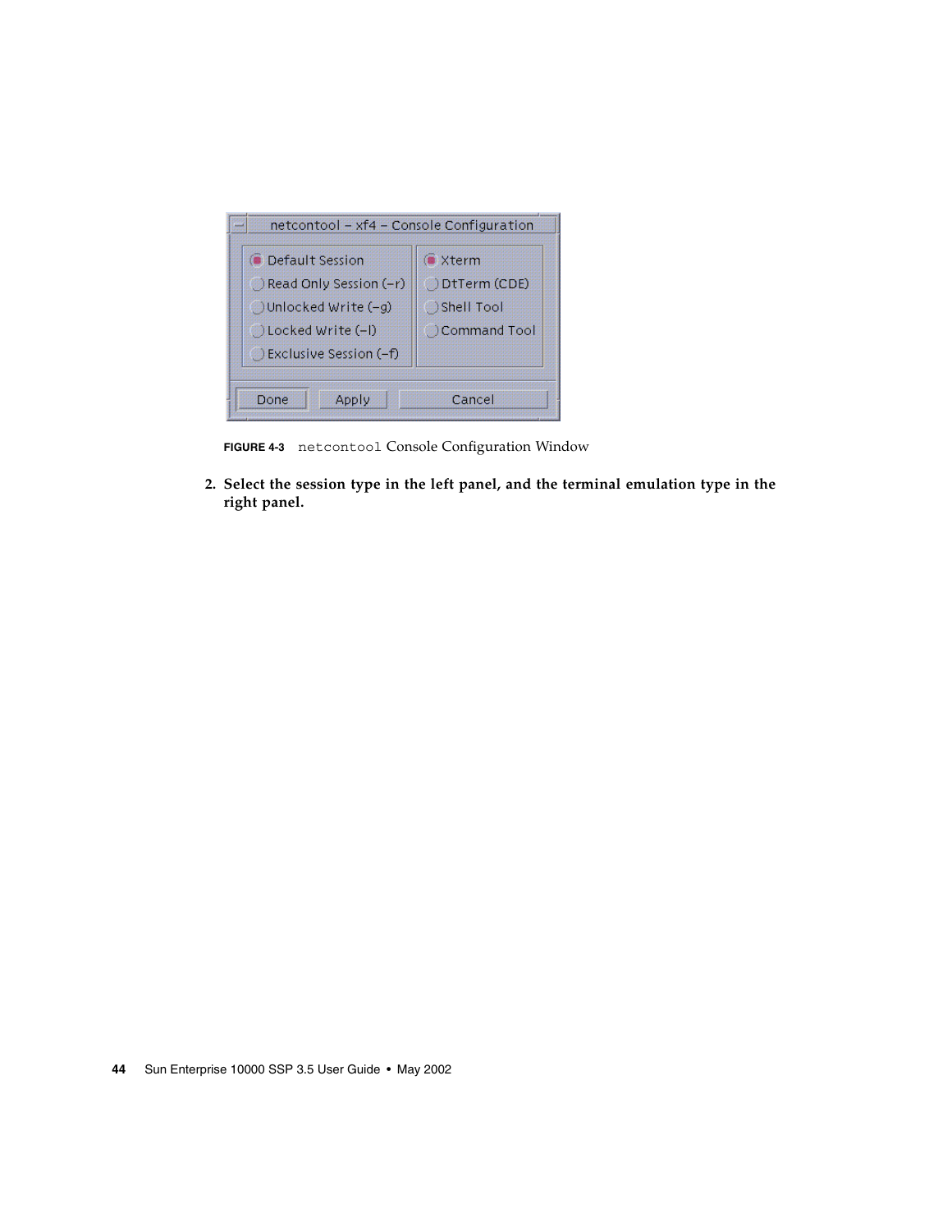**FIGURE 4-3** `netcontool` Console Configuration Window

2. **Select the session type in the left panel, and the terminal emulation type in the right panel.**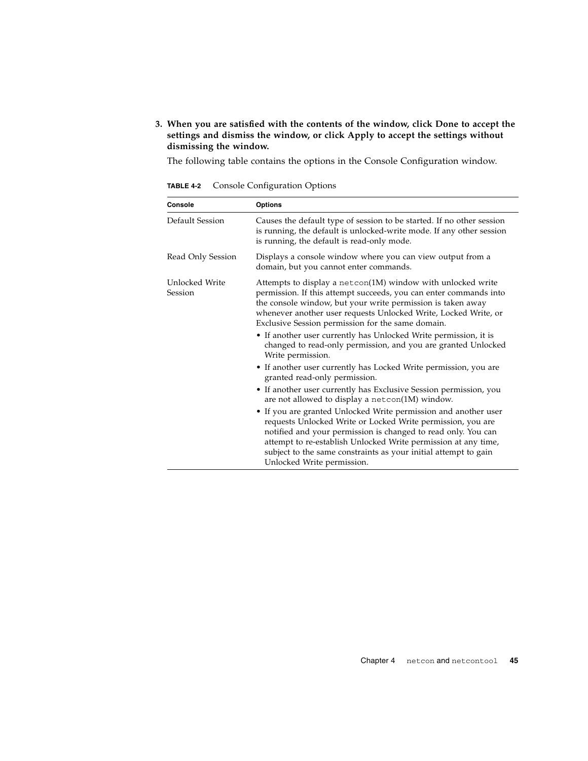3. **When you are satisfied with the contents of the window, click Done to accept the settings and dismiss the window, or click Apply to accept the settings without dismissing the window.**

   The following table contains the options in the Console Configuration window.

**TABLE 4-2** Console Configuration Options

| Console | Options |
|---|---|
| Default Session | Causes the default type of session to be started. If no other session is running, the default is unlocked-write mode. If any other session is running, the default is read-only mode. |
| Read Only Session | Displays a console window where you can view output from a domain, but you cannot enter commands. |
| Unlocked Write Session | Attempts to display a `netcon`(1M) window with unlocked write permission. If this attempt succeeds, you can enter commands into the console window, but your write permission is taken away whenever another user requests Unlocked Write, Locked Write, or Exclusive Session permission for the same domain.<br>• If another user currently has Unlocked Write permission, it is changed to read-only permission, and you are granted Unlocked Write permission.<br>• If another user currently has Locked Write permission, you are granted read-only permission.<br>• If another user currently has Exclusive Session permission, you are not allowed to display a `netcon`(1M) window.<br>• If you are granted Unlocked Write permission and another user requests Unlocked Write or Locked Write permission, you are notified and your permission is changed to read only. You can attempt to re-establish Unlocked Write permission at any time, subject to the same constraints as your initial attempt to gain Unlocked Write permission. |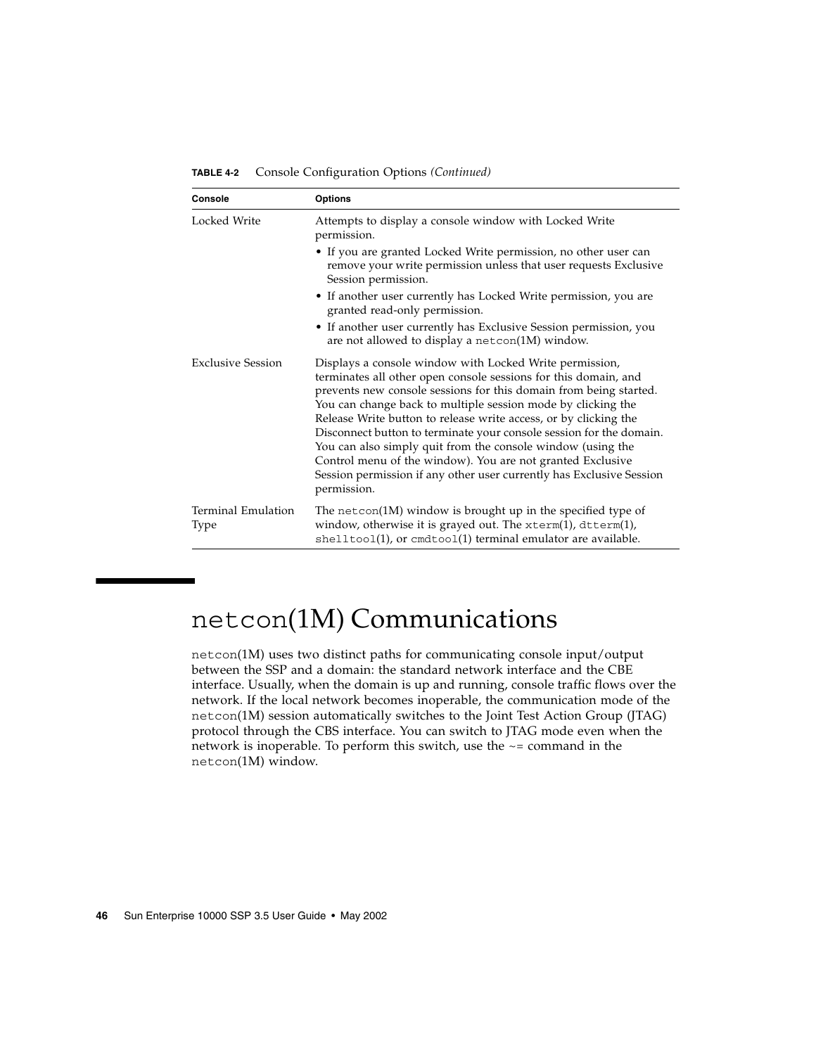**TABLE 4-2** Console Configuration Options *(Continued)*

| Console | Options |
|---|---|
| Locked Write | Attempts to display a console window with Locked Write permission.<br>• If you are granted Locked Write permission, no other user can remove your write permission unless that user requests Exclusive Session permission.<br>• If another user currently has Locked Write permission, you are granted read-only permission.<br>• If another user currently has Exclusive Session permission, you are not allowed to display a `netcon`(1M) window. |
| Exclusive Session | Displays a console window with Locked Write permission, terminates all other open console sessions for this domain, and prevents new console sessions for this domain from being started. You can change back to multiple session mode by clicking the Release Write button to release write access, or by clicking the Disconnect button to terminate your console session for the domain. You can also simply quit from the console window (using the Control menu of the window). You are not granted Exclusive Session permission if any other user currently has Exclusive Session permission. |
| Terminal Emulation Type | The `netcon`(1M) window is brought up in the specified type of window, otherwise it is grayed out. The `xterm`(1), `dtterm`(1), `shelltool`(1), or `cmdtool`(1) terminal emulator are available. |

# `netcon`(1M) Communications

`netcon`(1M) uses two distinct paths for communicating console input/output between the SSP and a domain: the standard network interface and the CBE interface. Usually, when the domain is up and running, console traffic flows over the network. If the local network becomes inoperable, the communication mode of the `netcon`(1M) session automatically switches to the Joint Test Action Group (JTAG) protocol through the CBS interface. You can switch to JTAG mode even when the network is inoperable. To perform this switch, use the ~= command in the `netcon`(1M) window.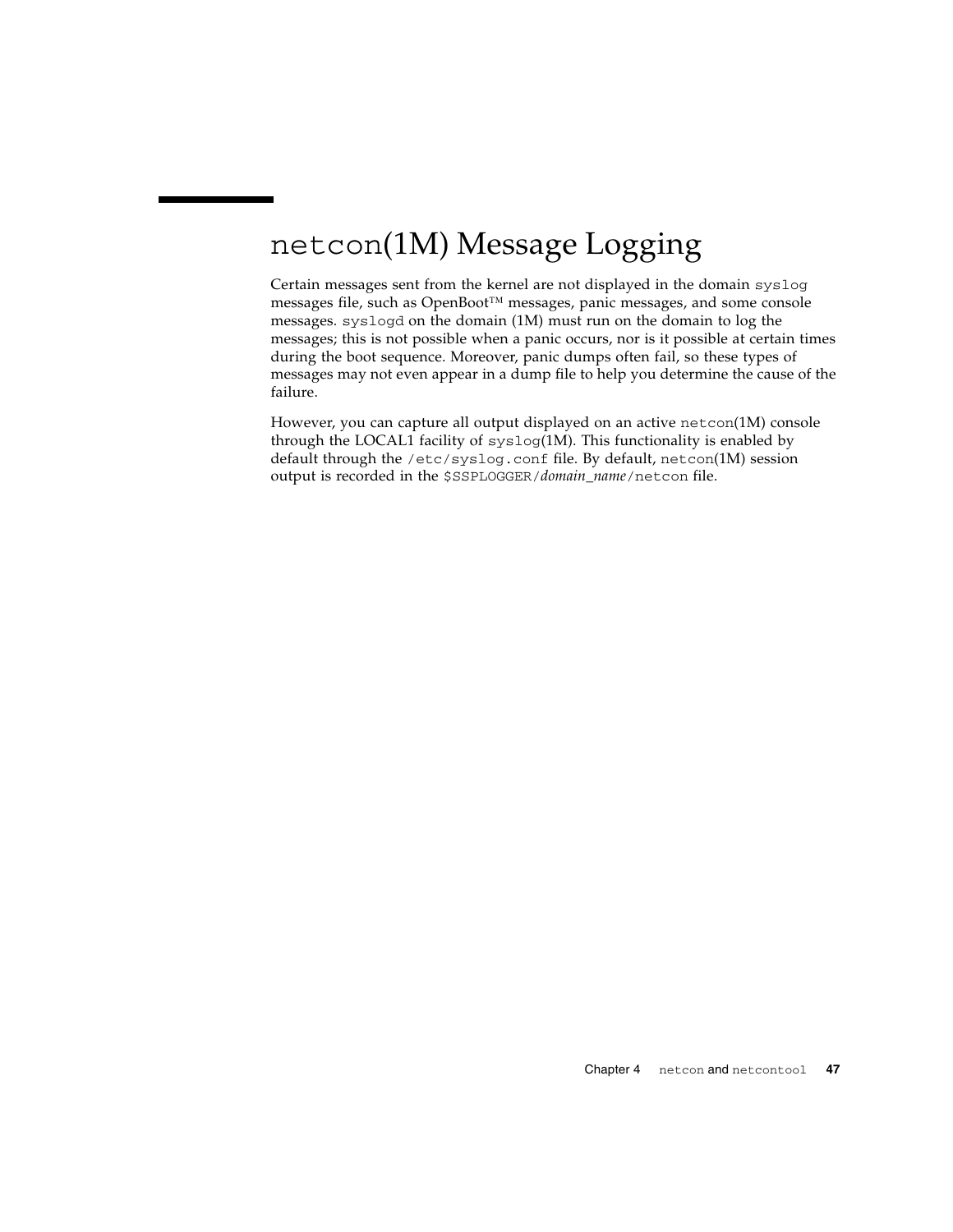# netcon(1M) Message Logging

Certain messages sent from the kernel are not displayed in the domain `syslog` messages file, such as OpenBoot™ messages, panic messages, and some console messages. `syslogd` on the domain (1M) must run on the domain to log the messages; this is not possible when a panic occurs, nor is it possible at certain times during the boot sequence. Moreover, panic dumps often fail, so these types of messages may not even appear in a dump file to help you determine the cause of the failure.

However, you can capture all output displayed on an active `netcon`(1M) console through the LOCAL1 facility of `syslog`(1M). This functionality is enabled by default through the `/etc/syslog.conf` file. By default, `netcon`(1M) session output is recorded in the `$SSPLOGGER/`*domain_name*`/netcon` file.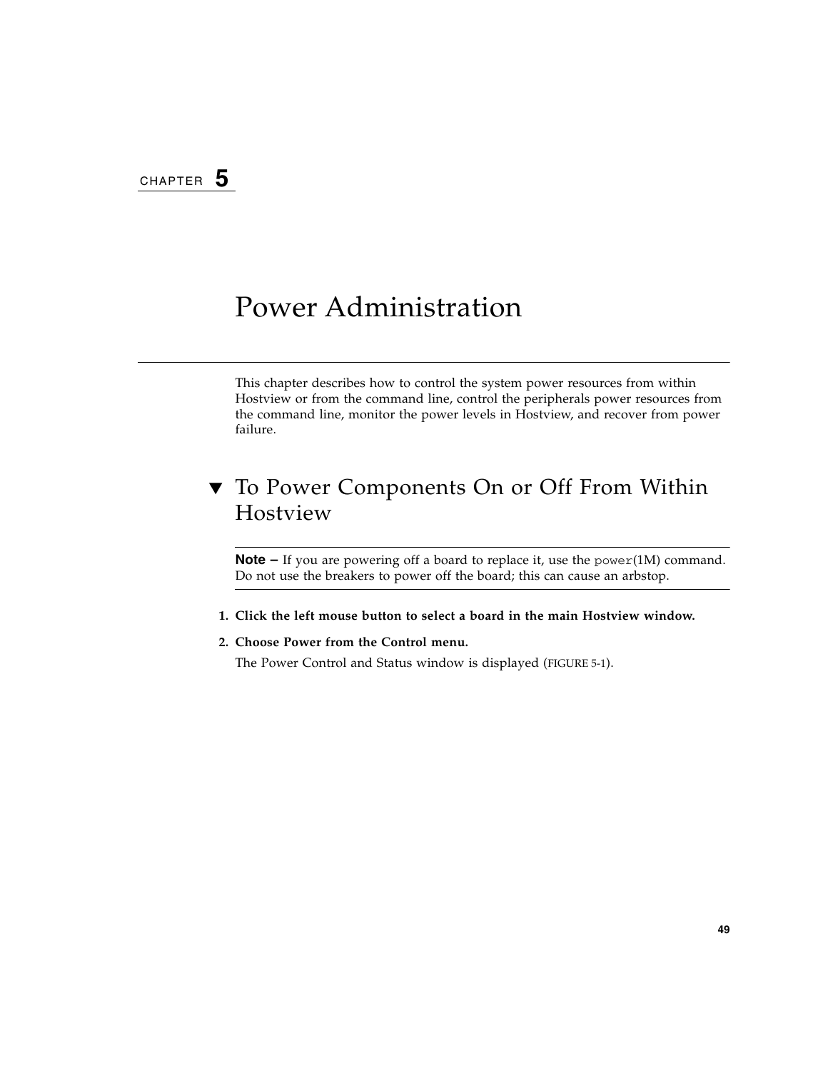CHAPTER 5

# Power Administration

This chapter describes how to control the system power resources from within Hostview or from the command line, control the peripherals power resources from the command line, monitor the power levels in Hostview, and recover from power failure.

## ▼ To Power Components On or Off From Within Hostview

---

**Note –** If you are powering off a board to replace it, use the `power`(1M) command. Do not use the breakers to power off the board; this can cause an arbstop.

---

1. **Click the left mouse button to select a board in the main Hostview window.**
2. **Choose Power from the Control menu.**

   The Power Control and Status window is displayed (FIGURE 5-1).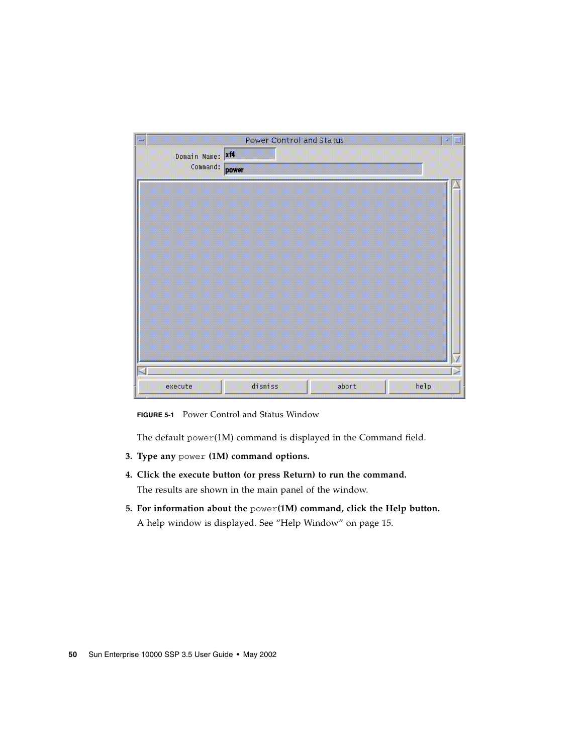**FIGURE 5-1** Power Control and Status Window

The default `power`(1M) command is displayed in the Command field.

3. **Type any** `power` **(1M) command options.**
4. **Click the execute button (or press Return) to run the command.**

   The results are shown in the main panel of the window.
5. **For information about the** `power`**(1M) command, click the Help button.**

   A help window is displayed. See "Help Window" on page 15.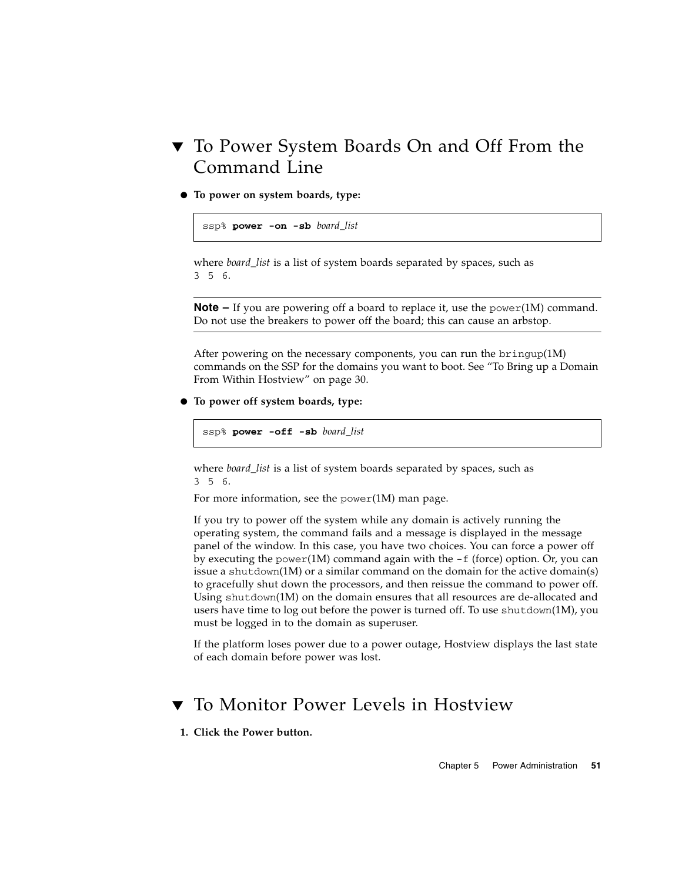## ▼ To Power System Boards On and Off From the Command Line

- **To power on system boards, type:**

```
ssp% power -on -sb board_list
```

where *board_list* is a list of system boards separated by spaces, such as `3 5 6`.

---

**Note –** If you are powering off a board to replace it, use the `power`(1M) command. Do not use the breakers to power off the board; this can cause an arbstop.

---

After powering on the necessary components, you can run the `bringup`(1M) commands on the SSP for the domains you want to boot. See "To Bring up a Domain From Within Hostview" on page 30.

- **To power off system boards, type:**

```
ssp% power -off -sb board_list
```

where *board_list* is a list of system boards separated by spaces, such as `3 5 6`.

For more information, see the `power`(1M) man page.

If you try to power off the system while any domain is actively running the operating system, the command fails and a message is displayed in the message panel of the window. In this case, you have two choices. You can force a power off by executing the `power`(1M) command again with the `-f` (force) option. Or, you can issue a `shutdown`(1M) or a similar command on the domain for the active domain(s) to gracefully shut down the processors, and then reissue the command to power off. Using `shutdown`(1M) on the domain ensures that all resources are de-allocated and users have time to log out before the power is turned off. To use `shutdown`(1M), you must be logged in to the domain as superuser.

If the platform loses power due to a power outage, Hostview displays the last state of each domain before power was lost.

## ▼ To Monitor Power Levels in Hostview

1. **Click the Power button.**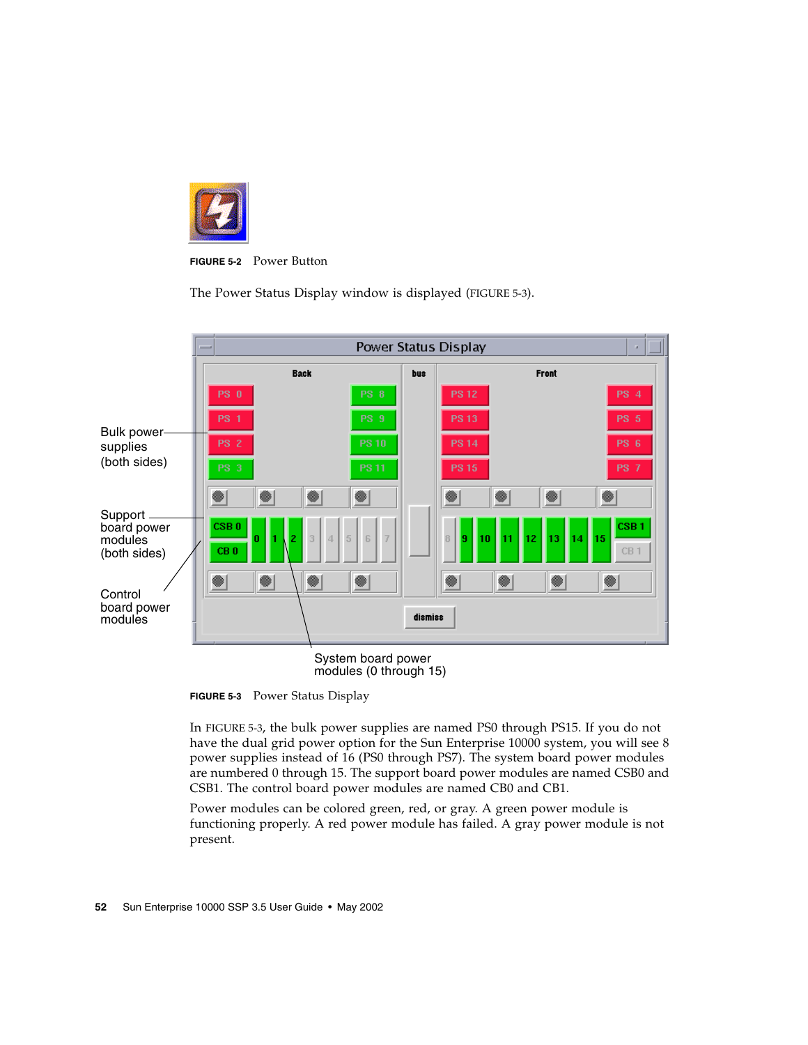FIGURE 5-2 Power Button

The Power Status Display window is displayed (FIGURE 5-3).

FIGURE 5-3 Power Status Display

In FIGURE 5-3, the bulk power supplies are named PS0 through PS15. If you do not have the dual grid power option for the Sun Enterprise 10000 system, you will see 8 power supplies instead of 16 (PS0 through PS7). The system board power modules are numbered 0 through 15. The support board power modules are named CSB0 and CSB1. The control board power modules are named CB0 and CB1.

Power modules can be colored green, red, or gray. A green power module is functioning properly. A red power module has failed. A gray power module is not present.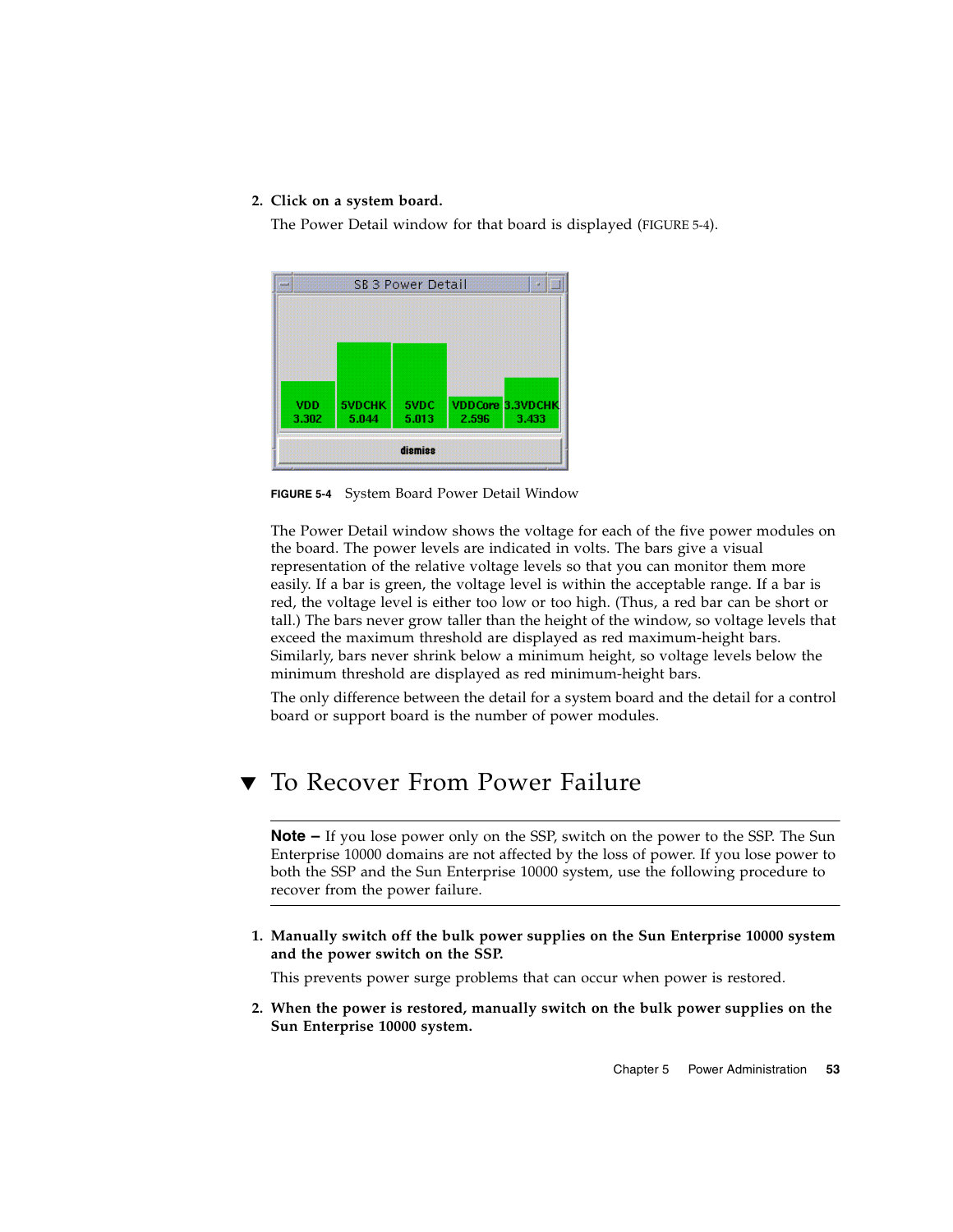2. **Click on a system board.**

   The Power Detail window for that board is displayed (FIGURE 5-4).

**FIGURE 5-4** System Board Power Detail Window

The Power Detail window shows the voltage for each of the five power modules on the board. The power levels are indicated in volts. The bars give a visual representation of the relative voltage levels so that you can monitor them more easily. If a bar is green, the voltage level is within the acceptable range. If a bar is red, the voltage level is either too low or too high. (Thus, a red bar can be short or tall.) The bars never grow taller than the height of the window, so voltage levels that exceed the maximum threshold are displayed as red maximum-height bars. Similarly, bars never shrink below a minimum height, so voltage levels below the minimum threshold are displayed as red minimum-height bars.

The only difference between the detail for a system board and the detail for a control board or support board is the number of power modules.

## ▼ To Recover From Power Failure

---

**Note –** If you lose power only on the SSP, switch on the power to the SSP. The Sun Enterprise 10000 domains are not affected by the loss of power. If you lose power to both the SSP and the Sun Enterprise 10000 system, use the following procedure to recover from the power failure.

---

1. **Manually switch off the bulk power supplies on the Sun Enterprise 10000 system and the power switch on the SSP.**

   This prevents power surge problems that can occur when power is restored.

2. **When the power is restored, manually switch on the bulk power supplies on the Sun Enterprise 10000 system.**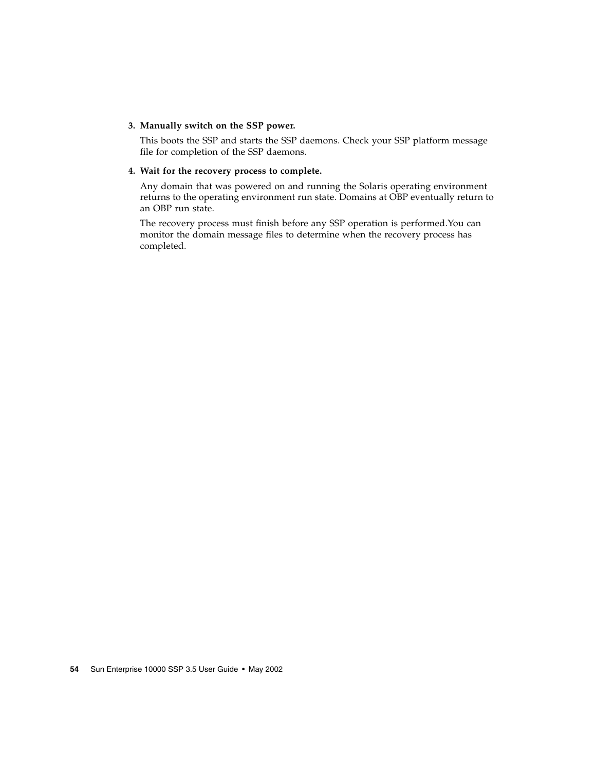3. **Manually switch on the SSP power.**

   This boots the SSP and starts the SSP daemons. Check your SSP platform message file for completion of the SSP daemons.

4. **Wait for the recovery process to complete.**

   Any domain that was powered on and running the Solaris operating environment returns to the operating environment run state. Domains at OBP eventually return to an OBP run state.

   The recovery process must finish before any SSP operation is performed.You can monitor the domain message files to determine when the recovery process has completed.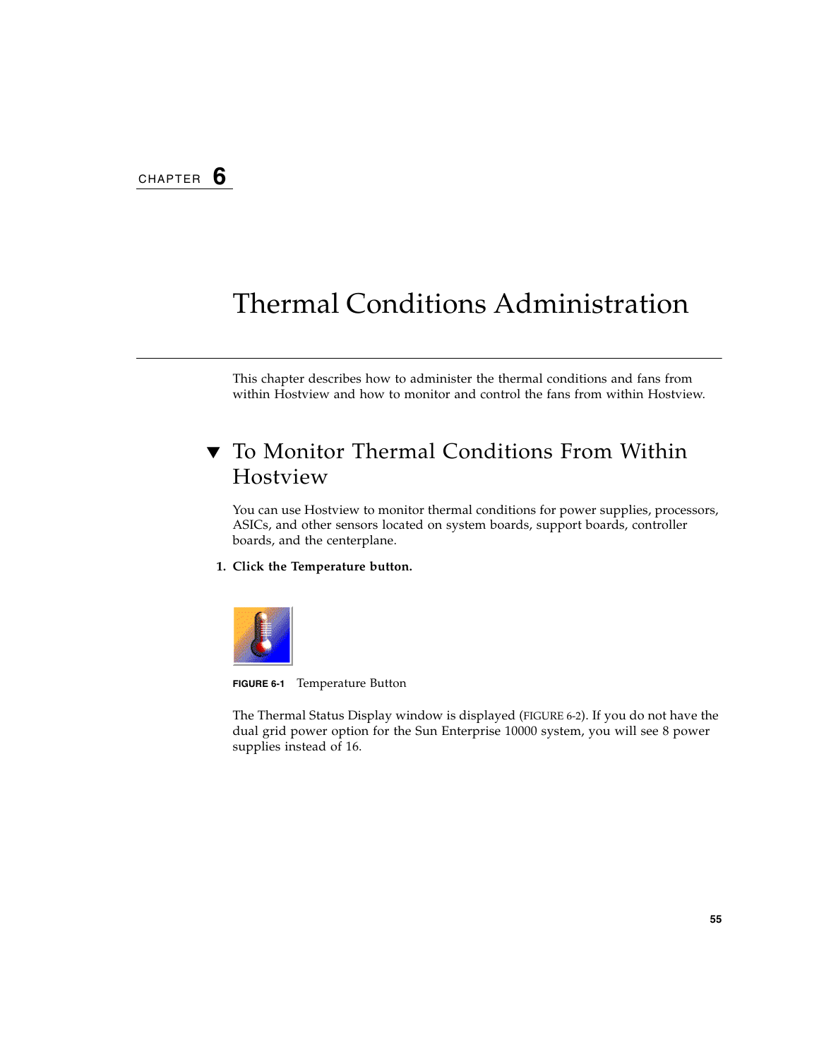# Chapter 6

# Thermal Conditions Administration

This chapter describes how to administer the thermal conditions and fans from within Hostview and how to monitor and control the fans from within Hostview.

## ▼ To Monitor Thermal Conditions From Within Hostview

You can use Hostview to monitor thermal conditions for power supplies, processors, ASICs, and other sensors located on system boards, support boards, controller boards, and the centerplane.

1. **Click the Temperature button.**

**FIGURE 6-1** Temperature Button

The Thermal Status Display window is displayed (FIGURE 6-2). If you do not have the dual grid power option for the Sun Enterprise 10000 system, you will see 8 power supplies instead of 16.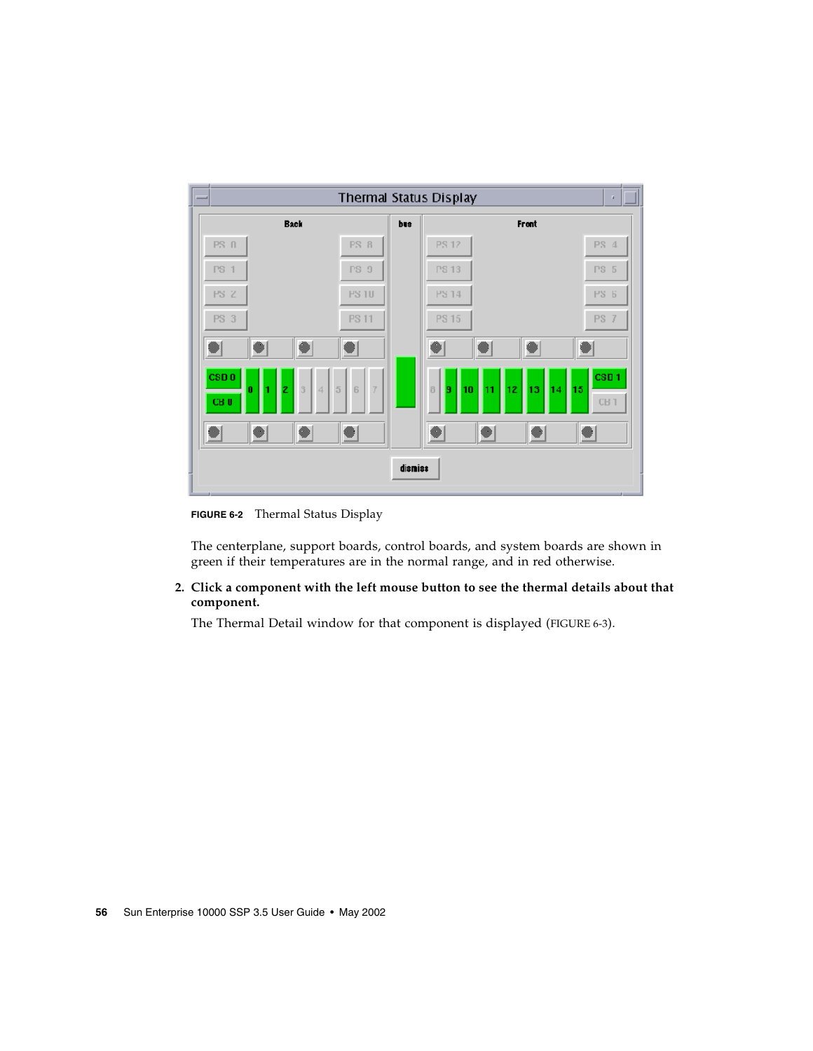FIGURE 6-2 Thermal Status Display

The centerplane, support boards, control boards, and system boards are shown in green if their temperatures are in the normal range, and in red otherwise.

2. **Click a component with the left mouse button to see the thermal details about that component.**

   The Thermal Detail window for that component is displayed (FIGURE 6-3).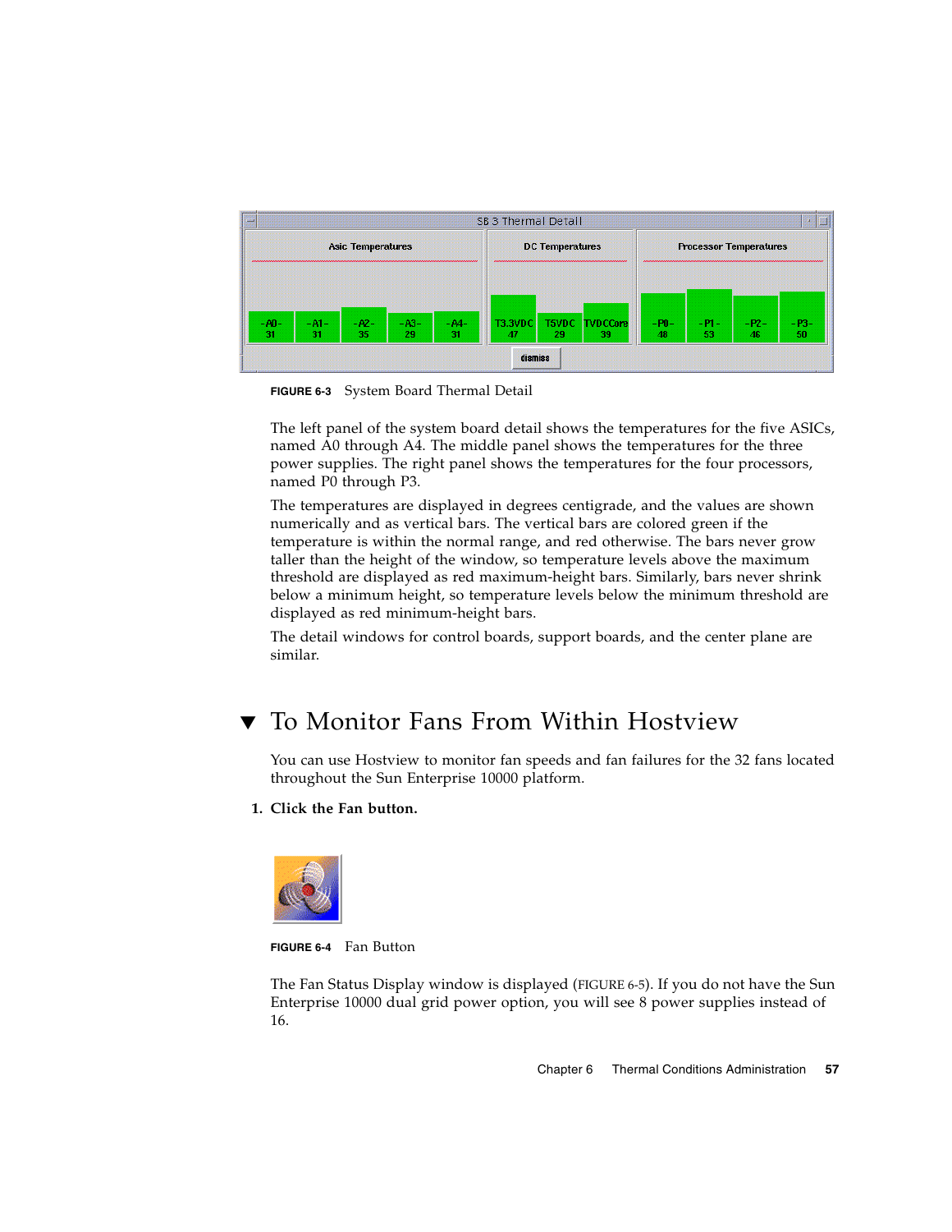FIGURE 6-3 System Board Thermal Detail

The left panel of the system board detail shows the temperatures for the five ASICs, named A0 through A4. The middle panel shows the temperatures for the three power supplies. The right panel shows the temperatures for the four processors, named P0 through P3.

The temperatures are displayed in degrees centigrade, and the values are shown numerically and as vertical bars. The vertical bars are colored green if the temperature is within the normal range, and red otherwise. The bars never grow taller than the height of the window, so temperature levels above the maximum threshold are displayed as red maximum-height bars. Similarly, bars never shrink below a minimum height, so temperature levels below the minimum threshold are displayed as red minimum-height bars.

The detail windows for control boards, support boards, and the center plane are similar.

## ▼ To Monitor Fans From Within Hostview

You can use Hostview to monitor fan speeds and fan failures for the 32 fans located throughout the Sun Enterprise 10000 platform.

1. **Click the Fan button.**

FIGURE 6-4 Fan Button

The Fan Status Display window is displayed (FIGURE 6-5). If you do not have the Sun Enterprise 10000 dual grid power option, you will see 8 power supplies instead of 16.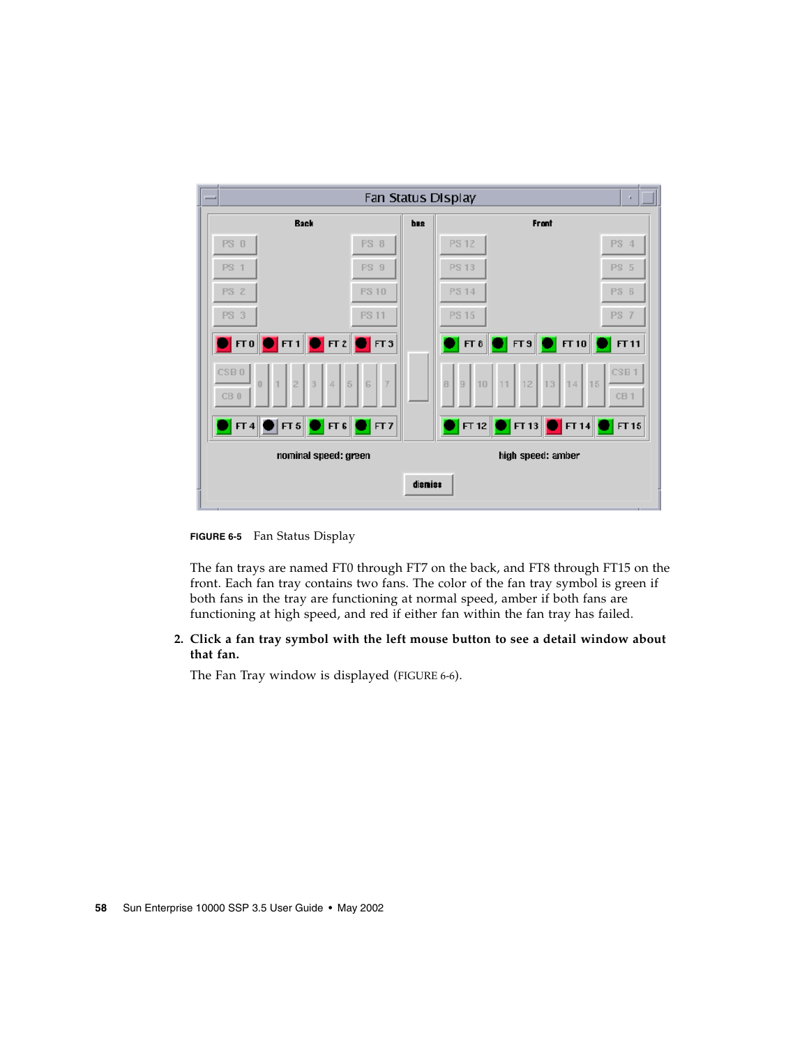**FIGURE 6-5** Fan Status Display

The fan trays are named FT0 through FT7 on the back, and FT8 through FT15 on the front. Each fan tray contains two fans. The color of the fan tray symbol is green if both fans in the tray are functioning at normal speed, amber if both fans are functioning at high speed, and red if either fan within the fan tray has failed.

2. **Click a fan tray symbol with the left mouse button to see a detail window about that fan.**

   The Fan Tray window is displayed (FIGURE 6-6).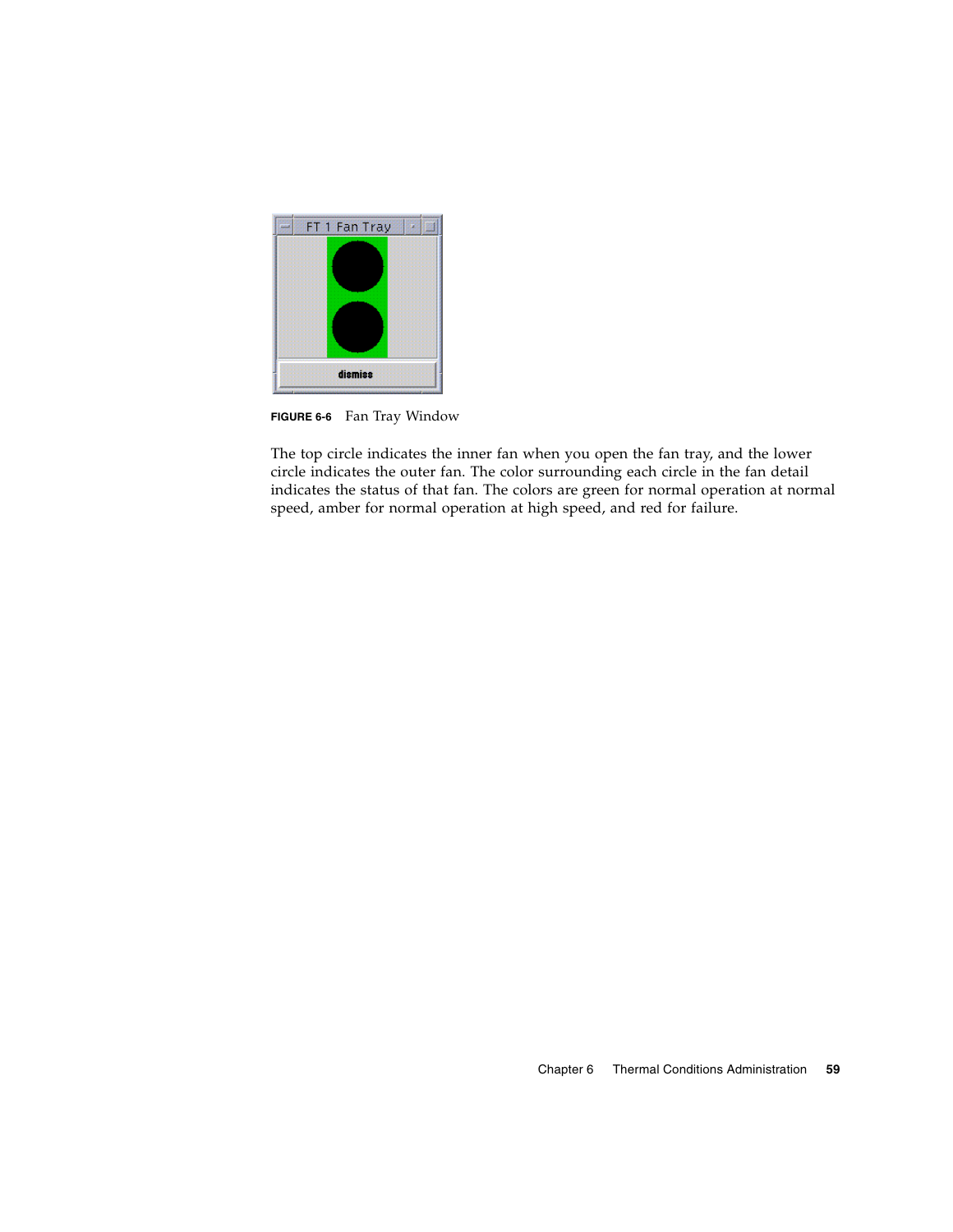**FIGURE 6-6** Fan Tray Window

The top circle indicates the inner fan when you open the fan tray, and the lower circle indicates the outer fan. The color surrounding each circle in the fan detail indicates the status of that fan. The colors are green for normal operation at normal speed, amber for normal operation at high speed, and red for failure.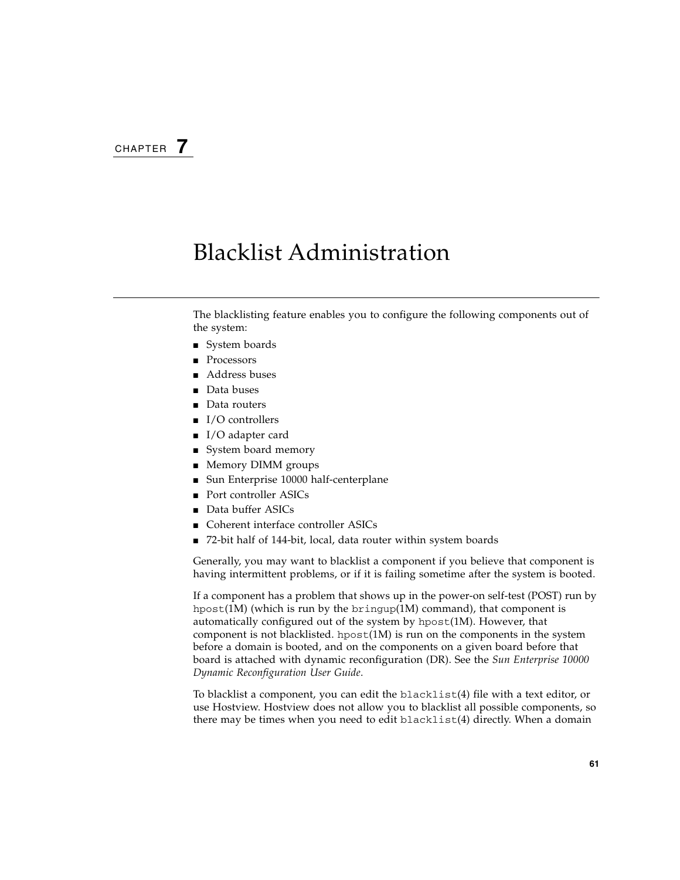# CHAPTER 7

# Blacklist Administration

The blacklisting feature enables you to configure the following components out of the system:

- System boards
- Processors
- Address buses
- Data buses
- Data routers
- I/O controllers
- I/O adapter card
- System board memory
- Memory DIMM groups
- Sun Enterprise 10000 half-centerplane
- Port controller ASICs
- Data buffer ASICs
- Coherent interface controller ASICs
- 72-bit half of 144-bit, local, data router within system boards

Generally, you may want to blacklist a component if you believe that component is having intermittent problems, or if it is failing sometime after the system is booted.

If a component has a problem that shows up in the power-on self-test (POST) run by `hpost`(1M) (which is run by the `bringup`(1M) command), that component is automatically configured out of the system by `hpost`(1M). However, that component is not blacklisted. `hpost`(1M) is run on the components in the system before a domain is booted, and on the components on a given board before that board is attached with dynamic reconfiguration (DR). See the *Sun Enterprise 10000 Dynamic Reconfiguration User Guide*.

To blacklist a component, you can edit the `blacklist`(4) file with a text editor, or use Hostview. Hostview does not allow you to blacklist all possible components, so there may be times when you need to edit `blacklist`(4) directly. When a domain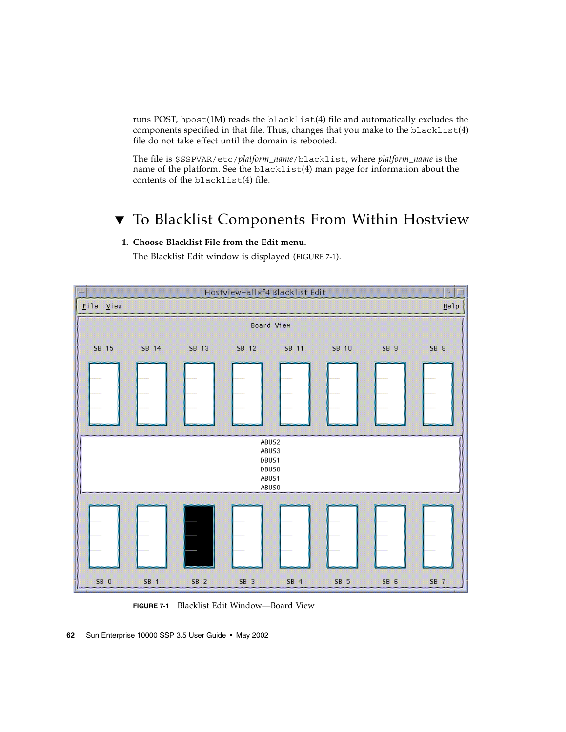runs POST, hpost(1M) reads the blacklist(4) file and automatically excludes the components specified in that file. Thus, changes that you make to the blacklist(4) file do not take effect until the domain is rebooted.

The file is $SSPVAR/etc/*platform_name*/blacklist, where *platform_name* is the name of the platform. See the blacklist(4) man page for information about the contents of the blacklist(4) file.

## ▼ To Blacklist Components From Within Hostview

1. **Choose Blacklist File from the Edit menu.**

   The Blacklist Edit window is displayed (FIGURE 7-1).

**FIGURE 7-1** Blacklist Edit Window—Board View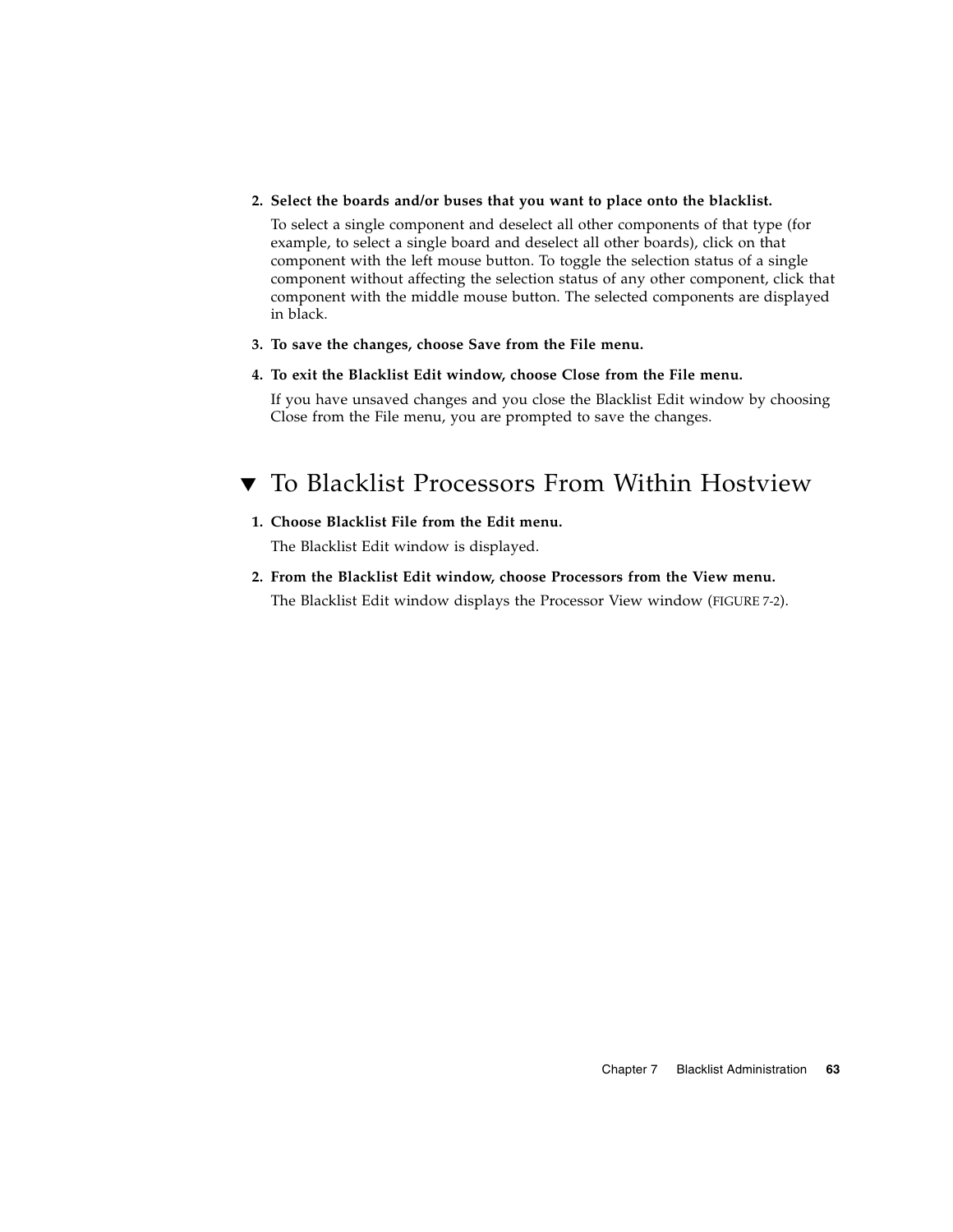2. **Select the boards and/or buses that you want to place onto the blacklist.**

   To select a single component and deselect all other components of that type (for example, to select a single board and deselect all other boards), click on that component with the left mouse button. To toggle the selection status of a single component without affecting the selection status of any other component, click that component with the middle mouse button. The selected components are displayed in black.

3. **To save the changes, choose Save from the File menu.**

4. **To exit the Blacklist Edit window, choose Close from the File menu.**

   If you have unsaved changes and you close the Blacklist Edit window by choosing Close from the File menu, you are prompted to save the changes.

## ▼ To Blacklist Processors From Within Hostview

1. **Choose Blacklist File from the Edit menu.**

   The Blacklist Edit window is displayed.

2. **From the Blacklist Edit window, choose Processors from the View menu.**

   The Blacklist Edit window displays the Processor View window (FIGURE 7-2).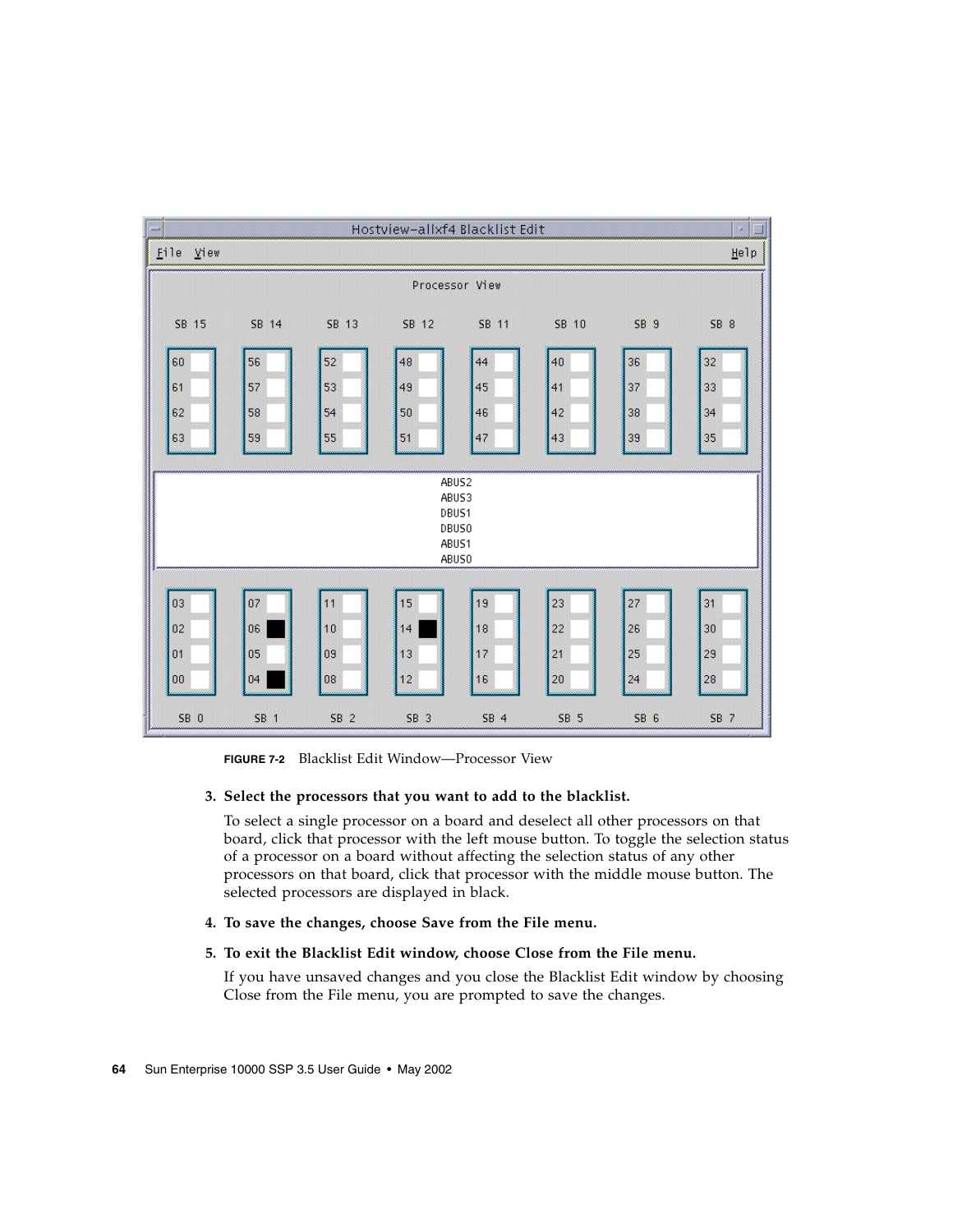FIGURE 7-2 Blacklist Edit Window—Processor View

3. **Select the processors that you want to add to the blacklist.**

   To select a single processor on a board and deselect all other processors on that board, click that processor with the left mouse button. To toggle the selection status of a processor on a board without affecting the selection status of any other processors on that board, click that processor with the middle mouse button. The selected processors are displayed in black.

4. **To save the changes, choose Save from the File menu.**

5. **To exit the Blacklist Edit window, choose Close from the File menu.**

   If you have unsaved changes and you close the Blacklist Edit window by choosing Close from the File menu, you are prompted to save the changes.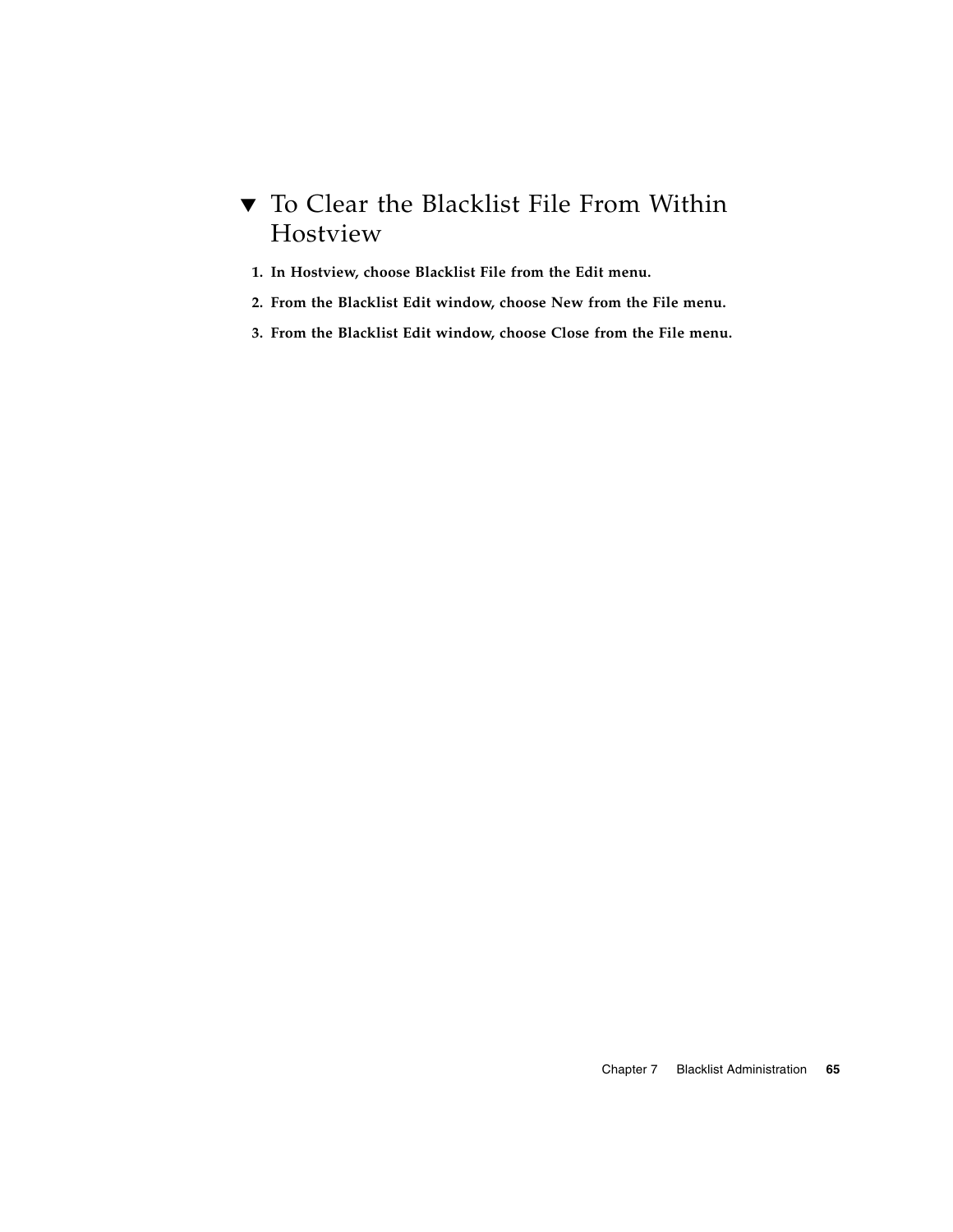## ▼ To Clear the Blacklist File From Within Hostview

1. **In Hostview, choose Blacklist File from the Edit menu.**
2. **From the Blacklist Edit window, choose New from the File menu.**
3. **From the Blacklist Edit window, choose Close from the File menu.**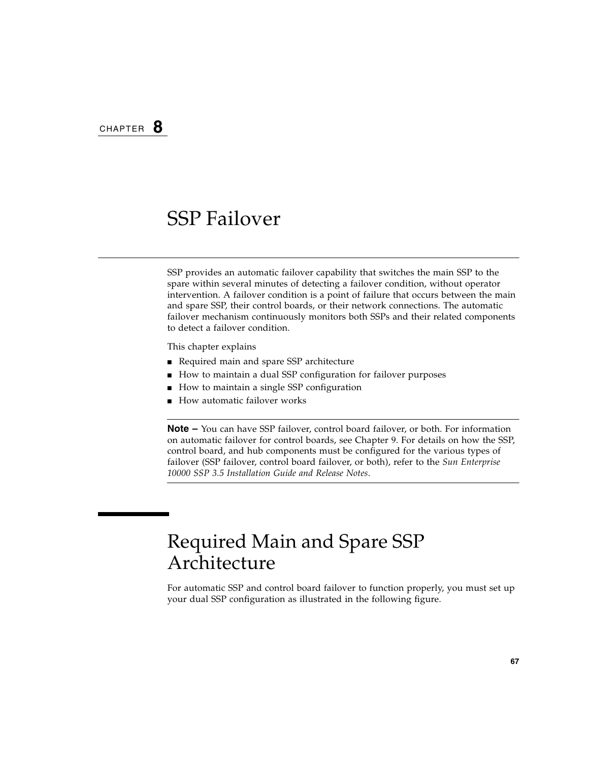CHAPTER **8**

# SSP Failover

SSP provides an automatic failover capability that switches the main SSP to the spare within several minutes of detecting a failover condition, without operator intervention. A failover condition is a point of failure that occurs between the main and spare SSP, their control boards, or their network connections. The automatic failover mechanism continuously monitors both SSPs and their related components to detect a failover condition.

This chapter explains

- Required main and spare SSP architecture
- How to maintain a dual SSP configuration for failover purposes
- How to maintain a single SSP configuration
- How automatic failover works

---

**Note –** You can have SSP failover, control board failover, or both. For information on automatic failover for control boards, see Chapter 9. For details on how the SSP, control board, and hub components must be configured for the various types of failover (SSP failover, control board failover, or both), refer to the *Sun Enterprise 10000 SSP 3.5 Installation Guide and Release Notes*.

---

## Required Main and Spare SSP Architecture

For automatic SSP and control board failover to function properly, you must set up your dual SSP configuration as illustrated in the following figure.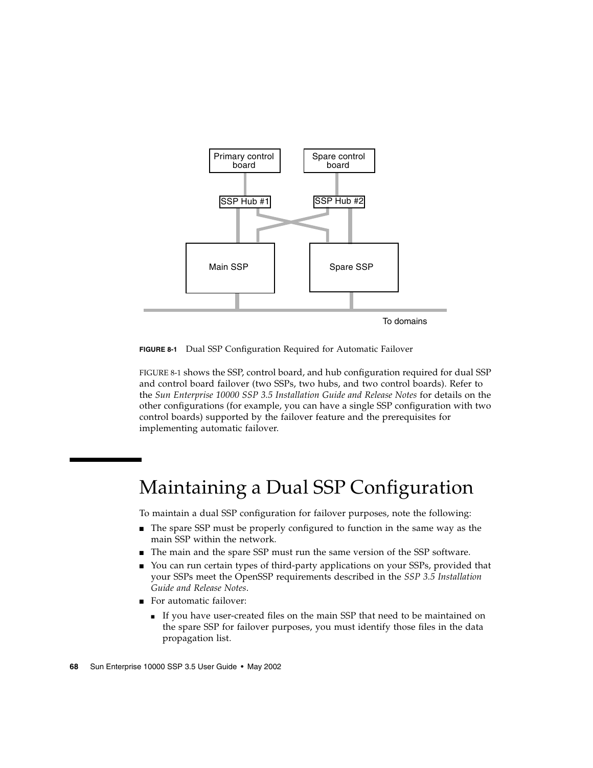Primary control board

Spare control board

SSP Hub #1

SSP Hub #2

Main SSP

Spare SSP

To domains

**FIGURE 8-1** Dual SSP Configuration Required for Automatic Failover

FIGURE 8-1 shows the SSP, control board, and hub configuration required for dual SSP and control board failover (two SSPs, two hubs, and two control boards). Refer to the *Sun Enterprise 10000 SSP 3.5 Installation Guide and Release Notes* for details on the other configurations (for example, you can have a single SSP configuration with two control boards) supported by the failover feature and the prerequisites for implementing automatic failover.

# Maintaining a Dual SSP Configuration

To maintain a dual SSP configuration for failover purposes, note the following:

- The spare SSP must be properly configured to function in the same way as the main SSP within the network.
- The main and the spare SSP must run the same version of the SSP software.
- You can run certain types of third-party applications on your SSPs, provided that your SSPs meet the OpenSSP requirements described in the *SSP 3.5 Installation Guide and Release Notes*.
- For automatic failover:
  - If you have user-created files on the main SSP that need to be maintained on the spare SSP for failover purposes, you must identify those files in the data propagation list.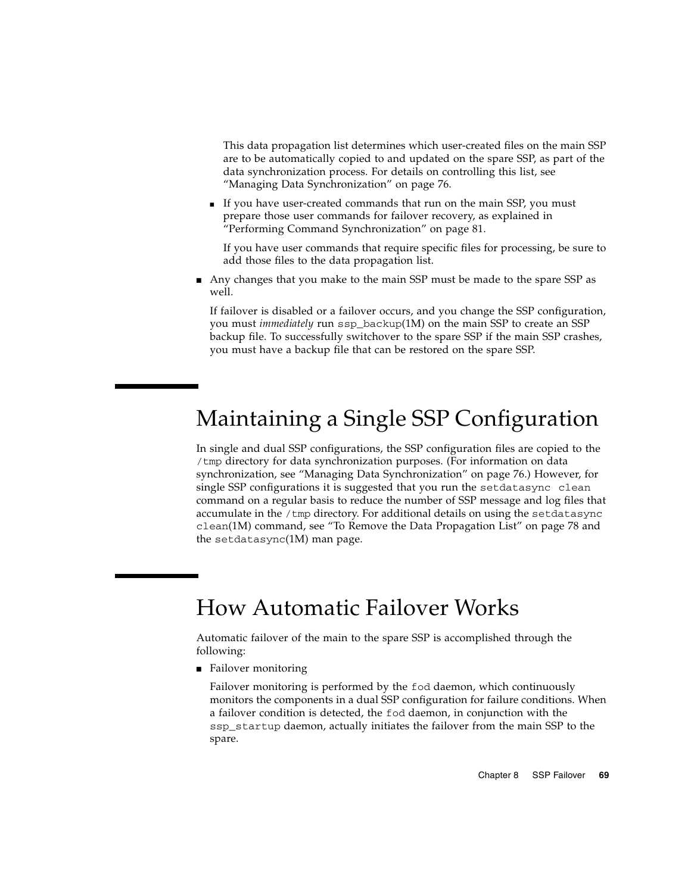This data propagation list determines which user-created files on the main SSP are to be automatically copied to and updated on the spare SSP, as part of the data synchronization process. For details on controlling this list, see "Managing Data Synchronization" on page 76.

- If you have user-created commands that run on the main SSP, you must prepare those user commands for failover recovery, as explained in "Performing Command Synchronization" on page 81.

  If you have user commands that require specific files for processing, be sure to add those files to the data propagation list.

- Any changes that you make to the main SSP must be made to the spare SSP as well.

  If failover is disabled or a failover occurs, and you change the SSP configuration, you must *immediately* run `ssp_backup`(1M) on the main SSP to create an SSP backup file. To successfully switchover to the spare SSP if the main SSP crashes, you must have a backup file that can be restored on the spare SSP.

# Maintaining a Single SSP Configuration

In single and dual SSP configurations, the SSP configuration files are copied to the `/tmp` directory for data synchronization purposes. (For information on data synchronization, see "Managing Data Synchronization" on page 76.) However, for single SSP configurations it is suggested that you run the `setdatasync clean` command on a regular basis to reduce the number of SSP message and log files that accumulate in the `/tmp` directory. For additional details on using the `setdatasync clean`(1M) command, see "To Remove the Data Propagation List" on page 78 and the `setdatasync`(1M) man page.

# How Automatic Failover Works

Automatic failover of the main to the spare SSP is accomplished through the following:

- Failover monitoring

  Failover monitoring is performed by the `fod` daemon, which continuously monitors the components in a dual SSP configuration for failure conditions. When a failover condition is detected, the `fod` daemon, in conjunction with the `ssp_startup` daemon, actually initiates the failover from the main SSP to the spare.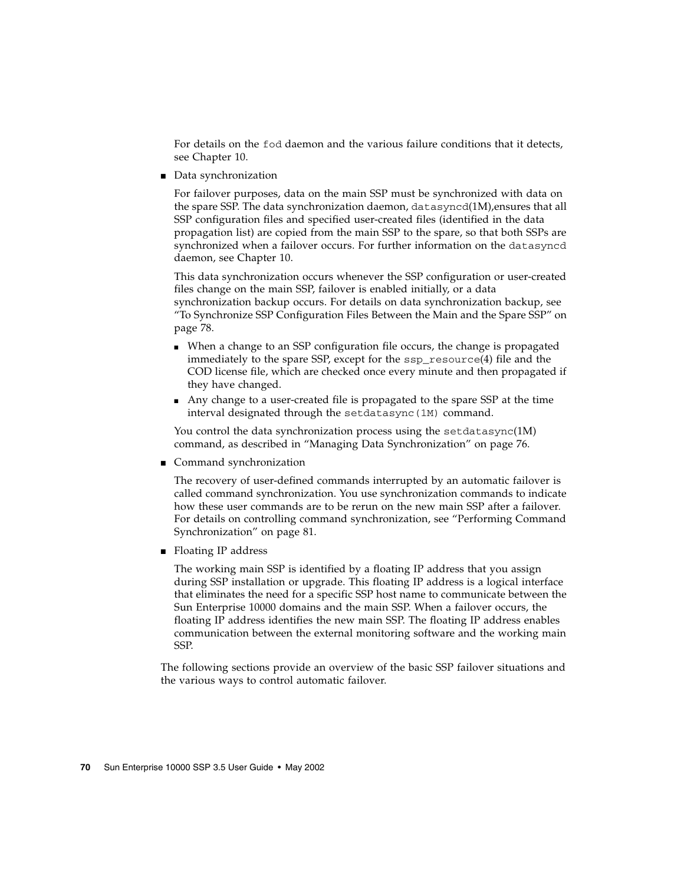For details on the `fod` daemon and the various failure conditions that it detects, see Chapter 10.

- Data synchronization

  For failover purposes, data on the main SSP must be synchronized with data on the spare SSP. The data synchronization daemon, `datasyncd`(1M),ensures that all SSP configuration files and specified user-created files (identified in the data propagation list) are copied from the main SSP to the spare, so that both SSPs are synchronized when a failover occurs. For further information on the `datasyncd` daemon, see Chapter 10.

  This data synchronization occurs whenever the SSP configuration or user-created files change on the main SSP, failover is enabled initially, or a data synchronization backup occurs. For details on data synchronization backup, see "To Synchronize SSP Configuration Files Between the Main and the Spare SSP" on page 78.

  - When a change to an SSP configuration file occurs, the change is propagated immediately to the spare SSP, except for the `ssp_resource`(4) file and the COD license file, which are checked once every minute and then propagated if they have changed.
  - Any change to a user-created file is propagated to the spare SSP at the time interval designated through the `setdatasync(1M)` command.

  You control the data synchronization process using the `setdatasync`(1M) command, as described in "Managing Data Synchronization" on page 76.

- Command synchronization

  The recovery of user-defined commands interrupted by an automatic failover is called command synchronization. You use synchronization commands to indicate how these user commands are to be rerun on the new main SSP after a failover. For details on controlling command synchronization, see "Performing Command Synchronization" on page 81.

- Floating IP address

  The working main SSP is identified by a floating IP address that you assign during SSP installation or upgrade. This floating IP address is a logical interface that eliminates the need for a specific SSP host name to communicate between the Sun Enterprise 10000 domains and the main SSP. When a failover occurs, the floating IP address identifies the new main SSP. The floating IP address enables communication between the external monitoring software and the working main SSP.

The following sections provide an overview of the basic SSP failover situations and the various ways to control automatic failover.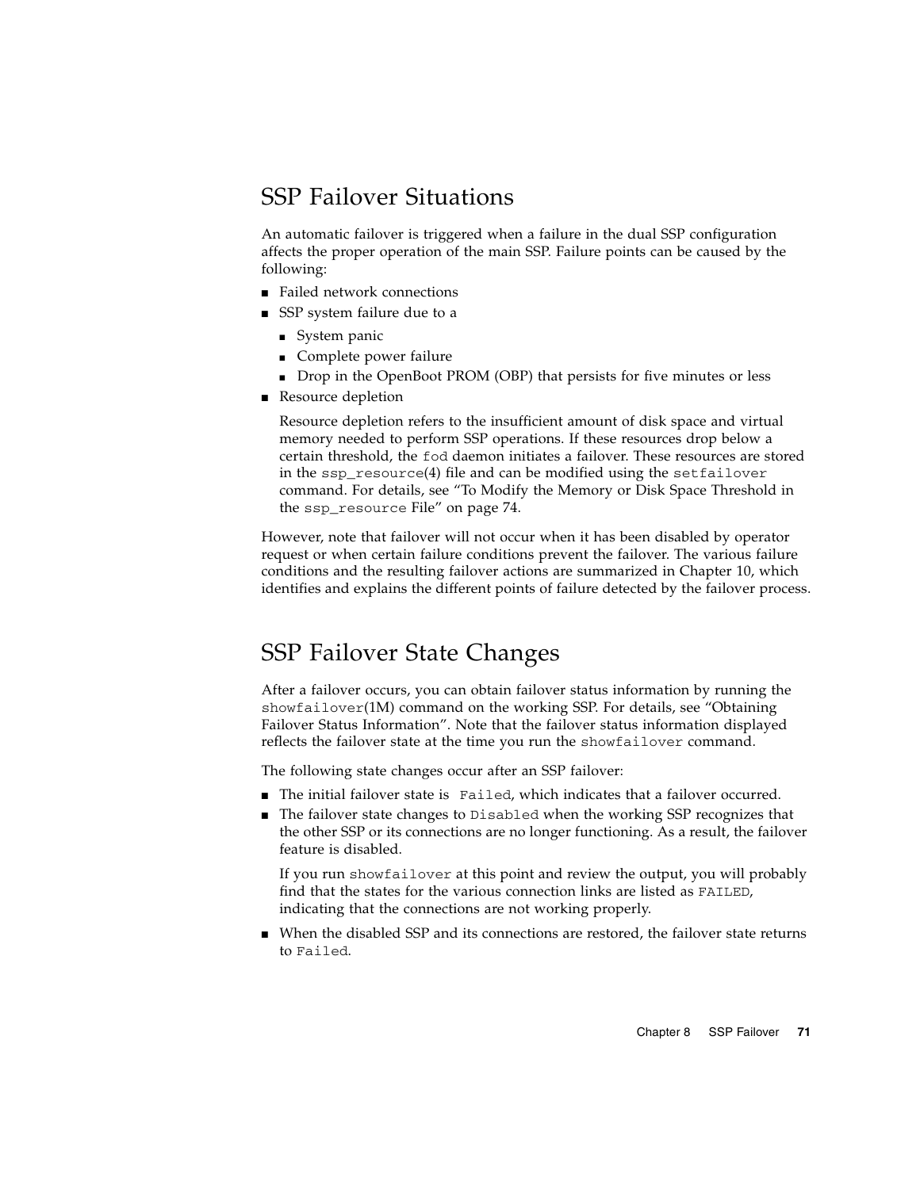## SSP Failover Situations

An automatic failover is triggered when a failure in the dual SSP configuration affects the proper operation of the main SSP. Failure points can be caused by the following:

- Failed network connections
- SSP system failure due to a
  - System panic
  - Complete power failure
  - Drop in the OpenBoot PROM (OBP) that persists for five minutes or less
- Resource depletion

  Resource depletion refers to the insufficient amount of disk space and virtual memory needed to perform SSP operations. If these resources drop below a certain threshold, the `fod` daemon initiates a failover. These resources are stored in the `ssp_resource`(4) file and can be modified using the `setfailover` command. For details, see "To Modify the Memory or Disk Space Threshold in the `ssp_resource` File" on page 74.

However, note that failover will not occur when it has been disabled by operator request or when certain failure conditions prevent the failover. The various failure conditions and the resulting failover actions are summarized in Chapter 10, which identifies and explains the different points of failure detected by the failover process.

## SSP Failover State Changes

After a failover occurs, you can obtain failover status information by running the `showfailover`(1M) command on the working SSP. For details, see "Obtaining Failover Status Information". Note that the failover status information displayed reflects the failover state at the time you run the `showfailover` command.

The following state changes occur after an SSP failover:

- The initial failover state is `Failed`, which indicates that a failover occurred.
- The failover state changes to `Disabled` when the working SSP recognizes that the other SSP or its connections are no longer functioning. As a result, the failover feature is disabled.

  If you run `showfailover` at this point and review the output, you will probably find that the states for the various connection links are listed as `FAILED`, indicating that the connections are not working properly.

- When the disabled SSP and its connections are restored, the failover state returns to `Failed`.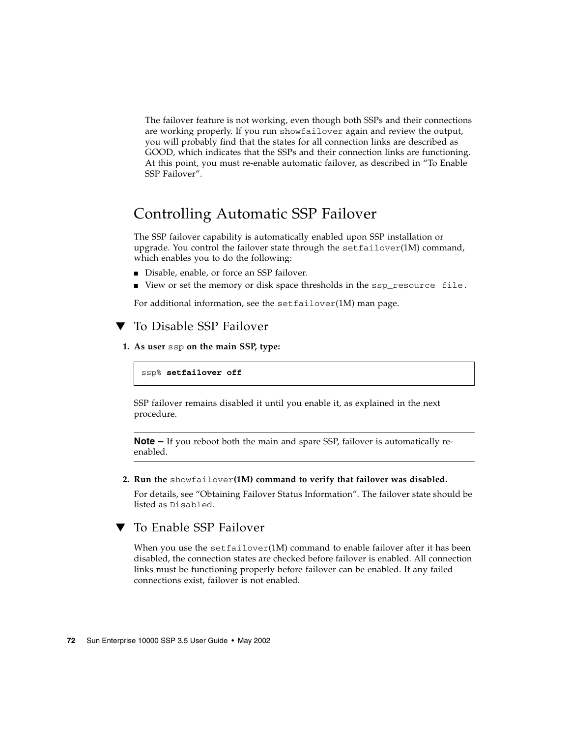The failover feature is not working, even though both SSPs and their connections are working properly. If you run `showfailover` again and review the output, you will probably find that the states for all connection links are described as GOOD, which indicates that the SSPs and their connection links are functioning. At this point, you must re-enable automatic failover, as described in "To Enable SSP Failover".

## Controlling Automatic SSP Failover

The SSP failover capability is automatically enabled upon SSP installation or upgrade. You control the failover state through the `setfailover`(1M) command, which enables you to do the following:

- Disable, enable, or force an SSP failover.
- View or set the memory or disk space thresholds in the `ssp_resource file`.

For additional information, see the `setfailover`(1M) man page.

### ▼ To Disable SSP Failover

1. **As user `ssp` on the main SSP, type:**

```
ssp% setfailover off
```

SSP failover remains disabled it until you enable it, as explained in the next procedure.

---

**Note –** If you reboot both the main and spare SSP, failover is automatically re-enabled.

---

2. **Run the `showfailover`(1M) command to verify that failover was disabled.**

   For details, see "Obtaining Failover Status Information". The failover state should be listed as `Disabled`.

### ▼ To Enable SSP Failover

When you use the `setfailover`(1M) command to enable failover after it has been disabled, the connection states are checked before failover is enabled. All connection links must be functioning properly before failover can be enabled. If any failed connections exist, failover is not enabled.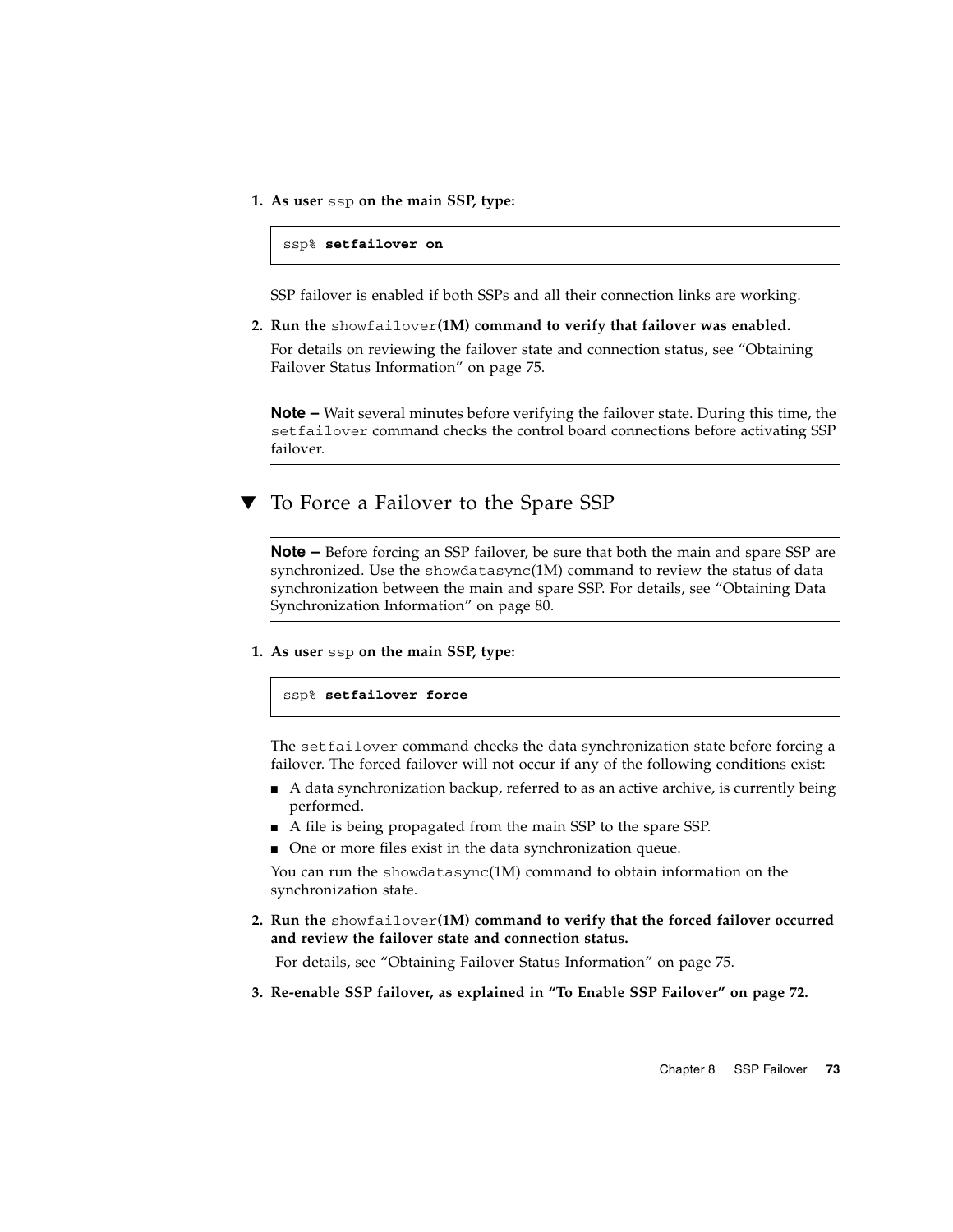1. **As user** `ssp` **on the main SSP, type:**

```
ssp% setfailover on
```

SSP failover is enabled if both SSPs and all their connection links are working.

2. **Run the** `showfailover`**(1M) command to verify that failover was enabled.**

For details on reviewing the failover state and connection status, see "Obtaining Failover Status Information" on page 75.

---

**Note –** Wait several minutes before verifying the failover state. During this time, the `setfailover` command checks the control board connections before activating SSP failover.

---

## ▼ To Force a Failover to the Spare SSP

---

**Note –** Before forcing an SSP failover, be sure that both the main and spare SSP are synchronized. Use the `showdatasync`(1M) command to review the status of data synchronization between the main and spare SSP. For details, see "Obtaining Data Synchronization Information" on page 80.

---

1. **As user** `ssp` **on the main SSP, type:**

```
ssp% setfailover force
```

The `setfailover` command checks the data synchronization state before forcing a failover. The forced failover will not occur if any of the following conditions exist:

- A data synchronization backup, referred to as an active archive, is currently being performed.
- A file is being propagated from the main SSP to the spare SSP.
- One or more files exist in the data synchronization queue.

You can run the `showdatasync`(1M) command to obtain information on the synchronization state.

2. **Run the** `showfailover`**(1M) command to verify that the forced failover occurred and review the failover state and connection status.**

For details, see "Obtaining Failover Status Information" on page 75.

3. **Re-enable SSP failover, as explained in "To Enable SSP Failover" on page 72.**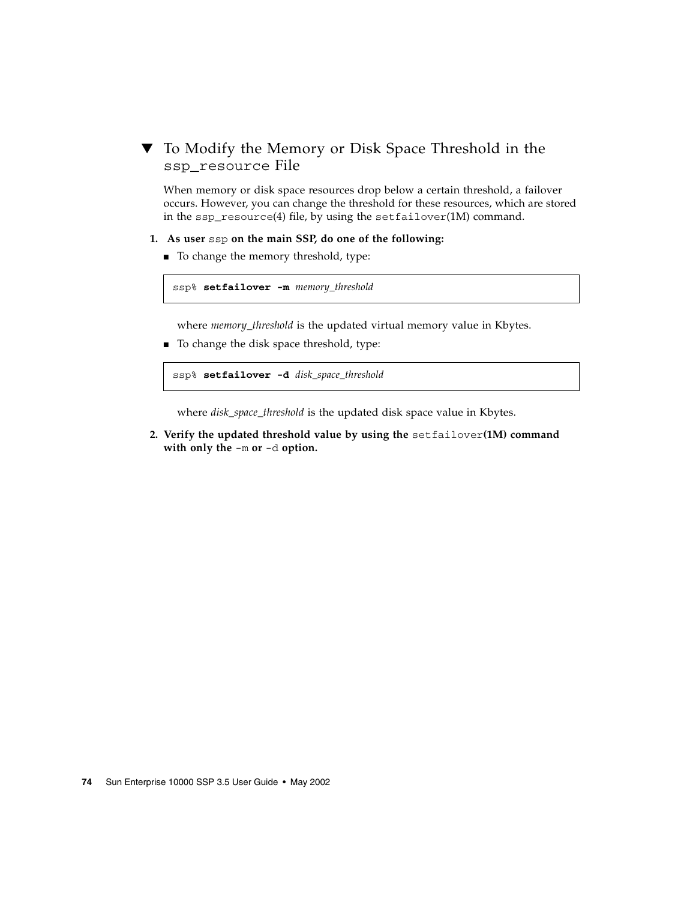## ▼ To Modify the Memory or Disk Space Threshold in the `ssp_resource` File

When memory or disk space resources drop below a certain threshold, a failover occurs. However, you can change the threshold for these resources, which are stored in the `ssp_resource`(4) file, by using the `setfailover`(1M) command.

1. **As user** `ssp` **on the main SSP, do one of the following:**

   - To change the memory threshold, type:

   ```
   ssp% setfailover -m memory_threshold
   ```

   where *memory_threshold* is the updated virtual memory value in Kbytes.

   - To change the disk space threshold, type:

   ```
   ssp% setfailover -d disk_space_threshold
   ```

   where *disk_space_threshold* is the updated disk space value in Kbytes.

2. **Verify the updated threshold value by using the** `setfailover`**(1M) command with only the** `-m` **or** `-d` **option.**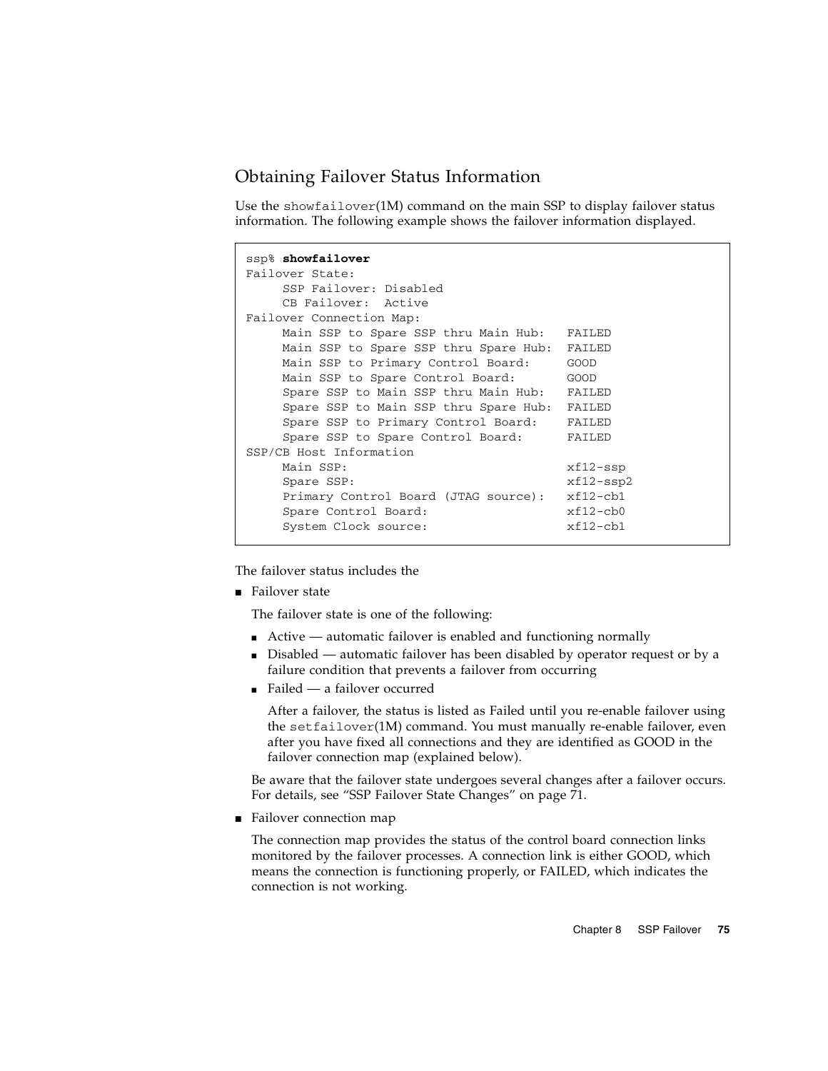## Obtaining Failover Status Information

Use the `showfailover`(1M) command on the main SSP to display failover status information. The following example shows the failover information displayed.

```
ssp% showfailover
Failover State:
     SSP Failover: Disabled
     CB Failover:  Active
Failover Connection Map:
     Main SSP to Spare SSP thru Main Hub:   FAILED
     Main SSP to Spare SSP thru Spare Hub:  FAILED
     Main SSP to Primary Control Board:     GOOD
     Main SSP to Spare Control Board:       GOOD
     Spare SSP to Main SSP thru Main Hub:   FAILED
     Spare SSP to Main SSP thru Spare Hub:  FAILED
     Spare SSP to Primary Control Board:    FAILED
     Spare SSP to Spare Control Board:      FAILED
SSP/CB Host Information
     Main SSP:                              xf12-ssp
     Spare SSP:                             xf12-ssp2
     Primary Control Board (JTAG source):   xf12-cb1
     Spare Control Board:                   xf12-cb0
     System Clock source:                   xf12-cb1
```

The failover status includes the

- Failover state

  The failover state is one of the following:

  - Active — automatic failover is enabled and functioning normally
  - Disabled — automatic failover has been disabled by operator request or by a failure condition that prevents a failover from occurring
  - Failed — a failover occurred

    After a failover, the status is listed as Failed until you re-enable failover using the `setfailover`(1M) command. You must manually re-enable failover, even after you have fixed all connections and they are identified as GOOD in the failover connection map (explained below).

  Be aware that the failover state undergoes several changes after a failover occurs. For details, see "SSP Failover State Changes" on page 71.

- Failover connection map

  The connection map provides the status of the control board connection links monitored by the failover processes. A connection link is either GOOD, which means the connection is functioning properly, or FAILED, which indicates the connection is not working.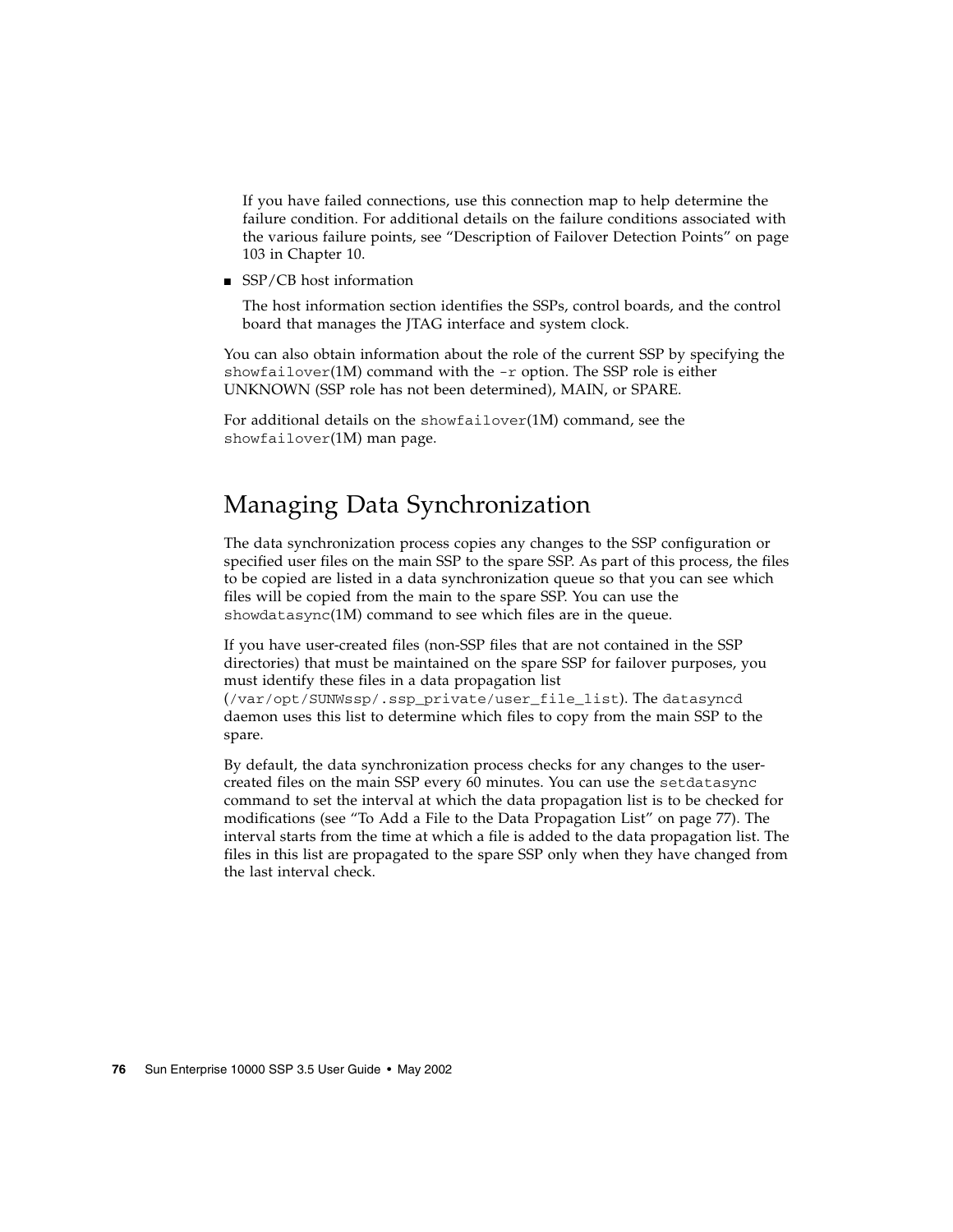If you have failed connections, use this connection map to help determine the failure condition. For additional details on the failure conditions associated with the various failure points, see "Description of Failover Detection Points" on page 103 in Chapter 10.

- SSP/CB host information

  The host information section identifies the SSPs, control boards, and the control board that manages the JTAG interface and system clock.

You can also obtain information about the role of the current SSP by specifying the `showfailover`(1M) command with the `-r` option. The SSP role is either UNKNOWN (SSP role has not been determined), MAIN, or SPARE.

For additional details on the `showfailover`(1M) command, see the `showfailover`(1M) man page.

## Managing Data Synchronization

The data synchronization process copies any changes to the SSP configuration or specified user files on the main SSP to the spare SSP. As part of this process, the files to be copied are listed in a data synchronization queue so that you can see which files will be copied from the main to the spare SSP. You can use the `showdatasync`(1M) command to see which files are in the queue.

If you have user-created files (non-SSP files that are not contained in the SSP directories) that must be maintained on the spare SSP for failover purposes, you must identify these files in a data propagation list (`/var/opt/SUNWssp/.ssp_private/user_file_list`). The `datasyncd` daemon uses this list to determine which files to copy from the main SSP to the spare.

By default, the data synchronization process checks for any changes to the user-created files on the main SSP every 60 minutes. You can use the `setdatasync` command to set the interval at which the data propagation list is to be checked for modifications (see "To Add a File to the Data Propagation List" on page 77). The interval starts from the time at which a file is added to the data propagation list. The files in this list are propagated to the spare SSP only when they have changed from the last interval check.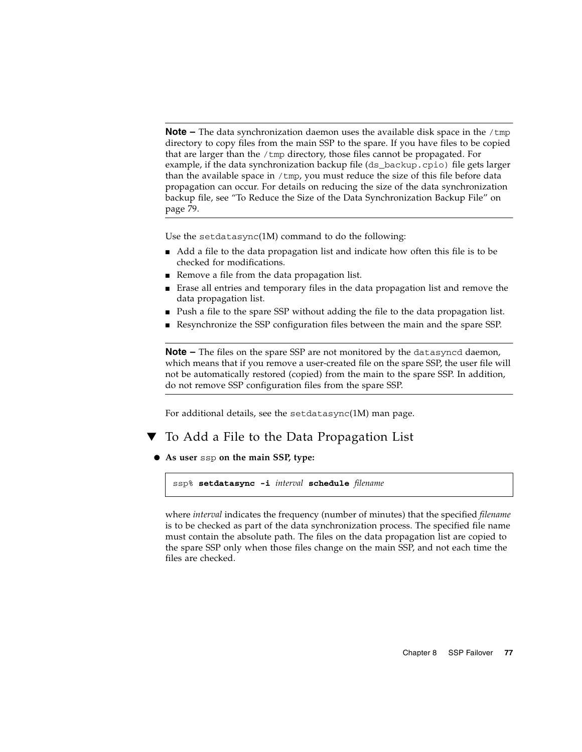---

**Note –** The data synchronization daemon uses the available disk space in the `/tmp` directory to copy files from the main SSP to the spare. If you have files to be copied that are larger than the `/tmp` directory, those files cannot be propagated. For example, if the data synchronization backup file (`ds_backup.cpio)` file gets larger than the available space in `/tmp`, you must reduce the size of this file before data propagation can occur. For details on reducing the size of the data synchronization backup file, see "To Reduce the Size of the Data Synchronization Backup File" on page 79.

---

Use the `setdatasync`(1M) command to do the following:

- Add a file to the data propagation list and indicate how often this file is to be checked for modifications.
- Remove a file from the data propagation list.
- Erase all entries and temporary files in the data propagation list and remove the data propagation list.
- Push a file to the spare SSP without adding the file to the data propagation list.
- Resynchronize the SSP configuration files between the main and the spare SSP.

---

**Note –** The files on the spare SSP are not monitored by the `datasyncd` daemon, which means that if you remove a user-created file on the spare SSP, the user file will not be automatically restored (copied) from the main to the spare SSP. In addition, do not remove SSP configuration files from the spare SSP.

---

For additional details, see the `setdatasync`(1M) man page.

## ▼ To Add a File to the Data Propagation List

- **As user `ssp` on the main SSP, type:**

```
ssp% setdatasync -i interval schedule filename
```

where *interval* indicates the frequency (number of minutes) that the specified *filename* is to be checked as part of the data synchronization process. The specified file name must contain the absolute path. The files on the data propagation list are copied to the spare SSP only when those files change on the main SSP, and not each time the files are checked.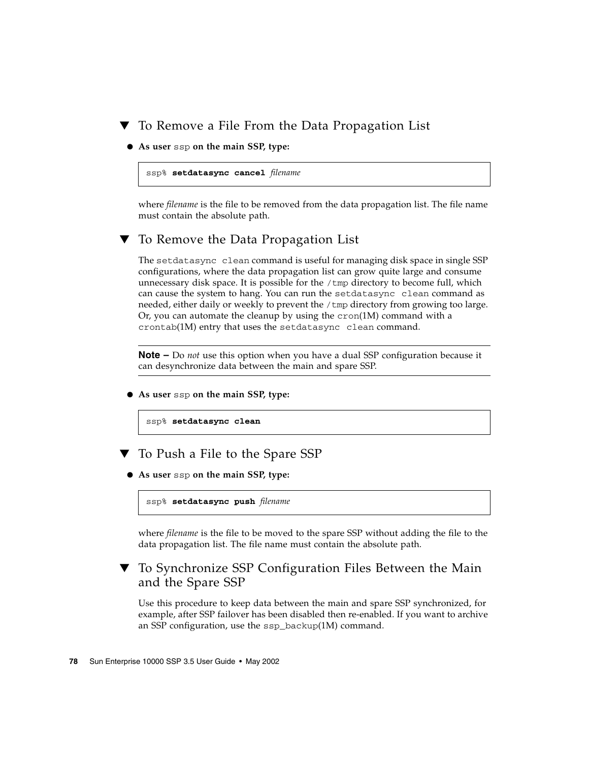## ▼ To Remove a File From the Data Propagation List

- **As user** `ssp` **on the main SSP, type:**

```
ssp% setdatasync cancel filename
```

where *filename* is the file to be removed from the data propagation list. The file name must contain the absolute path.

## ▼ To Remove the Data Propagation List

The `setdatasync clean` command is useful for managing disk space in single SSP configurations, where the data propagation list can grow quite large and consume unnecessary disk space. It is possible for the `/tmp` directory to become full, which can cause the system to hang. You can run the `setdatasync clean` command as needed, either daily or weekly to prevent the `/tmp` directory from growing too large. Or, you can automate the cleanup by using the `cron`(1M) command with a `crontab`(1M) entry that uses the `setdatasync clean` command.

---

**Note –** Do *not* use this option when you have a dual SSP configuration because it can desynchronize data between the main and spare SSP.

---

- **As user** `ssp` **on the main SSP, type:**

```
ssp% setdatasync clean
```

## ▼ To Push a File to the Spare SSP

- **As user** `ssp` **on the main SSP, type:**

```
ssp% setdatasync push filename
```

where *filename* is the file to be moved to the spare SSP without adding the file to the data propagation list. The file name must contain the absolute path.

## ▼ To Synchronize SSP Configuration Files Between the Main and the Spare SSP

Use this procedure to keep data between the main and spare SSP synchronized, for example, after SSP failover has been disabled then re-enabled. If you want to archive an SSP configuration, use the `ssp_backup`(1M) command.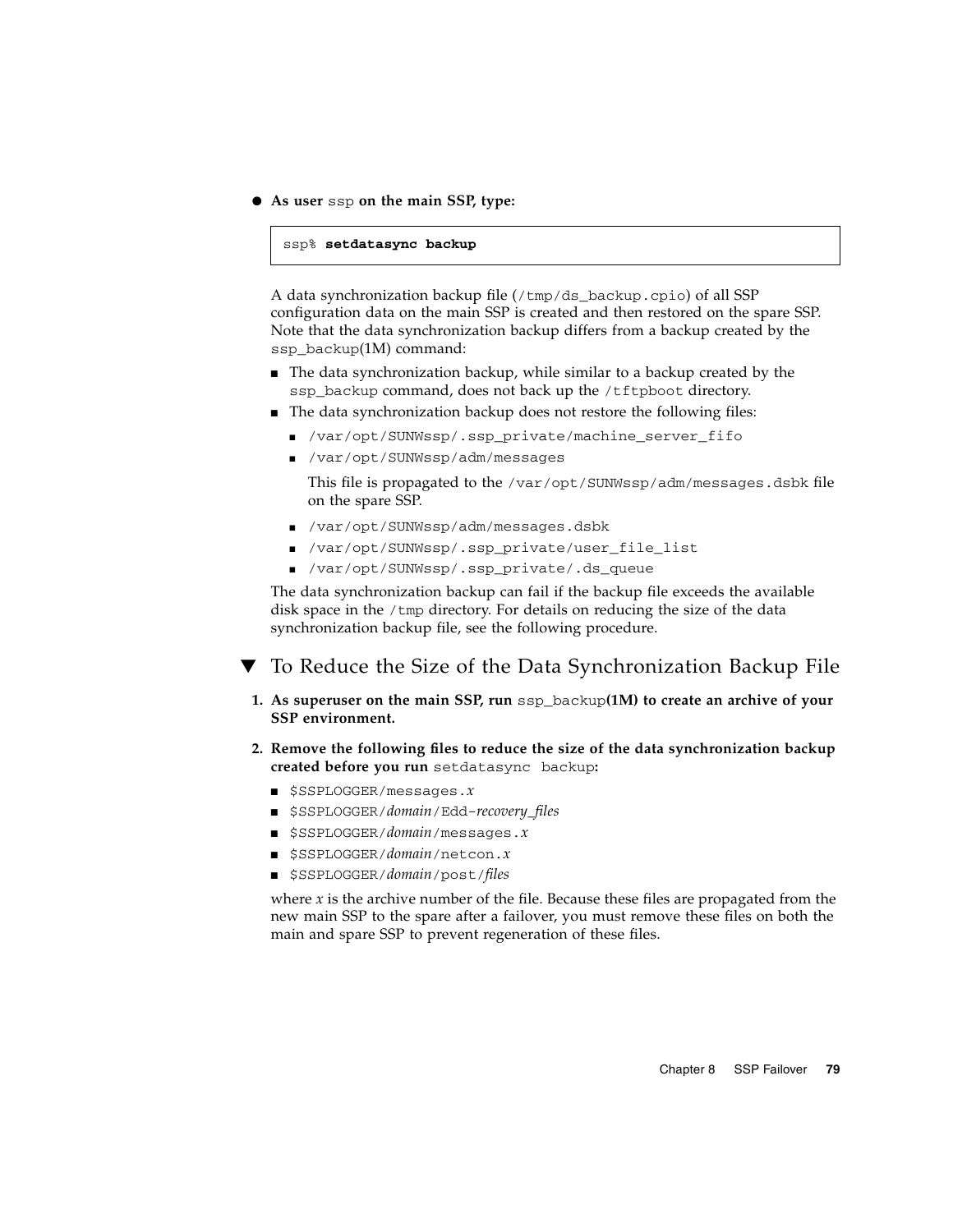- **As user** `ssp` **on the main SSP, type:**

```
ssp% setdatasync backup
```

A data synchronization backup file (`/tmp/ds_backup.cpio`) of all SSP configuration data on the main SSP is created and then restored on the spare SSP. Note that the data synchronization backup differs from a backup created by the `ssp_backup`(1M) command:

- The data synchronization backup, while similar to a backup created by the `ssp_backup` command, does not back up the `/tftpboot` directory.
- The data synchronization backup does not restore the following files:
  - `/var/opt/SUNWssp/.ssp_private/machine_server_fifo`
  - `/var/opt/SUNWssp/adm/messages`

    This file is propagated to the `/var/opt/SUNWssp/adm/messages.dsbk` file on the spare SSP.
  - `/var/opt/SUNWssp/adm/messages.dsbk`
  - `/var/opt/SUNWssp/.ssp_private/user_file_list`
  - `/var/opt/SUNWssp/.ssp_private/.ds_queue`

The data synchronization backup can fail if the backup file exceeds the available disk space in the `/tmp` directory. For details on reducing the size of the data synchronization backup file, see the following procedure.

## ▼ To Reduce the Size of the Data Synchronization Backup File

1. **As superuser on the main SSP, run** `ssp_backup`**(1M) to create an archive of your SSP environment.**
2. **Remove the following files to reduce the size of the data synchronization backup created before you run** `setdatasync backup`**:**
   - `$SSPLOGGER/messages.`*x*
   - `$SSPLOGGER/`*domain*`/Edd-`*recovery_files*
   - `$SSPLOGGER/`*domain*`/messages.`*x*
   - `$SSPLOGGER/`*domain*`/netcon.`*x*
   - `$SSPLOGGER/`*domain*`/post/`*files*

   where *x* is the archive number of the file. Because these files are propagated from the new main SSP to the spare after a failover, you must remove these files on both the main and spare SSP to prevent regeneration of these files.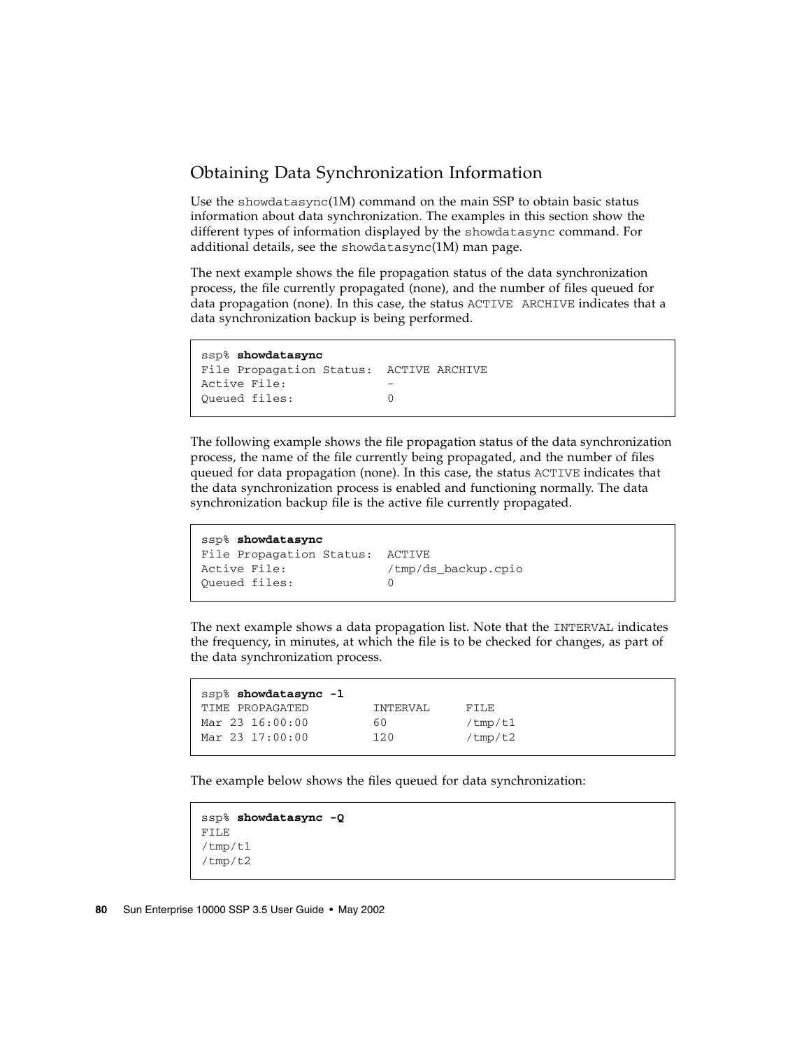## Obtaining Data Synchronization Information

Use the `showdatasync`(1M) command on the main SSP to obtain basic status information about data synchronization. The examples in this section show the different types of information displayed by the `showdatasync` command. For additional details, see the `showdatasync`(1M) man page.

The next example shows the file propagation status of the data synchronization process, the file currently propagated (none), and the number of files queued for data propagation (none). In this case, the status `ACTIVE ARCHIVE` indicates that a data synchronization backup is being performed.

```
ssp% showdatasync
File Propagation Status:  ACTIVE ARCHIVE
Active File:              -
Queued files:             0
```

The following example shows the file propagation status of the data synchronization process, the name of the file currently being propagated, and the number of files queued for data propagation (none). In this case, the status `ACTIVE` indicates that the data synchronization process is enabled and functioning normally. The data synchronization backup file is the active file currently propagated.

```
ssp% showdatasync
File Propagation Status:  ACTIVE
Active File:              /tmp/ds_backup.cpio
Queued files:             0
```

The next example shows a data propagation list. Note that the `INTERVAL` indicates the frequency, in minutes, at which the file is to be checked for changes, as part of the data synchronization process.

```
ssp% showdatasync -l
TIME PROPAGATED         INTERVAL      FILE
Mar 23 16:00:00         60            /tmp/t1
Mar 23 17:00:00         120           /tmp/t2
```

The example below shows the files queued for data synchronization:

```
ssp% showdatasync -Q
FILE
/tmp/t1
/tmp/t2
```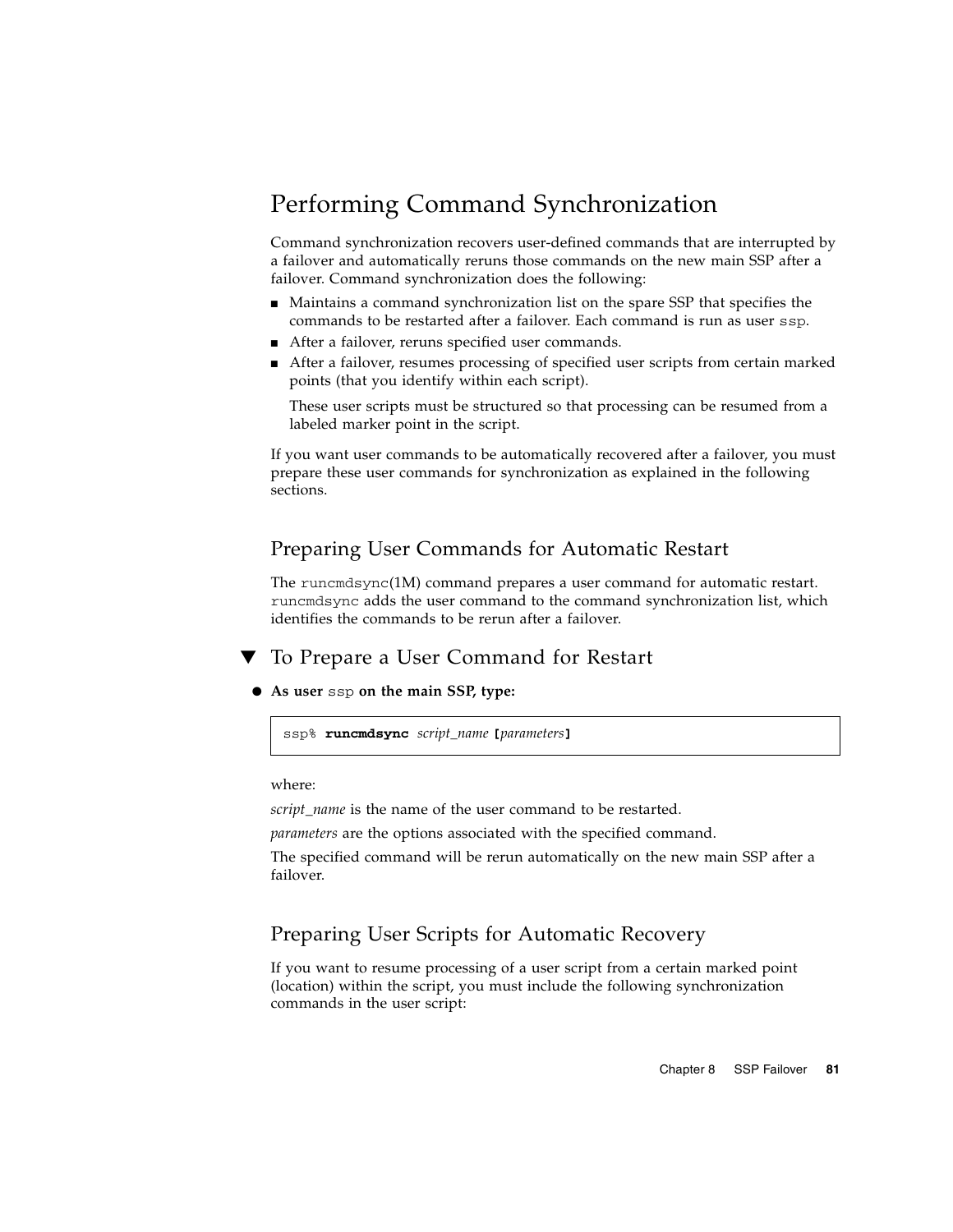# Performing Command Synchronization

Command synchronization recovers user-defined commands that are interrupted by a failover and automatically reruns those commands on the new main SSP after a failover. Command synchronization does the following:

- Maintains a command synchronization list on the spare SSP that specifies the commands to be restarted after a failover. Each command is run as user `ssp`.
- After a failover, reruns specified user commands.
- After a failover, resumes processing of specified user scripts from certain marked points (that you identify within each script).

  These user scripts must be structured so that processing can be resumed from a labeled marker point in the script.

If you want user commands to be automatically recovered after a failover, you must prepare these user commands for synchronization as explained in the following sections.

## Preparing User Commands for Automatic Restart

The `runcmdsync`(1M) command prepares a user command for automatic restart. `runcmdsync` adds the user command to the command synchronization list, which identifies the commands to be rerun after a failover.

### ▼ To Prepare a User Command for Restart

- **As user `ssp` on the main SSP, type:**

```
ssp% runcmdsync script_name [parameters]
```

where:

*script_name* is the name of the user command to be restarted.

*parameters* are the options associated with the specified command.

The specified command will be rerun automatically on the new main SSP after a failover.

## Preparing User Scripts for Automatic Recovery

If you want to resume processing of a user script from a certain marked point (location) within the script, you must include the following synchronization commands in the user script: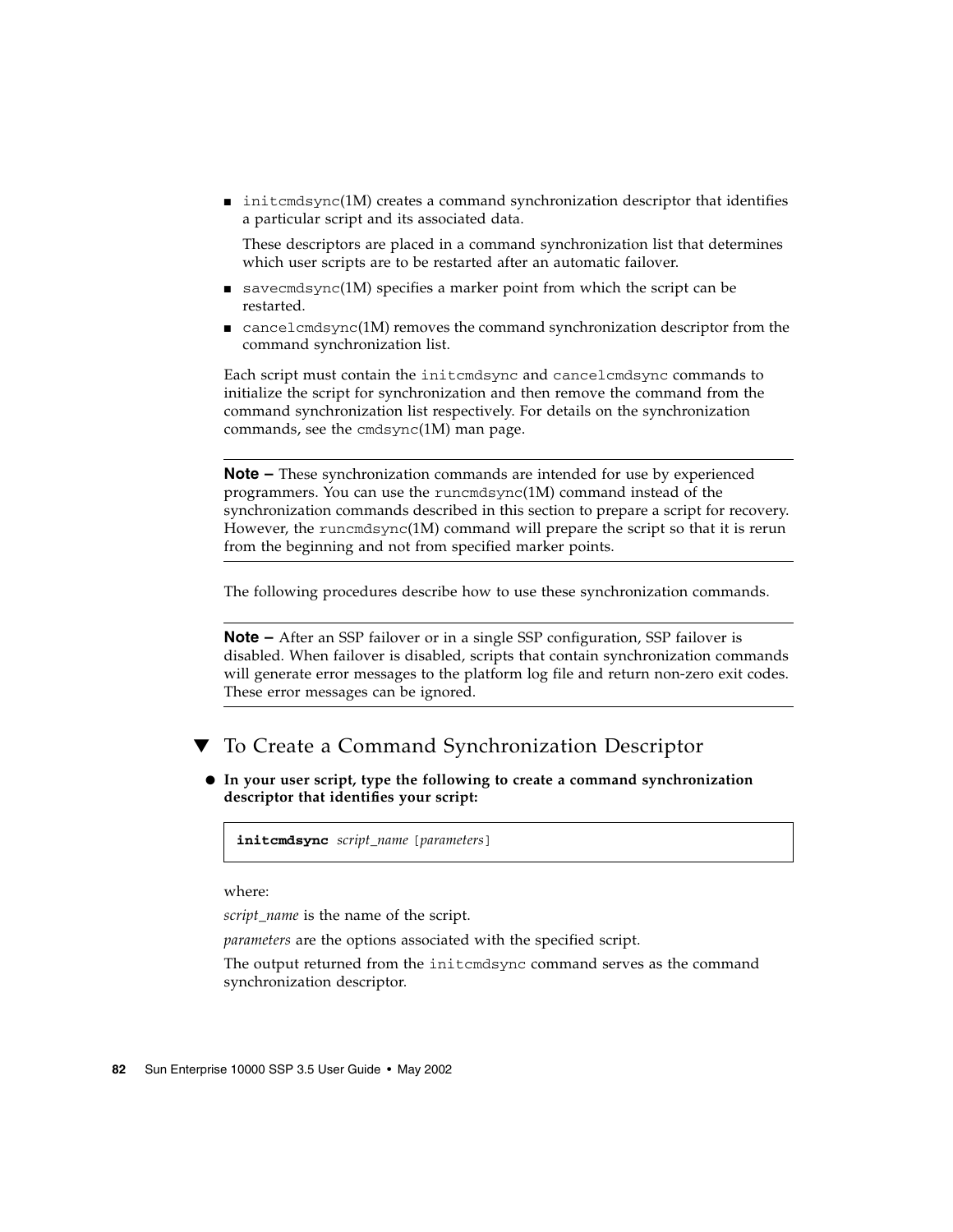- `initcmdsync`(1M) creates a command synchronization descriptor that identifies a particular script and its associated data.

  These descriptors are placed in a command synchronization list that determines which user scripts are to be restarted after an automatic failover.

- `savecmdsync`(1M) specifies a marker point from which the script can be restarted.
- `cancelcmdsync`(1M) removes the command synchronization descriptor from the command synchronization list.

Each script must contain the `initcmdsync` and `cancelcmdsync` commands to initialize the script for synchronization and then remove the command from the command synchronization list respectively. For details on the synchronization commands, see the `cmdsync`(1M) man page.

---

**Note –** These synchronization commands are intended for use by experienced programmers. You can use the `runcmdsync`(1M) command instead of the synchronization commands described in this section to prepare a script for recovery. However, the `runcmdsync`(1M) command will prepare the script so that it is rerun from the beginning and not from specified marker points.

---

The following procedures describe how to use these synchronization commands.

---

**Note –** After an SSP failover or in a single SSP configuration, SSP failover is disabled. When failover is disabled, scripts that contain synchronization commands will generate error messages to the platform log file and return non-zero exit codes. These error messages can be ignored.

---

## ▼ To Create a Command Synchronization Descriptor

- **In your user script, type the following to create a command synchronization descriptor that identifies your script:**

```
initcmdsync script_name [parameters]
```

where:

*script_name* is the name of the script.

*parameters* are the options associated with the specified script.

The output returned from the `initcmdsync` command serves as the command synchronization descriptor.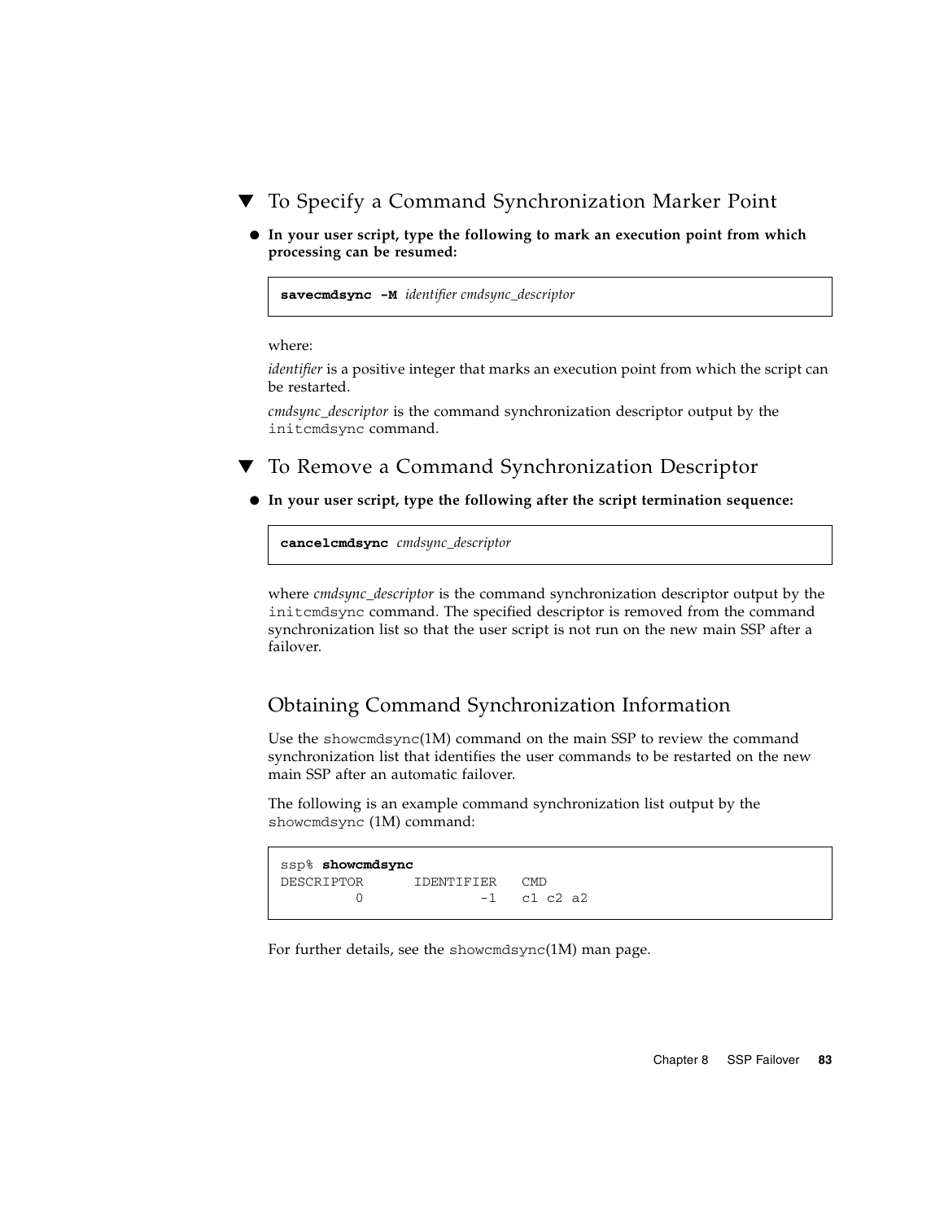### To Specify a Command Synchronization Marker Point

- **In your user script, type the following to mark an execution point from which processing can be resumed:**

```
savecmdsync -M identifier cmdsync_descriptor
```

where:

*identifier* is a positive integer that marks an execution point from which the script can be restarted.

*cmdsync_descriptor* is the command synchronization descriptor output by the `initcmdsync` command.

### To Remove a Command Synchronization Descriptor

- **In your user script, type the following after the script termination sequence:**

```
cancelcmdsync cmdsync_descriptor
```

where *cmdsync_descriptor* is the command synchronization descriptor output by the `initcmdsync` command. The specified descriptor is removed from the command synchronization list so that the user script is not run on the new main SSP after a failover.

## Obtaining Command Synchronization Information

Use the `showcmdsync`(1M) command on the main SSP to review the command synchronization list that identifies the user commands to be restarted on the new main SSP after an automatic failover.

The following is an example command synchronization list output by the `showcmdsync` (1M) command:

```
ssp% showcmdsync
DESCRIPTOR      IDENTIFIER   CMD
         0              -1   c1 c2 a2
```

For further details, see the `showcmdsync`(1M) man page.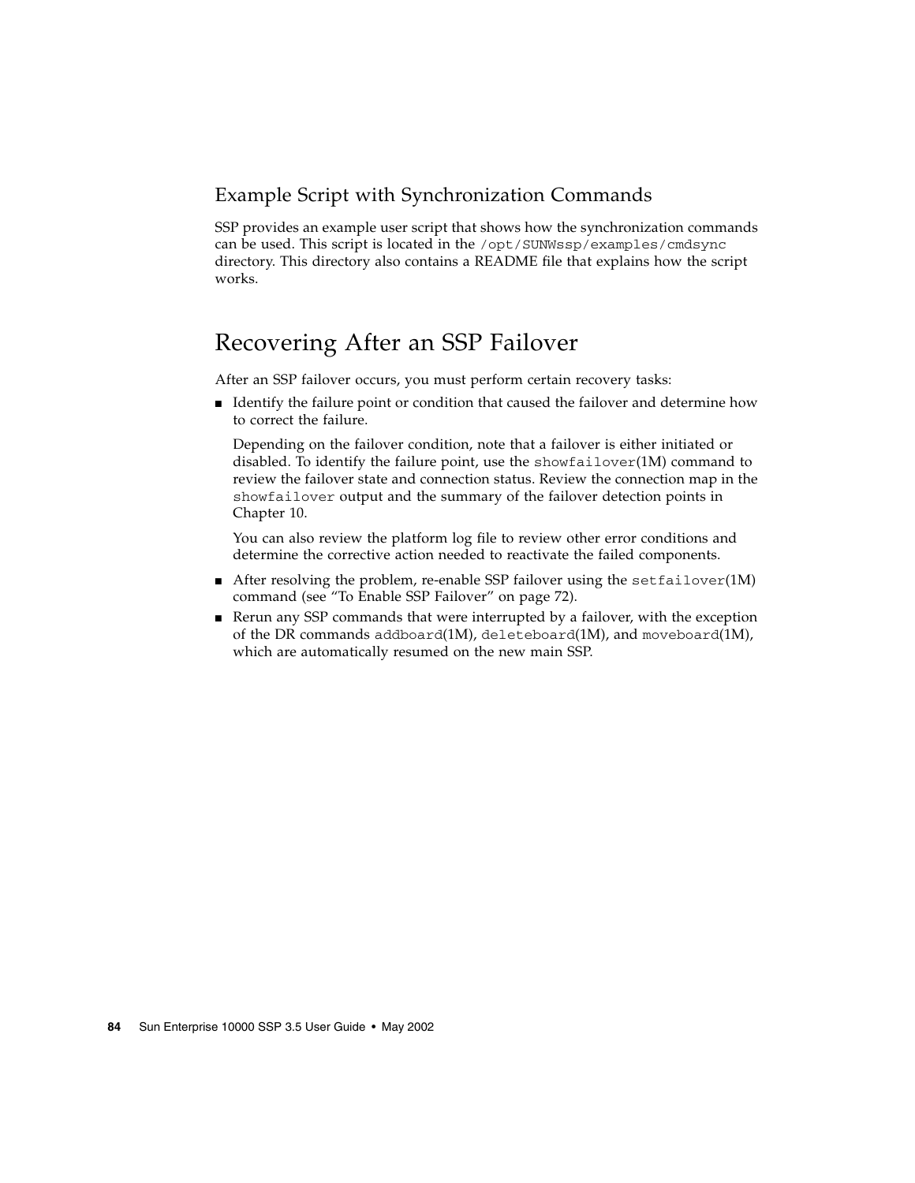### Example Script with Synchronization Commands

SSP provides an example user script that shows how the synchronization commands can be used. This script is located in the `/opt/SUNWssp/examples/cmdsync` directory. This directory also contains a README file that explains how the script works.

## Recovering After an SSP Failover

After an SSP failover occurs, you must perform certain recovery tasks:

- Identify the failure point or condition that caused the failover and determine how to correct the failure.

  Depending on the failover condition, note that a failover is either initiated or disabled. To identify the failure point, use the `showfailover`(1M) command to review the failover state and connection status. Review the connection map in the `showfailover` output and the summary of the failover detection points in Chapter 10.

  You can also review the platform log file to review other error conditions and determine the corrective action needed to reactivate the failed components.

- After resolving the problem, re-enable SSP failover using the `setfailover`(1M) command (see "To Enable SSP Failover" on page 72).
- Rerun any SSP commands that were interrupted by a failover, with the exception of the DR commands `addboard`(1M), `deleteboard`(1M), and `moveboard`(1M), which are automatically resumed on the new main SSP.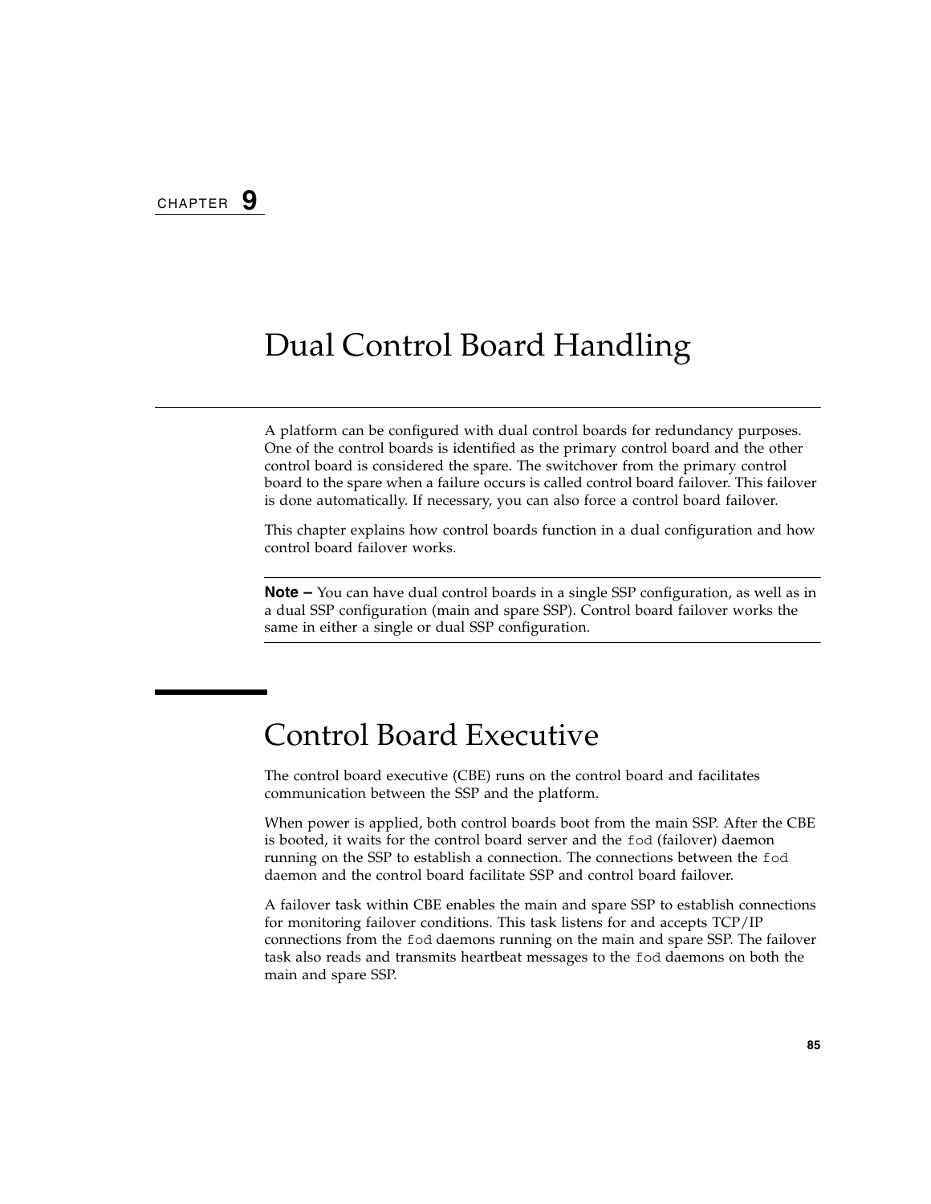# CHAPTER 9

# Dual Control Board Handling

A platform can be configured with dual control boards for redundancy purposes. One of the control boards is identified as the primary control board and the other control board is considered the spare. The switchover from the primary control board to the spare when a failure occurs is called control board failover. This failover is done automatically. If necessary, you can also force a control board failover.

This chapter explains how control boards function in a dual configuration and how control board failover works.

---

**Note –** You can have dual control boards in a single SSP configuration, as well as in a dual SSP configuration (main and spare SSP). Control board failover works the same in either a single or dual SSP configuration.

---

## Control Board Executive

The control board executive (CBE) runs on the control board and facilitates communication between the SSP and the platform.

When power is applied, both control boards boot from the main SSP. After the CBE is booted, it waits for the control board server and the `fod` (failover) daemon running on the SSP to establish a connection. The connections between the `fod` daemon and the control board facilitate SSP and control board failover.

A failover task within CBE enables the main and spare SSP to establish connections for monitoring failover conditions. This task listens for and accepts TCP/IP connections from the `fod` daemons running on the main and spare SSP. The failover task also reads and transmits heartbeat messages to the `fod` daemons on both the main and spare SSP.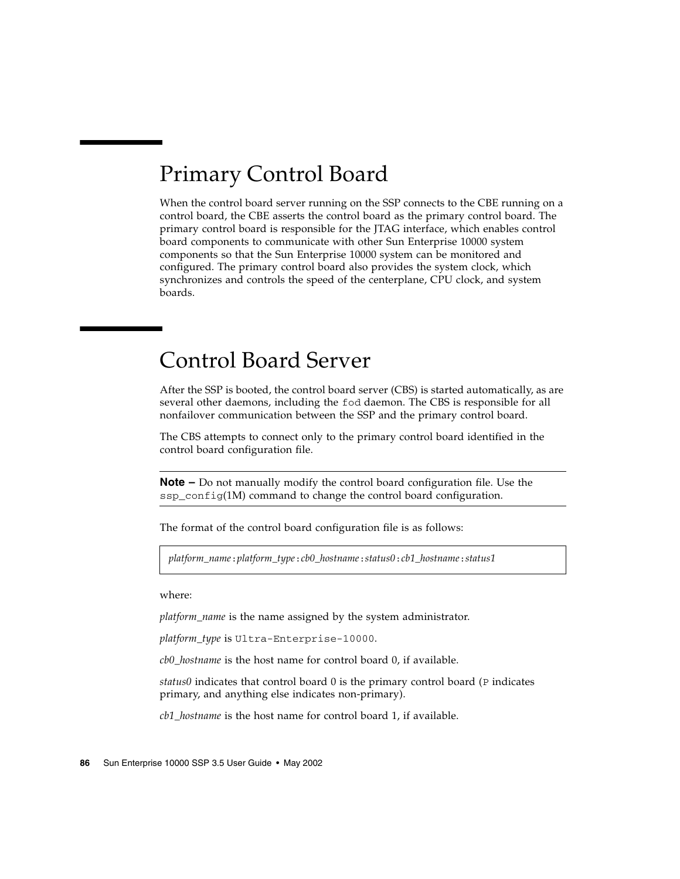# Primary Control Board

When the control board server running on the SSP connects to the CBE running on a control board, the CBE asserts the control board as the primary control board. The primary control board is responsible for the JTAG interface, which enables control board components to communicate with other Sun Enterprise 10000 system components so that the Sun Enterprise 10000 system can be monitored and configured. The primary control board also provides the system clock, which synchronizes and controls the speed of the centerplane, CPU clock, and system boards.

# Control Board Server

After the SSP is booted, the control board server (CBS) is started automatically, as are several other daemons, including the `fod` daemon. The CBS is responsible for all nonfailover communication between the SSP and the primary control board.

The CBS attempts to connect only to the primary control board identified in the control board configuration file.

---

**Note –** Do not manually modify the control board configuration file. Use the `ssp_config`(1M) command to change the control board configuration.

---

The format of the control board configuration file is as follows:

```
platform_name:platform_type:cb0_hostname:status0:cb1_hostname:status1
```

where:

*platform_name* is the name assigned by the system administrator.

*platform_type* is `Ultra-Enterprise-10000`.

*cb0_hostname* is the host name for control board 0, if available.

*status0* indicates that control board 0 is the primary control board (`P` indicates primary, and anything else indicates non-primary).

*cb1_hostname* is the host name for control board 1, if available.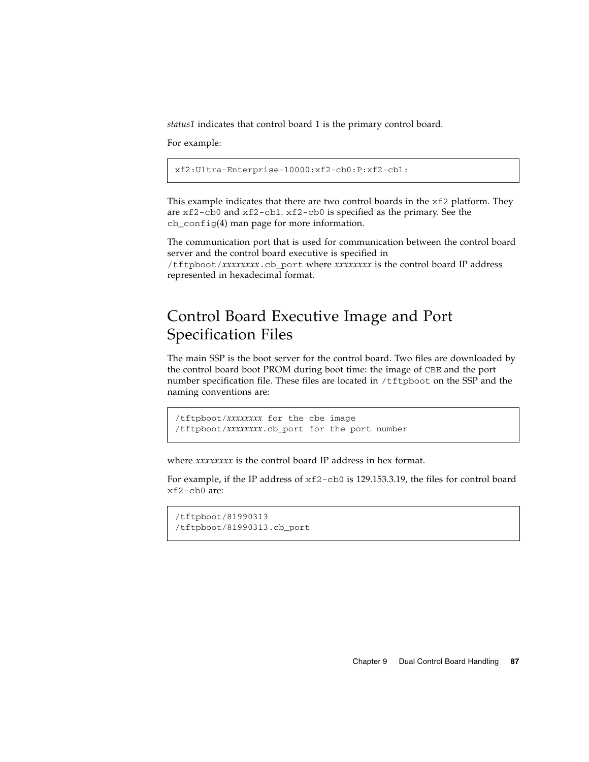*status1* indicates that control board 1 is the primary control board.

For example:

```
xf2:Ultra-Enterprise-10000:xf2-cb0:P:xf2-cb1:
```

This example indicates that there are two control boards in the `xf2` platform. They are `xf2-cb0` and `xf2-cb1`. `xf2-cb0` is specified as the primary. See the `cb_config`(4) man page for more information.

The communication port that is used for communication between the control board server and the control board executive is specified in `/tftpboot/`*xxxxxxxx*`.cb_port` where *xxxxxxxx* is the control board IP address represented in hexadecimal format.

## Control Board Executive Image and Port Specification Files

The main SSP is the boot server for the control board. Two files are downloaded by the control board boot PROM during boot time: the image of `CBE` and the port number specification file. These files are located in `/tftpboot` on the SSP and the naming conventions are:

```
/tftpboot/xxxxxxxx for the cbe image
/tftpboot/xxxxxxxx.cb_port for the port number
```

where *xxxxxxxx* is the control board IP address in hex format.

For example, if the IP address of `xf2-cb0` is 129.153.3.19, the files for control board `xf2-cb0` are:

```
/tftpboot/81990313
/tftpboot/81990313.cb_port
```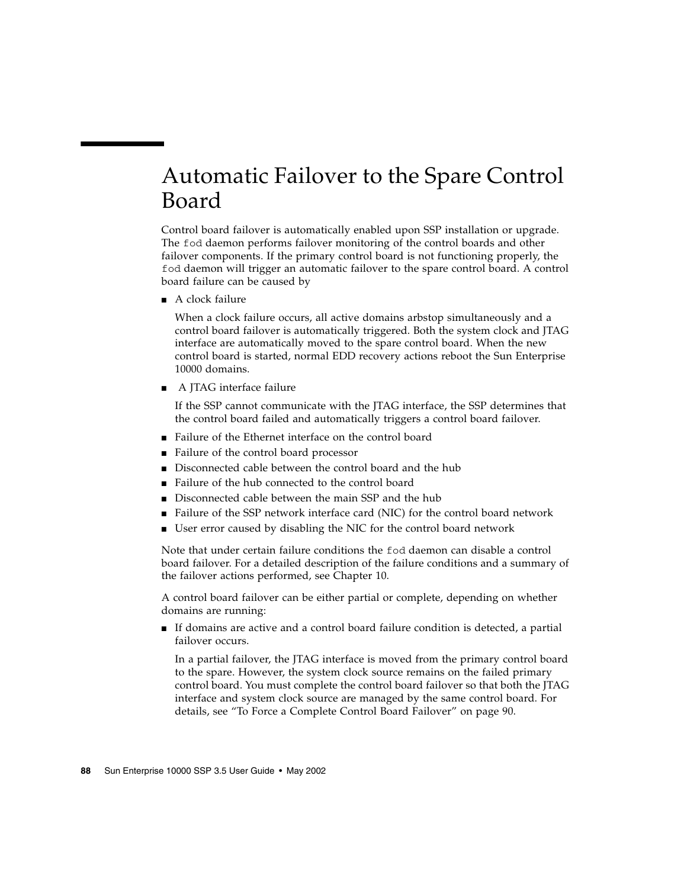# Automatic Failover to the Spare Control Board

Control board failover is automatically enabled upon SSP installation or upgrade. The `fod` daemon performs failover monitoring of the control boards and other failover components. If the primary control board is not functioning properly, the `fod` daemon will trigger an automatic failover to the spare control board. A control board failure can be caused by

- A clock failure

  When a clock failure occurs, all active domains arbstop simultaneously and a control board failover is automatically triggered. Both the system clock and JTAG interface are automatically moved to the spare control board. When the new control board is started, normal EDD recovery actions reboot the Sun Enterprise 10000 domains.

- A JTAG interface failure

  If the SSP cannot communicate with the JTAG interface, the SSP determines that the control board failed and automatically triggers a control board failover.

- Failure of the Ethernet interface on the control board
- Failure of the control board processor
- Disconnected cable between the control board and the hub
- Failure of the hub connected to the control board
- Disconnected cable between the main SSP and the hub
- Failure of the SSP network interface card (NIC) for the control board network
- User error caused by disabling the NIC for the control board network

Note that under certain failure conditions the `fod` daemon can disable a control board failover. For a detailed description of the failure conditions and a summary of the failover actions performed, see Chapter 10.

A control board failover can be either partial or complete, depending on whether domains are running:

- If domains are active and a control board failure condition is detected, a partial failover occurs.

  In a partial failover, the JTAG interface is moved from the primary control board to the spare. However, the system clock source remains on the failed primary control board. You must complete the control board failover so that both the JTAG interface and system clock source are managed by the same control board. For details, see "To Force a Complete Control Board Failover" on page 90.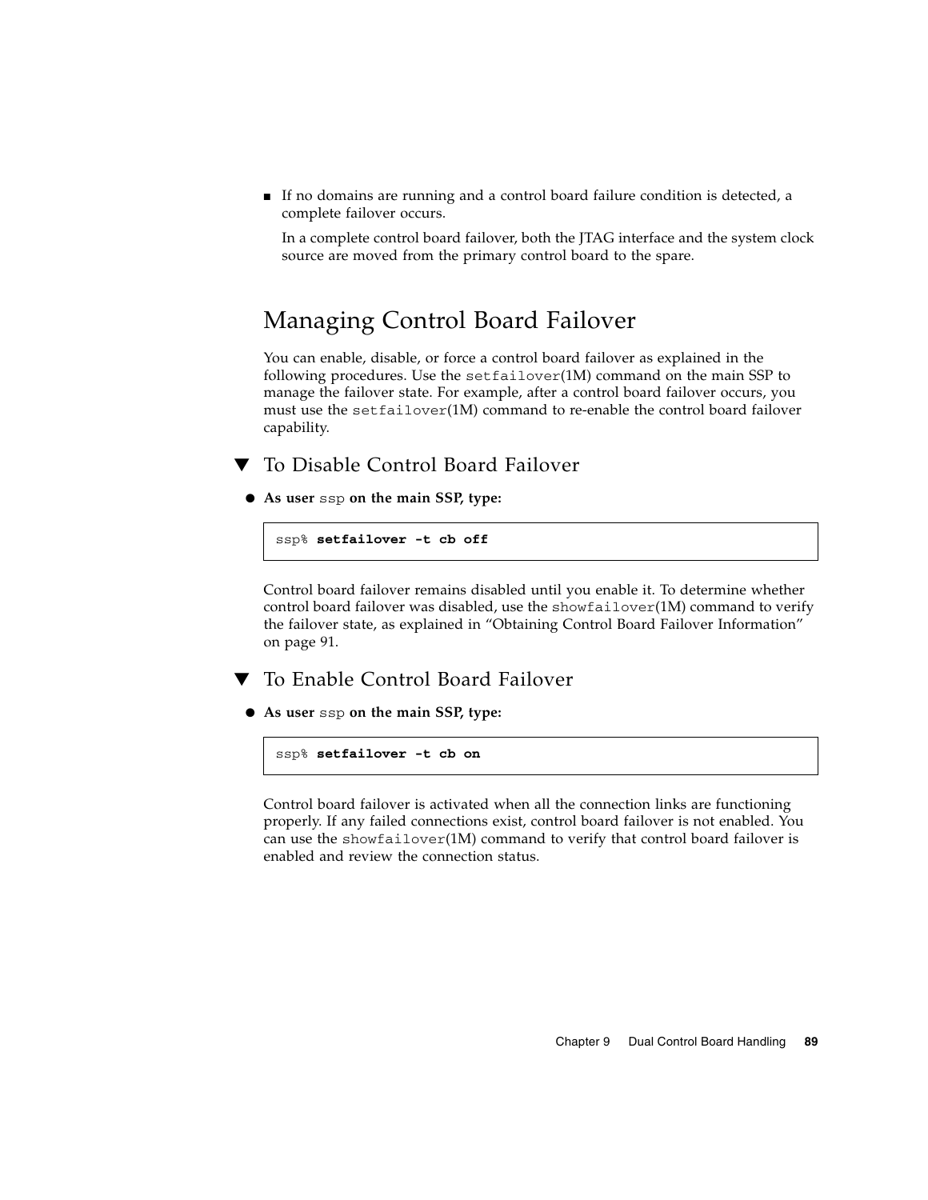- If no domains are running and a control board failure condition is detected, a complete failover occurs.

  In a complete control board failover, both the JTAG interface and the system clock source are moved from the primary control board to the spare.

## Managing Control Board Failover

You can enable, disable, or force a control board failover as explained in the following procedures. Use the `setfailover`(1M) command on the main SSP to manage the failover state. For example, after a control board failover occurs, you must use the `setfailover`(1M) command to re-enable the control board failover capability.

### ▼ To Disable Control Board Failover

- **As user `ssp` on the main SSP, type:**

```
ssp% setfailover -t cb off
```

Control board failover remains disabled until you enable it. To determine whether control board failover was disabled, use the `showfailover`(1M) command to verify the failover state, as explained in "Obtaining Control Board Failover Information" on page 91.

### ▼ To Enable Control Board Failover

- **As user `ssp` on the main SSP, type:**

```
ssp% setfailover -t cb on
```

Control board failover is activated when all the connection links are functioning properly. If any failed connections exist, control board failover is not enabled. You can use the `showfailover`(1M) command to verify that control board failover is enabled and review the connection status.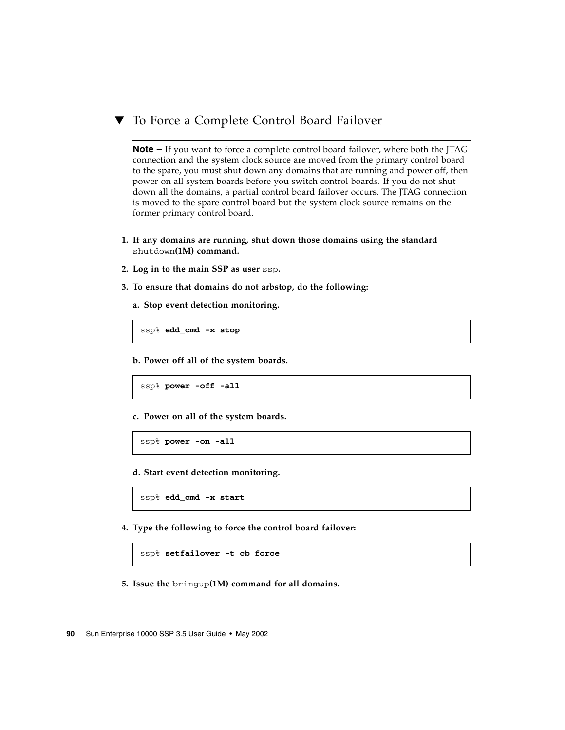## ▼ To Force a Complete Control Board Failover

---

**Note –** If you want to force a complete control board failover, where both the JTAG connection and the system clock source are moved from the primary control board to the spare, you must shut down any domains that are running and power off, then power on all system boards before you switch control boards. If you do not shut down all the domains, a partial control board failover occurs. The JTAG connection is moved to the spare control board but the system clock source remains on the former primary control board.

---

1. **If any domains are running, shut down those domains using the standard** `shutdown`**(1M) command.**
2. **Log in to the main SSP as user** `ssp`**.**
3. **To ensure that domains do not arbstop, do the following:**

   a. **Stop event detection monitoring.**

   ```
   ssp% edd_cmd -x stop
   ```

   b. **Power off all of the system boards.**

   ```
   ssp% power -off -all
   ```

   c. **Power on all of the system boards.**

   ```
   ssp% power -on -all
   ```

   d. **Start event detection monitoring.**

   ```
   ssp% edd_cmd -x start
   ```

4. **Type the following to force the control board failover:**

   ```
   ssp% setfailover -t cb force
   ```

5. **Issue the** `bringup`**(1M) command for all domains.**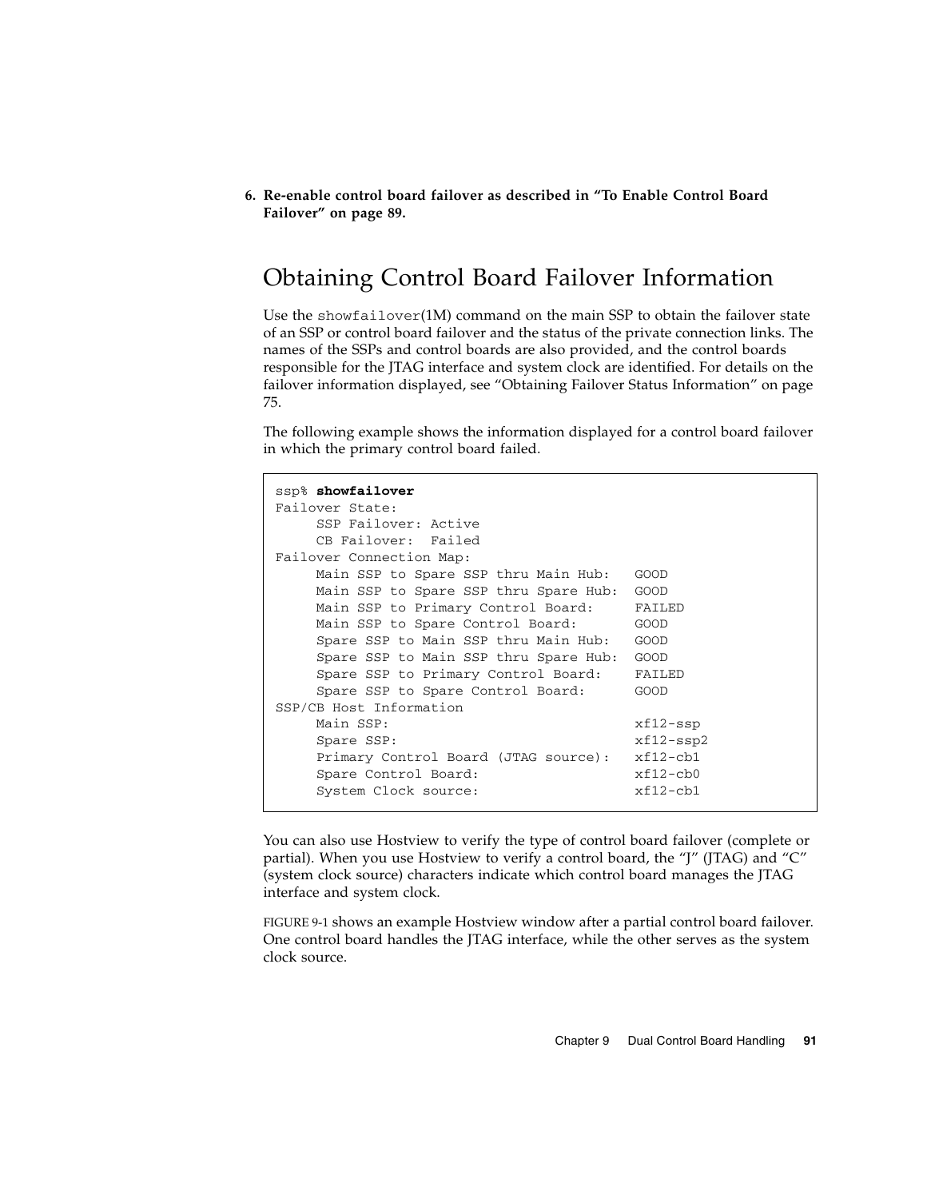6. **Re-enable control board failover as described in "To Enable Control Board Failover" on page 89.**

## Obtaining Control Board Failover Information

Use the `showfailover`(1M) command on the main SSP to obtain the failover state of an SSP or control board failover and the status of the private connection links. The names of the SSPs and control boards are also provided, and the control boards responsible for the JTAG interface and system clock are identified. For details on the failover information displayed, see "Obtaining Failover Status Information" on page 75.

The following example shows the information displayed for a control board failover in which the primary control board failed.

```
ssp% showfailover
Failover State:
     SSP Failover: Active
     CB Failover:  Failed
Failover Connection Map:
     Main SSP to Spare SSP thru Main Hub:   GOOD
     Main SSP to Spare SSP thru Spare Hub:  GOOD
     Main SSP to Primary Control Board:     FAILED
     Main SSP to Spare Control Board:       GOOD
     Spare SSP to Main SSP thru Main Hub:   GOOD
     Spare SSP to Main SSP thru Spare Hub:  GOOD
     Spare SSP to Primary Control Board:    FAILED
     Spare SSP to Spare Control Board:      GOOD
SSP/CB Host Information
     Main SSP:                              xf12-ssp
     Spare SSP:                             xf12-ssp2
     Primary Control Board (JTAG source):   xf12-cb1
     Spare Control Board:                   xf12-cb0
     System Clock source:                   xf12-cb1
```

You can also use Hostview to verify the type of control board failover (complete or partial). When you use Hostview to verify a control board, the "J" (JTAG) and "C" (system clock source) characters indicate which control board manages the JTAG interface and system clock.

FIGURE 9-1 shows an example Hostview window after a partial control board failover. One control board handles the JTAG interface, while the other serves as the system clock source.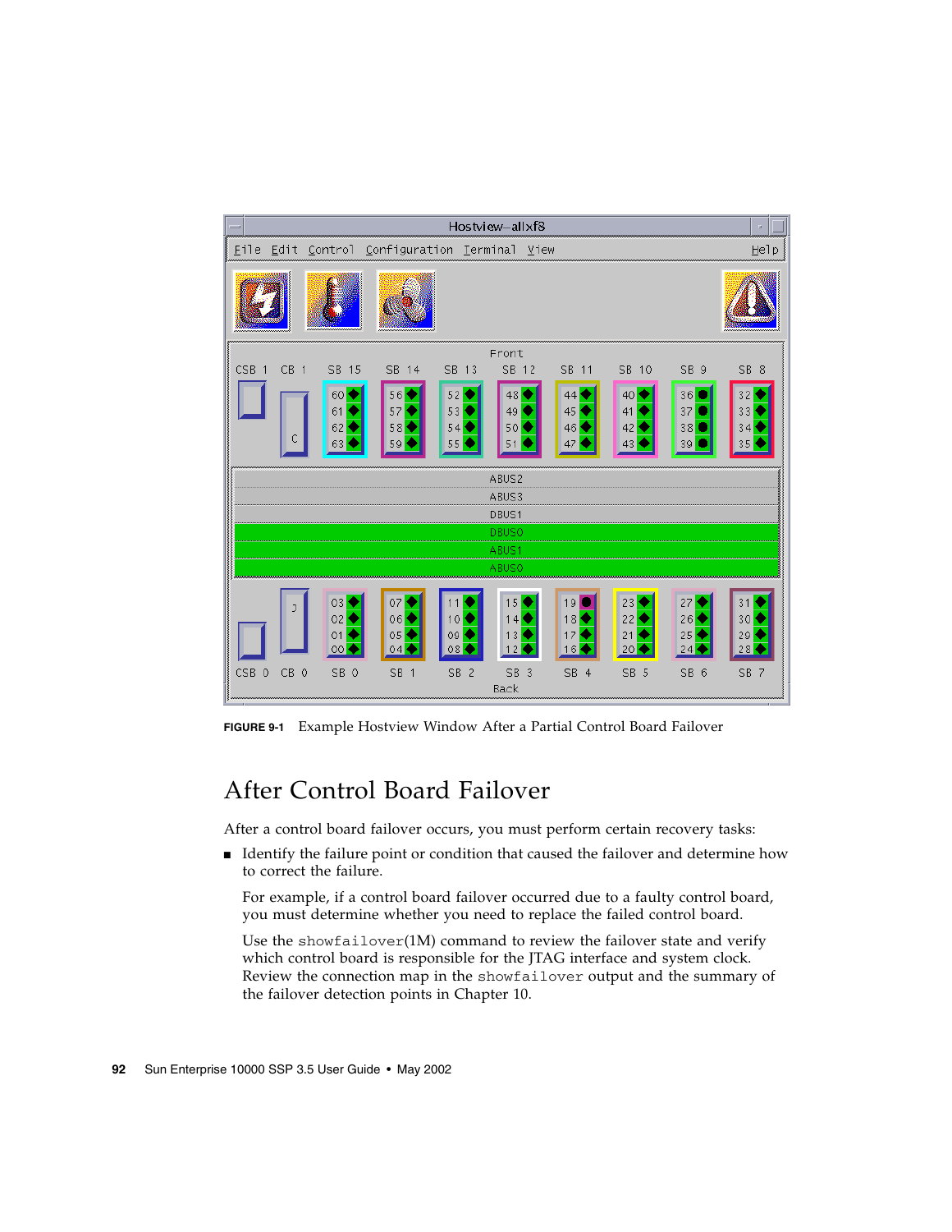**FIGURE 9-1** Example Hostview Window After a Partial Control Board Failover

## After Control Board Failover

After a control board failover occurs, you must perform certain recovery tasks:

- Identify the failure point or condition that caused the failover and determine how to correct the failure.

  For example, if a control board failover occurred due to a faulty control board, you must determine whether you need to replace the failed control board.

  Use the `showfailover`(1M) command to review the failover state and verify which control board is responsible for the JTAG interface and system clock. Review the connection map in the `showfailover` output and the summary of the failover detection points in Chapter 10.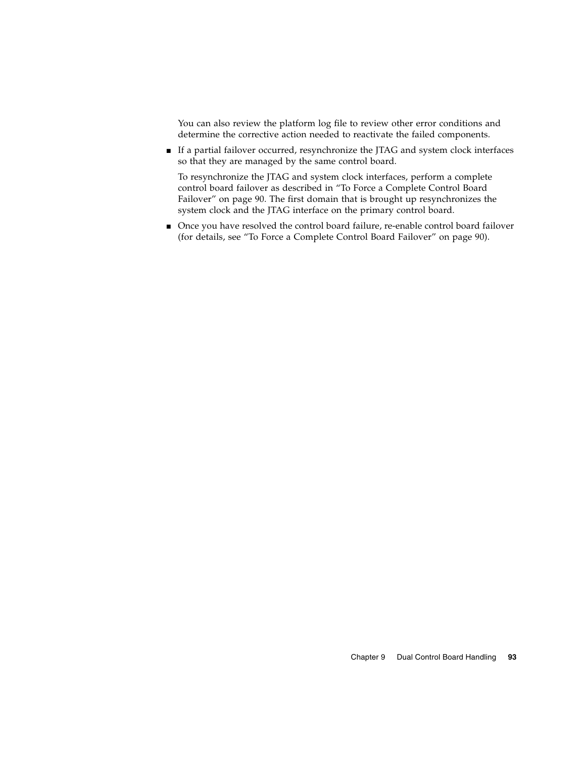You can also review the platform log file to review other error conditions and determine the corrective action needed to reactivate the failed components.

- If a partial failover occurred, resynchronize the JTAG and system clock interfaces so that they are managed by the same control board.

  To resynchronize the JTAG and system clock interfaces, perform a complete control board failover as described in "To Force a Complete Control Board Failover" on page 90. The first domain that is brought up resynchronizes the system clock and the JTAG interface on the primary control board.

- Once you have resolved the control board failure, re-enable control board failover (for details, see "To Force a Complete Control Board Failover" on page 90).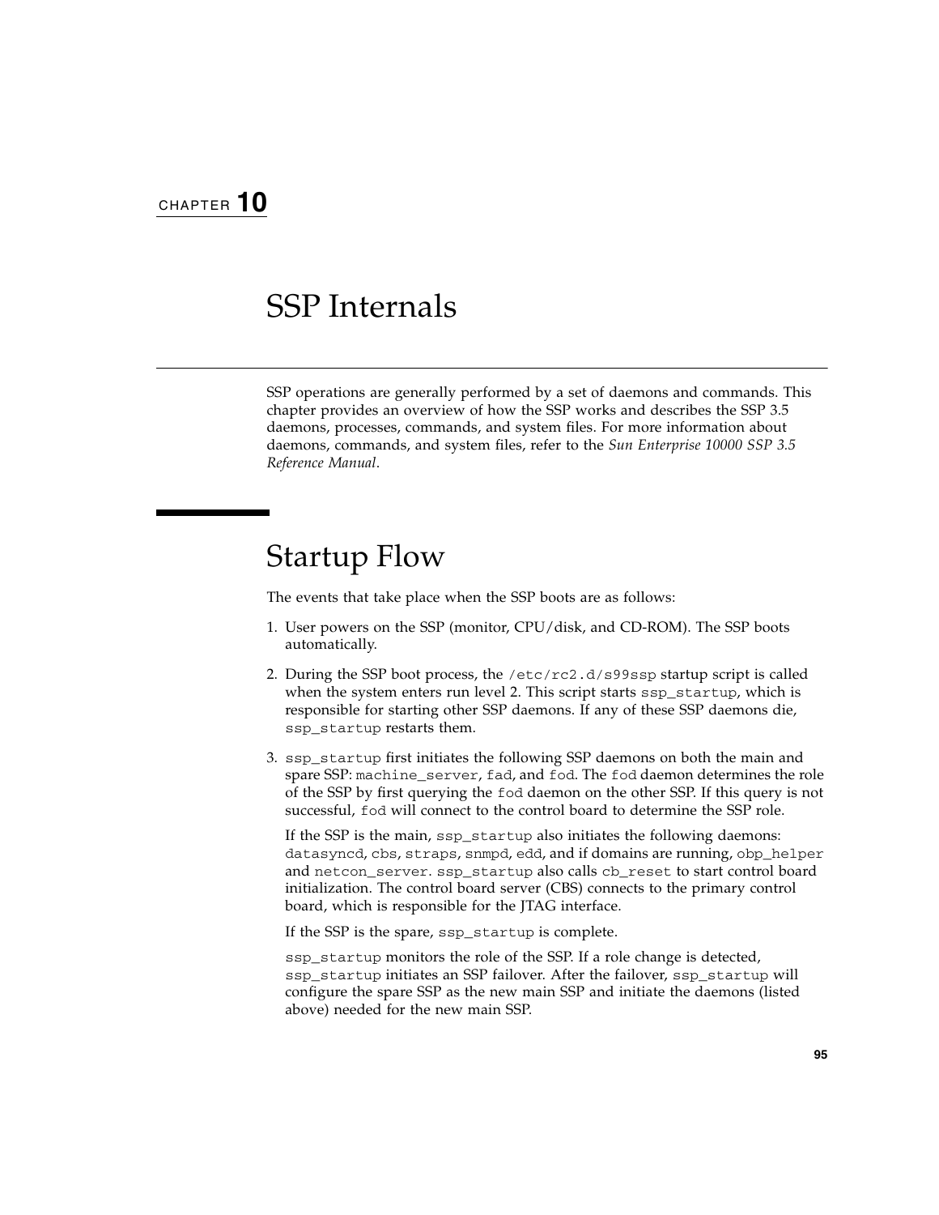CHAPTER **10**

# SSP Internals

SSP operations are generally performed by a set of daemons and commands. This chapter provides an overview of how the SSP works and describes the SSP 3.5 daemons, processes, commands, and system files. For more information about daemons, commands, and system files, refer to the *Sun Enterprise 10000 SSP 3.5 Reference Manual*.

## Startup Flow

The events that take place when the SSP boots are as follows:

1. User powers on the SSP (monitor, CPU/disk, and CD-ROM). The SSP boots automatically.

2. During the SSP boot process, the `/etc/rc2.d/s99ssp` startup script is called when the system enters run level 2. This script starts `ssp_startup`, which is responsible for starting other SSP daemons. If any of these SSP daemons die, `ssp_startup` restarts them.

3. `ssp_startup` first initiates the following SSP daemons on both the main and spare SSP: `machine_server`, `fad`, and `fod`. The `fod` daemon determines the role of the SSP by first querying the `fod` daemon on the other SSP. If this query is not successful, `fod` will connect to the control board to determine the SSP role.

   If the SSP is the main, `ssp_startup` also initiates the following daemons: `datasyncd`, `cbs`, `straps`, `snmpd`, `edd`, and if domains are running, `obp_helper` and `netcon_server`. `ssp_startup` also calls `cb_reset` to start control board initialization. The control board server (CBS) connects to the primary control board, which is responsible for the JTAG interface.

   If the SSP is the spare, `ssp_startup` is complete.

   `ssp_startup` monitors the role of the SSP. If a role change is detected, `ssp_startup` initiates an SSP failover. After the failover, `ssp_startup` will configure the spare SSP as the new main SSP and initiate the daemons (listed above) needed for the new main SSP.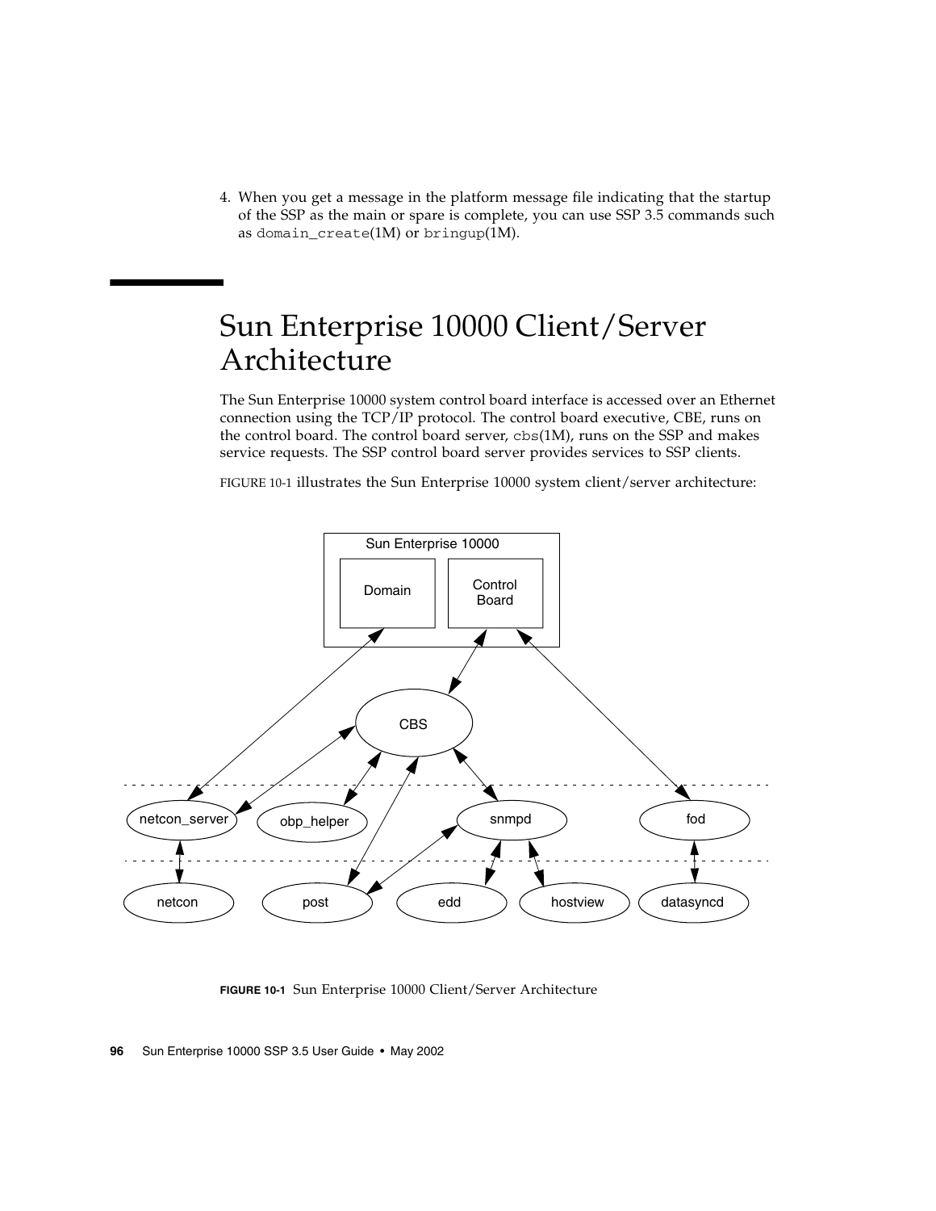4. When you get a message in the platform message file indicating that the startup of the SSP as the main or spare is complete, you can use SSP 3.5 commands such as `domain_create`(1M) or `bringup`(1M).

# Sun Enterprise 10000 Client/Server Architecture

The Sun Enterprise 10000 system control board interface is accessed over an Ethernet connection using the TCP/IP protocol. The control board executive, CBE, runs on the control board. The control board server, `cbs`(1M), runs on the SSP and makes service requests. The SSP control board server provides services to SSP clients.

FIGURE 10-1 illustrates the Sun Enterprise 10000 system client/server architecture:

**FIGURE 10-1** Sun Enterprise 10000 Client/Server Architecture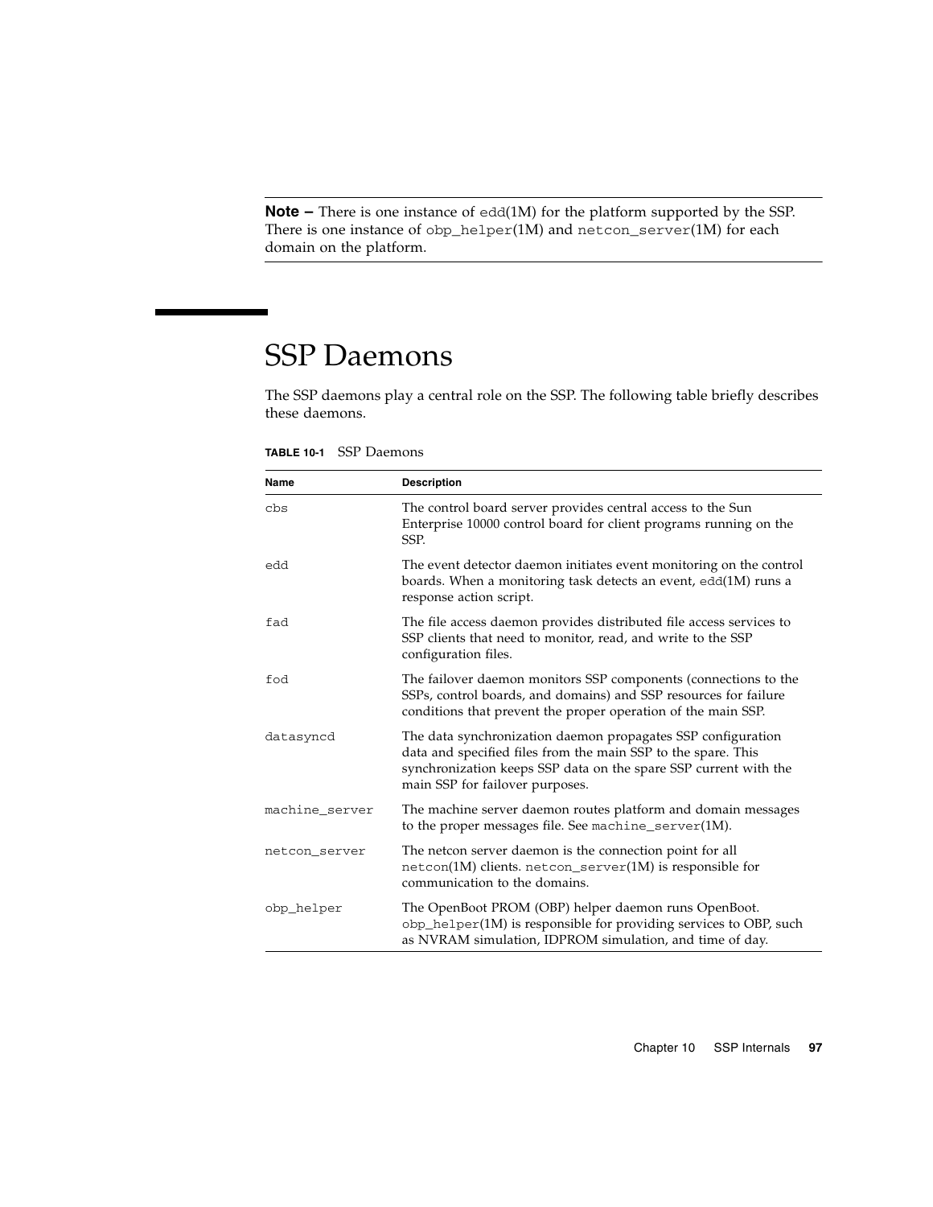**Note –** There is one instance of edd(1M) for the platform supported by the SSP. There is one instance of obp_helper(1M) and netcon_server(1M) for each domain on the platform.

# SSP Daemons

The SSP daemons play a central role on the SSP. The following table briefly describes these daemons.

**TABLE 10-1** SSP Daemons

| Name | Description |
|---|---|
| cbs | The control board server provides central access to the Sun Enterprise 10000 control board for client programs running on the SSP. |
| edd | The event detector daemon initiates event monitoring on the control boards. When a monitoring task detects an event, edd(1M) runs a response action script. |
| fad | The file access daemon provides distributed file access services to SSP clients that need to monitor, read, and write to the SSP configuration files. |
| fod | The failover daemon monitors SSP components (connections to the SSPs, control boards, and domains) and SSP resources for failure conditions that prevent the proper operation of the main SSP. |
| datasyncd | The data synchronization daemon propagates SSP configuration data and specified files from the main SSP to the spare. This synchronization keeps SSP data on the spare SSP current with the main SSP for failover purposes. |
| machine_server | The machine server daemon routes platform and domain messages to the proper messages file. See machine_server(1M). |
| netcon_server | The netcon server daemon is the connection point for all netcon(1M) clients. netcon_server(1M) is responsible for communication to the domains. |
| obp_helper | The OpenBoot PROM (OBP) helper daemon runs OpenBoot. obp_helper(1M) is responsible for providing services to OBP, such as NVRAM simulation, IDPROM simulation, and time of day. |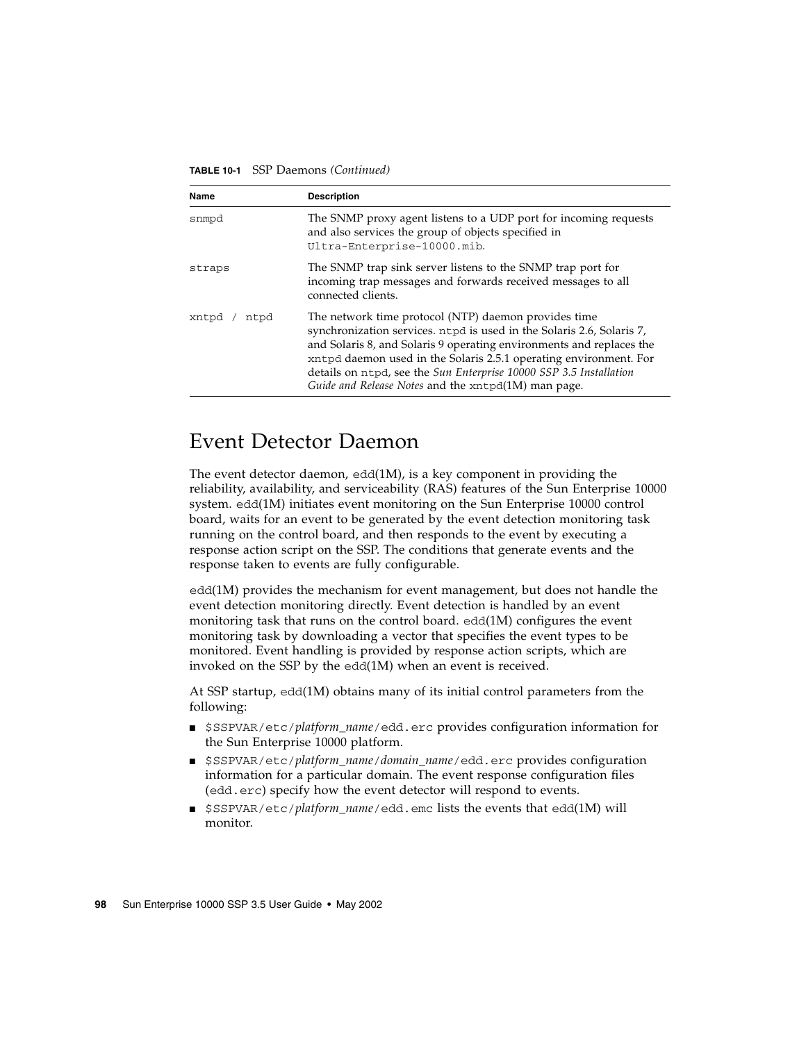**TABLE 10-1** SSP Daemons *(Continued)*

| Name | Description |
|---|---|
| snmpd | The SNMP proxy agent listens to a UDP port for incoming requests and also services the group of objects specified in Ultra-Enterprise-10000.mib. |
| straps | The SNMP trap sink server listens to the SNMP trap port for incoming trap messages and forwards received messages to all connected clients. |
| xntpd / ntpd | The network time protocol (NTP) daemon provides time synchronization services. ntpd is used in the Solaris 2.6, Solaris 7, and Solaris 8, and Solaris 9 operating environments and replaces the xntpd daemon used in the Solaris 2.5.1 operating environment. For details on ntpd, see the *Sun Enterprise 10000 SSP 3.5 Installation Guide and Release Notes* and the xntpd(1M) man page. |

# Event Detector Daemon

The event detector daemon, edd(1M), is a key component in providing the reliability, availability, and serviceability (RAS) features of the Sun Enterprise 10000 system. edd(1M) initiates event monitoring on the Sun Enterprise 10000 control board, waits for an event to be generated by the event detection monitoring task running on the control board, and then responds to the event by executing a response action script on the SSP. The conditions that generate events and the response taken to events are fully configurable.

edd(1M) provides the mechanism for event management, but does not handle the event detection monitoring directly. Event detection is handled by an event monitoring task that runs on the control board. edd(1M) configures the event monitoring task by downloading a vector that specifies the event types to be monitored. Event handling is provided by response action scripts, which are invoked on the SSP by the edd(1M) when an event is received.

At SSP startup, edd(1M) obtains many of its initial control parameters from the following:

- $SSPVAR/etc/*platform_name*/edd.erc provides configuration information for the Sun Enterprise 10000 platform.
- $SSPVAR/etc/*platform_name*/*domain_name*/edd.erc provides configuration information for a particular domain. The event response configuration files (edd.erc) specify how the event detector will respond to events.
- $SSPVAR/etc/*platform_name*/edd.emc lists the events that edd(1M) will monitor.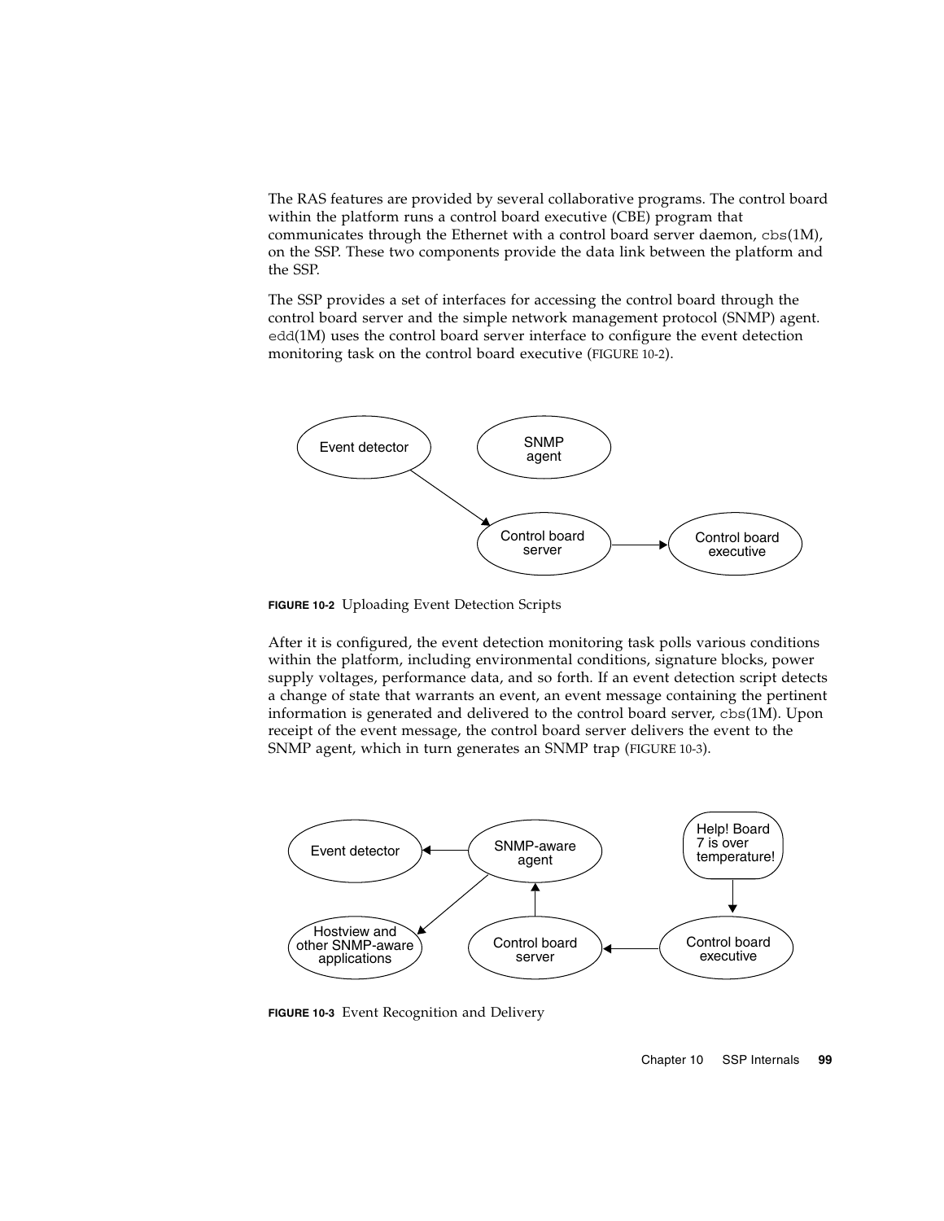The RAS features are provided by several collaborative programs. The control board within the platform runs a control board executive (CBE) program that communicates through the Ethernet with a control board server daemon, `cbs`(1M), on the SSP. These two components provide the data link between the platform and the SSP.

The SSP provides a set of interfaces for accessing the control board through the control board server and the simple network management protocol (SNMP) agent. `edd`(1M) uses the control board server interface to configure the event detection monitoring task on the control board executive (FIGURE 10-2).

**FIGURE 10-2** Uploading Event Detection Scripts

After it is configured, the event detection monitoring task polls various conditions within the platform, including environmental conditions, signature blocks, power supply voltages, performance data, and so forth. If an event detection script detects a change of state that warrants an event, an event message containing the pertinent information is generated and delivered to the control board server, `cbs`(1M). Upon receipt of the event message, the control board server delivers the event to the SNMP agent, which in turn generates an SNMP trap (FIGURE 10-3).

**FIGURE 10-3** Event Recognition and Delivery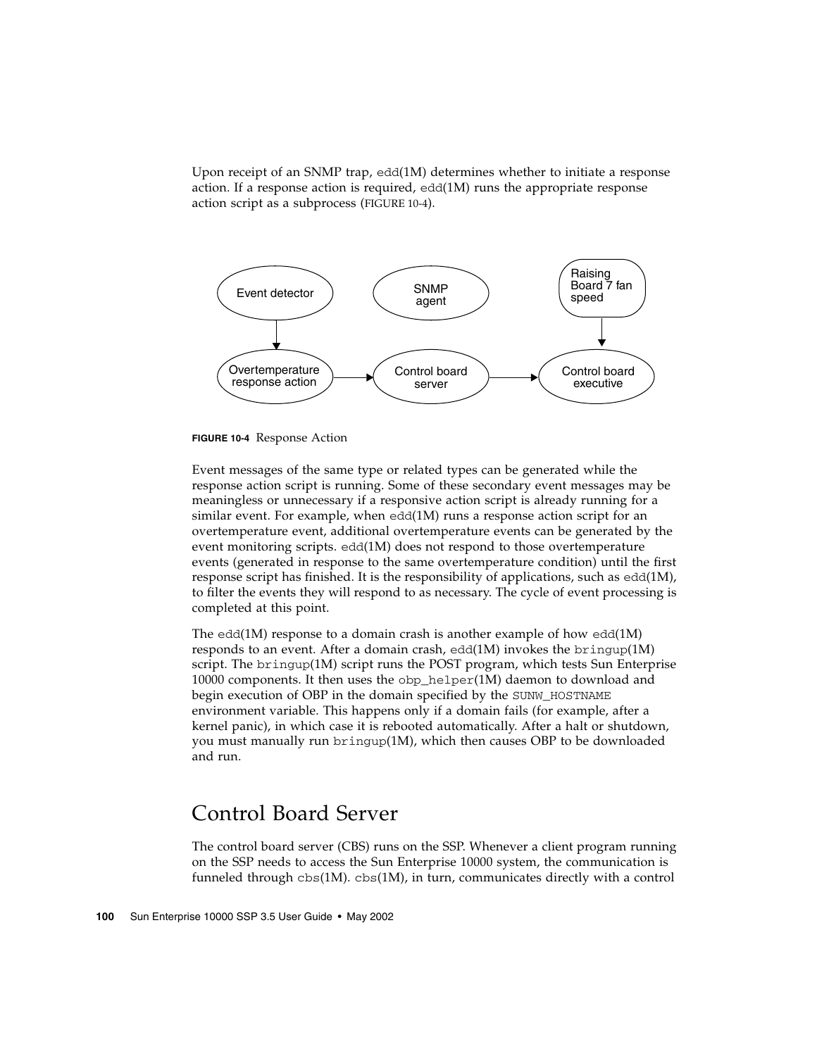Upon receipt of an SNMP trap, edd(1M) determines whether to initiate a response action. If a response action is required, edd(1M) runs the appropriate response action script as a subprocess (FIGURE 10-4).

**FIGURE 10-4** Response Action

Event messages of the same type or related types can be generated while the response action script is running. Some of these secondary event messages may be meaningless or unnecessary if a responsive action script is already running for a similar event. For example, when edd(1M) runs a response action script for an overtemperature event, additional overtemperature events can be generated by the event monitoring scripts. edd(1M) does not respond to those overtemperature events (generated in response to the same overtemperature condition) until the first response script has finished. It is the responsibility of applications, such as edd(1M), to filter the events they will respond to as necessary. The cycle of event processing is completed at this point.

The edd(1M) response to a domain crash is another example of how edd(1M) responds to an event. After a domain crash, edd(1M) invokes the bringup(1M) script. The bringup(1M) script runs the POST program, which tests Sun Enterprise 10000 components. It then uses the obp_helper(1M) daemon to download and begin execution of OBP in the domain specified by the SUNW_HOSTNAME environment variable. This happens only if a domain fails (for example, after a kernel panic), in which case it is rebooted automatically. After a halt or shutdown, you must manually run bringup(1M), which then causes OBP to be downloaded and run.

## Control Board Server

The control board server (CBS) runs on the SSP. Whenever a client program running on the SSP needs to access the Sun Enterprise 10000 system, the communication is funneled through cbs(1M). cbs(1M), in turn, communicates directly with a control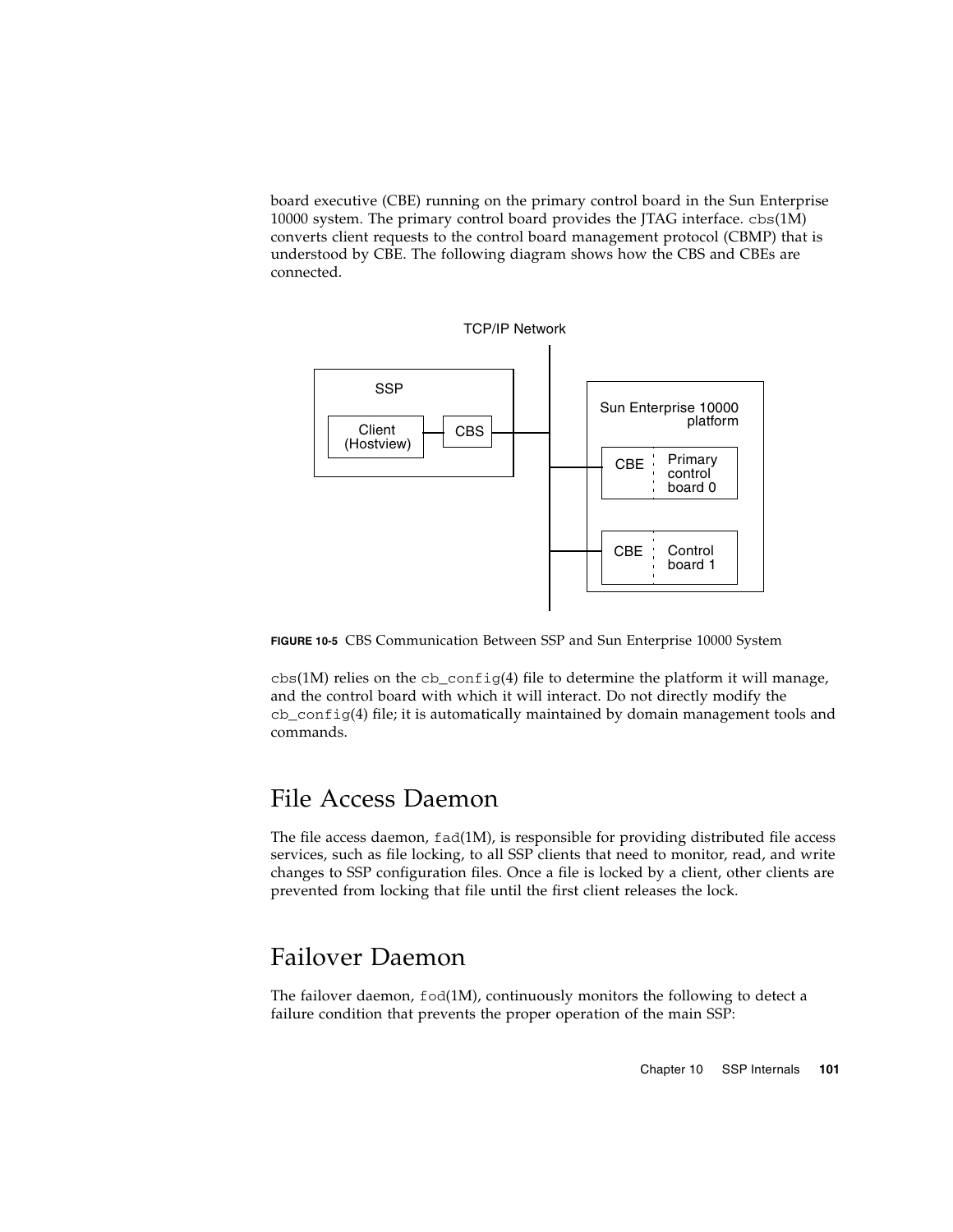board executive (CBE) running on the primary control board in the Sun Enterprise 10000 system. The primary control board provides the JTAG interface. `cbs`(1M) converts client requests to the control board management protocol (CBMP) that is understood by CBE. The following diagram shows how the CBS and CBEs are connected.

**FIGURE 10-5** CBS Communication Between SSP and Sun Enterprise 10000 System

`cbs`(1M) relies on the `cb_config`(4) file to determine the platform it will manage, and the control board with which it will interact. Do not directly modify the `cb_config`(4) file; it is automatically maintained by domain management tools and commands.

## File Access Daemon

The file access daemon, `fad`(1M), is responsible for providing distributed file access services, such as file locking, to all SSP clients that need to monitor, read, and write changes to SSP configuration files. Once a file is locked by a client, other clients are prevented from locking that file until the first client releases the lock.

## Failover Daemon

The failover daemon, `fod`(1M), continuously monitors the following to detect a failure condition that prevents the proper operation of the main SSP: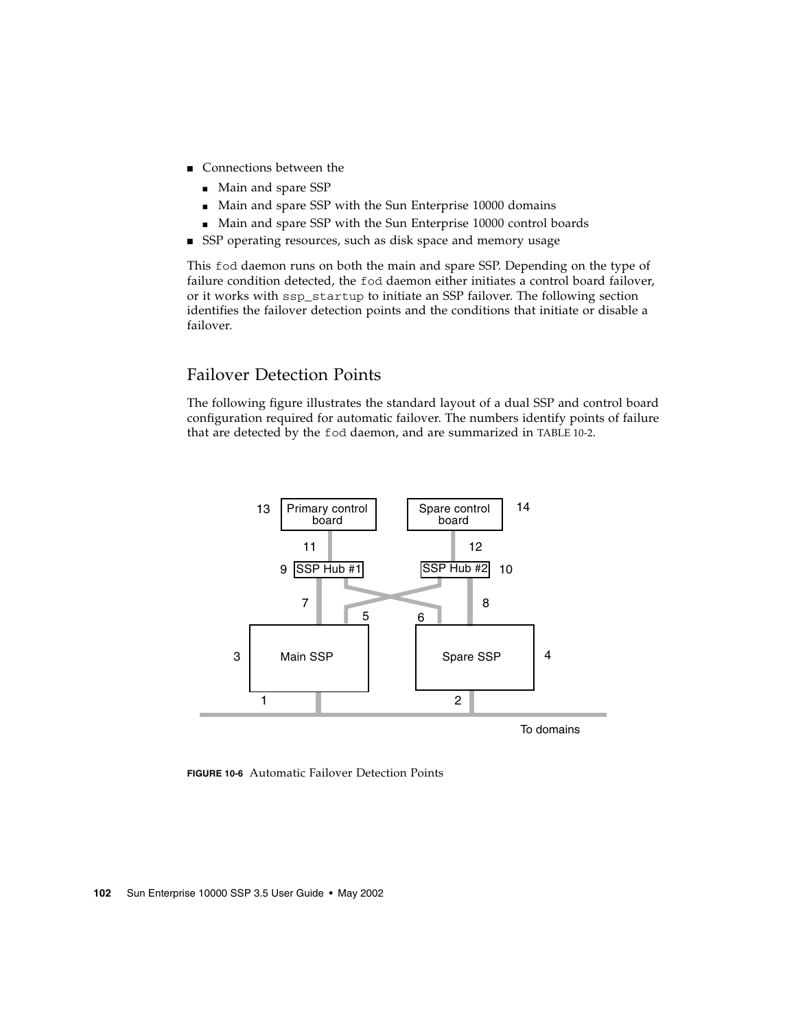- Connections between the
  - Main and spare SSP
  - Main and spare SSP with the Sun Enterprise 10000 domains
  - Main and spare SSP with the Sun Enterprise 10000 control boards
- SSP operating resources, such as disk space and memory usage

This `fod` daemon runs on both the main and spare SSP. Depending on the type of failure condition detected, the `fod` daemon either initiates a control board failover, or it works with `ssp_startup` to initiate an SSP failover. The following section identifies the failover detection points and the conditions that initiate or disable a failover.

## Failover Detection Points

The following figure illustrates the standard layout of a dual SSP and control board configuration required for automatic failover. The numbers identify points of failure that are detected by the `fod` daemon, and are summarized in TABLE 10-2.

**FIGURE 10-6** Automatic Failover Detection Points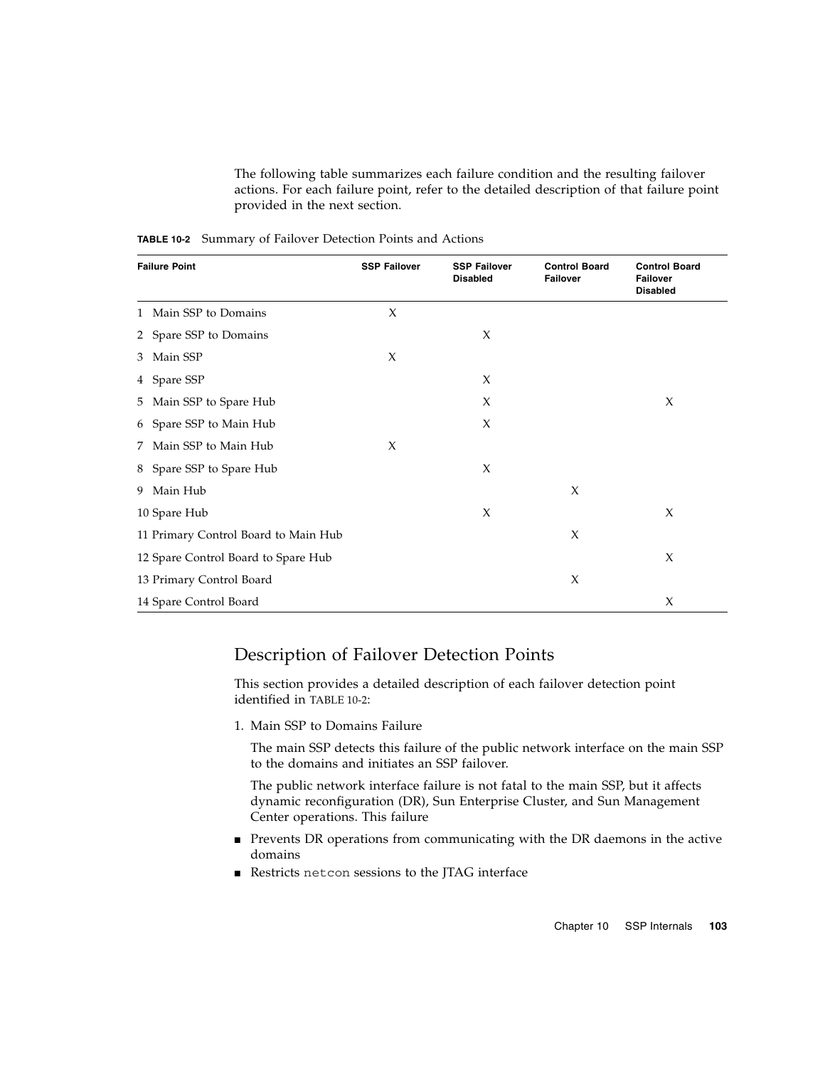The following table summarizes each failure condition and the resulting failover actions. For each failure point, refer to the detailed description of that failure point provided in the next section.

**TABLE 10-2** Summary of Failover Detection Points and Actions

| Failure Point | SSP Failover | SSP Failover Disabled | Control Board Failover | Control Board Failover Disabled |
|---|---|---|---|---|
| 1 Main SSP to Domains | X | | | |
| 2 Spare SSP to Domains | | X | | |
| 3 Main SSP | X | | | |
| 4 Spare SSP | | X | | |
| 5 Main SSP to Spare Hub | | X | | X |
| 6 Spare SSP to Main Hub | | X | | |
| 7 Main SSP to Main Hub | X | | | |
| 8 Spare SSP to Spare Hub | | X | | |
| 9 Main Hub | | | X | |
| 10 Spare Hub | | X | | X |
| 11 Primary Control Board to Main Hub | | | X | |
| 12 Spare Control Board to Spare Hub | | | | X |
| 13 Primary Control Board | | | X | |
| 14 Spare Control Board | | | | X |

## Description of Failover Detection Points

This section provides a detailed description of each failover detection point identified in TABLE 10-2:

1. Main SSP to Domains Failure

   The main SSP detects this failure of the public network interface on the main SSP to the domains and initiates an SSP failover.

   The public network interface failure is not fatal to the main SSP, but it affects dynamic reconfiguration (DR), Sun Enterprise Cluster, and Sun Management Center operations. This failure

- Prevents DR operations from communicating with the DR daemons in the active domains
- Restricts netcon sessions to the JTAG interface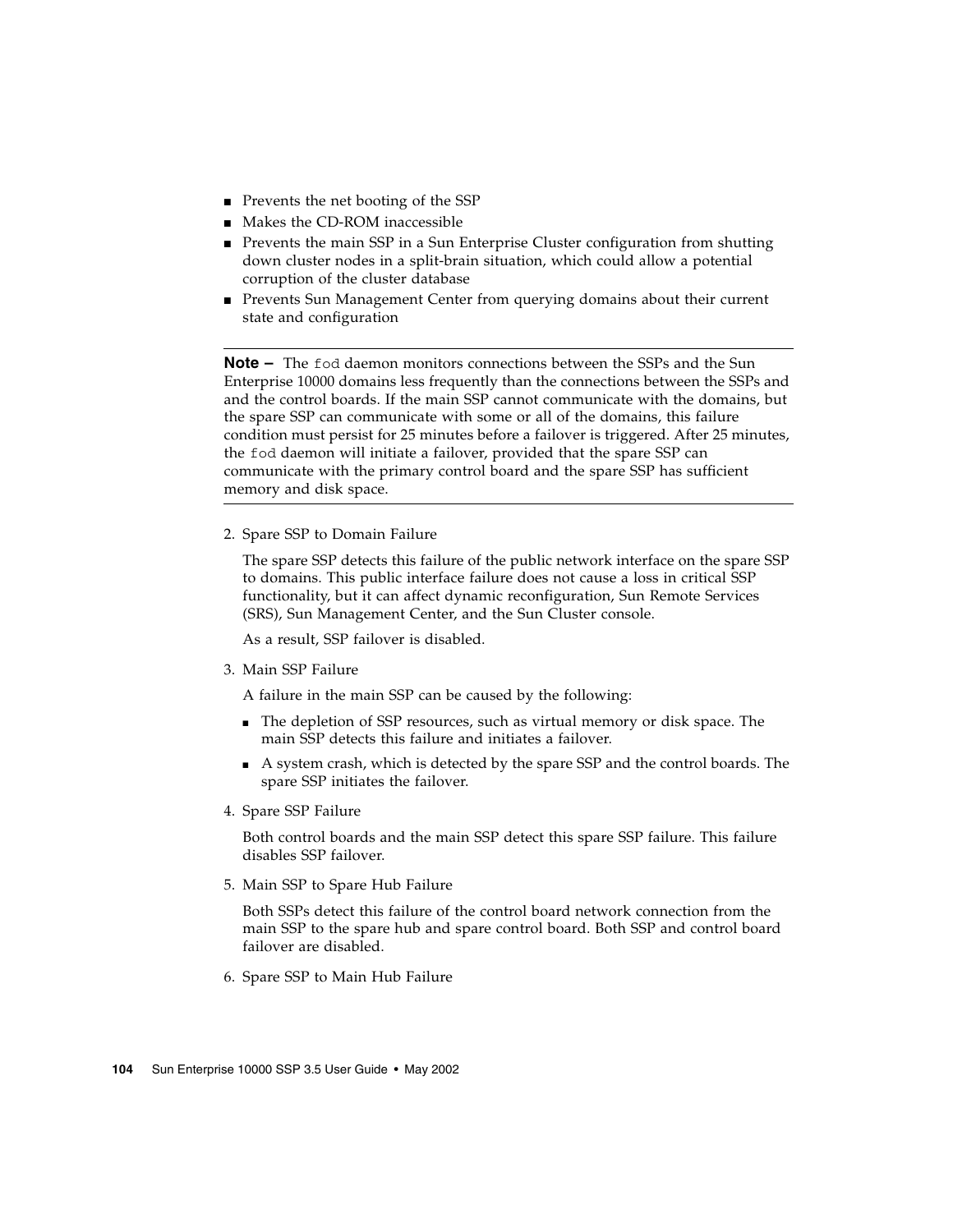- Prevents the net booting of the SSP
- Makes the CD-ROM inaccessible
- Prevents the main SSP in a Sun Enterprise Cluster configuration from shutting down cluster nodes in a split-brain situation, which could allow a potential corruption of the cluster database
- Prevents Sun Management Center from querying domains about their current state and configuration

---

**Note –** The `fod` daemon monitors connections between the SSPs and the Sun Enterprise 10000 domains less frequently than the connections between the SSPs and and the control boards. If the main SSP cannot communicate with the domains, but the spare SSP can communicate with some or all of the domains, this failure condition must persist for 25 minutes before a failover is triggered. After 25 minutes, the `fod` daemon will initiate a failover, provided that the spare SSP can communicate with the primary control board and the spare SSP has sufficient memory and disk space.

---

2. Spare SSP to Domain Failure

   The spare SSP detects this failure of the public network interface on the spare SSP to domains. This public interface failure does not cause a loss in critical SSP functionality, but it can affect dynamic reconfiguration, Sun Remote Services (SRS), Sun Management Center, and the Sun Cluster console.

   As a result, SSP failover is disabled.

3. Main SSP Failure

   A failure in the main SSP can be caused by the following:

   - The depletion of SSP resources, such as virtual memory or disk space. The main SSP detects this failure and initiates a failover.
   - A system crash, which is detected by the spare SSP and the control boards. The spare SSP initiates the failover.

4. Spare SSP Failure

   Both control boards and the main SSP detect this spare SSP failure. This failure disables SSP failover.

5. Main SSP to Spare Hub Failure

   Both SSPs detect this failure of the control board network connection from the main SSP to the spare hub and spare control board. Both SSP and control board failover are disabled.

6. Spare SSP to Main Hub Failure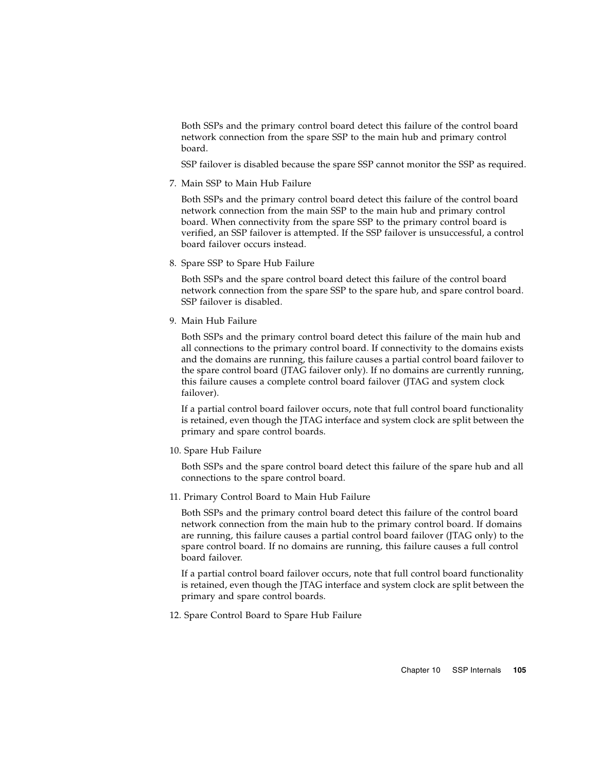Both SSPs and the primary control board detect this failure of the control board network connection from the spare SSP to the main hub and primary control board.

SSP failover is disabled because the spare SSP cannot monitor the SSP as required.

7. Main SSP to Main Hub Failure

   Both SSPs and the primary control board detect this failure of the control board network connection from the main SSP to the main hub and primary control board. When connectivity from the spare SSP to the primary control board is verified, an SSP failover is attempted. If the SSP failover is unsuccessful, a control board failover occurs instead.

8. Spare SSP to Spare Hub Failure

   Both SSPs and the spare control board detect this failure of the control board network connection from the spare SSP to the spare hub, and spare control board. SSP failover is disabled.

9. Main Hub Failure

   Both SSPs and the primary control board detect this failure of the main hub and all connections to the primary control board. If connectivity to the domains exists and the domains are running, this failure causes a partial control board failover to the spare control board (JTAG failover only). If no domains are currently running, this failure causes a complete control board failover (JTAG and system clock failover).

   If a partial control board failover occurs, note that full control board functionality is retained, even though the JTAG interface and system clock are split between the primary and spare control boards.

10. Spare Hub Failure

    Both SSPs and the spare control board detect this failure of the spare hub and all connections to the spare control board.

11. Primary Control Board to Main Hub Failure

    Both SSPs and the primary control board detect this failure of the control board network connection from the main hub to the primary control board. If domains are running, this failure causes a partial control board failover (JTAG only) to the spare control board. If no domains are running, this failure causes a full control board failover.

    If a partial control board failover occurs, note that full control board functionality is retained, even though the JTAG interface and system clock are split between the primary and spare control boards.

12. Spare Control Board to Spare Hub Failure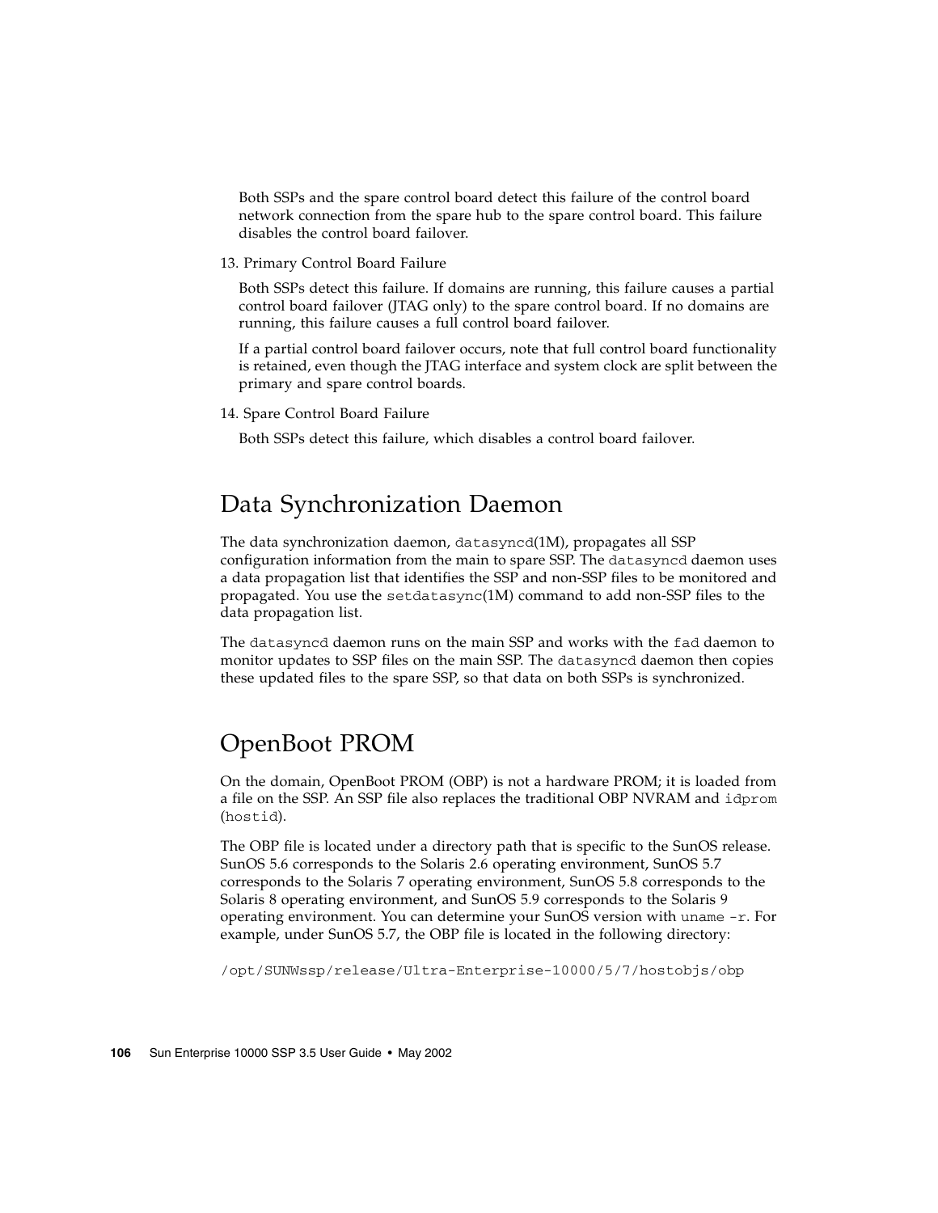Both SSPs and the spare control board detect this failure of the control board network connection from the spare hub to the spare control board. This failure disables the control board failover.

13. Primary Control Board Failure

    Both SSPs detect this failure. If domains are running, this failure causes a partial control board failover (JTAG only) to the spare control board. If no domains are running, this failure causes a full control board failover.

    If a partial control board failover occurs, note that full control board functionality is retained, even though the JTAG interface and system clock are split between the primary and spare control boards.

14. Spare Control Board Failure

    Both SSPs detect this failure, which disables a control board failover.

## Data Synchronization Daemon

The data synchronization daemon, `datasyncd`(1M), propagates all SSP configuration information from the main to spare SSP. The `datasyncd` daemon uses a data propagation list that identifies the SSP and non-SSP files to be monitored and propagated. You use the `setdatasync`(1M) command to add non-SSP files to the data propagation list.

The `datasyncd` daemon runs on the main SSP and works with the `fad` daemon to monitor updates to SSP files on the main SSP. The `datasyncd` daemon then copies these updated files to the spare SSP, so that data on both SSPs is synchronized.

## OpenBoot PROM

On the domain, OpenBoot PROM (OBP) is not a hardware PROM; it is loaded from a file on the SSP. An SSP file also replaces the traditional OBP NVRAM and `idprom` (`hostid`).

The OBP file is located under a directory path that is specific to the SunOS release. SunOS 5.6 corresponds to the Solaris 2.6 operating environment, SunOS 5.7 corresponds to the Solaris 7 operating environment, SunOS 5.8 corresponds to the Solaris 8 operating environment, and SunOS 5.9 corresponds to the Solaris 9 operating environment. You can determine your SunOS version with `uname -r`. For example, under SunOS 5.7, the OBP file is located in the following directory:

```
/opt/SUNWssp/release/Ultra-Enterprise-10000/5/7/hostobjs/obp
```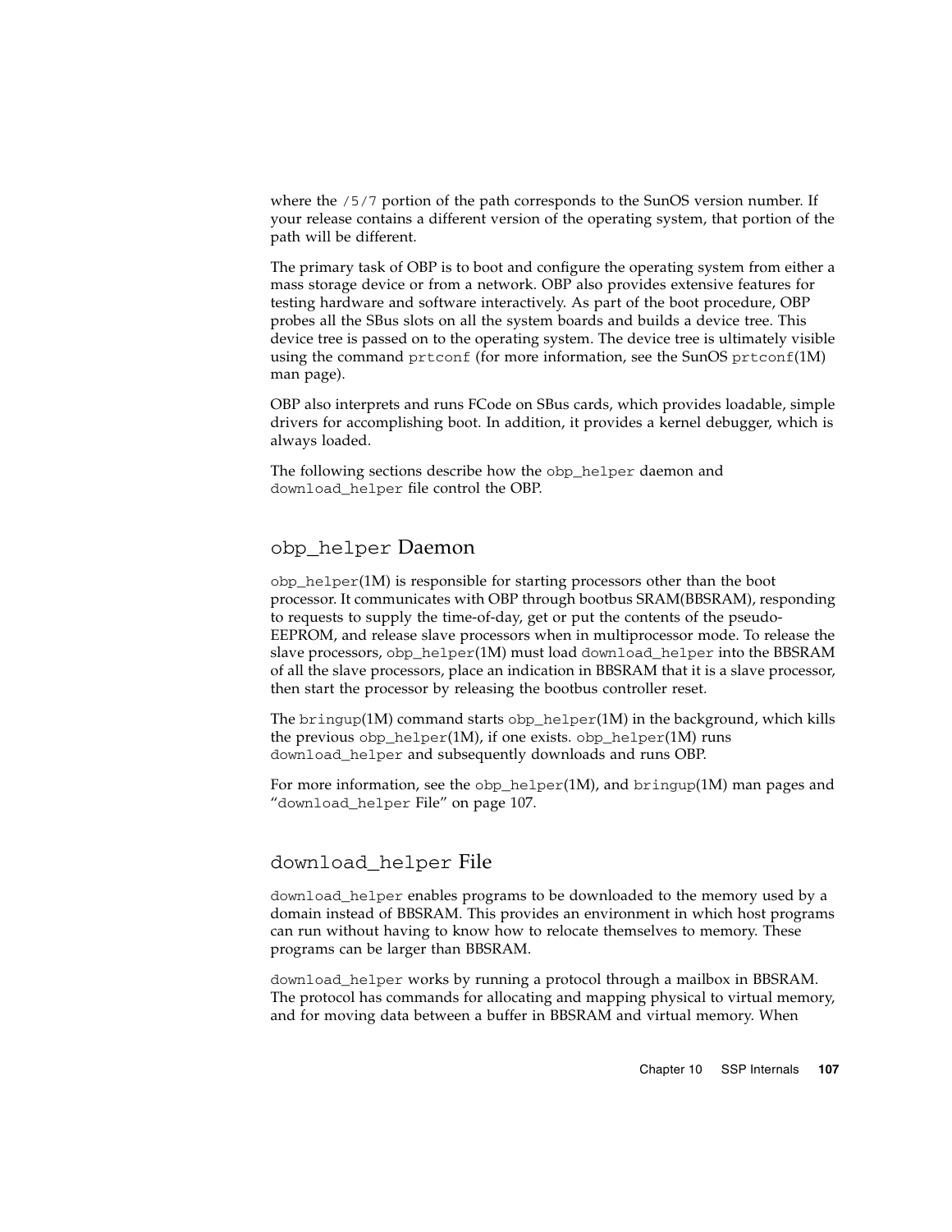where the /5/7 portion of the path corresponds to the SunOS version number. If your release contains a different version of the operating system, that portion of the path will be different.

The primary task of OBP is to boot and configure the operating system from either a mass storage device or from a network. OBP also provides extensive features for testing hardware and software interactively. As part of the boot procedure, OBP probes all the SBus slots on all the system boards and builds a device tree. This device tree is passed on to the operating system. The device tree is ultimately visible using the command prtconf (for more information, see the SunOS prtconf(1M) man page).

OBP also interprets and runs FCode on SBus cards, which provides loadable, simple drivers for accomplishing boot. In addition, it provides a kernel debugger, which is always loaded.

The following sections describe how the obp_helper daemon and download_helper file control the OBP.

## obp_helper Daemon

obp_helper(1M) is responsible for starting processors other than the boot processor. It communicates with OBP through bootbus SRAM(BBSRAM), responding to requests to supply the time-of-day, get or put the contents of the pseudo-EEPROM, and release slave processors when in multiprocessor mode. To release the slave processors, obp_helper(1M) must load download_helper into the BBSRAM of all the slave processors, place an indication in BBSRAM that it is a slave processor, then start the processor by releasing the bootbus controller reset.

The bringup(1M) command starts obp_helper(1M) in the background, which kills the previous obp_helper(1M), if one exists. obp_helper(1M) runs download_helper and subsequently downloads and runs OBP.

For more information, see the obp_helper(1M), and bringup(1M) man pages and "download_helper File" on page 107.

## download_helper File

download_helper enables programs to be downloaded to the memory used by a domain instead of BBSRAM. This provides an environment in which host programs can run without having to know how to relocate themselves to memory. These programs can be larger than BBSRAM.

download_helper works by running a protocol through a mailbox in BBSRAM. The protocol has commands for allocating and mapping physical to virtual memory, and for moving data between a buffer in BBSRAM and virtual memory. When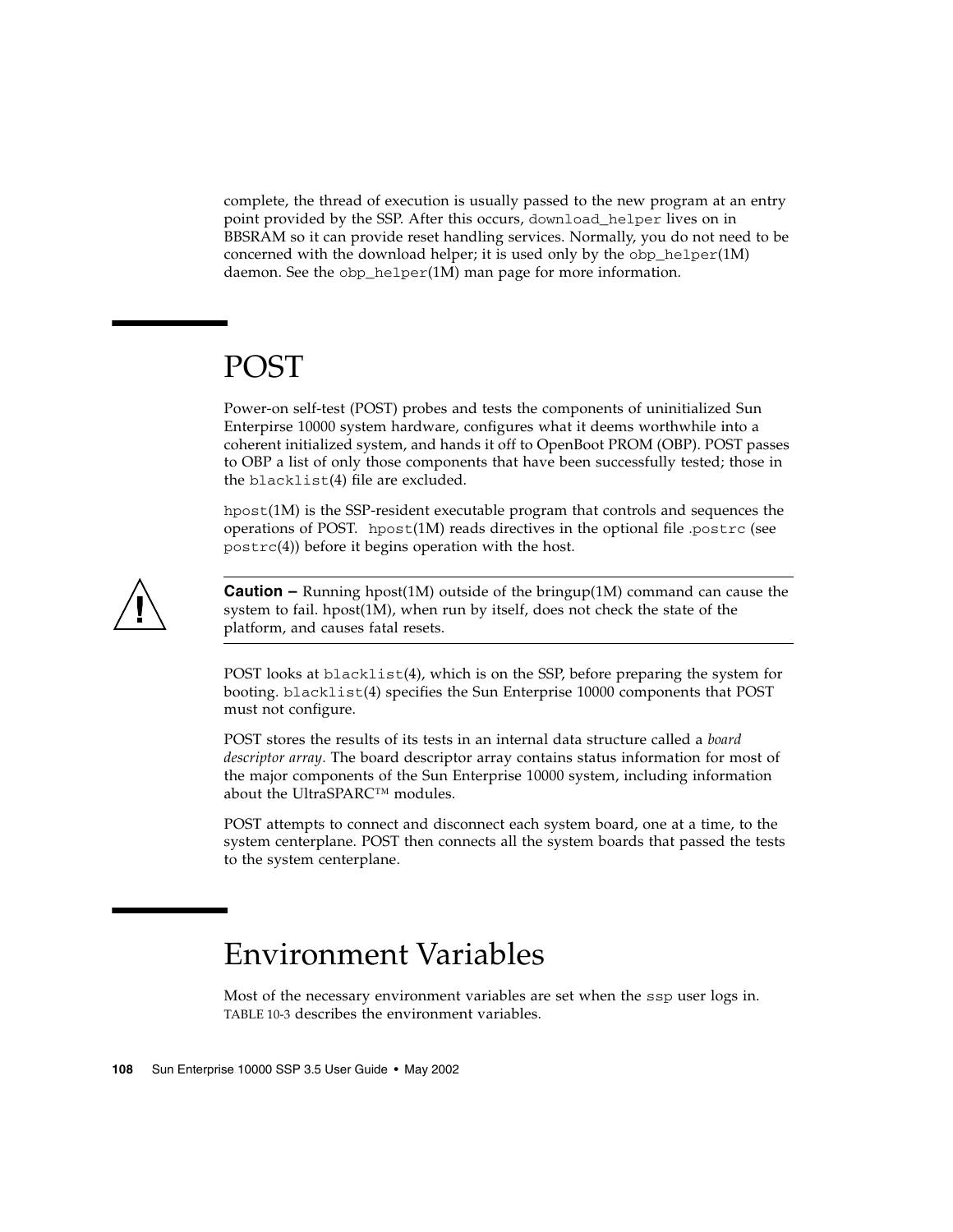complete, the thread of execution is usually passed to the new program at an entry point provided by the SSP. After this occurs, `download_helper` lives on in BBSRAM so it can provide reset handling services. Normally, you do not need to be concerned with the download helper; it is used only by the `obp_helper`(1M) daemon. See the `obp_helper`(1M) man page for more information.

## POST

Power-on self-test (POST) probes and tests the components of uninitialized Sun Enteripirse 10000 system hardware, configures what it deems worthwhile into a coherent initialized system, and hands it off to OpenBoot PROM (OBP). POST passes to OBP a list of only those components that have been successfully tested; those in the `blacklist`(4) file are excluded.

`hpost`(1M) is the SSP-resident executable program that controls and sequences the operations of POST. `hpost`(1M) reads directives in the optional file `.postrc` (see `postrc`(4)) before it begins operation with the host.

---

**Caution –** Running hpost(1M) outside of the bringup(1M) command can cause the system to fail. hpost(1M), when run by itself, does not check the state of the platform, and causes fatal resets.

---

POST looks at `blacklist`(4), which is on the SSP, before preparing the system for booting. `blacklist`(4) specifies the Sun Enterprise 10000 components that POST must not configure.

POST stores the results of its tests in an internal data structure called a *board descriptor array*. The board descriptor array contains status information for most of the major components of the Sun Enterprise 10000 system, including information about the UltraSPARC™ modules.

POST attempts to connect and disconnect each system board, one at a time, to the system centerplane. POST then connects all the system boards that passed the tests to the system centerplane.

## Environment Variables

Most of the necessary environment variables are set when the `ssp` user logs in. TABLE 10-3 describes the environment variables.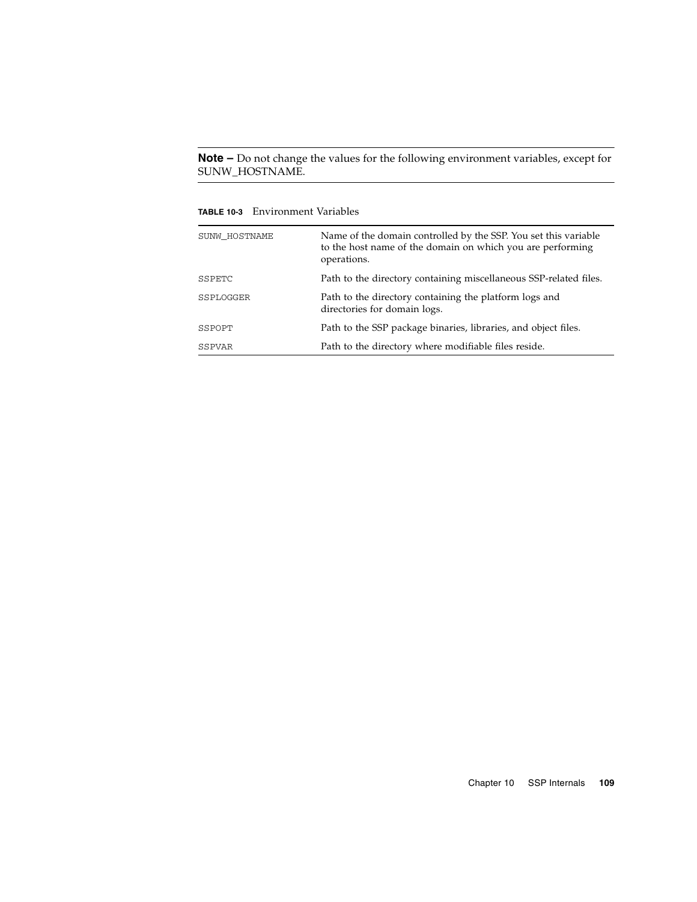**Note –** Do not change the values for the following environment variables, except for SUNW_HOSTNAME.

**TABLE 10-3** Environment Variables

| | |
|---|---|
| SUNW_HOSTNAME | Name of the domain controlled by the SSP. You set this variable to the host name of the domain on which you are performing operations. |
| SSPETC | Path to the directory containing miscellaneous SSP-related files. |
| SSPLOGGER | Path to the directory containing the platform logs and directories for domain logs. |
| SSPOPT | Path to the SSP package binaries, libraries, and object files. |
| SSPVAR | Path to the directory where modifiable files reside. |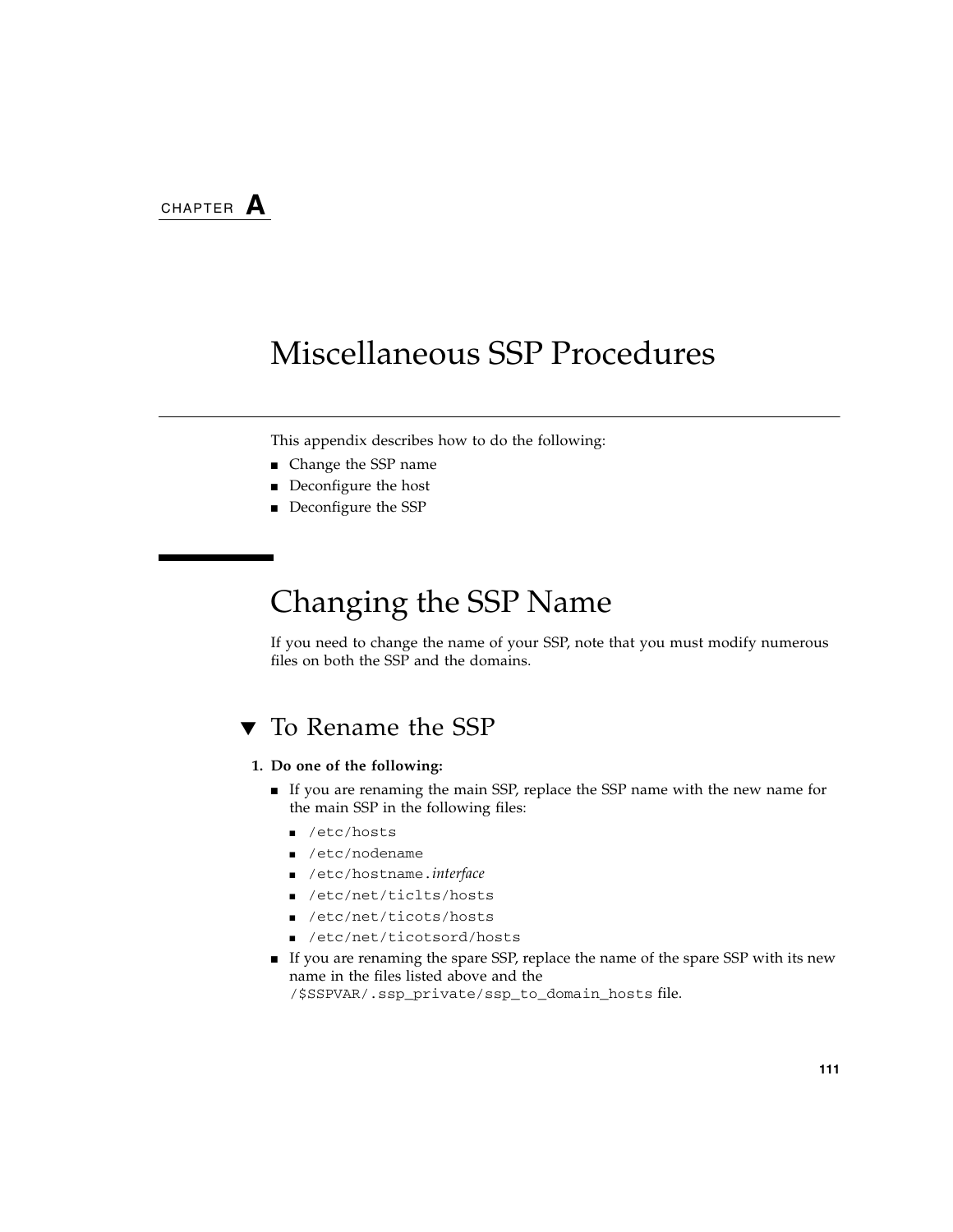CHAPTER **A**

# Miscellaneous SSP Procedures

This appendix describes how to do the following:

- Change the SSP name
- Deconfigure the host
- Deconfigure the SSP

## Changing the SSP Name

If you need to change the name of your SSP, note that you must modify numerous files on both the SSP and the domains.

### ▼ To Rename the SSP

**1. Do one of the following:**

- If you are renaming the main SSP, replace the SSP name with the new name for the main SSP in the following files:
  - `/etc/hosts`
  - `/etc/nodename`
  - `/etc/hostname.`*interface*
  - `/etc/net/ticlts/hosts`
  - `/etc/net/ticots/hosts`
  - `/etc/net/ticotsord/hosts`
- If you are renaming the spare SSP, replace the name of the spare SSP with its new name in the files listed above and the `/$SSPVAR/.ssp_private/ssp_to_domain_hosts` file.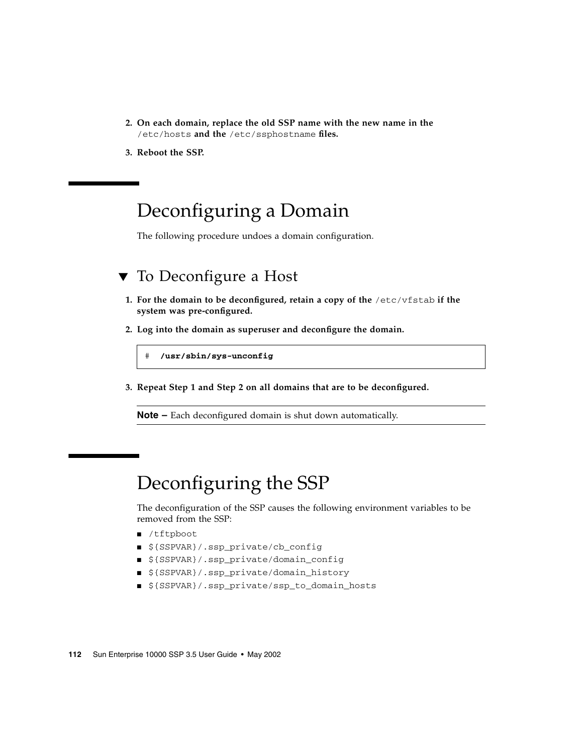2. **On each domain, replace the old SSP name with the new name in the** `/etc/hosts` **and the** `/etc/ssphostname` **files.**

3. **Reboot the SSP.**

# Deconfiguring a Domain

The following procedure undoes a domain configuration.

## ▼ To Deconfigure a Host

1. **For the domain to be deconfigured, retain a copy of the** `/etc/vfstab` **if the system was pre-configured.**

2. **Log into the domain as superuser and deconfigure the domain.**

```
# /usr/sbin/sys-unconfig
```

3. **Repeat Step 1 and Step 2 on all domains that are to be deconfigured.**

---

**Note –** Each deconfigured domain is shut down automatically.

---

# Deconfiguring the SSP

The deconfiguration of the SSP causes the following environment variables to be removed from the SSP:

- `/tftpboot`
- `${SSPVAR}/.ssp_private/cb_config`
- `${SSPVAR}/.ssp_private/domain_config`
- `${SSPVAR}/.ssp_private/domain_history`
- `${SSPVAR}/.ssp_private/ssp_to_domain_hosts`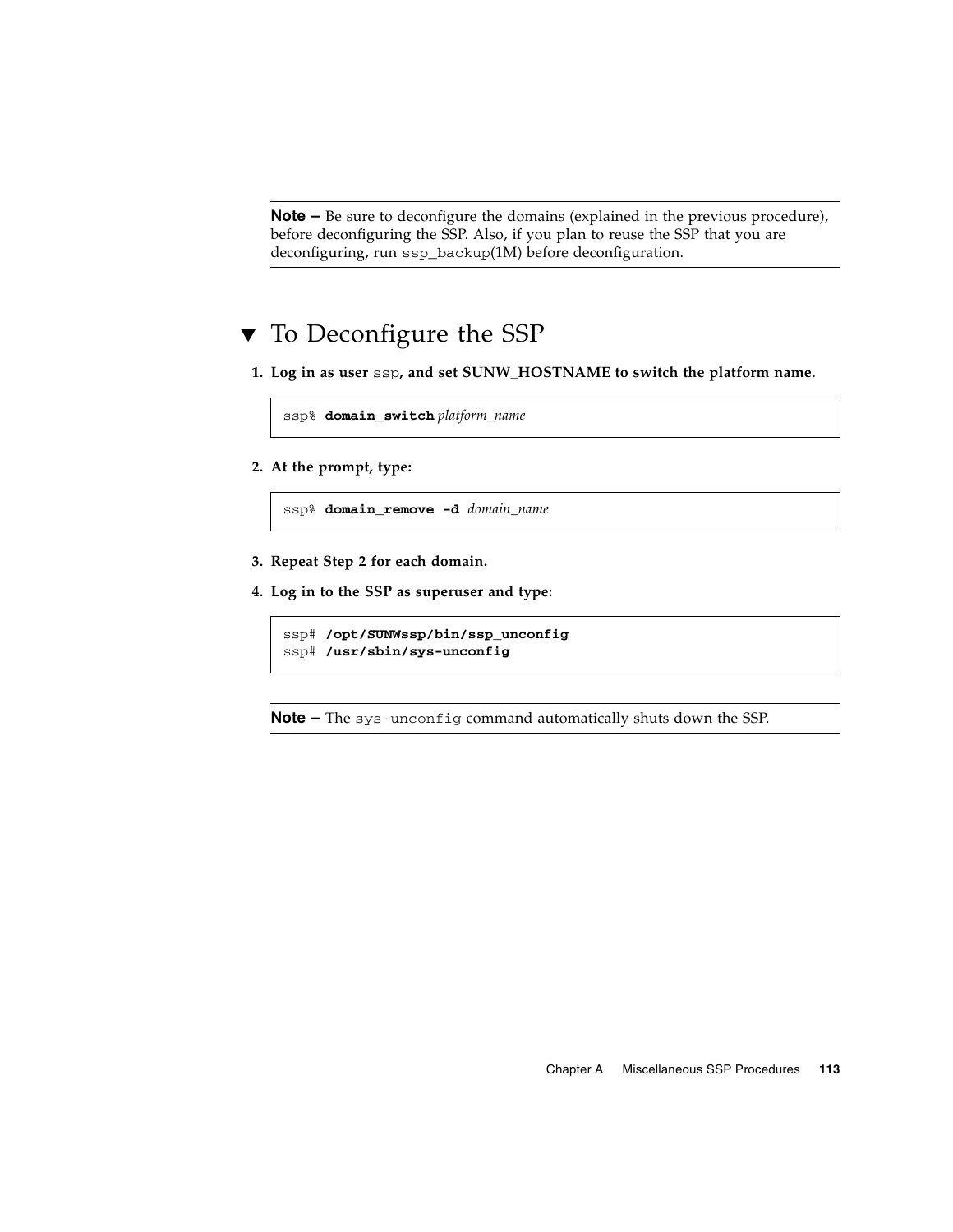---

**Note –** Be sure to deconfigure the domains (explained in the previous procedure), before deconfiguring the SSP. Also, if you plan to reuse the SSP that you are deconfiguring, run `ssp_backup`(1M) before deconfiguration.

---

## ▼ To Deconfigure the SSP

1. **Log in as user `ssp`, and set SUNW_HOSTNAME to switch the platform name.**

```
ssp% domain_switch platform_name
```

2. **At the prompt, type:**

```
ssp% domain_remove -d domain_name
```

3. **Repeat Step 2 for each domain.**

4. **Log in to the SSP as superuser and type:**

```
ssp# /opt/SUNWssp/bin/ssp_unconfig
ssp# /usr/sbin/sys-unconfig
```

---

**Note –** The `sys-unconfig` command automatically shuts down the SSP.

---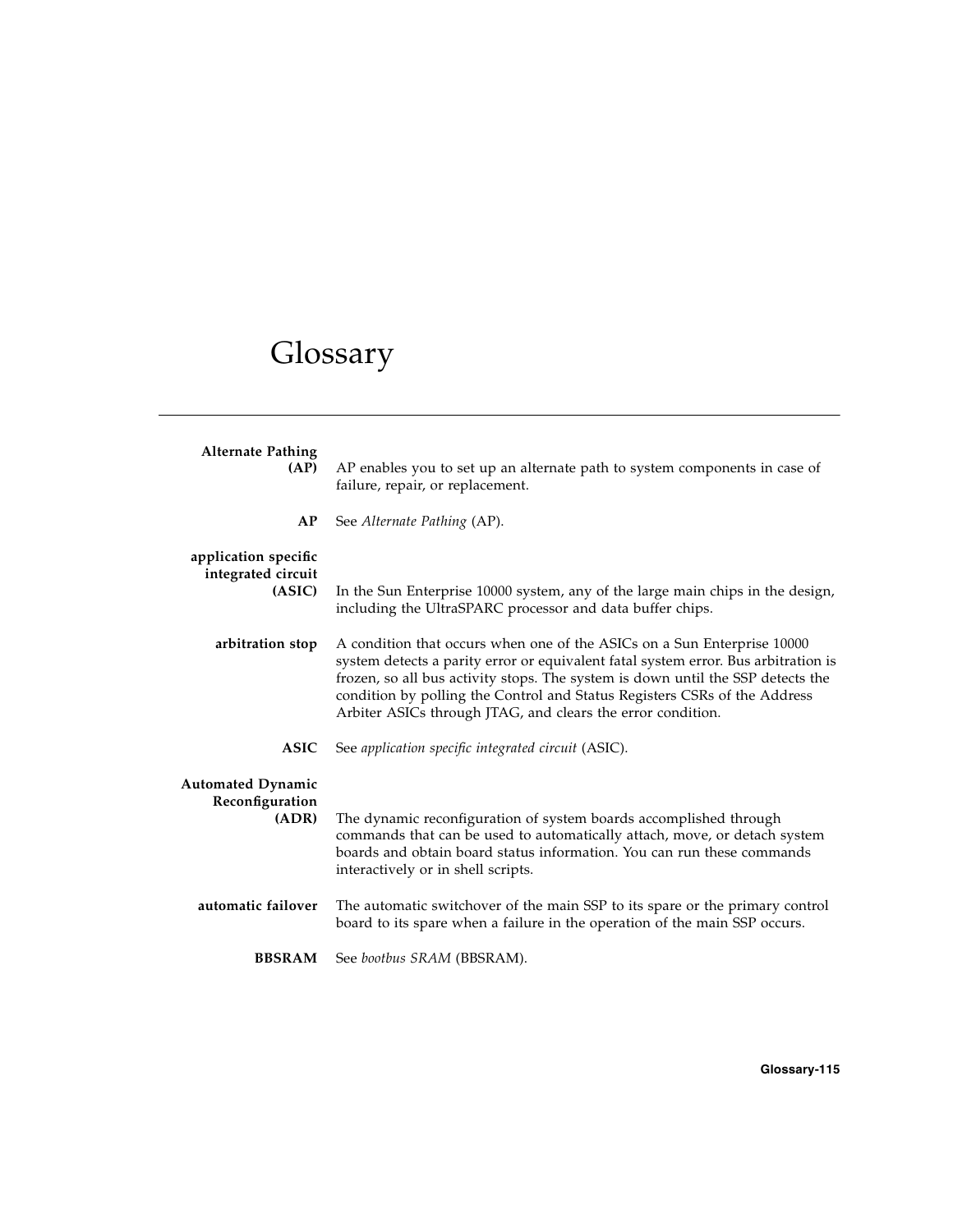# Glossary

**Alternate Pathing (AP)**
AP enables you to set up an alternate path to system components in case of failure, repair, or replacement.

**AP**
See *Alternate Pathing* (AP).

**application specific integrated circuit (ASIC)**
In the Sun Enterprise 10000 system, any of the large main chips in the design, including the UltraSPARC processor and data buffer chips.

**arbitration stop**
A condition that occurs when one of the ASICs on a Sun Enterprise 10000 system detects a parity error or equivalent fatal system error. Bus arbitration is frozen, so all bus activity stops. The system is down until the SSP detects the condition by polling the Control and Status Registers CSRs of the Address Arbiter ASICs through JTAG, and clears the error condition.

**ASIC**
See *application specific integrated circuit* (ASIC).

**Automated Dynamic Reconfiguration (ADR)**
The dynamic reconfiguration of system boards accomplished through commands that can be used to automatically attach, move, or detach system boards and obtain board status information. You can run these commands interactively or in shell scripts.

**automatic failover**
The automatic switchover of the main SSP to its spare or the primary control board to its spare when a failure in the operation of the main SSP occurs.

**BBSRAM**
See *bootbus SRAM* (BBSRAM).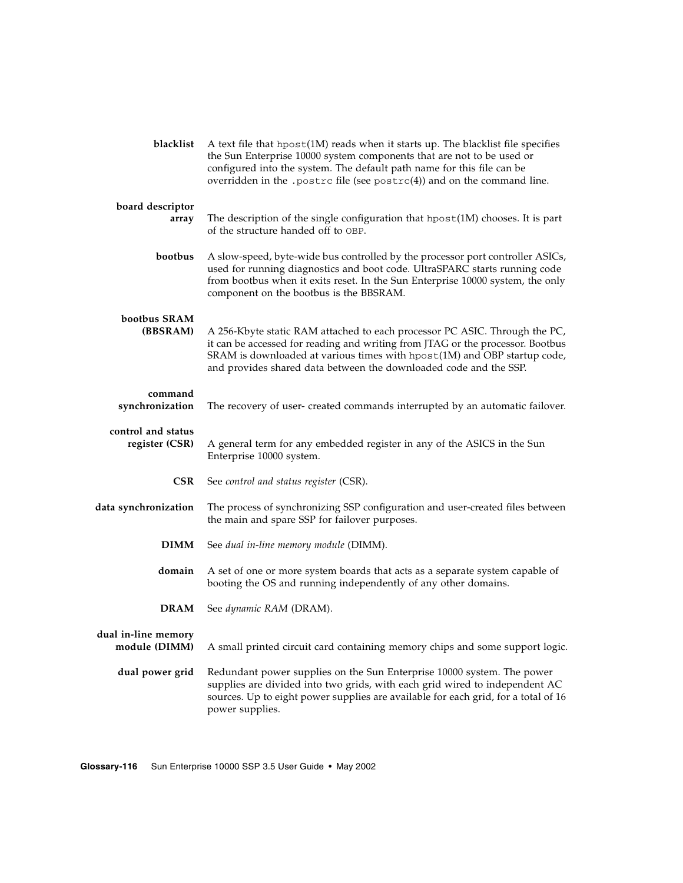**blacklist**
A text file that `hpost`(1M) reads when it starts up. The blacklist file specifies the Sun Enterprise 10000 system components that are not to be used or configured into the system. The default path name for this file can be overridden in the `.postrc` file (see `postrc`(4)) and on the command line.

**board descriptor array**
The description of the single configuration that `hpost`(1M) chooses. It is part of the structure handed off to `OBP`.

**bootbus**
A slow-speed, byte-wide bus controlled by the processor port controller ASICs, used for running diagnostics and boot code. UltraSPARC starts running code from bootbus when it exits reset. In the Sun Enterprise 10000 system, the only component on the bootbus is the BBSRAM.

**bootbus SRAM (BBSRAM)**
A 256-Kbyte static RAM attached to each processor PC ASIC. Through the PC, it can be accessed for reading and writing from JTAG or the processor. Bootbus SRAM is downloaded at various times with `hpost`(1M) and OBP startup code, and provides shared data between the downloaded code and the SSP.

**command synchronization**
The recovery of user- created commands interrupted by an automatic failover.

**control and status register (CSR)**
A general term for any embedded register in any of the ASICS in the Sun Enterprise 10000 system.

**CSR**
See *control and status register* (CSR).

**data synchronization**
The process of synchronizing SSP configuration and user-created files between the main and spare SSP for failover purposes.

**DIMM**
See *dual in-line memory module* (DIMM).

**domain**
A set of one or more system boards that acts as a separate system capable of booting the OS and running independently of any other domains.

**DRAM**
See *dynamic RAM* (DRAM).

**dual in-line memory module (DIMM)**
A small printed circuit card containing memory chips and some support logic.

**dual power grid**
Redundant power supplies on the Sun Enterprise 10000 system. The power supplies are divided into two grids, with each grid wired to independent AC sources. Up to eight power supplies are available for each grid, for a total of 16 power supplies.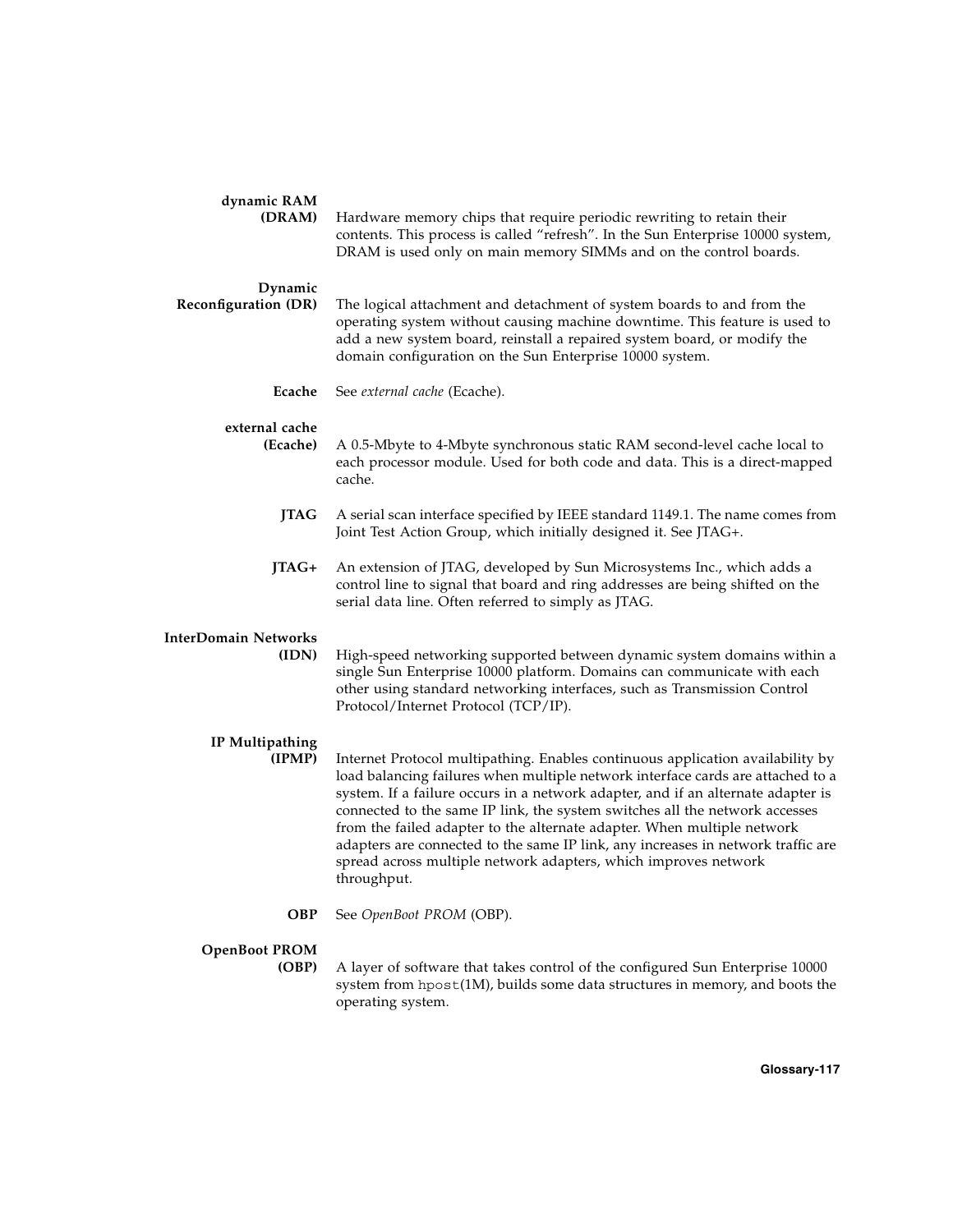**dynamic RAM (DRAM)**
Hardware memory chips that require periodic rewriting to retain their contents. This process is called "refresh". In the Sun Enterprise 10000 system, DRAM is used only on main memory SIMMs and on the control boards.

**Dynamic Reconfiguration (DR)**
The logical attachment and detachment of system boards to and from the operating system without causing machine downtime. This feature is used to add a new system board, reinstall a repaired system board, or modify the domain configuration on the Sun Enterprise 10000 system.

**Ecache**
See *external cache* (Ecache).

**external cache (Ecache)**
A 0.5-Mbyte to 4-Mbyte synchronous static RAM second-level cache local to each processor module. Used for both code and data. This is a direct-mapped cache.

**JTAG**
A serial scan interface specified by IEEE standard 1149.1. The name comes from Joint Test Action Group, which initially designed it. See JTAG+.

**JTAG+**
An extension of JTAG, developed by Sun Microsystems Inc., which adds a control line to signal that board and ring addresses are being shifted on the serial data line. Often referred to simply as JTAG.

**InterDomain Networks (IDN)**
High-speed networking supported between dynamic system domains within a single Sun Enterprise 10000 platform. Domains can communicate with each other using standard networking interfaces, such as Transmission Control Protocol/Internet Protocol (TCP/IP).

**IP Multipathing (IPMP)**
Internet Protocol multipathing. Enables continuous application availability by load balancing failures when multiple network interface cards are attached to a system. If a failure occurs in a network adapter, and if an alternate adapter is connected to the same IP link, the system switches all the network accesses from the failed adapter to the alternate adapter. When multiple network adapters are connected to the same IP link, any increases in network traffic are spread across multiple network adapters, which improves network throughput.

**OBP**
See *OpenBoot PROM* (OBP).

**OpenBoot PROM (OBP)**
A layer of software that takes control of the configured Sun Enterprise 10000 system from `hpost`(1M), builds some data structures in memory, and boots the operating system.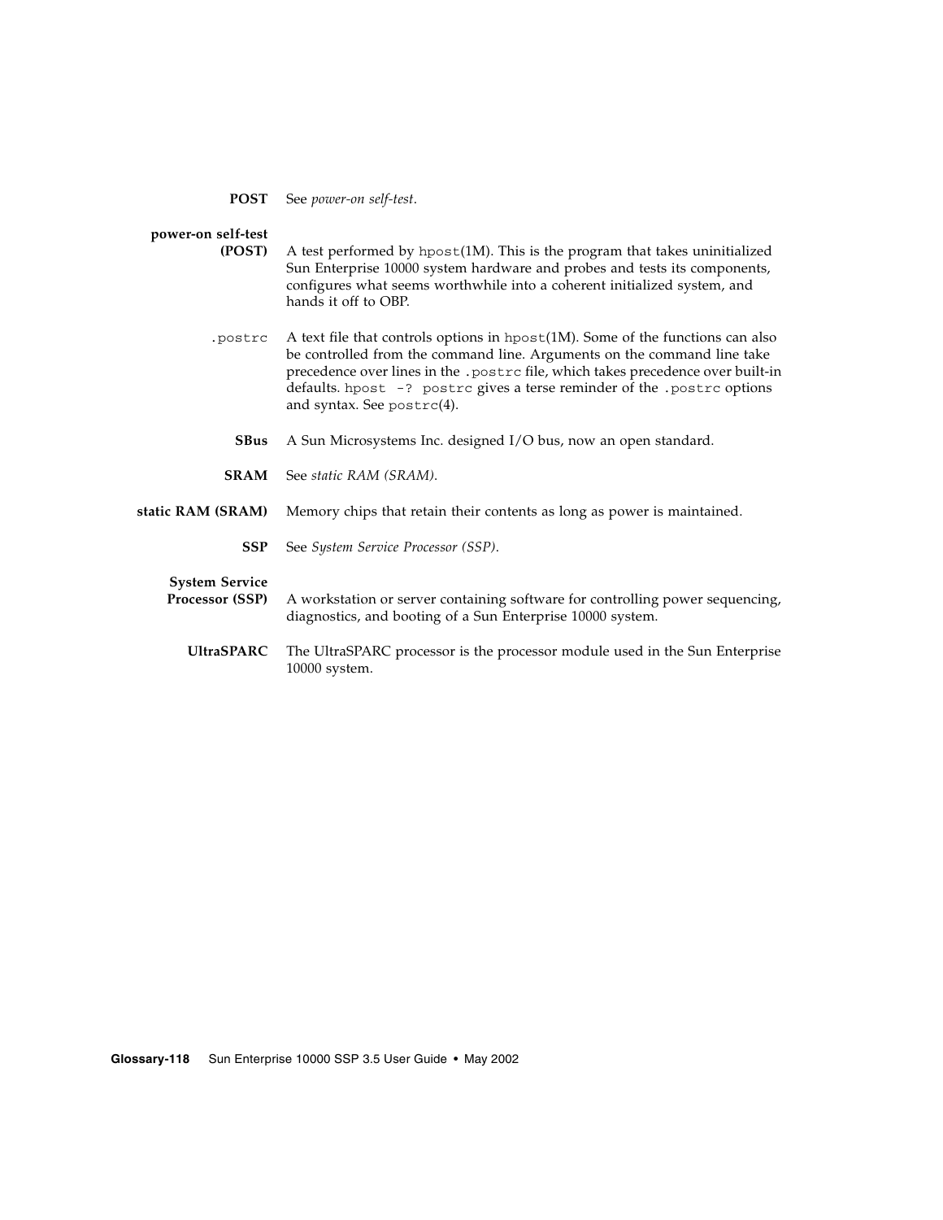**POST** See *power-on self-test*.

**power-on self-test (POST)** A test performed by `hpost`(1M). This is the program that takes uninitialized Sun Enterprise 10000 system hardware and probes and tests its components, configures what seems worthwhile into a coherent initialized system, and hands it off to OBP.

`.postrc` A text file that controls options in `hpost`(1M). Some of the functions can also be controlled from the command line. Arguments on the command line take precedence over lines in the `.postrc` file, which takes precedence over built-in defaults. `hpost -? postrc` gives a terse reminder of the `.postrc` options and syntax. See `postrc`(4).

**SBus** A Sun Microsystems Inc. designed I/O bus, now an open standard.

**SRAM** See *static RAM (SRAM)*.

**static RAM (SRAM)** Memory chips that retain their contents as long as power is maintained.

**SSP** See *System Service Processor (SSP)*.

**System Service Processor (SSP)** A workstation or server containing software for controlling power sequencing, diagnostics, and booting of a Sun Enterprise 10000 system.

**UltraSPARC** The UltraSPARC processor is the processor module used in the Sun Enterprise 10000 system.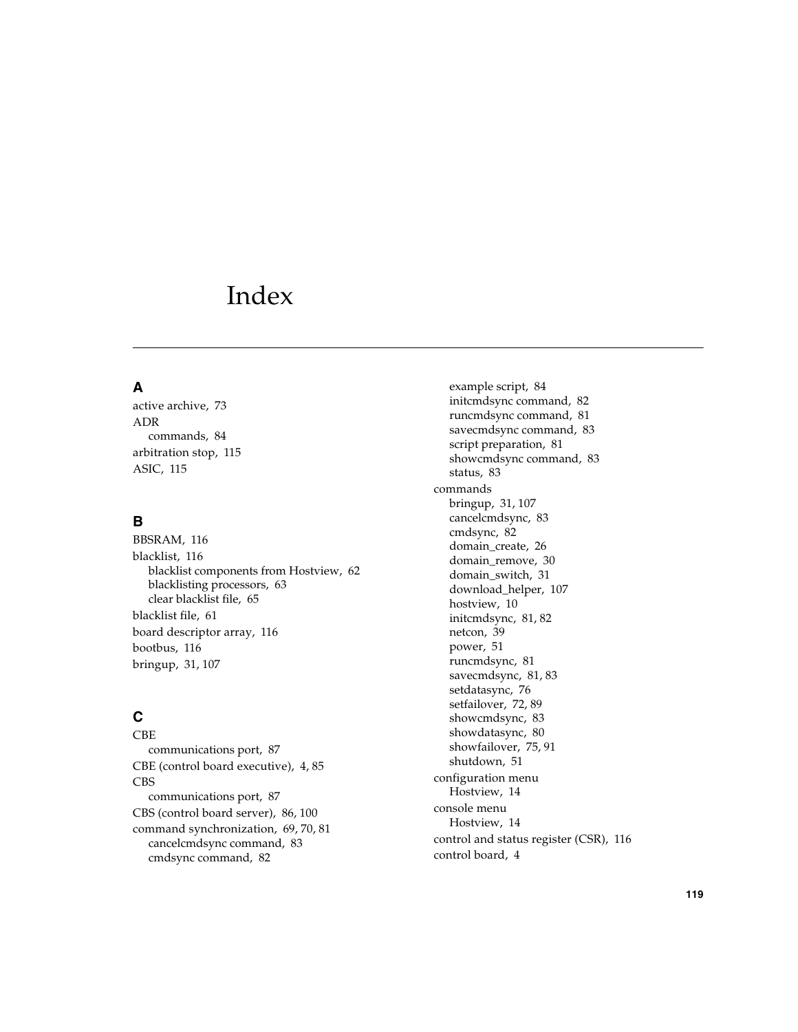# Index

## A

active archive, 73
ADR
  commands, 84
arbitration stop, 115
ASIC, 115

## B

BBSRAM, 116
blacklist, 116
  blacklist components from Hostview, 62
  blacklisting processors, 63
  clear blacklist file, 65
blacklist file, 61
board descriptor array, 116
bootbus, 116
bringup, 31, 107

## C

CBE
  communications port, 87
CBE (control board executive), 4, 85
CBS
  communications port, 87
CBS (control board server), 86, 100
command synchronization, 69, 70, 81
  cancelcmdsync command, 83
  cmdsync command, 82
  example script, 84
  initcmdsync command, 82
  runcmdsync command, 81
  savecmdsync command, 83
  script preparation, 81
  showcmdsync command, 83
  status, 83
commands
  bringup, 31, 107
  cancelcmdsync, 83
  cmdsync, 82
  domain_create, 26
  domain_remove, 30
  domain_switch, 31
  download_helper, 107
  hostview, 10
  initcmdsync, 81, 82
  netcon, 39
  power, 51
  runcmdsync, 81
  savecmdsync, 81, 83
  setdatasync, 76
  setfailover, 72, 89
  showcmdsync, 83
  showdatasync, 80
  showfailover, 75, 91
  shutdown, 51
configuration menu
  Hostview, 14
console menu
  Hostview, 14
control and status register (CSR), 116
control board, 4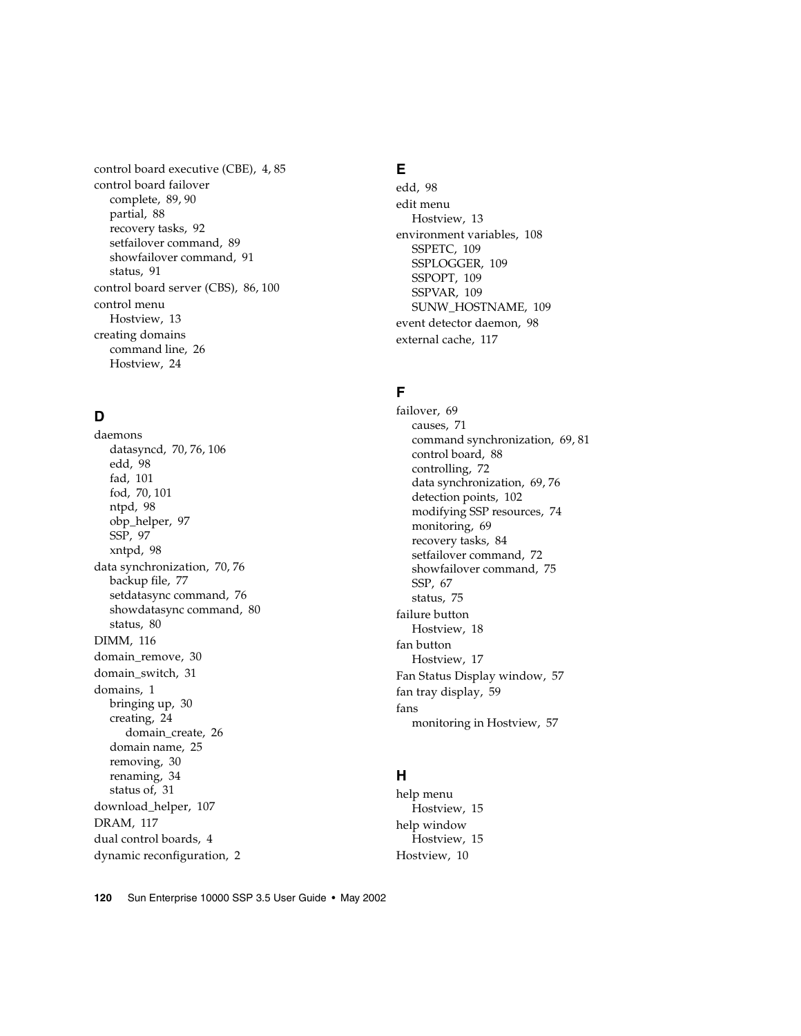control board executive (CBE), 4, 85
control board failover
  complete, 89, 90
  partial, 88
  recovery tasks, 92
  setfailover command, 89
  showfailover command, 91
  status, 91
control board server (CBS), 86, 100
control menu
  Hostview, 13
creating domains
  command line, 26
  Hostview, 24

## D

daemons
  datasyncd, 70, 76, 106
  edd, 98
  fad, 101
  fod, 70, 101
  ntpd, 98
  obp_helper, 97
  SSP, 97
  xntpd, 98
data synchronization, 70, 76
  backup file, 77
  setdatasync command, 76
  showdatasync command, 80
  status, 80
DIMM, 116
domain_remove, 30
domain_switch, 31
domains, 1
  bringing up, 30
  creating, 24
    domain_create, 26
  domain name, 25
  removing, 30
  renaming, 34
  status of, 31
download_helper, 107
DRAM, 117
dual control boards, 4
dynamic reconfiguration, 2

## E

edd, 98
edit menu
  Hostview, 13
environment variables, 108
  SSPETC, 109
  SSPLOGGER, 109
  SSPOPT, 109
  SSPVAR, 109
  SUNW_HOSTNAME, 109
event detector daemon, 98
external cache, 117

## F

failover, 69
  causes, 71
  command synchronization, 69, 81
  control board, 88
  controlling, 72
  data synchronization, 69, 76
  detection points, 102
  modifying SSP resources, 74
  monitoring, 69
  recovery tasks, 84
  setfailover command, 72
  showfailover command, 75
  SSP, 67
  status, 75
failure button
  Hostview, 18
fan button
  Hostview, 17
Fan Status Display window, 57
fan tray display, 59
fans
  monitoring in Hostview, 57

## H

help menu
  Hostview, 15
help window
  Hostview, 15
Hostview, 10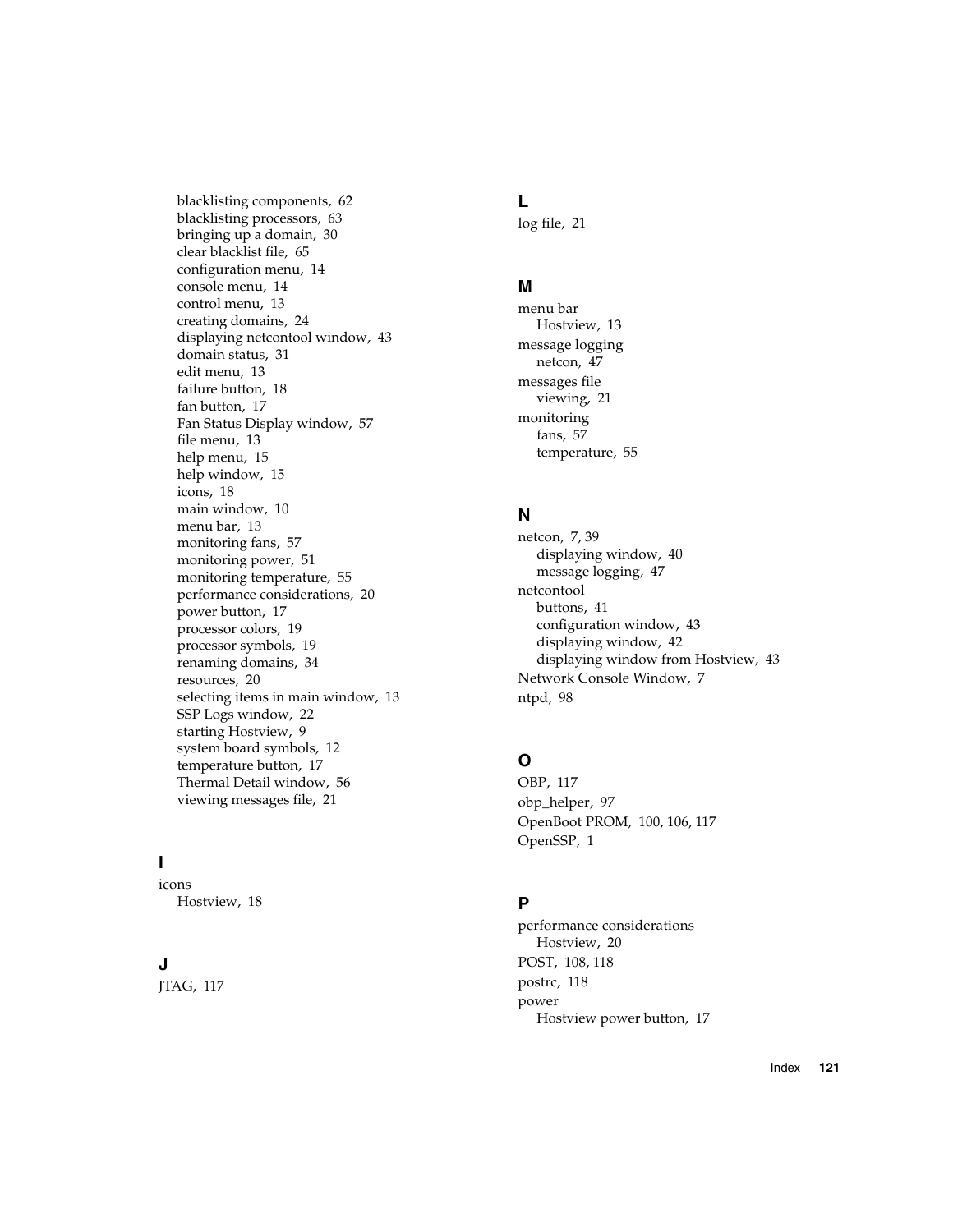blacklisting components, 62
blacklisting processors, 63
bringing up a domain, 30
clear blacklist file, 65
configuration menu, 14
console menu, 14
control menu, 13
creating domains, 24
displaying netcontool window, 43
domain status, 31
edit menu, 13
failure button, 18
fan button, 17
Fan Status Display window, 57
file menu, 13
help menu, 15
help window, 15
icons, 18
main window, 10
menu bar, 13
monitoring fans, 57
monitoring power, 51
monitoring temperature, 55
performance considerations, 20
power button, 17
processor colors, 19
processor symbols, 19
renaming domains, 34
resources, 20
selecting items in main window, 13
SSP Logs window, 22
starting Hostview, 9
system board symbols, 12
temperature button, 17
Thermal Detail window, 56
viewing messages file, 21

## I

icons
  Hostview, 18

## J

JTAG, 117

## L

log file, 21

## M

menu bar
  Hostview, 13
message logging
  netcon, 47
messages file
  viewing, 21
monitoring
  fans, 57
  temperature, 55

## N

netcon, 7, 39
  displaying window, 40
  message logging, 47
netcontool
  buttons, 41
  configuration window, 43
  displaying window, 42
  displaying window from Hostview, 43
Network Console Window, 7
ntpd, 98

## O

OBP, 117
obp_helper, 97
OpenBoot PROM, 100, 106, 117
OpenSSP, 1

## P

performance considerations
  Hostview, 20
POST, 108, 118
postrc, 118
power
  Hostview power button, 17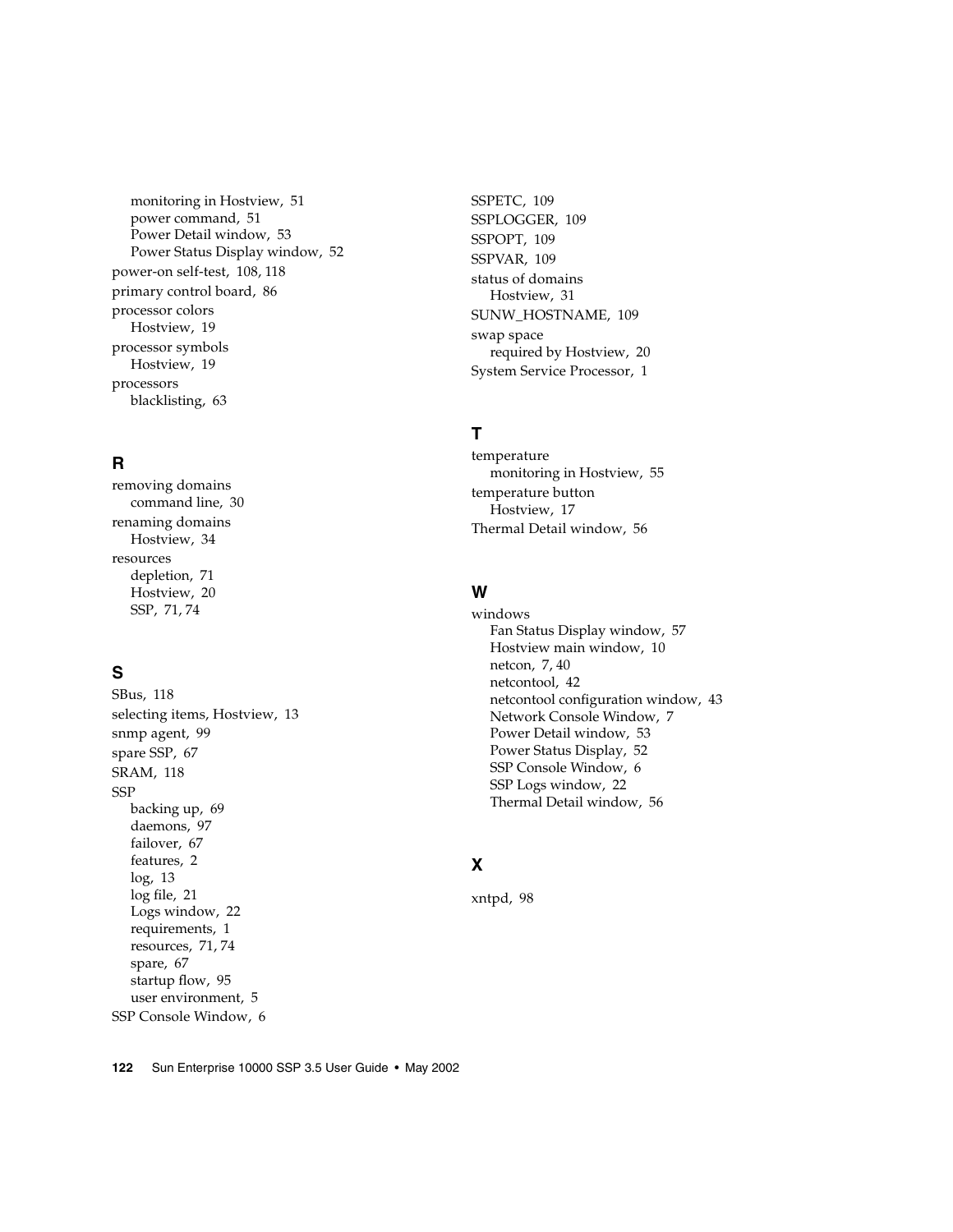monitoring in Hostview, 51
power command, 51
Power Detail window, 53
Power Status Display window, 52

power-on self-test, 108, 118

primary control board, 86

processor colors
Hostview, 19

processor symbols
Hostview, 19

processors
blacklisting, 63

## R

removing domains
command line, 30

renaming domains
Hostview, 34

resources
depletion, 71
Hostview, 20
SSP, 71, 74

## S

SBus, 118

selecting items, Hostview, 13

snmp agent, 99

spare SSP, 67

SRAM, 118

SSP
backing up, 69
daemons, 97
failover, 67
features, 2
log, 13
log file, 21
Logs window, 22
requirements, 1
resources, 71, 74
spare, 67
startup flow, 95
user environment, 5

SSP Console Window, 6

SSPETC, 109

SSPLOGGER, 109

SSPOPT, 109

SSPVAR, 109

status of domains
Hostview, 31

SUNW_HOSTNAME, 109

swap space
required by Hostview, 20

System Service Processor, 1

## T

temperature
monitoring in Hostview, 55

temperature button
Hostview, 17

Thermal Detail window, 56

## W

windows
Fan Status Display window, 57
Hostview main window, 10
netcon, 7, 40
netcontool, 42
netcontool configuration window, 43
Network Console Window, 7
Power Detail window, 53
Power Status Display, 52
SSP Console Window, 6
SSP Logs window, 22
Thermal Detail window, 56

## X

xntpd, 98